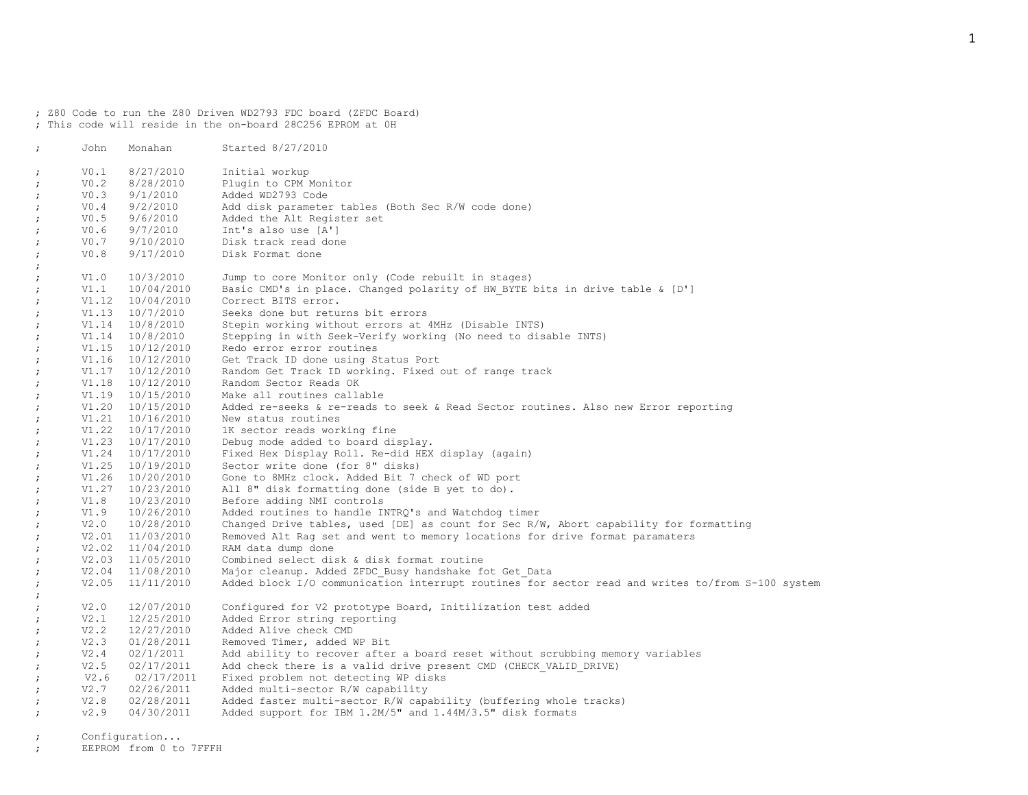```
; Z80 Code to run the Z80 Driven WD2793 FDC board (ZFDC Board)
; This code will reside in the on-board 28C256 EPROM at 0H

;       John    Monahan         Started 8/27/2010

;       V0.1    8/27/2010       Initial workup
;       V0.2    8/28/2010       Plugin to CPM Monitor
;       V0.3    9/1/2010        Added WD2793 Code
;       V0.4    9/2/2010        Add disk parameter tables (Both Sec R/W code done)
;       V0.5    9/6/2010        Added the Alt Register set
;       V0.6    9/7/2010        Int's also use [A']
;       V0.7    9/10/2010       Disk track read done
;       V0.8    9/17/2010       Disk Format done
;
;       V1.0    10/3/2010       Jump to core Monitor only (Code rebuilt in stages)
;       V1.1    10/04/2010      Basic CMD's in place. Changed polarity of HW_BYTE bits in drive table & [D']
;       V1.12   10/04/2010      Correct BITS error.
;       V1.13   10/7/2010       Seeks done but returns bit errors
;       V1.14   10/8/2010       Stepin working without errors at 4MHz (Disable INTS)
;       V1.14   10/8/2010       Stepping in with Seek-Verify working (No need to disable INTS)
;       V1.15   10/12/2010      Redo error error routines
;       V1.16   10/12/2010      Get Track ID done using Status Port
;       V1.17   10/12/2010      Random Get Track ID working. Fixed out of range track
;       V1.18   10/12/2010      Random Sector Reads OK
;       V1.19   10/15/2010      Make all routines callable
;       V1.20   10/15/2010      Added re-seeks & re-reads to seek & Read Sector routines. Also new Error reporting
;       V1.21   10/16/2010      New status routines
;       V1.22   10/17/2010      1K sector reads working fine
;       V1.23   10/17/2010      Debug mode added to board display.
;       V1.24   10/17/2010      Fixed Hex Display Roll. Re-did HEX display (again)
;       V1.25   10/19/2010      Sector write done (for 8" disks)
;       V1.26   10/20/2010      Gone to 8MHz clock. Added Bit 7 check of WD port
;       V1.27   10/23/2010      All 8" disk formatting done (side B yet to do).
;       V1.8    10/23/2010      Before adding NMI controls
;       V1.9    10/26/2010      Added routines to handle INTRQ's and Watchdog timer
;       V2.0    10/28/2010      Changed Drive tables, used [DE] as count for Sec R/W, Abort capability for formatting
;       V2.01   11/03/2010      Removed Alt Rag set and went to memory locations for drive format paramaters
;       V2.02   11/04/2010      RAM data dump done
;       V2.03   11/05/2010      Combined select disk & disk format routine
;       V2.04   11/08/2010      Major cleanup. Added ZFDC_Busy handshake fot Get_Data
;       V2.05   11/11/2010      Added block I/O communication interrupt routines for sector read and writes to/from S-100 system
;
;       V2.0    12/07/2010      Configured for V2 prototype Board, Initilization test added
;       V2.1    12/25/2010      Added Error string reporting
;       V2.2    12/27/2010      Added Alive check CMD
;       V2.3    01/28/2011      Removed Timer, added WP Bit
;       V2.4    02/1/2011       Add ability to recover after a board reset without scrubbing memory variables
;       V2.5    02/17/2011      Add check there is a valid drive present CMD (CHECK_VALID_DRIVE)
;        V2.6    02/17/2011     Fixed problem not detecting WP disks
;       V2.7    02/26/2011      Added multi-sector R/W capability
;       V2.8    02/28/2011      Added faster multi-sector R/W capability (buffering whole tracks)
;       v2.9    04/30/2011      Added support for IBM 1.2M/5" and 1.44M/3.5" disk formats

;       Configuration...
;       EEPROM  from 0 to 7FFFH
```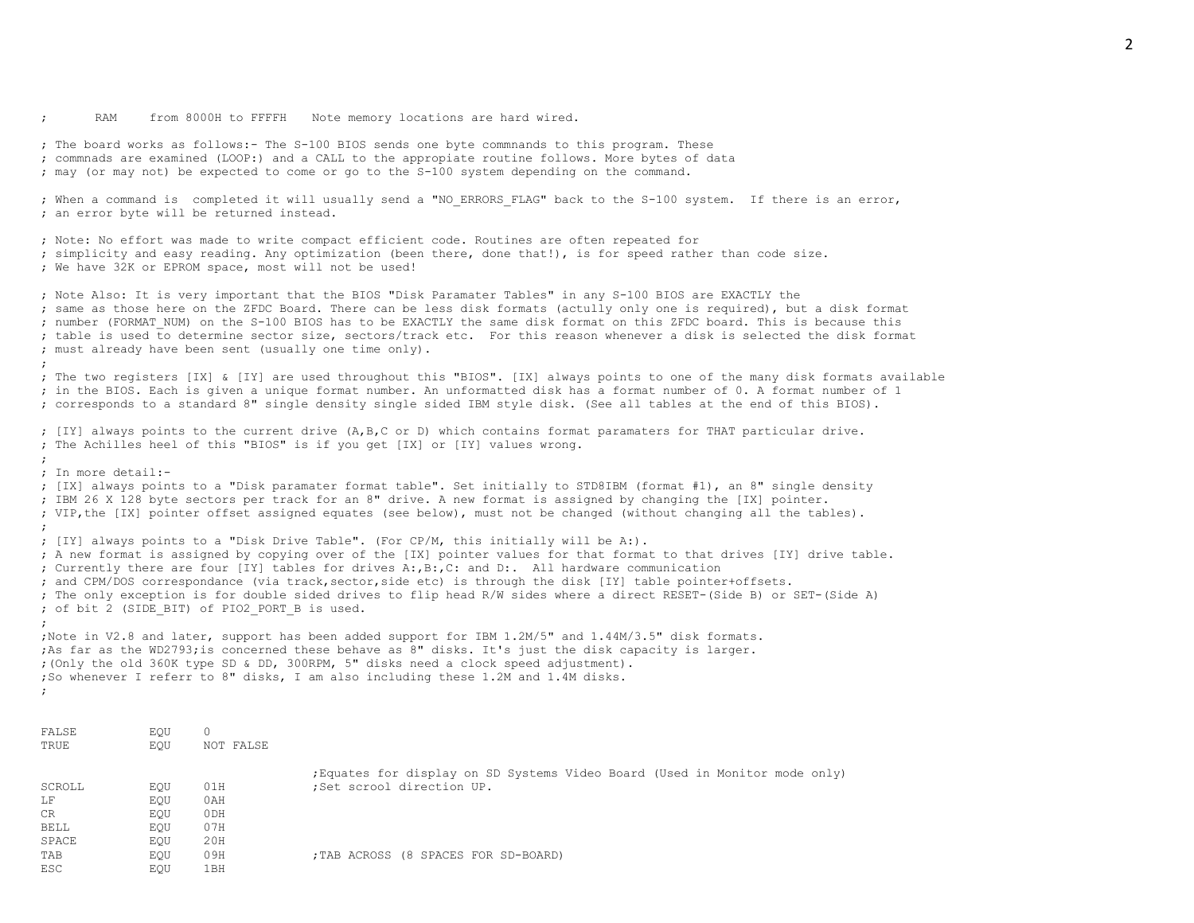```
;       RAM     from 8000H to FFFFH    Note memory locations are hard wired.

; The board works as follows:- The S-100 BIOS sends one byte commnands to this program. These
; commnads are examined (LOOP:) and a CALL to the appropiate routine follows. More bytes of data
; may (or may not) be expected to come or go to the S-100 system depending on the command.

; When a command is  completed it will usually send a "NO_ERRORS_FLAG" back to the S-100 system.  If there is an error,
; an error byte will be returned instead.

; Note: No effort was made to write compact efficient code. Routines are often repeated for
; simplicity and easy reading. Any optimization (been there, done that!), is for speed rather than code size.
; We have 32K or EPROM space, most will not be used!

; Note Also: It is very important that the BIOS "Disk Paramater Tables" in any S-100 BIOS are EXACTLY the
; same as those here on the ZFDC Board. There can be less disk formats (actully only one is required), but a disk format
; number (FORMAT_NUM) on the S-100 BIOS has to be EXACTLY the same disk format on this ZFDC board. This is because this
; table is used to determine sector size, sectors/track etc.  For this reason whenever a disk is selected the disk format
; must already have been sent (usually one time only).
;
; The two registers [IX] & [IY] are used throughout this "BIOS". [IX] always points to one of the many disk formats available
; in the BIOS. Each is given a unique format number. An unformatted disk has a format number of 0. A format number of 1
; corresponds to a standard 8" single density single sided IBM style disk. (See all tables at the end of this BIOS).

; [IY] always points to the current drive (A,B,C or D) which contains format paramaters for THAT particular drive.
; The Achilles heel of this "BIOS" is if you get [IX] or [IY] values wrong.
;
; In more detail:-
; [IX] always points to a "Disk paramater format table". Set initially to STD8IBM (format #1), an 8" single density
; IBM 26 X 128 byte sectors per track for an 8" drive. A new format is assigned by changing the [IX] pointer.
; VIP,the [IX] pointer offset assigned equates (see below), must not be changed (without changing all the tables).
;
; [IY] always points to a "Disk Drive Table". (For CP/M, this initially will be A:).
; A new format is assigned by copying over of the [IX] pointer values for that format to that drives [IY] drive table.
; Currently there are four [IY] tables for drives A:,B:,C: and D:.  All hardware communication
; and CPM/DOS correspondance (via track,sector,side etc) is through the disk [IY] table pointer+offsets.
; The only exception is for double sided drives to flip head R/W sides where a direct RESET-(Side B) or SET-(Side A)
; of bit 2 (SIDE_BIT) of PIO2_PORT_B is used.
;
;Note in V2.8 and later, support has been added support for IBM 1.2M/5" and 1.44M/3.5" disk formats.
;As far as the WD2793;is concerned these behave as 8" disks. It's just the disk capacity is larger.
;(Only the old 360K type SD & DD, 300RPM, 5" disks need a clock speed adjustment).
;So whenever I referr to 8" disks, I am also including these 1.2M and 1.4M disks.
;


FALSE           EQU     0
TRUE            EQU     NOT FALSE

                                        ;Equates for display on SD Systems Video Board (Used in Monitor mode only)
SCROLL          EQU     01H             ;Set scrool direction UP.
LF              EQU     0AH
CR              EQU     0DH
BELL            EQU     07H
SPACE           EQU     20H
TAB             EQU     09H             ;TAB ACROSS (8 SPACES FOR SD-BOARD)
ESC             EQU     1BH
```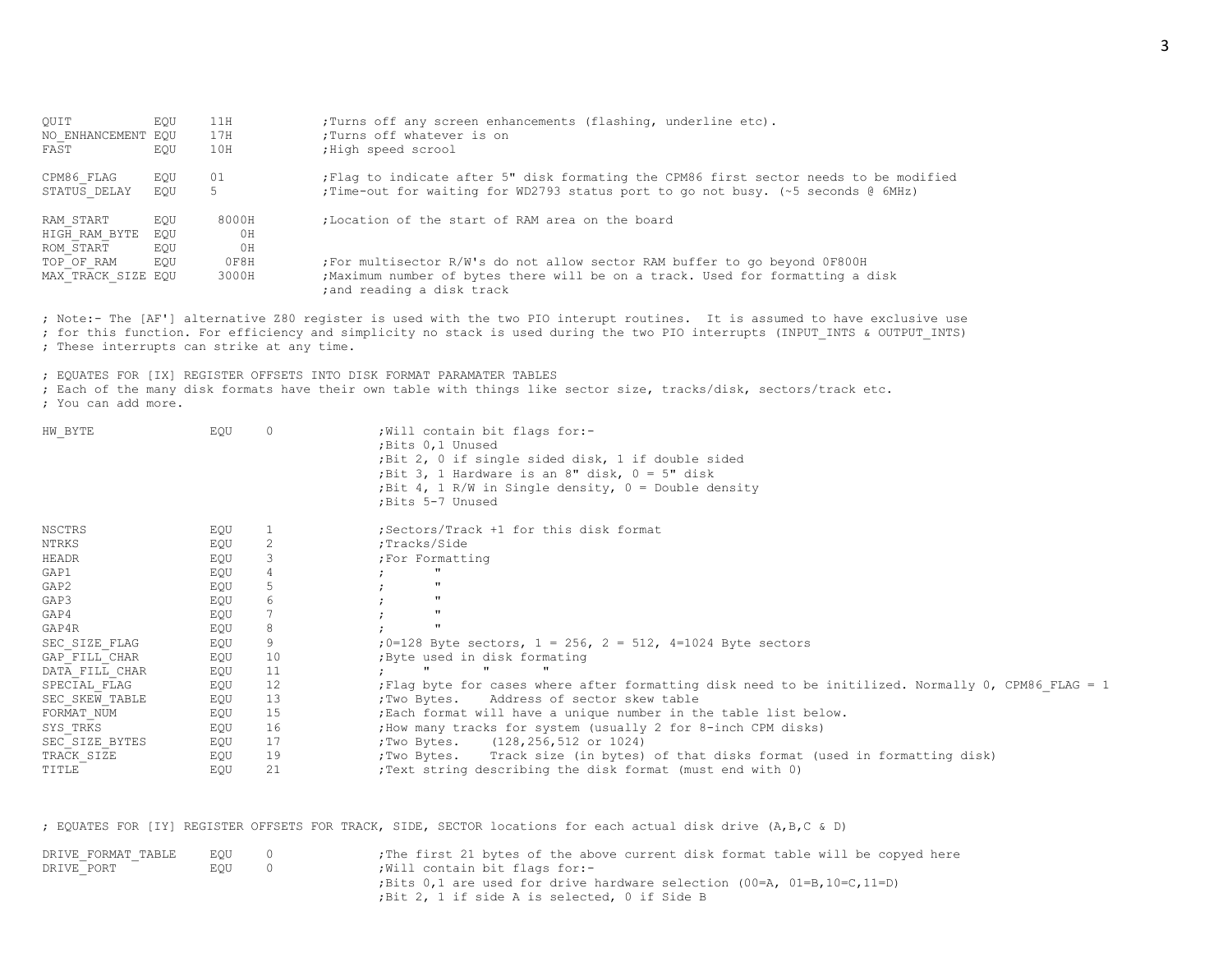```
QUIT            EQU     11H             ;Turns off any screen enhancements (flashing, underline etc).
NO_ENHANCEMENT EQU      17H             ;Turns off whatever is on
FAST            EQU     10H             ;High speed scrool

CPM86_FLAG      EQU     01              ;Flag to indicate after 5" disk formating the CPM86 first sector needs to be modified
STATUS_DELAY    EQU     5               ;Time-out for waiting for WD2793 status port to go not busy. (~5 seconds @ 6MHz)

RAM_START       EQU      8000H          ;Location of the start of RAM area on the board
HIGH_RAM_BYTE   EQU         0H
ROM_START       EQU         0H
TOP_OF_RAM      EQU       0F8H          ;For multisector R/W's do not allow sector RAM buffer to go beyond 0F800H
MAX_TRACK_SIZE EQU       3000H          ;Maximum number of bytes there will be on a track. Used for formatting a disk
                                        ;and reading a disk track

; Note:- The [AF'] alternative Z80 register is used with the two PIO interupt routines.  It is assumed to have exclusive use
; for this function. For efficiency and simplicity no stack is used during the two PIO interrupts (INPUT_INTS & OUTPUT_INTS)
; These interrupts can strike at any time.

; EQUATES FOR [IX] REGISTER OFFSETS INTO DISK FORMAT PARAMATER TABLES
; Each of the many disk formats have their own table with things like sector size, tracks/disk, sectors/track etc.
; You can add more.

HW_BYTE                 EQU     0               ;Will contain bit flags for:-
                                                ;Bits 0,1 Unused
                                                ;Bit 2, 0 if single sided disk, 1 if double sided
                                                ;Bit 3, 1 Hardware is an 8" disk, 0 = 5" disk
                                                ;Bit 4, 1 R/W in Single density, 0 = Double density
                                                ;Bits 5-7 Unused

NSCTRS                  EQU     1               ;Sectors/Track +1 for this disk format
NTRKS                   EQU     2               ;Tracks/Side
HEADR                   EQU     3               ;For Formatting
GAP1                    EQU     4               ;       "
GAP2                    EQU     5               ;       "
GAP3                    EQU     6               ;       "
GAP4                    EQU     7               ;       "
GAP4R                   EQU     8               ;       "
SEC_SIZE_FLAG           EQU     9               ;0=128 Byte sectors, 1 = 256, 2 = 512, 4=1024 Byte sectors
GAP_FILL_CHAR           EQU     10              ;Byte used in disk formating
DATA_FILL_CHAR          EQU     11              ;     "       "       "
SPECIAL_FLAG            EQU     12              ;Flag byte for cases where after formatting disk need to be initilized. Normally 0, CPM86_FLAG = 1
SEC_SKEW_TABLE          EQU     13              ;Two Bytes.    Address of sector skew table
FORMAT_NUM              EQU     15              ;Each format will have a unique number in the table list below.
SYS_TRKS                EQU     16              ;How many tracks for system (usually 2 for 8-inch CPM disks)
SEC_SIZE_BYTES          EQU     17              ;Two Bytes.    (128,256,512 or 1024)
TRACK_SIZE              EQU     19              ;Two Bytes.    Track size (in bytes) of that disks format (used in formatting disk)
TITLE                   EQU     21              ;Text string describing the disk format (must end with 0)


; EQUATES FOR [IY] REGISTER OFFSETS FOR TRACK, SIDE, SECTOR locations for each actual disk drive (A,B,C & D)

DRIVE_FORMAT_TABLE      EQU     0               ;The first 21 bytes of the above current disk format table will be copyed here
DRIVE_PORT              EQU     0               ;Will contain bit flags for:-
                                                ;Bits 0,1 are used for drive hardware selection (00=A, 01=B,10=C,11=D)
                                                ;Bit 2, 1 if side A is selected, 0 if Side B
```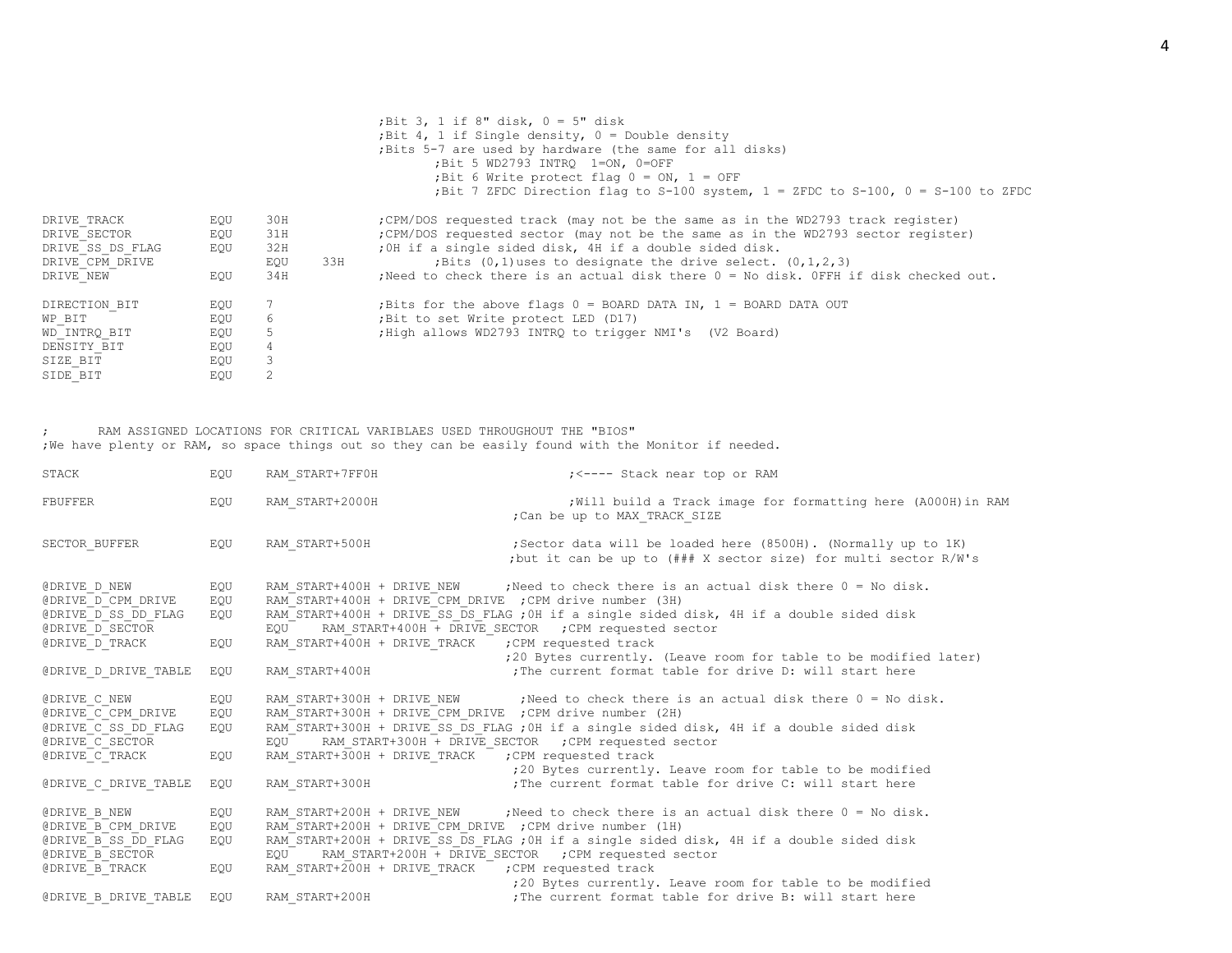```
                                        ;Bit 3, 1 if 8" disk, 0 = 5" disk
                                        ;Bit 4, 1 if Single density, 0 = Double density
                                        ;Bits 5-7 are used by hardware (the same for all disks)
                                                ;Bit 5 WD2793 INTRQ  1=ON, 0=OFF
                                                ;Bit 6 Write protect flag 0 = ON, 1 = OFF
                                                ;Bit 7 ZFDC Direction flag to S-100 system, 1 = ZFDC to S-100, 0 = S-100 to ZFDC

DRIVE_TRACK             EQU     30H             ;CPM/DOS requested track (may not be the same as in the WD2793 track register)
DRIVE_SECTOR            EQU     31H             ;CPM/DOS requested sector (may not be the same as the WD2793 sector register)
DRIVE_SS_DS_FLAG        EQU     32H             ;0H if a single sided disk, 4H if a double sided disk.
DRIVE_CPM_DRIVE                 EQU     33H             ;Bits (0,1)uses to designate the drive select. (0,1,2,3)
DRIVE_NEW               EQU     34H             ;Need to check there is an actual disk there 0 = No disk. 0FFH if disk checked out.

DIRECTION_BIT           EQU     7               ;Bits for the above flags 0 = BOARD DATA IN, 1 = BOARD DATA OUT
WP_BIT                  EQU     6               ;Bit to set Write protect LED (D17)
WD_INTRQ_BIT            EQU     5               ;High allows WD2793 INTRQ to trigger NMI's  (V2 Board)
DENSITY_BIT             EQU     4
SIZE_BIT                EQU     3
SIDE_BIT                EQU     2


;       RAM ASSIGNED LOCATIONS FOR CRITICAL VARIBLAES USED THROUGHOUT THE "BIOS"
;We have plenty or RAM, so space things out so they can be easily found with the Monitor if needed.

STACK                   EQU     RAM_START+7FF0H                         ;<---- Stack near top or RAM

FBUFFER                 EQU     RAM_START+2000H                         ;Will build a Track image for formatting here (A000H)in RAM
                                                                ;Can be up to MAX_TRACK_SIZE

SECTOR_BUFFER           EQU     RAM_START+500H                  ;Sector data will be loaded here (8500H). (Normally up to 1K)
                                                                ;but it can be up to (### X sector size) for multi sector R/W's

@DRIVE_D_NEW            EQU     RAM_START+400H + DRIVE_NEW      ;Need to check there is an actual disk there 0 = No disk.
@DRIVE_D_CPM_DRIVE      EQU     RAM_START+400H + DRIVE_CPM_DRIVE  ;CPM drive number (3H)
@DRIVE_D_SS_DD_FLAG     EQU     RAM_START+400H + DRIVE_SS_DS_FLAG ;0H if a single sided disk, 4H if a double sided disk
@DRIVE_D_SECTOR                 EQU     RAM_START+400H + DRIVE_SECTOR   ;CPM requested sector
@DRIVE_D_TRACK          EQU     RAM_START+400H + DRIVE_TRACK    ;CPM requested track
                                                                ;20 Bytes currently. (Leave room for table to be modified later)
@DRIVE_D_DRIVE_TABLE    EQU     RAM_START+400H                  ;The current format table for drive D: will start here

@DRIVE_C_NEW            EQU     RAM_START+300H + DRIVE_NEW       ;Need to check there is an actual disk there 0 = No disk.
@DRIVE_C_CPM_DRIVE      EQU     RAM_START+300H + DRIVE_CPM_DRIVE  ;CPM drive number (2H)
@DRIVE_C_SS_DD_FLAG     EQU     RAM_START+300H + DRIVE_SS_DS_FLAG ;0H if a single sided disk, 4H if a double sided disk
@DRIVE_C_SECTOR                 EQU     RAM_START+300H + DRIVE_SECTOR   ;CPM requested sector
@DRIVE_C_TRACK          EQU     RAM_START+300H + DRIVE_TRACK    ;CPM requested track
                                                                ;20 Bytes currently. Leave room for table to be modified
@DRIVE_C_DRIVE_TABLE    EQU     RAM_START+300H                  ;The current format table for drive C: will start here

@DRIVE_B_NEW            EQU     RAM_START+200H + DRIVE_NEW      ;Need to check there is an actual disk there 0 = No disk.
@DRIVE_B_CPM_DRIVE      EQU     RAM_START+200H + DRIVE_CPM_DRIVE  ;CPM drive number (1H)
@DRIVE_B_SS_DD_FLAG     EQU     RAM_START+200H + DRIVE_SS_DS_FLAG ;0H if a single sided disk, 4H if a double sided disk
@DRIVE_B_SECTOR                 EQU     RAM_START+200H + DRIVE_SECTOR   ;CPM requested sector
@DRIVE_B_TRACK          EQU     RAM_START+200H + DRIVE_TRACK    ;CPM requested track
                                                                ;20 Bytes currently. Leave room for table to be modified
@DRIVE_B_DRIVE_TABLE    EQU     RAM_START+200H                  ;The current format table for drive B: will start here
```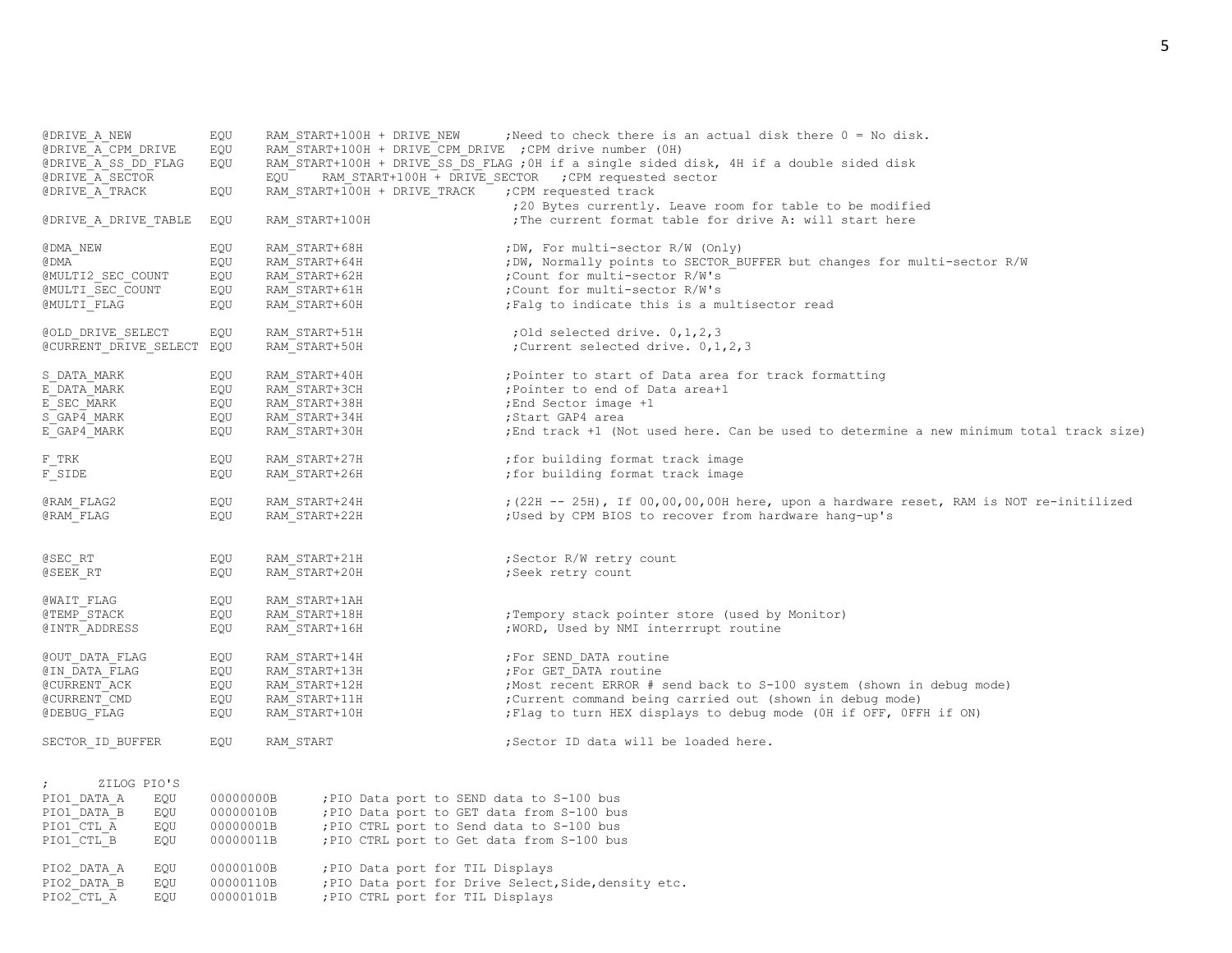```
@DRIVE_A_NEW          EQU     RAM_START+100H + DRIVE_NEW      ;Need to check there is an actual disk there 0 = No disk.
@DRIVE_A_CPM_DRIVE    EQU     RAM_START+100H + DRIVE_CPM_DRIVE  ;CPM drive number (0H)
@DRIVE_A_SS_DD_FLAG   EQU     RAM_START+100H + DRIVE_SS_DS_FLAG ;0H if a single sided disk, 4H if a double sided disk
@DRIVE_A_SECTOR               EQU     RAM_START+100H + DRIVE_SECTOR   ;CPM requested sector
@DRIVE_A_TRACK        EQU     RAM_START+100H + DRIVE_TRACK    ;CPM requested track
                                                               ;20 Bytes currently. Leave room for table to be modified
@DRIVE_A_DRIVE_TABLE  EQU     RAM_START+100H                   ;The current format table for drive A: will start here

@DMA_NEW              EQU     RAM_START+68H                   ;DW, For multi-sector R/W (Only)
@DMA                  EQU     RAM_START+64H                   ;DW, Normally points to SECTOR_BUFFER but changes for multi-sector R/W
@MULTI2_SEC_COUNT     EQU     RAM_START+62H                   ;Count for multi-sector R/W's
@MULTI_SEC_COUNT      EQU     RAM_START+61H                   ;Count for multi-sector R/W's
@MULTI_FLAG           EQU     RAM_START+60H                   ;Falg to indicate this is a multisector read

@OLD_DRIVE_SELECT     EQU     RAM_START+51H                    ;Old selected drive. 0,1,2,3
@CURRENT_DRIVE_SELECT EQU     RAM_START+50H                    ;Current selected drive. 0,1,2,3

S_DATA_MARK           EQU     RAM_START+40H                   ;Pointer to start of Data area for track formatting
E_DATA_MARK           EQU     RAM_START+3CH                   ;Pointer to end of Data area+1
E_SEC_MARK            EQU     RAM_START+38H                   ;End Sector image +1
S_GAP4_MARK           EQU     RAM_START+34H                   ;Start GAP4 area
E_GAP4_MARK           EQU     RAM_START+30H                   ;End track +1 (Not used here. Can be used to determine a new minimum total track size)

F_TRK                 EQU     RAM_START+27H                   ;for building format track image
F_SIDE                EQU     RAM_START+26H                   ;for building format track image

@RAM_FLAG2            EQU     RAM_START+24H                   ;(22H -- 25H), If 00,00,00,00H here, upon a hardware reset, RAM is NOT re-initilized
@RAM_FLAG             EQU     RAM_START+22H                   ;Used by CPM BIOS to recover from hardware hang-up's


@SEC_RT               EQU     RAM_START+21H                   ;Sector R/W retry count
@SEEK_RT              EQU     RAM_START+20H                   ;Seek retry count

@WAIT_FLAG            EQU     RAM_START+1AH
@TEMP_STACK           EQU     RAM_START+18H                   ;Tempory stack pointer store (used by Monitor)
@INTR_ADDRESS         EQU     RAM_START+16H                   ;WORD, Used by NMI interrrupt routine

@OUT_DATA_FLAG        EQU     RAM_START+14H                   ;For SEND_DATA routine
@IN_DATA_FLAG         EQU     RAM_START+13H                   ;For GET_DATA routine
@CURRENT_ACK          EQU     RAM_START+12H                   ;Most recent ERROR # send back to S-100 system (shown in debug mode)
@CURRENT_CMD          EQU     RAM_START+11H                   ;Current command being carried out (shown in debug mode)
@DEBUG_FLAG           EQU     RAM_START+10H                   ;Flag to turn HEX displays to debug mode (0H if OFF, 0FFH if ON)

SECTOR_ID_BUFFER      EQU     RAM_START                       ;Sector ID data will be loaded here.


;       ZILOG PIO'S
PIO1_DATA_A     EQU     00000000B       ;PIO Data port to SEND data to S-100 bus
PIO1_DATA_B     EQU     00000010B       ;PIO Data port to GET data from S-100 bus
PIO1_CTL_A      EQU     00000001B       ;PIO CTRL port to Send data to S-100 bus
PIO1_CTL_B      EQU     00000011B       ;PIO CTRL port to Get data from S-100 bus

PIO2_DATA_A     EQU     00000100B       ;PIO Data port for TIL Displays
PIO2_DATA_B     EQU     00000110B       ;PIO Data port for Drive Select,Side,density etc.
PIO2_CTL_A      EQU     00000101B       ;PIO CTRL port for TIL Displays
```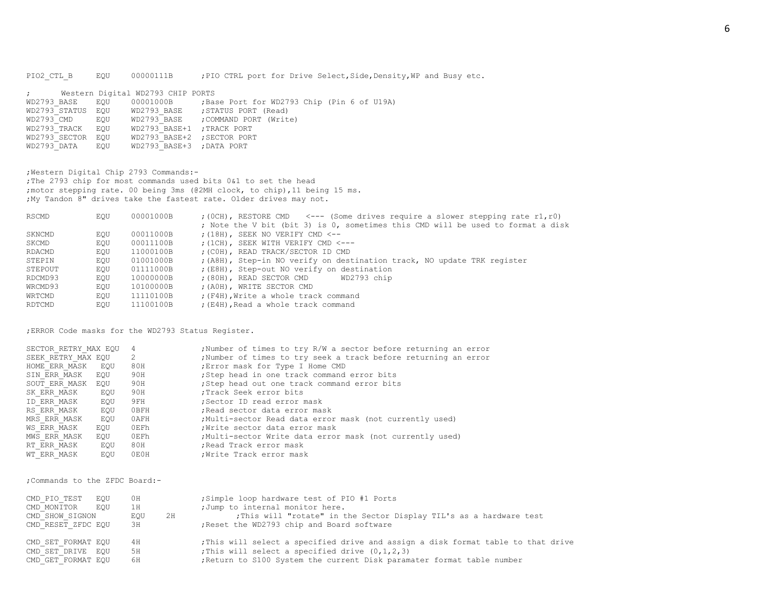```
PIO2_CTL_B      EQU     00000111B       ;PIO CTRL port for Drive Select,Side,Density,WP and Busy etc.

;       Western Digital WD2793 CHIP PORTS
WD2793_BASE     EQU     00001000B       ;Base Port for WD2793 Chip (Pin 6 of U19A)
WD2793_STATUS   EQU     WD2793_BASE     ;STATUS PORT (Read)
WD2793_CMD      EQU     WD2793_BASE     ;COMMAND PORT (Write)
WD2793_TRACK    EQU     WD2793_BASE+1   ;TRACK PORT
WD2793_SECTOR   EQU     WD2793_BASE+2   ;SECTOR PORT
WD2793_DATA     EQU     WD2793_BASE+3   ;DATA PORT


;Western Digital Chip 2793 Commands:-
;The 2793 chip for most commands used bits 0&1 to set the head
;motor stepping rate. 00 being 3ms (@2MH clock, to chip),11 being 15 ms.
;My Tandon 8" drives take the fastest rate. Older drives may not.

RSCMD           EQU     00001000B       ;(0CH), RESTORE CMD    <--- (Some drives require a slower stepping rate r1,r0)
                                        ; Note the V bit (bit 3) is 0, sometimes this CMD will be used to format a disk
SKNCMD          EQU     00011000B       ;(18H), SEEK NO VERIFY CMD <--
SKCMD           EQU     00011100B       ;(1CH), SEEK WITH VERIFY CMD <---
RDACMD          EQU     11000100B       ;(C0H), READ TRACK/SECTOR ID CMD
STEPIN          EQU     01001000B       ;(A8H), Step-in NO verify on destination track, NO update TRK register
STEPOUT         EQU     01111000B       ;(E8H), Step-out NO verify on destination
RDCMD93         EQU     10000000B       ;(80H), READ SECTOR CMD       WD2793 chip
WRCMD93         EQU     10100000B       ;(A0H), WRITE SECTOR CMD
WRTCMD          EQU     11110100B       ;(F4H),Write a whole track command
RDTCMD          EQU     11100100B       ;(E4H),Read a whole track command


;ERROR Code masks for the WD2793 Status Register.

SECTOR_RETRY_MAX EQU   4                ;Number of times to try R/W a sector before returning an error
SEEK_RETRY_MAX EQU     2                ;Number of times to try seek a track before returning an error
HOME_ERR_MASK   EQU    80H              ;Error mask for Type I Home CMD
SIN_ERR_MASK    EQU    90H              ;Step head in one track command error bits
SOUT_ERR_MASK   EQU    90H              ;Step head out one track command error bits
SK_ERR_MASK      EQU   90H              ;Track Seek error bits
ID_ERR_MASK      EQU   9FH              ;Sector ID read error mask
RS_ERR_MASK      EQU   0BFH             ;Read sector data error mask
MRS_ERR_MASK     EQU   0AFH             ;Multi-sector Read data error mask (not currently used)
WS_ERR_MASK     EQU    0EFh             ;Write sector data error mask
MWS_ERR_MASK    EQU    0EFh             ;Multi-sector Write data error mask (not currently used)
RT_ERR_MASK      EQU   80H              ;Read Track error mask
WT_ERR_MASK      EQU   0E0H             ;Write Track error mask


;Commands to the ZFDC Board:-

CMD_PIO_TEST    EQU     0H              ;Simple loop hardware test of PIO #1 Ports
CMD_MONITOR     EQU     1H              ;Jump to internal monitor here.
CMD_SHOW_SIGNON         EQU     2H              ;This will "rotate" in the Sector Display TIL's as a hardware test
CMD_RESET_ZFDC EQU      3H              ;Reset the WD2793 chip and Board software

CMD_SET_FORMAT EQU      4H              ;This will select a specified drive and assign a disk format table to that drive
CMD_SET_DRIVE  EQU      5H              ;This will select a specified drive (0,1,2,3)
CMD_GET_FORMAT EQU      6H              ;Return to S100 System the current Disk paramater format table number
```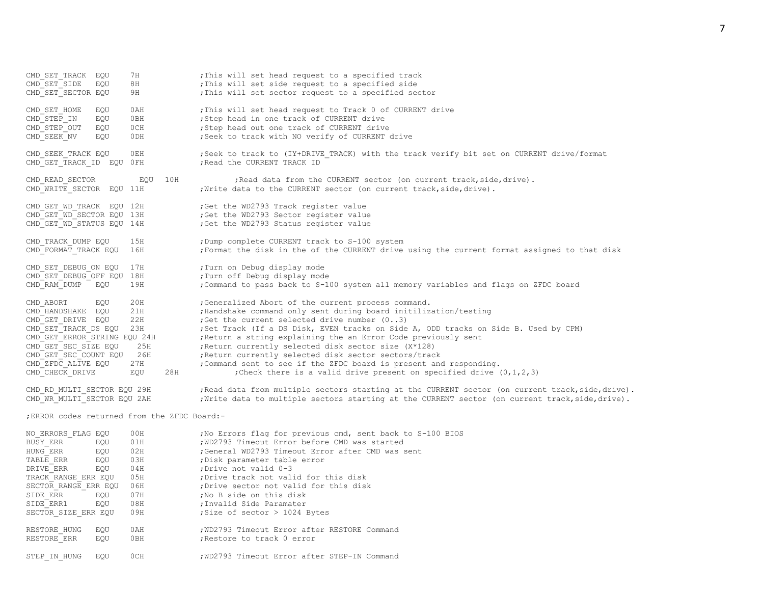```
CMD_SET_TRACK  EQU     7H              ;This will set head request to a specified track
CMD_SET_SIDE   EQU     8H              ;This will set side request to a specified side
CMD_SET_SECTOR EQU     9H              ;This will set sector request to a specified sector

CMD_SET_HOME   EQU     0AH             ;This will set head request to Track 0 of CURRENT drive
CMD_STEP_IN    EQU     0BH             ;Step head in one track of CURRENT drive
CMD_STEP_OUT   EQU     0CH             ;Step head out one track of CURRENT drive
CMD_SEEK_NV    EQU     0DH             ;Seek to track with NO verify of CURRENT drive

CMD_SEEK_TRACK EQU     0EH             ;Seek to track to (IY+DRIVE_TRACK) with the track verify bit set on CURRENT drive/format
CMD_GET_TRACK_ID  EQU  0FH             ;Read the CURRENT TRACK ID

CMD_READ_SECTOR         EQU   10H             ;Read data from the CURRENT sector (on current track,side,drive).
CMD_WRITE_SECTOR  EQU 11H              ;Write data to the CURRENT sector (on current track,side,drive).

CMD_GET_WD_TRACK  EQU 12H              ;Get the WD2793 Track register value
CMD_GET_WD_SECTOR EQU 13H              ;Get the WD2793 Sector register value
CMD_GET_WD_STATUS EQU 14H              ;Get the WD2793 Status register value

CMD_TRACK_DUMP EQU     15H             ;Dump complete CURRENT track to S-100 system
CMD_FORMAT_TRACK EQU   16H             ;Format the disk in the of the CURRENT drive using the current format assigned to that disk

CMD_SET_DEBUG_ON EQU   17H             ;Turn on Debug display mode
CMD_SET_DEBUG_OFF EQU  18H             ;Turn off Debug display mode
CMD_RAM_DUMP    EQU    19H             ;Command to pass back to S-100 system all memory variables and flags on ZFDC board

CMD_ABORT       EQU    20H             ;Generalized Abort of the current process command.
CMD_HANDSHAKE   EQU    21H             ;Handshake command only sent during board initilization/testing
CMD_GET_DRIVE   EQU    22H             ;Get the current selected drive number (0..3)
CMD_SET_TRACK_DS EQU   23H             ;Set Track (If a DS Disk, EVEN tracks on Side A, ODD tracks on Side B. Used by CPM)
CMD_GET_ERROR_STRING EQU 24H           ;Return a string explaining the an Error Code previously sent
CMD_GET_SEC_SIZE EQU    25H            ;Return currently selected disk sector size (X*128)
CMD_GET_SEC_COUNT EQU   26H            ;Return currently selected disk sector sectors/track
CMD_ZFDC_ALIVE EQU     27H             ;Command sent to see if the ZFDC board is present and responding.
CMD_CHECK_DRIVE        EQU     28H            ;Check there is a valid drive present on specified drive (0,1,2,3)

CMD_RD_MULTI_SECTOR EQU 29H            ;Read data from multiple sectors starting at the CURRENT sector (on current track,side,drive).
CMD_WR_MULTI_SECTOR EQU 2AH            ;Write data to multiple sectors starting at the CURRENT sector (on current track,side,drive).

;ERROR codes returned from the ZFDC Board:-

NO_ERRORS_FLAG EQU     00H             ;No Errors flag for previous cmd, sent back to S-100 BIOS
BUSY_ERR        EQU    01H             ;WD2793 Timeout Error before CMD was started
HUNG_ERR        EQU    02H             ;General WD2793 Timeout Error after CMD was sent
TABLE_ERR       EQU    03H             ;Disk parameter table error
DRIVE_ERR       EQU    04H             ;Drive not valid 0-3
TRACK_RANGE_ERR EQU    05H             ;Drive track not valid for this disk
SECTOR_RANGE_ERR EQU   06H             ;Drive sector not valid for this disk
SIDE_ERR        EQU    07H             ;No B side on this disk
SIDE_ERR1       EQU    08H             ;Invalid Side Paramater
SECTOR_SIZE_ERR EQU    09H             ;Size of sector > 1024 Bytes

RESTORE_HUNG   EQU     0AH             ;WD2793 Timeout Error after RESTORE Command
RESTORE_ERR    EQU     0BH             ;Restore to track 0 error

STEP_IN_HUNG   EQU     0CH             ;WD2793 Timeout Error after STEP-IN Command
```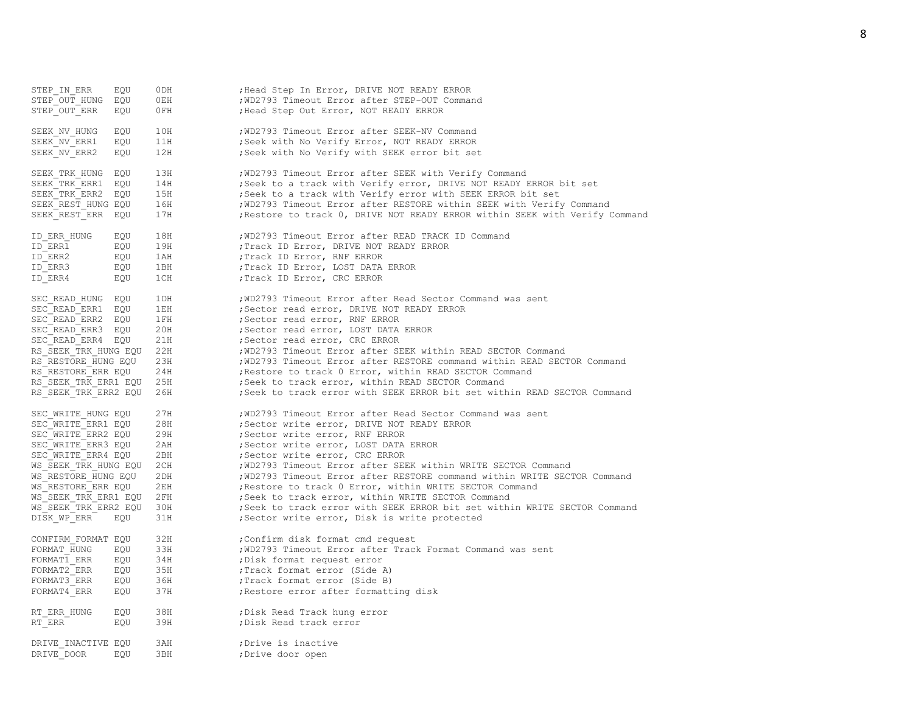```
STEP_IN_ERR     EQU     0DH             ;Head Step In Error, DRIVE NOT READY ERROR
STEP_OUT_HUNG   EQU     0EH             ;WD2793 Timeout Error after STEP-OUT Command
STEP_OUT_ERR    EQU     0FH             ;Head Step Out Error, NOT READY ERROR

SEEK_NV_HUNG    EQU     10H             ;WD2793 Timeout Error after SEEK-NV Command
SEEK_NV_ERR1    EQU     11H             ;Seek with No Verify Error, NOT READY ERROR
SEEK_NV_ERR2    EQU     12H             ;Seek with No Verify with SEEK error bit set

SEEK_TRK_HUNG   EQU     13H             ;WD2793 Timeout Error after SEEK with Verify Command
SEEK_TRK_ERR1   EQU     14H             ;Seek to a track with Verify error, DRIVE NOT READY ERROR bit set
SEEK_TRK_ERR2   EQU     15H             ;Seek to a track with Verify error with SEEK ERROR bit set
SEEK_REST_HUNG EQU      16H             ;WD2793 Timeout Error after RESTORE within SEEK with Verify Command
SEEK_REST_ERR   EQU     17H             ;Restore to track 0, DRIVE NOT READY ERROR within SEEK with Verify Command

ID_ERR_HUNG     EQU     18H             ;WD2793 Timeout Error after READ TRACK ID Command
ID_ERR1         EQU     19H             ;Track ID Error, DRIVE NOT READY ERROR
ID_ERR2         EQU     1AH             ;Track ID Error, RNF ERROR
ID_ERR3         EQU     1BH             ;Track ID Error, LOST DATA ERROR
ID_ERR4         EQU     1CH             ;Track ID Error, CRC ERROR

SEC_READ_HUNG   EQU     1DH             ;WD2793 Timeout Error after Read Sector Command was sent
SEC_READ_ERR1   EQU     1EH             ;Sector read error, DRIVE NOT READY ERROR
SEC_READ_ERR2   EQU     1FH             ;Sector read error, RNF ERROR
SEC_READ_ERR3   EQU     20H             ;Sector read error, LOST DATA ERROR
SEC_READ_ERR4   EQU     21H             ;Sector read error, CRC ERROR
RS_SEEK_TRK_HUNG EQU    22H             ;WD2793 Timeout Error after SEEK within READ SECTOR Command
RS_RESTORE_HUNG EQU     23H             ;WD2793 Timeout Error after RESTORE command within READ SECTOR Command
RS_RESTORE_ERR EQU      24H             ;Restore to track 0 Error, within READ SECTOR Command
RS_SEEK_TRK_ERR1 EQU    25H             ;Seek to track error, within READ SECTOR Command
RS_SEEK_TRK_ERR2 EQU    26H             ;Seek to track error with SEEK ERROR bit set within READ SECTOR Command

SEC_WRITE_HUNG EQU      27H             ;WD2793 Timeout Error after Read Sector Command was sent
SEC_WRITE_ERR1 EQU      28H             ;Sector write error, DRIVE NOT READY ERROR
SEC_WRITE_ERR2 EQU      29H             ;Sector write error, RNF ERROR
SEC_WRITE_ERR3 EQU      2AH             ;Sector write error, LOST DATA ERROR
SEC_WRITE_ERR4 EQU      2BH             ;Sector write error, CRC ERROR
WS_SEEK_TRK_HUNG EQU    2CH             ;WD2793 Timeout Error after SEEK within WRITE SECTOR Command
WS_RESTORE_HUNG EQU     2DH             ;WD2793 Timeout Error after RESTORE command within WRITE SECTOR Command
WS_RESTORE_ERR EQU      2EH             ;Restore to track 0 Error, within WRITE SECTOR Command
WS_SEEK_TRK_ERR1 EQU    2FH             ;Seek to track error, within WRITE SECTOR Command
WS_SEEK_TRK_ERR2 EQU    30H             ;Seek to track error with SEEK ERROR bit set within WRITE SECTOR Command
DISK_WP_ERR     EQU     31H             ;Sector write error, Disk is write protected

CONFIRM_FORMAT EQU      32H             ;Confirm disk format cmd request
FORMAT_HUNG     EQU     33H             ;WD2793 Timeout Error after Track Format Command was sent
FORMAT1_ERR     EQU     34H             ;Disk format request error
FORMAT2_ERR     EQU     35H             ;Track format error (Side A)
FORMAT3_ERR     EQU     36H             ;Track format error (Side B)
FORMAT4_ERR     EQU     37H             ;Restore error after formatting disk

RT_ERR_HUNG     EQU     38H             ;Disk Read Track hung error
RT_ERR          EQU     39H             ;Disk Read track error

DRIVE_INACTIVE EQU      3AH             ;Drive is inactive
DRIVE_DOOR      EQU     3BH             ;Drive door open
```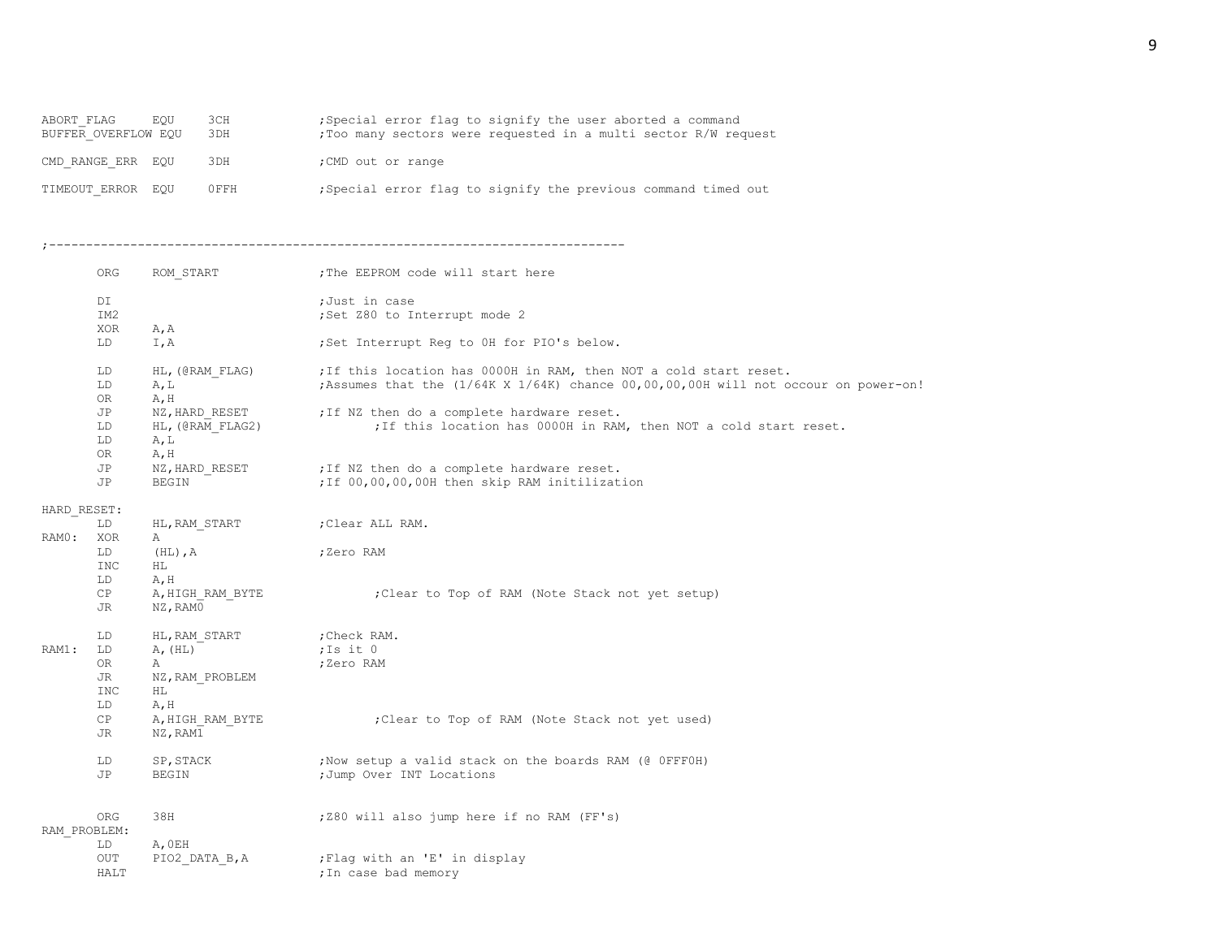```
ABORT_FLAG     EQU     3CH            ;Special error flag to signify the user aborted a command
BUFFER_OVERFLOW EQU    3DH            ;Too many sectors were requested in a multi sector R/W request

CMD_RANGE_ERR  EQU     3DH            ;CMD out or range

TIMEOUT_ERROR  EQU     0FFH           ;Special error flag to signify the previous command timed out



;-------------------------------------------------------------------------------

        ORG     ROM_START               ;The EEPROM code will start here

        DI                              ;Just in case
        IM2                             ;Set Z80 to Interrupt mode 2
        XOR     A,A
        LD      I,A                     ;Set Interrupt Reg to 0H for PIO's below.

        LD      HL,(@RAM_FLAG)          ;If this location has 0000H in RAM, then NOT a cold start reset.
        LD      A,L                     ;Assumes that the (1/64K X 1/64K) chance 00,00,00,00H will not occour on power-on!
        OR      A,H
        JP      NZ,HARD_RESET           ;If NZ then do a complete hardware reset.
        LD      HL,(@RAM_FLAG2)                 ;If this location has 0000H in RAM, then NOT a cold start reset.
        LD      A,L
        OR      A,H
        JP      NZ,HARD_RESET           ;If NZ then do a complete hardware reset.
        JP      BEGIN                   ;If 00,00,00,00H then skip RAM initilization

HARD_RESET:
        LD      HL,RAM_START            ;Clear ALL RAM.
RAM0:   XOR     A
        LD      (HL),A                  ;Zero RAM
        INC     HL
        LD      A,H
        CP      A,HIGH_RAM_BYTE                 ;Clear to Top of RAM (Note Stack not yet setup)
        JR      NZ,RAM0

        LD      HL,RAM_START            ;Check RAM.
RAM1:   LD      A,(HL)                  ;Is it 0
        OR      A                       ;Zero RAM
        JR      NZ,RAM_PROBLEM
        INC     HL
        LD      A,H
        CP      A,HIGH_RAM_BYTE                 ;Clear to Top of RAM (Note Stack not yet used)
        JR      NZ,RAM1

        LD      SP,STACK                ;Now setup a valid stack on the boards RAM (@ 0FFF0H)
        JP      BEGIN                   ;Jump Over INT Locations


        ORG     38H                     ;Z80 will also jump here if no RAM (FF's)
RAM_PROBLEM:
        LD      A,0EH
        OUT     PIO2_DATA_B,A           ;Flag with an 'E' in display
        HALT                            ;In case bad memory
```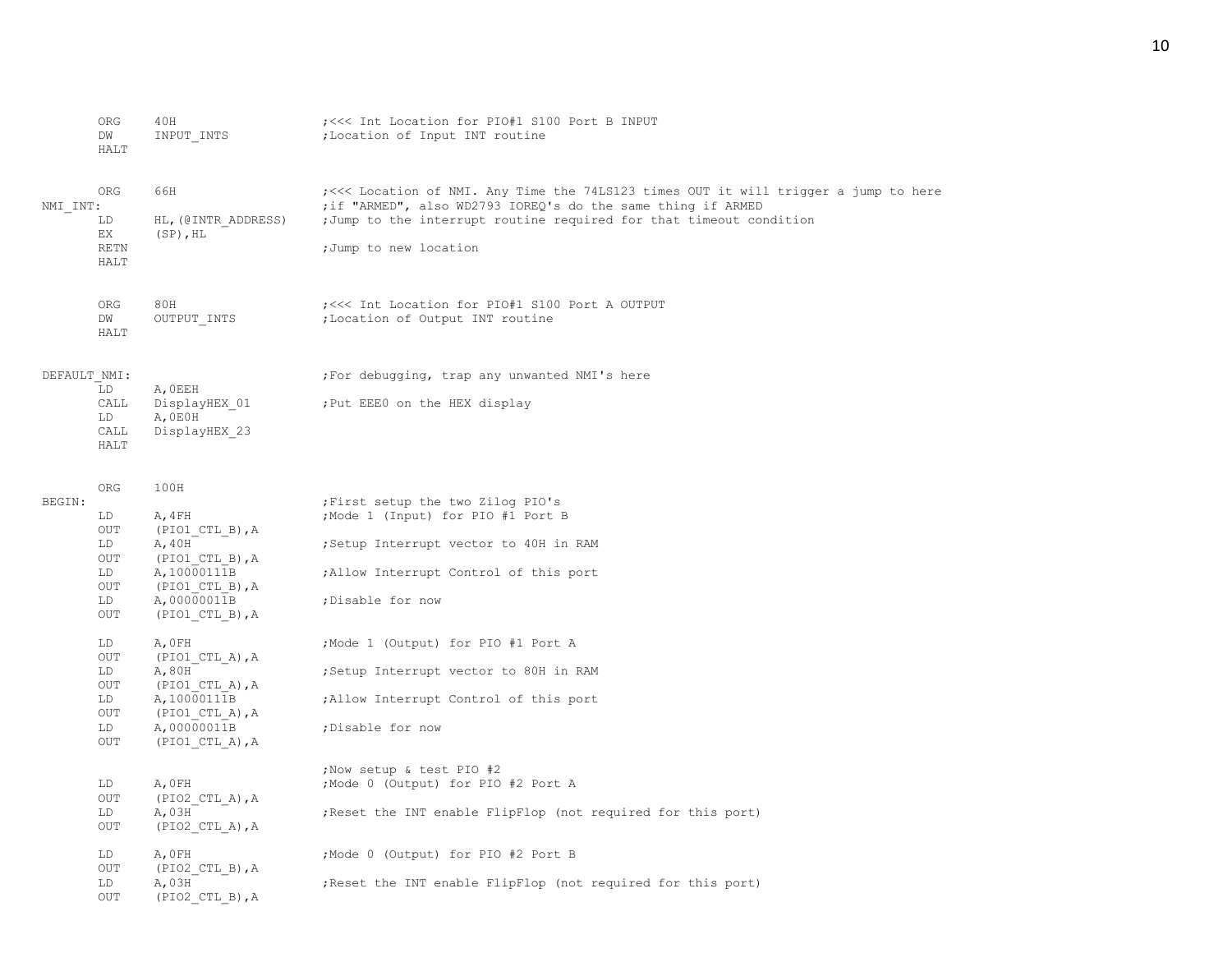```
        ORG     40H                     ;<<< Int Location for PIO#1 S100 Port B INPUT
        DW      INPUT_INTS              ;Location of Input INT routine
        HALT


        ORG     66H                     ;<<< Location of NMI. Any Time the 74LS123 times OUT it will trigger a jump to here
NMI_INT:                                ;if "ARMED", also WD2793 IOREQ's do the same thing if ARMED
        LD      HL,(@INTR_ADDRESS)      ;Jump to the interrupt routine required for that timeout condition
        EX      (SP),HL
        RETN                            ;Jump to new location
        HALT


        ORG     80H                     ;<<< Int Location for PIO#1 S100 Port A OUTPUT
        DW      OUTPUT_INTS             ;Location of Output INT routine
        HALT


DEFAULT_NMI:                            ;For debugging, trap any unwanted NMI's here
        LD      A,0EEH
        CALL    DisplayHEX_01           ;Put EEE0 on the HEX display
        LD      A,0E0H
        CALL    DisplayHEX_23
        HALT


        ORG     100H
BEGIN:                                  ;First setup the two Zilog PIO's
        LD      A,4FH                   ;Mode 1 (Input) for PIO #1 Port B
        OUT     (PIO1_CTL_B),A
        LD      A,40H                   ;Setup Interrupt vector to 40H in RAM
        OUT     (PIO1_CTL_B),A
        LD      A,10000111B             ;Allow Interrupt Control of this port
        OUT     (PIO1_CTL_B),A
        LD      A,00000011B             ;Disable for now
        OUT     (PIO1_CTL_B),A

        LD      A,0FH                   ;Mode 1 (Output) for PIO #1 Port A
        OUT     (PIO1_CTL_A),A
        LD      A,80H                   ;Setup Interrupt vector to 80H in RAM
        OUT     (PIO1_CTL_A),A
        LD      A,10000111B             ;Allow Interrupt Control of this port
        OUT     (PIO1_CTL_A),A
        LD      A,00000011B             ;Disable for now
        OUT     (PIO1_CTL_A),A

                                        ;Now setup & test PIO #2
        LD      A,0FH                   ;Mode 0 (Output) for PIO #2 Port A
        OUT     (PIO2_CTL_A),A
        LD      A,03H                   ;Reset the INT enable FlipFlop (not required for this port)
        OUT     (PIO2_CTL_A),A

        LD      A,0FH                   ;Mode 0 (Output) for PIO #2 Port B
        OUT     (PIO2_CTL_B),A
        LD      A,03H                   ;Reset the INT enable FlipFlop (not required for this port)
        OUT     (PIO2_CTL_B),A
```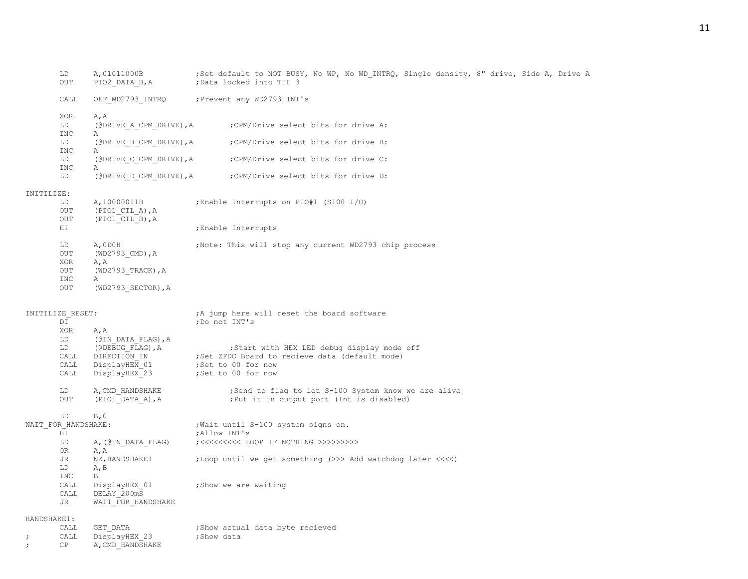```
        LD      A,01011000B             ;Set default to NOT BUSY, No WP, No WD_INTRQ, Single density, 8" drive, Side A, Drive A
        OUT     PIO2_DATA_B,A           ;Data locked into TIL 3

        CALL    OFF_WD2793_INTRQ        ;Prevent any WD2793 INT's

        XOR     A,A
        LD      (@DRIVE_A_CPM_DRIVE),A          ;CPM/Drive select bits for drive A:
        INC     A
        LD      (@DRIVE_B_CPM_DRIVE),A          ;CPM/Drive select bits for drive B:
        INC     A
        LD      (@DRIVE_C_CPM_DRIVE),A          ;CPM/Drive select bits for drive C:
        INC     A
        LD      (@DRIVE_D_CPM_DRIVE),A          ;CPM/Drive select bits for drive D:

INITILIZE:
        LD      A,10000011B             ;Enable Interrupts on PIO#1 (S100 I/O)
        OUT     (PIO1_CTL_A),A
        OUT     (PIO1_CTL_B),A
        EI                              ;Enable Interrupts

        LD      A,0D0H                  ;Note: This will stop any current WD2793 chip process
        OUT     (WD2793_CMD),A
        XOR     A,A
        OUT     (WD2793_TRACK),A
        INC     A
        OUT     (WD2793_SECTOR),A


INITILIZE_RESET:                        ;A jump here will reset the board software
        DI                              ;Do not INT's
        XOR     A,A
        LD      (@IN_DATA_FLAG),A
        LD      (@DEBUG_FLAG),A                 ;Start with HEX LED debug display mode off
        CALL    DIRECTION_IN            ;Set ZFDC Board to recieve data (default mode)
        CALL    DisplayHEX_01           ;Set to 00 for now
        CALL    DisplayHEX_23           ;Set to 00 for now

        LD      A,CMD_HANDSHAKE                 ;Send to flag to let S-100 System know we are alive
        OUT     (PIO1_DATA_A),A                 ;Put it in output port (Int is disabled)

        LD      B,0
WAIT_FOR_HANDSHAKE:                     ;Wait until S-100 system signs on.
        EI                              ;Allow INT's
        LD      A,(@IN_DATA_FLAG)       ;<<<<<<<<< LOOP IF NOTHING >>>>>>>>>
        OR      A,A
        JR      NZ,HANDSHAKE1           ;Loop until we get something (>>> Add watchdog later <<<<)
        LD      A,B
        INC     B
        CALL    DisplayHEX_01           ;Show we are waiting
        CALL    DELAY_200mS
        JR      WAIT_FOR_HANDSHAKE

HANDSHAKE1:
        CALL    GET_DATA                ;Show actual data byte recieved
;       CALL    DisplayHEX_23           ;Show data
;       CP      A,CMD_HANDSHAKE
```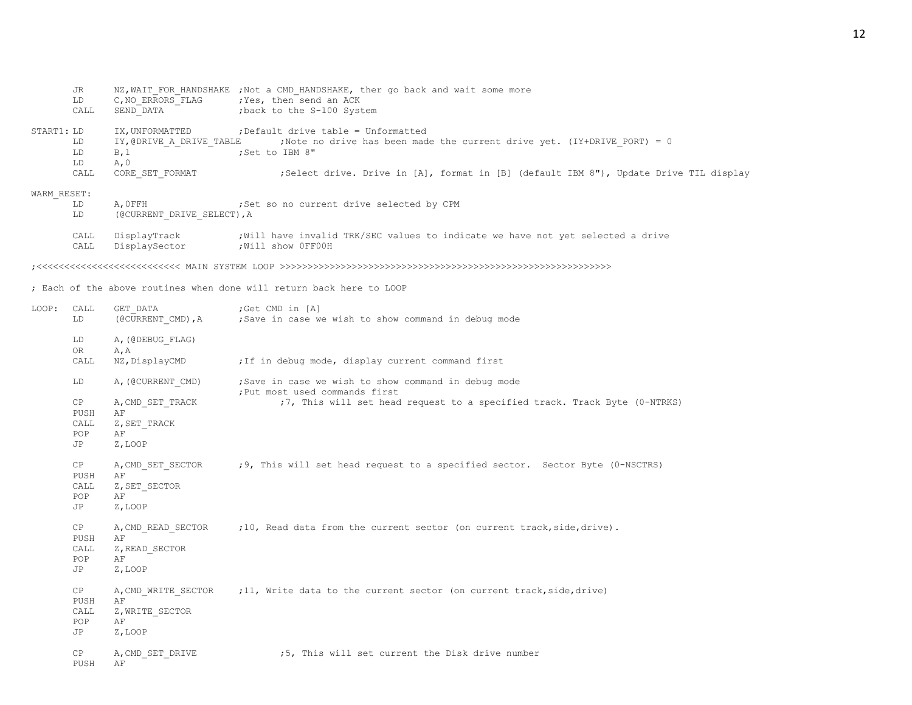```
        JR      NZ,WAIT_FOR_HANDSHAKE ;Not a CMD_HANDSHAKE, ther go back and wait some more
        LD      C,NO_ERRORS_FLAG      ;Yes, then send an ACK
        CALL    SEND_DATA             ;back to the S-100 System

START1: LD      IX,UNFORMATTED        ;Default drive table = Unformatted
        LD      IY,@DRIVE_A_DRIVE_TABLE       ;Note no drive has been made the current drive yet. (IY+DRIVE_PORT) = 0
        LD      B,1                   ;Set to IBM 8"
        LD      A,0
        CALL    CORE_SET_FORMAT               ;Select drive. Drive in [A], format in [B] (default IBM 8"), Update Drive TIL display

WARM_RESET:
        LD      A,0FFH                ;Set so no current drive selected by CPM
        LD      (@CURRENT_DRIVE_SELECT),A

        CALL    DisplayTrack          ;Will have invalid TRK/SEC values to indicate we have not yet selected a drive
        CALL    DisplaySector         ;Will show 0FF00H

;<<<<<<<<<<<<<<<<<<<<<<<<<< MAIN SYSTEM LOOP >>>>>>>>>>>>>>>>>>>>>>>>>>>>>>>>>>>>>>>>>>>>>>>>>>>>>>>>>>>>>>>>

; Each of the above routines when done will return back here to LOOP

LOOP:   CALL    GET_DATA              ;Get CMD in [A]
        LD      (@CURRENT_CMD),A      ;Save in case we wish to show command in debug mode

        LD      A,(@DEBUG_FLAG)
        OR      A,A
        CALL    NZ,DisplayCMD         ;If in debug mode, display current command first

        LD      A,(@CURRENT_CMD)      ;Save in case we wish to show command in debug mode
                                      ;Put most used commands first
        CP      A,CMD_SET_TRACK               ;7, This will set head request to a specified track. Track Byte (0-NTRKS)
        PUSH    AF
        CALL    Z,SET_TRACK
        POP     AF
        JP      Z,LOOP

        CP      A,CMD_SET_SECTOR      ;9, This will set head request to a specified sector.  Sector Byte (0-NSCTRS)
        PUSH    AF
        CALL    Z,SET_SECTOR
        POP     AF
        JP      Z,LOOP

        CP      A,CMD_READ_SECTOR     ;10, Read data from the current sector (on current track,side,drive).
        PUSH    AF
        CALL    Z,READ_SECTOR
        POP     AF
        JP      Z,LOOP

        CP      A,CMD_WRITE_SECTOR    ;11, Write data to the current sector (on current track,side,drive)
        PUSH    AF
        CALL    Z,WRITE_SECTOR
        POP     AF
        JP      Z,LOOP

        CP      A,CMD_SET_DRIVE               ;5, This will set current the Disk drive number
        PUSH    AF
```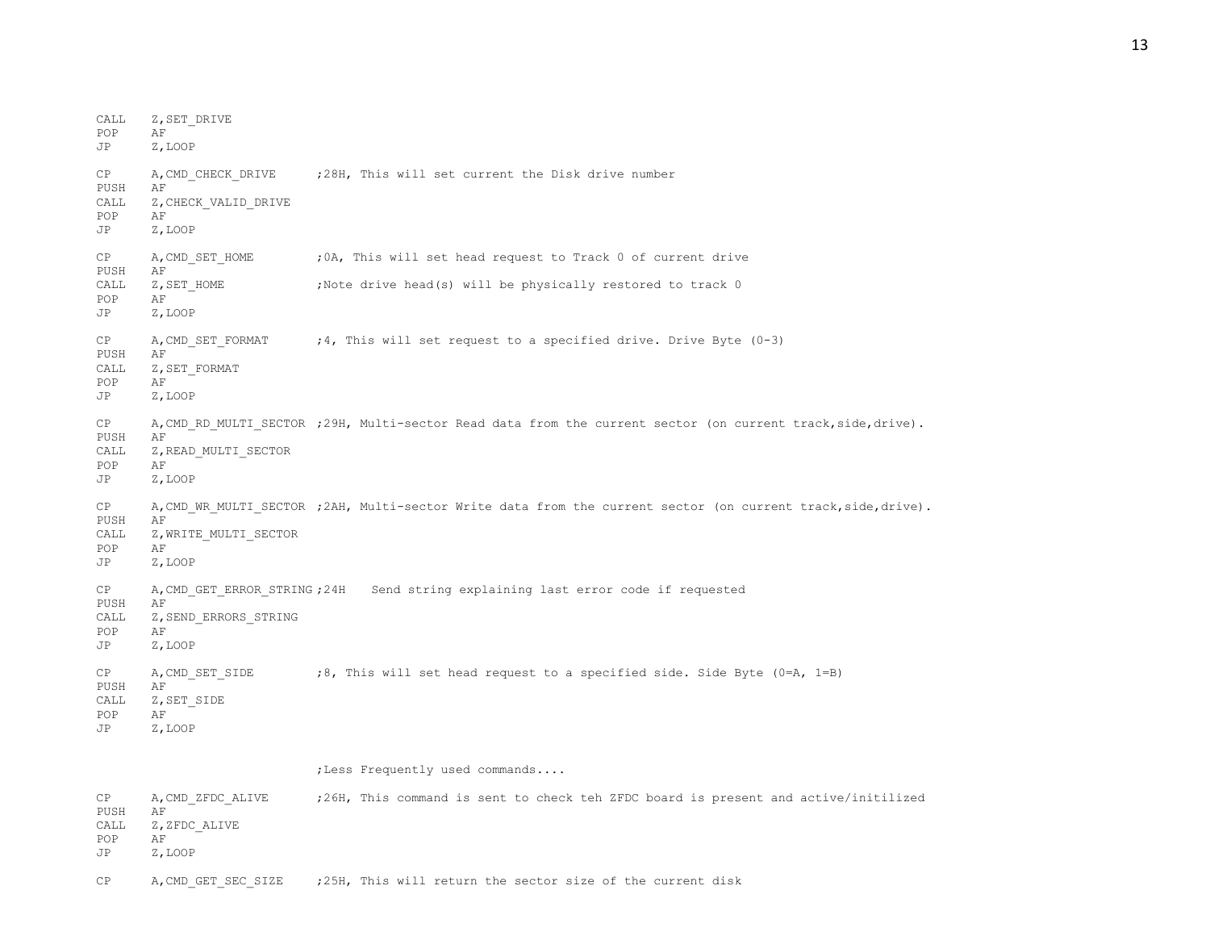```
        CALL    Z,SET_DRIVE
        POP     AF
        JP      Z,LOOP

        CP      A,CMD_CHECK_DRIVE       ;28H, This will set current the Disk drive number
        PUSH    AF
        CALL    Z,CHECK_VALID_DRIVE
        POP     AF
        JP      Z,LOOP

        CP      A,CMD_SET_HOME          ;0A, This will set head request to Track 0 of current drive
        PUSH    AF
        CALL    Z,SET_HOME              ;Note drive head(s) will be physically restored to track 0
        POP     AF
        JP      Z,LOOP

        CP      A,CMD_SET_FORMAT        ;4, This will set request to a specified drive. Drive Byte (0-3)
        PUSH    AF
        CALL    Z,SET_FORMAT
        POP     AF
        JP      Z,LOOP

        CP      A,CMD_RD_MULTI_SECTOR ;29H, Multi-sector Read data from the current sector (on current track,side,drive).
        PUSH    AF
        CALL    Z,READ_MULTI_SECTOR
        POP     AF
        JP      Z,LOOP

        CP      A,CMD_WR_MULTI_SECTOR ;2AH, Multi-sector Write data from the current sector (on current track,side,drive).
        PUSH    AF
        CALL    Z,WRITE_MULTI_SECTOR
        POP     AF
        JP      Z,LOOP

        CP      A,CMD_GET_ERROR_STRING ;24H   Send string explaining last error code if requested
        PUSH    AF
        CALL    Z,SEND_ERRORS_STRING
        POP     AF
        JP      Z,LOOP

        CP      A,CMD_SET_SIDE          ;8, This will set head request to a specified side. Side Byte (0=A, 1=B)
        PUSH    AF
        CALL    Z,SET_SIDE
        POP     AF
        JP      Z,LOOP


                                        ;Less Frequently used commands....

        CP      A,CMD_ZFDC_ALIVE        ;26H, This command is sent to check teh ZFDC board is present and active/initilized
        PUSH    AF
        CALL    Z,ZFDC_ALIVE
        POP     AF
        JP      Z,LOOP

        CP      A,CMD_GET_SEC_SIZE      ;25H, This will return the sector size of the current disk
```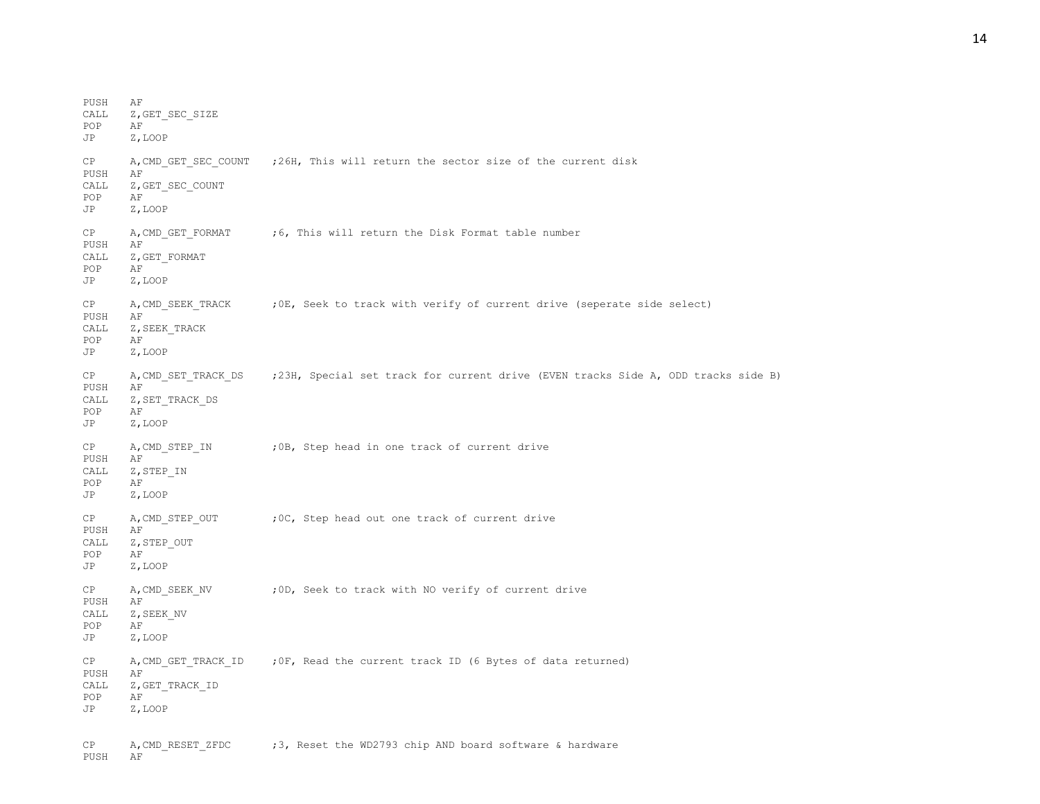```
PUSH    AF
CALL    Z,GET_SEC_SIZE
POP     AF
JP      Z,LOOP

CP      A,CMD_GET_SEC_COUNT    ;26H, This will return the sector size of the current disk
PUSH    AF
CALL    Z,GET_SEC_COUNT
POP     AF
JP      Z,LOOP

CP      A,CMD_GET_FORMAT       ;6, This will return the Disk Format table number
PUSH    AF
CALL    Z,GET_FORMAT
POP     AF
JP      Z,LOOP

CP      A,CMD_SEEK_TRACK       ;0E, Seek to track with verify of current drive (seperate side select)
PUSH    AF
CALL    Z,SEEK_TRACK
POP     AF
JP      Z,LOOP

CP      A,CMD_SET_TRACK_DS     ;23H, Special set track for current drive (EVEN tracks Side A, ODD tracks side B)
PUSH    AF
CALL    Z,SET_TRACK_DS
POP     AF
JP      Z,LOOP

CP      A,CMD_STEP_IN          ;0B, Step head in one track of current drive
PUSH    AF
CALL    Z,STEP_IN
POP     AF
JP      Z,LOOP

CP      A,CMD_STEP_OUT         ;0C, Step head out one track of current drive
PUSH    AF
CALL    Z,STEP_OUT
POP     AF
JP      Z,LOOP

CP      A,CMD_SEEK_NV          ;0D, Seek to track with NO verify of current drive
PUSH    AF
CALL    Z,SEEK_NV
POP     AF
JP      Z,LOOP

CP      A,CMD_GET_TRACK_ID     ;0F, Read the current track ID (6 Bytes of data returned)
PUSH    AF
CALL    Z,GET_TRACK_ID
POP     AF
JP      Z,LOOP


CP      A,CMD_RESET_ZFDC       ;3, Reset the WD2793 chip AND board software & hardware
PUSH    AF
```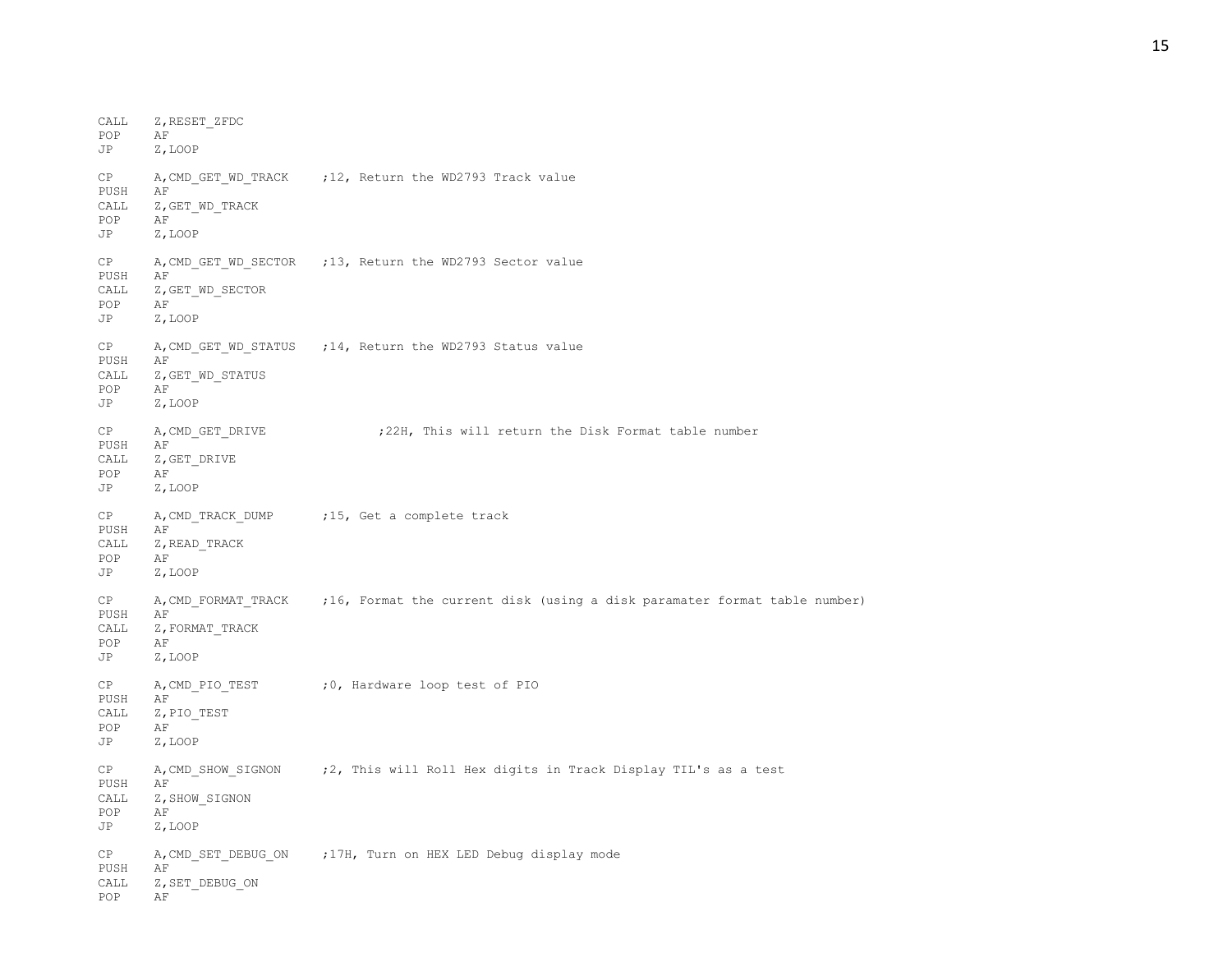```
        CALL    Z,RESET_ZFDC
        POP     AF
        JP      Z,LOOP

        CP      A,CMD_GET_WD_TRACK      ;12, Return the WD2793 Track value
        PUSH    AF
        CALL    Z,GET_WD_TRACK
        POP     AF
        JP      Z,LOOP

        CP      A,CMD_GET_WD_SECTOR     ;13, Return the WD2793 Sector value
        PUSH    AF
        CALL    Z,GET_WD_SECTOR
        POP     AF
        JP      Z,LOOP

        CP      A,CMD_GET_WD_STATUS     ;14, Return the WD2793 Status value
        PUSH    AF
        CALL    Z,GET_WD_STATUS
        POP     AF
        JP      Z,LOOP

        CP      A,CMD_GET_DRIVE                 ;22H, This will return the Disk Format table number
        PUSH    AF
        CALL    Z,GET_DRIVE
        POP     AF
        JP      Z,LOOP

        CP      A,CMD_TRACK_DUMP        ;15, Get a complete track
        PUSH    AF
        CALL    Z,READ_TRACK
        POP     AF
        JP      Z,LOOP

        CP      A,CMD_FORMAT_TRACK      ;16, Format the current disk (using a disk paramater format table number)
        PUSH    AF
        CALL    Z,FORMAT_TRACK
        POP     AF
        JP      Z,LOOP

        CP      A,CMD_PIO_TEST          ;0, Hardware loop test of PIO
        PUSH    AF
        CALL    Z,PIO_TEST
        POP     AF
        JP      Z,LOOP

        CP      A,CMD_SHOW_SIGNON       ;2, This will Roll Hex digits in Track Display TIL's as a test
        PUSH    AF
        CALL    Z,SHOW_SIGNON
        POP     AF
        JP      Z,LOOP

        CP      A,CMD_SET_DEBUG_ON      ;17H, Turn on HEX LED Debug display mode
        PUSH    AF
        CALL    Z,SET_DEBUG_ON
        POP     AF
```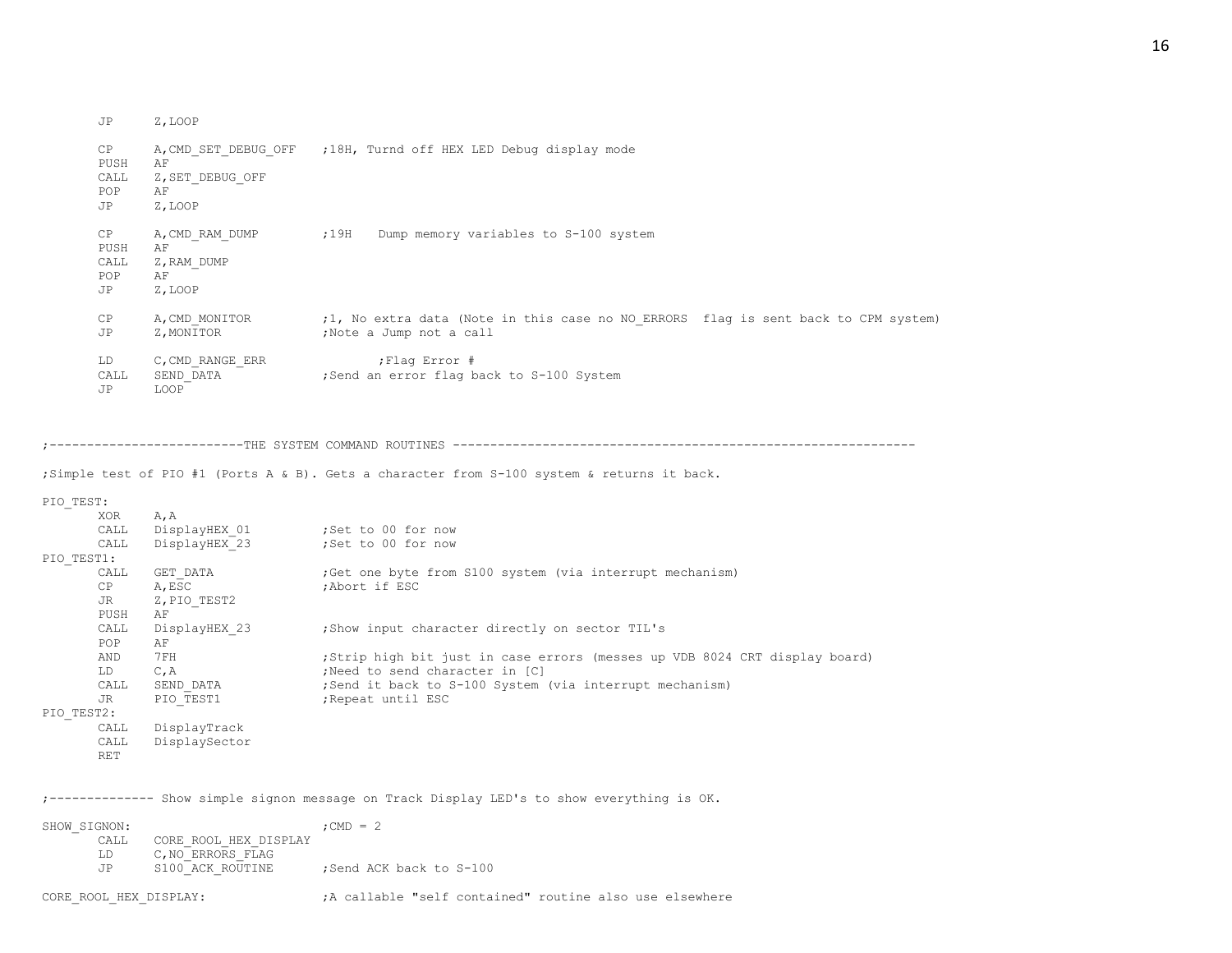```
        JP      Z,LOOP

        CP      A,CMD_SET_DEBUG_OFF   ;18H, Turnd off HEX LED Debug display mode
        PUSH    AF
        CALL    Z,SET_DEBUG_OFF
        POP     AF
        JP      Z,LOOP

        CP      A,CMD_RAM_DUMP        ;19H    Dump memory variables to S-100 system
        PUSH    AF
        CALL    Z,RAM_DUMP
        POP     AF
        JP      Z,LOOP

        CP      A,CMD_MONITOR         ;1, No extra data (Note in this case no NO_ERRORS  flag is sent back to CPM system)
        JP      Z,MONITOR             ;Note a Jump not a call

        LD      C,CMD_RANGE_ERR               ;Flag Error #
        CALL    SEND_DATA             ;Send an error flag back to S-100 System
        JP      LOOP


;--------------------------THE SYSTEM COMMAND ROUTINES -------------------------------------------------------------

;Simple test of PIO #1 (Ports A & B). Gets a character from S-100 system & returns it back.

PIO_TEST:
        XOR     A,A
        CALL    DisplayHEX_01         ;Set to 00 for now
        CALL    DisplayHEX_23         ;Set to 00 for now
PIO_TEST1:
        CALL    GET_DATA              ;Get one byte from S100 system (via interrupt mechanism)
        CP      A,ESC                 ;Abort if ESC
        JR      Z,PIO_TEST2
        PUSH    AF
        CALL    DisplayHEX_23         ;Show input character directly on sector TIL's
        POP     AF
        AND     7FH                   ;Strip high bit just in case errors (messes up VDB 8024 CRT display board)
        LD      C,A                   ;Need to send character in [C]
        CALL    SEND_DATA             ;Send it back to S-100 System (via interrupt mechanism)
        JR      PIO_TEST1             ;Repeat until ESC
PIO_TEST2:
        CALL    DisplayTrack
        CALL    DisplaySector
        RET


;-------------- Show simple signon message on Track Display LED's to show everything is OK.

SHOW_SIGNON:                          ;CMD = 2
        CALL    CORE_ROOL_HEX_DISPLAY
        LD      C,NO_ERRORS_FLAG
        JP      S100_ACK_ROUTINE      ;Send ACK back to S-100

CORE_ROOL_HEX_DISPLAY:                ;A callable "self contained" routine also use elsewhere
```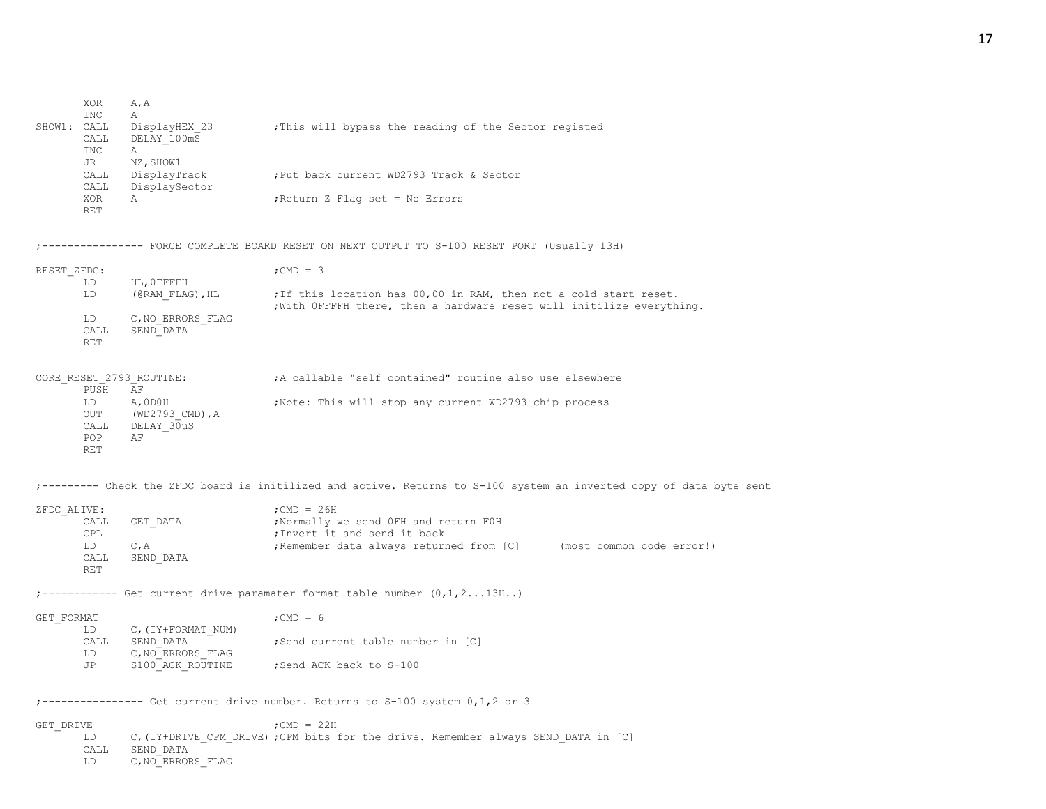```
        XOR     A,A
        INC     A
SHOW1:  CALL    DisplayHEX_23           ;This will bypass the reading of the Sector registed
        CALL    DELAY_100mS
        INC     A
        JR      NZ,SHOW1
        CALL    DisplayTrack            ;Put back current WD2793 Track & Sector
        CALL    DisplaySector
        XOR     A                       ;Return Z Flag set = No Errors
        RET


;---------------- FORCE COMPLETE BOARD RESET ON NEXT OUTPUT TO S-100 RESET PORT (Usually 13H)

RESET_ZFDC:                             ;CMD = 3
        LD      HL,0FFFFH
        LD      (@RAM_FLAG),HL          ;If this location has 00,00 in RAM, then not a cold start reset.
                                        ;With 0FFFFH there, then a hardware reset will initilize everything.
        LD      C,NO_ERRORS_FLAG
        CALL    SEND_DATA
        RET


CORE_RESET_2793_ROUTINE:                ;A callable "self contained" routine also use elsewhere
        PUSH    AF
        LD      A,0D0H                  ;Note: This will stop any current WD2793 chip process
        OUT     (WD2793_CMD),A
        CALL    DELAY_30uS
        POP     AF
        RET


;--------- Check the ZFDC board is initilized and active. Returns to S-100 system an inverted copy of data byte sent

ZFDC_ALIVE:                             ;CMD = 26H
        CALL    GET_DATA                ;Normally we send 0FH and return F0H
        CPL                             ;Invert it and send it back
        LD      C,A                     ;Remember data always returned from [C]      (most common code error!)
        CALL    SEND_DATA
        RET

;------------ Get current drive paramater format table number (0,1,2...13H..)

GET_FORMAT                              ;CMD = 6
        LD      C,(IY+FORMAT_NUM)
        CALL    SEND_DATA               ;Send current table number in [C]
        LD      C,NO_ERRORS_FLAG
        JP      S100_ACK_ROUTINE        ;Send ACK back to S-100


;---------------- Get current drive number. Returns to S-100 system 0,1,2 or 3

GET_DRIVE                               ;CMD = 22H
        LD      C,(IY+DRIVE_CPM_DRIVE) ;CPM bits for the drive. Remember always SEND_DATA in [C]
        CALL    SEND_DATA
        LD      C,NO_ERRORS_FLAG
```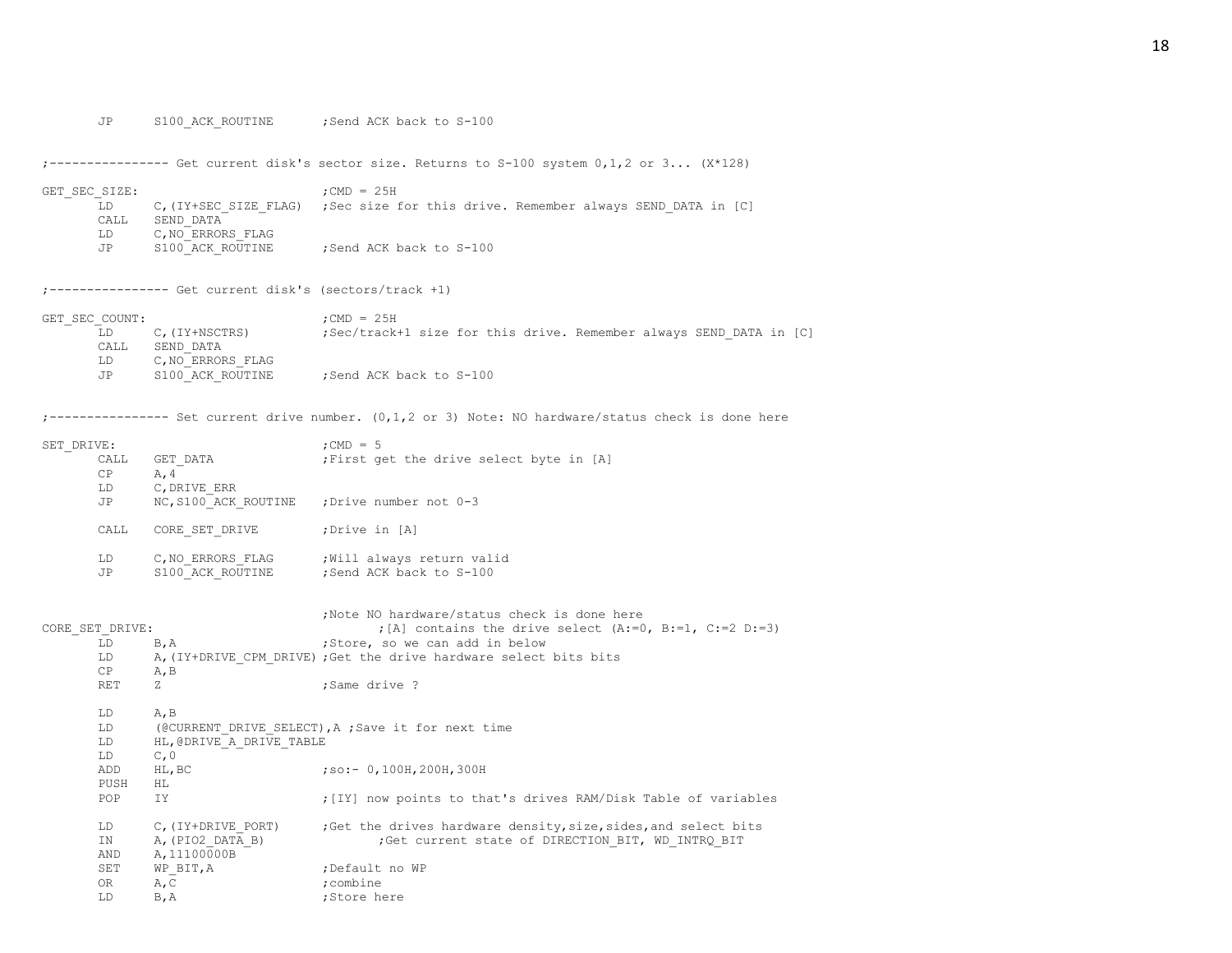```
        JP      S100_ACK_ROUTINE        ;Send ACK back to S-100


;---------------- Get current disk's sector size. Returns to S-100 system 0,1,2 or 3... (X*128)

GET_SEC_SIZE:                           ;CMD = 25H
        LD      C,(IY+SEC_SIZE_FLAG)    ;Sec size for this drive. Remember always SEND_DATA in [C]
        CALL    SEND_DATA
        LD      C,NO_ERRORS_FLAG
        JP      S100_ACK_ROUTINE        ;Send ACK back to S-100


;---------------- Get current disk's (sectors/track +1)

GET_SEC_COUNT:                          ;CMD = 25H
        LD      C,(IY+NSCTRS)           ;Sec/track+1 size for this drive. Remember always SEND_DATA in [C]
        CALL    SEND_DATA
        LD      C,NO_ERRORS_FLAG
        JP      S100_ACK_ROUTINE        ;Send ACK back to S-100


;---------------- Set current drive number. (0,1,2 or 3) Note: NO hardware/status check is done here

SET_DRIVE:                              ;CMD = 5
        CALL    GET_DATA                ;First get the drive select byte in [A]
        CP      A,4
        LD      C,DRIVE_ERR
        JP      NC,S100_ACK_ROUTINE     ;Drive number not 0-3

        CALL    CORE_SET_DRIVE          ;Drive in [A]

        LD      C,NO_ERRORS_FLAG        ;Will always return valid
        JP      S100_ACK_ROUTINE        ;Send ACK back to S-100


                                        ;Note NO hardware/status check is done here
CORE_SET_DRIVE:                                 ;[A] contains the drive select (A:=0, B:=1, C:=2 D:=3)
        LD      B,A                     ;Store, so we can add in below
        LD      A,(IY+DRIVE_CPM_DRIVE)  ;Get the drive hardware select bits bits
        CP      A,B
        RET     Z                       ;Same drive ?

        LD      A,B
        LD      (@CURRENT_DRIVE_SELECT),A ;Save it for next time
        LD      HL,@DRIVE_A_DRIVE_TABLE
        LD      C,0
        ADD     HL,BC                   ;so:- 0,100H,200H,300H
        PUSH    HL
        POP     IY                      ;[IY] now points to that's drives RAM/Disk Table of variables

        LD      C,(IY+DRIVE_PORT)       ;Get the drives hardware density,size,sides,and select bits
        IN      A,(PIO2_DATA_B)                 ;Get current state of DIRECTION_BIT, WD_INTRQ_BIT
        AND     A,11100000B
        SET     WP_BIT,A                ;Default no WP
        OR      A,C                     ;combine
        LD      B,A                     ;Store here
```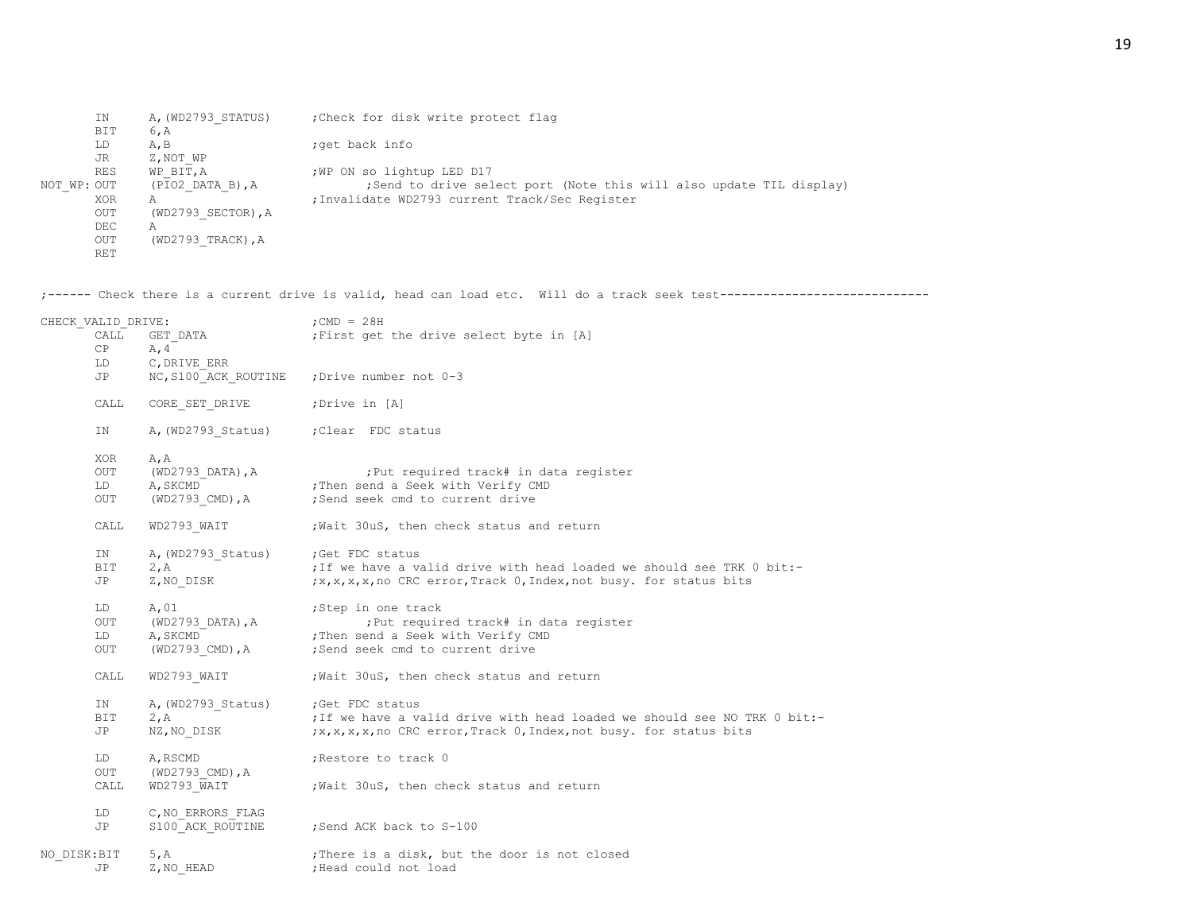```
        IN      A,(WD2793_STATUS)       ;Check for disk write protect flag
        BIT     6,A
        LD      A,B                     ;get back info
        JR      Z,NOT_WP
        RES     WP_BIT,A                ;WP ON so lightup LED D17
NOT_WP: OUT     (PIO2_DATA_B),A                 ;Send to drive select port (Note this will also update TIL display)
        XOR     A                       ;Invalidate WD2793 current Track/Sec Register
        OUT     (WD2793_SECTOR),A
        DEC     A
        OUT     (WD2793_TRACK),A
        RET


;------ Check there is a current drive is valid, head can load etc.  Will do a track seek test-----------------------------

CHECK_VALID_DRIVE:                      ;CMD = 28H
        CALL    GET_DATA                ;First get the drive select byte in [A]
        CP      A,4
        LD      C,DRIVE_ERR
        JP      NC,S100_ACK_ROUTINE     ;Drive number not 0-3

        CALL    CORE_SET_DRIVE          ;Drive in [A]

        IN      A,(WD2793_Status)       ;Clear  FDC status

        XOR     A,A
        OUT     (WD2793_DATA),A                 ;Put required track# in data register
        LD      A,SKCMD                 ;Then send a Seek with Verify CMD
        OUT     (WD2793_CMD),A          ;Send seek cmd to current drive

        CALL    WD2793_WAIT             ;Wait 30uS, then check status and return

        IN      A,(WD2793_Status)       ;Get FDC status
        BIT     2,A                     ;If we have a valid drive with head loaded we should see TRK 0 bit:-
        JP      Z,NO_DISK               ;x,x,x,x,no CRC error,Track 0,Index,not busy. for status bits

        LD      A,01                    ;Step in one track
        OUT     (WD2793_DATA),A                 ;Put required track# in data register
        LD      A,SKCMD                 ;Then send a Seek with Verify CMD
        OUT     (WD2793_CMD),A          ;Send seek cmd to current drive

        CALL    WD2793_WAIT             ;Wait 30uS, then check status and return

        IN      A,(WD2793_Status)       ;Get FDC status
        BIT     2,A                     ;If we have a valid drive with head loaded we should see NO TRK 0 bit:-
        JP      NZ,NO_DISK              ;x,x,x,x,no CRC error,Track 0,Index,not busy. for status bits

        LD      A,RSCMD                 ;Restore to track 0
        OUT     (WD2793_CMD),A
        CALL    WD2793_WAIT             ;Wait 30uS, then check status and return

        LD      C,NO_ERRORS_FLAG
        JP      S100_ACK_ROUTINE        ;Send ACK back to S-100

NO_DISK:BIT     5,A                     ;There is a disk, but the door is not closed
        JP      Z,NO_HEAD               ;Head could not load
```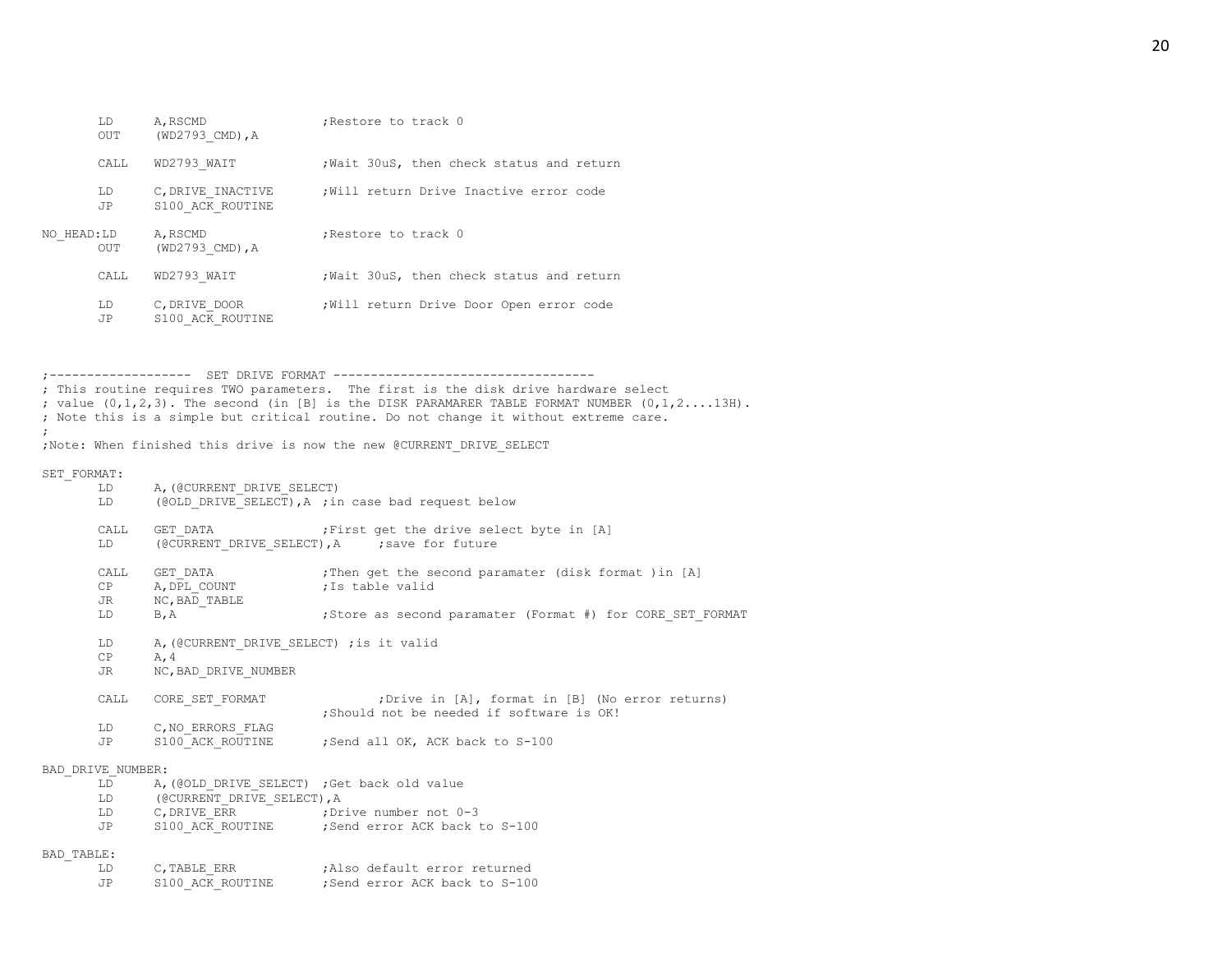```
        LD      A,RSCMD                 ;Restore to track 0
        OUT     (WD2793_CMD),A

        CALL    WD2793_WAIT             ;Wait 30uS, then check status and return

        LD      C,DRIVE_INACTIVE        ;Will return Drive Inactive error code
        JP      S100_ACK_ROUTINE

NO_HEAD:LD      A,RSCMD                 ;Restore to track 0
        OUT     (WD2793_CMD),A

        CALL    WD2793_WAIT             ;Wait 30uS, then check status and return

        LD      C,DRIVE_DOOR            ;Will return Drive Door Open error code
        JP      S100_ACK_ROUTINE



;-------------------  SET DRIVE FORMAT -----------------------------------
; This routine requires TWO parameters.  The first is the disk drive hardware select
; value (0,1,2,3). The second (in [B] is the DISK PARAMARER TABLE FORMAT NUMBER (0,1,2....13H).
; Note this is a simple but critical routine. Do not change it without extreme care.
;
;Note: When finished this drive is now the new @CURRENT_DRIVE_SELECT

SET_FORMAT:
        LD      A,(@CURRENT_DRIVE_SELECT)
        LD      (@OLD_DRIVE_SELECT),A ;in case bad request below

        CALL    GET_DATA                ;First get the drive select byte in [A]
        LD      (@CURRENT_DRIVE_SELECT),A     ;save for future

        CALL    GET_DATA                ;Then get the second paramater (disk format )in [A]
        CP      A,DPL_COUNT             ;Is table valid
        JR      NC,BAD_TABLE
        LD      B,A                     ;Store as second paramater (Format #) for CORE_SET_FORMAT

        LD      A,(@CURRENT_DRIVE_SELECT) ;is it valid
        CP      A,4
        JR      NC,BAD_DRIVE_NUMBER

        CALL    CORE_SET_FORMAT                ;Drive in [A], format in [B] (No error returns)
                                        ;Should not be needed if software is OK!
        LD      C,NO_ERRORS_FLAG
        JP      S100_ACK_ROUTINE        ;Send all OK, ACK back to S-100

BAD_DRIVE_NUMBER:
        LD      A,(@OLD_DRIVE_SELECT)  ;Get back old value
        LD      (@CURRENT_DRIVE_SELECT),A
        LD      C,DRIVE_ERR             ;Drive number not 0-3
        JP      S100_ACK_ROUTINE        ;Send error ACK back to S-100

BAD_TABLE:
        LD      C,TABLE_ERR             ;Also default error returned
        JP      S100_ACK_ROUTINE        ;Send error ACK back to S-100
```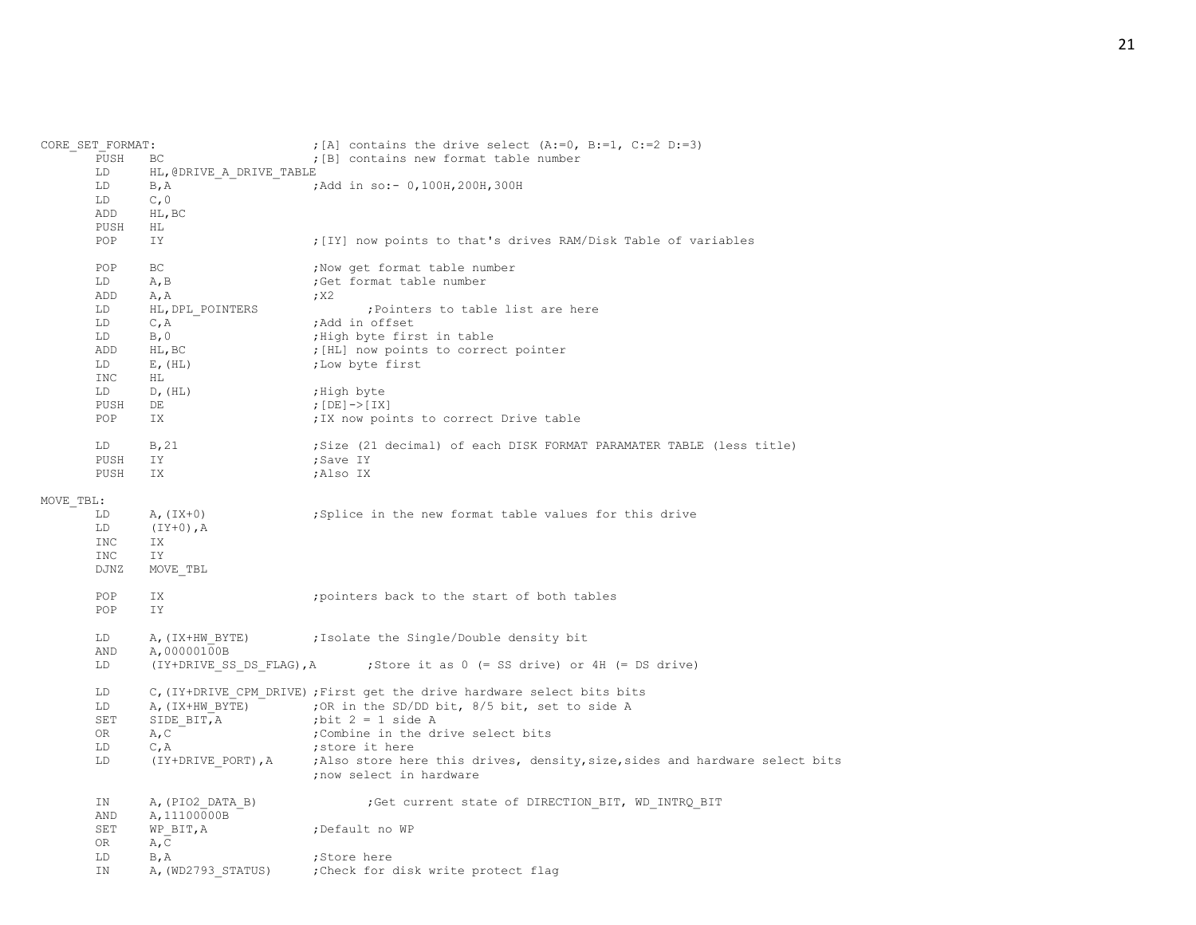```
CORE_SET_FORMAT:                    ;[A] contains the drive select (A:=0, B:=1, C:=2 D:=3)
        PUSH    BC                  ;[B] contains new format table number
        LD      HL,@DRIVE_A_DRIVE_TABLE
        LD      B,A                 ;Add in so:- 0,100H,200H,300H
        LD      C,0
        ADD     HL,BC
        PUSH    HL
        POP     IY                  ;[IY] now points to that's drives RAM/Disk Table of variables

        POP     BC                  ;Now get format table number
        LD      A,B                 ;Get format table number
        ADD     A,A                 ;X2
        LD      HL,DPL_POINTERS             ;Pointers to table list are here
        LD      C,A                 ;Add in offset
        LD      B,0                 ;High byte first in table
        ADD     HL,BC               ;[HL] now points to correct pointer
        LD      E,(HL)              ;Low byte first
        INC     HL
        LD      D,(HL)              ;High byte
        PUSH    DE                  ;[DE]->[IX]
        POP     IX                  ;IX now points to correct Drive table

        LD      B,21                ;Size (21 decimal) of each DISK FORMAT PARAMATER TABLE (less title)
        PUSH    IY                  ;Save IY
        PUSH    IX                  ;Also IX

MOVE_TBL:
        LD      A,(IX+0)            ;Splice in the new format table values for this drive
        LD      (IY+0),A
        INC     IX
        INC     IY
        DJNZ    MOVE_TBL

        POP     IX                  ;pointers back to the start of both tables
        POP     IY

        LD      A,(IX+HW_BYTE)      ;Isolate the Single/Double density bit
        AND     A,00000100B
        LD      (IY+DRIVE_SS_DS_FLAG),A     ;Store it as 0 (= SS drive) or 4H (= DS drive)

        LD      C,(IY+DRIVE_CPM_DRIVE) ;First get the drive hardware select bits bits
        LD      A,(IX+HW_BYTE)      ;OR in the SD/DD bit, 8/5 bit, set to side A
        SET     SIDE_BIT,A          ;bit 2 = 1 side A
        OR      A,C                 ;Combine in the drive select bits
        LD      C,A                 ;store it here
        LD      (IY+DRIVE_PORT),A   ;Also store here this drives, density,size,sides and hardware select bits
                                    ;now select in hardware

        IN      A,(PIO2_DATA_B)             ;Get current state of DIRECTION_BIT, WD_INTRQ_BIT
        AND     A,11100000B
        SET     WP_BIT,A            ;Default no WP
        OR      A,C
        LD      B,A                 ;Store here
        IN      A,(WD2793_STATUS)   ;Check for disk write protect flag
```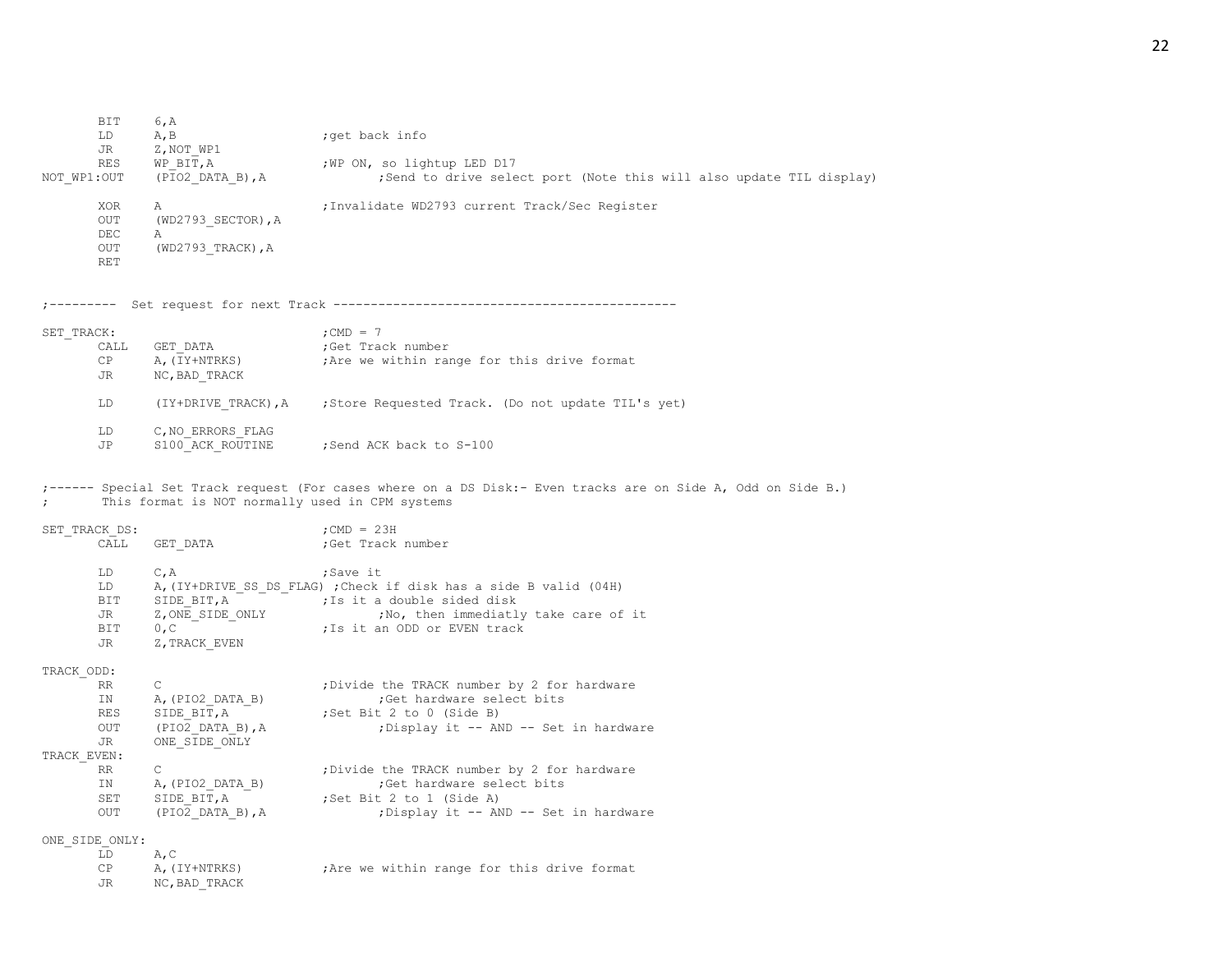```
        BIT     6,A
        LD      A,B                     ;get back info
        JR      Z,NOT_WP1
        RES     WP_BIT,A                ;WP ON, so lightup LED D17
NOT_WP1:OUT     (PIO2_DATA_B),A                 ;Send to drive select port (Note this will also update TIL display)

        XOR     A                       ;Invalidate WD2793 current Track/Sec Register
        OUT     (WD2793_SECTOR),A
        DEC     A
        OUT     (WD2793_TRACK),A
        RET


;---------  Set request for next Track ---------------------------------------------

SET_TRACK:                              ;CMD = 7
        CALL    GET_DATA                ;Get Track number
        CP      A,(IY+NTRKS)            ;Are we within range for this drive format
        JR      NC,BAD_TRACK

        LD      (IY+DRIVE_TRACK),A      ;Store Requested Track. (Do not update TIL's yet)

        LD      C,NO_ERRORS_FLAG
        JP      S100_ACK_ROUTINE        ;Send ACK back to S-100


;------ Special Set Track request (For cases where on a DS Disk:- Even tracks are on Side A, Odd on Side B.)
;       This format is NOT normally used in CPM systems

SET_TRACK_DS:                           ;CMD = 23H
        CALL    GET_DATA                ;Get Track number

        LD      C,A                     ;Save it
        LD      A,(IY+DRIVE_SS_DS_FLAG) ;Check if disk has a side B valid (04H)
        BIT     SIDE_BIT,A              ;Is it a double sided disk
        JR      Z,ONE_SIDE_ONLY                 ;No, then immediatly take care of it
        BIT     0,C                     ;Is it an ODD or EVEN track
        JR      Z,TRACK_EVEN

TRACK_ODD:
        RR      C                       ;Divide the TRACK number by 2 for hardware
        IN      A,(PIO2_DATA_B)                 ;Get hardware select bits
        RES     SIDE_BIT,A              ;Set Bit 2 to 0 (Side B)
        OUT     (PIO2_DATA_B),A                 ;Display it -- AND -- Set in hardware
        JR      ONE_SIDE_ONLY
TRACK_EVEN:
        RR      C                       ;Divide the TRACK number by 2 for hardware
        IN      A,(PIO2_DATA_B)                 ;Get hardware select bits
        SET     SIDE_BIT,A              ;Set Bit 2 to 1 (Side A)
        OUT     (PIO2_DATA_B),A                 ;Display it -- AND -- Set in hardware

ONE_SIDE_ONLY:
        LD      A,C
        CP      A,(IY+NTRKS)            ;Are we within range for this drive format
        JR      NC,BAD_TRACK
```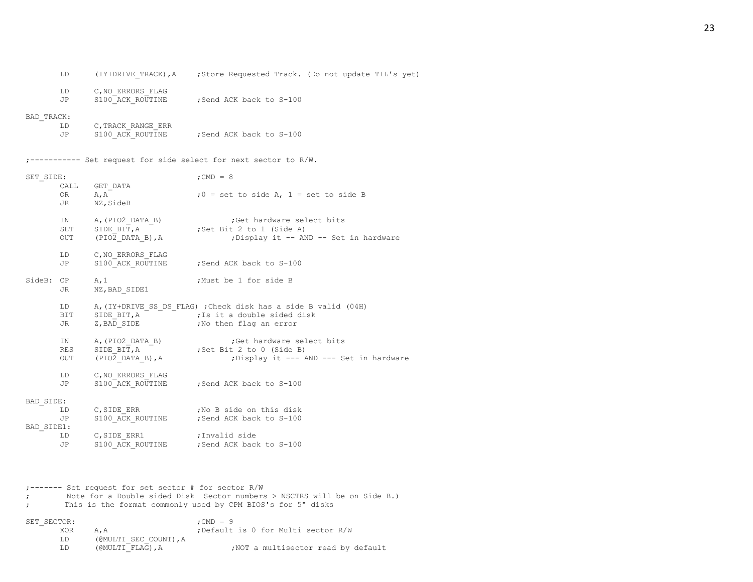```
        LD      (IY+DRIVE_TRACK),A     ;Store Requested Track. (Do not update TIL's yet)

        LD      C,NO_ERRORS_FLAG
        JP      S100_ACK_ROUTINE       ;Send ACK back to S-100

BAD_TRACK:
        LD      C,TRACK_RANGE_ERR
        JP      S100_ACK_ROUTINE       ;Send ACK back to S-100


;----------- Set request for side select for next sector to R/W.

SET_SIDE:                              ;CMD = 8
        CALL    GET_DATA
        OR      A,A                    ;0 = set to side A, 1 = set to side B
        JR      NZ,SideB

        IN      A,(PIO2_DATA_B)                ;Get hardware select bits
        SET     SIDE_BIT,A             ;Set Bit 2 to 1 (Side A)
        OUT     (PIO2_DATA_B),A                ;Display it -- AND -- Set in hardware

        LD      C,NO_ERRORS_FLAG
        JP      S100_ACK_ROUTINE       ;Send ACK back to S-100

SideB:  CP      A,1                    ;Must be 1 for side B
        JR      NZ,BAD_SIDE1

        LD      A,(IY+DRIVE_SS_DS_FLAG) ;Check disk has a side B valid (04H)
        BIT     SIDE_BIT,A             ;Is it a double sided disk
        JR      Z,BAD_SIDE             ;No then flag an error

        IN      A,(PIO2_DATA_B)                ;Get hardware select bits
        RES     SIDE_BIT,A             ;Set Bit 2 to 0 (Side B)
        OUT     (PIO2_DATA_B),A                ;Display it --- AND --- Set in hardware

        LD      C,NO_ERRORS_FLAG
        JP      S100_ACK_ROUTINE       ;Send ACK back to S-100

BAD_SIDE:
        LD      C,SIDE_ERR             ;No B side on this disk
        JP      S100_ACK_ROUTINE       ;Send ACK back to S-100
BAD_SIDE1:
        LD      C,SIDE_ERR1            ;Invalid side
        JP      S100_ACK_ROUTINE       ;Send ACK back to S-100



;------- Set request for set sector # for sector R/W
;         Note for a Double sided Disk  Sector numbers > NSCTRS will be on Side B.)
;        This is the format commonly used by CPM BIOS's for 5" disks

SET_SECTOR:                            ;CMD = 9
        XOR     A,A                    ;Default is 0 for Multi sector R/W
        LD      (@MULTI_SEC_COUNT),A
        LD      (@MULTI_FLAG),A                ;NOT a multisector read by default
```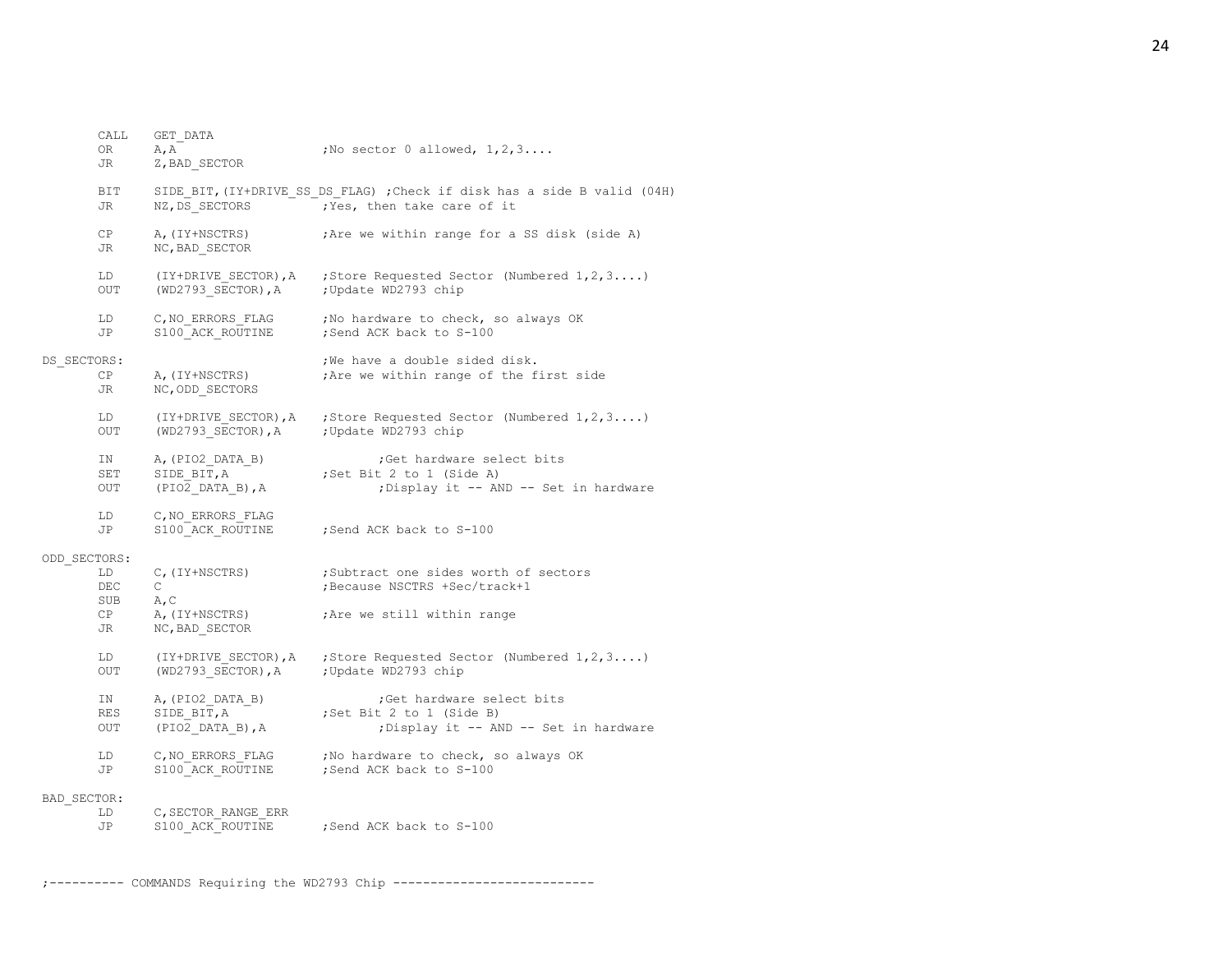```
        CALL    GET_DATA
        OR      A,A                     ;No sector 0 allowed, 1,2,3....
        JR      Z,BAD_SECTOR

        BIT     SIDE_BIT,(IY+DRIVE_SS_DS_FLAG) ;Check if disk has a side B valid (04H)
        JR      NZ,DS_SECTORS           ;Yes, then take care of it

        CP      A,(IY+NSCTRS)           ;Are we within range for a SS disk (side A)
        JR      NC,BAD_SECTOR

        LD      (IY+DRIVE_SECTOR),A     ;Store Requested Sector (Numbered 1,2,3....)
        OUT     (WD2793_SECTOR),A       ;Update WD2793 chip

        LD      C,NO_ERRORS_FLAG        ;No hardware to check, so always OK
        JP      S100_ACK_ROUTINE        ;Send ACK back to S-100

DS_SECTORS:                             ;We have a double sided disk.
        CP      A,(IY+NSCTRS)           ;Are we within range of the first side
        JR      NC,ODD_SECTORS

        LD      (IY+DRIVE_SECTOR),A     ;Store Requested Sector (Numbered 1,2,3....)
        OUT     (WD2793_SECTOR),A       ;Update WD2793 chip

        IN      A,(PIO2_DATA_B)                 ;Get hardware select bits
        SET     SIDE_BIT,A              ;Set Bit 2 to 1 (Side A)
        OUT     (PIO2_DATA_B),A                 ;Display it -- AND -- Set in hardware

        LD      C,NO_ERRORS_FLAG
        JP      S100_ACK_ROUTINE        ;Send ACK back to S-100

ODD_SECTORS:
        LD      C,(IY+NSCTRS)           ;Subtract one sides worth of sectors
        DEC     C                       ;Because NSCTRS +Sec/track+1
        SUB     A,C
        CP      A,(IY+NSCTRS)           ;Are we still within range
        JR      NC,BAD_SECTOR

        LD      (IY+DRIVE_SECTOR),A     ;Store Requested Sector (Numbered 1,2,3....)
        OUT     (WD2793_SECTOR),A       ;Update WD2793 chip

        IN      A,(PIO2_DATA_B)                 ;Get hardware select bits
        RES     SIDE_BIT,A              ;Set Bit 2 to 1 (Side B)
        OUT     (PIO2_DATA_B),A                 ;Display it -- AND -- Set in hardware

        LD      C,NO_ERRORS_FLAG        ;No hardware to check, so always OK
        JP      S100_ACK_ROUTINE        ;Send ACK back to S-100

BAD_SECTOR:
        LD      C,SECTOR_RANGE_ERR
        JP      S100_ACK_ROUTINE        ;Send ACK back to S-100


;---------- COMMANDS Requiring the WD2793 Chip ---------------------------
```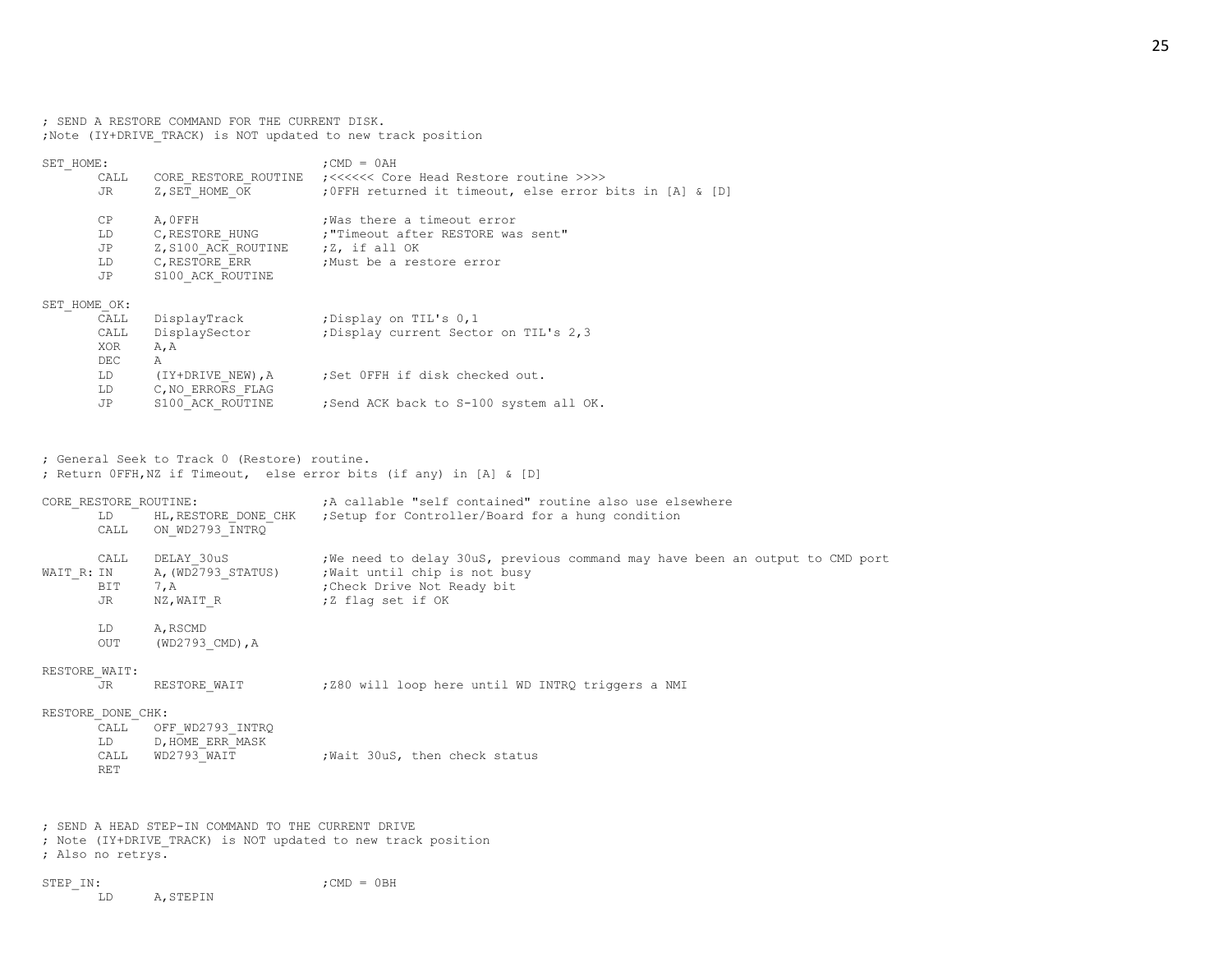```
; SEND A RESTORE COMMAND FOR THE CURRENT DISK.
;Note (IY+DRIVE_TRACK) is NOT updated to new track position

SET_HOME:                               ;CMD = 0AH
        CALL    CORE_RESTORE_ROUTINE   ;<<<<<< Core Head Restore routine >>>>
        JR      Z,SET_HOME_OK          ;0FFH returned it timeout, else error bits in [A] & [D]

        CP      A,0FFH                 ;Was there a timeout error
        LD      C,RESTORE_HUNG         ;"Timeout after RESTORE was sent"
        JP      Z,S100_ACK_ROUTINE     ;Z, if all OK
        LD      C,RESTORE_ERR          ;Must be a restore error
        JP      S100_ACK_ROUTINE

SET_HOME_OK:
        CALL    DisplayTrack           ;Display on TIL's 0,1
        CALL    DisplaySector          ;Display current Sector on TIL's 2,3
        XOR     A,A
        DEC     A
        LD      (IY+DRIVE_NEW),A       ;Set 0FFH if disk checked out.
        LD      C,NO_ERRORS_FLAG
        JP      S100_ACK_ROUTINE       ;Send ACK back to S-100 system all OK.



; General Seek to Track 0 (Restore) routine.
; Return 0FFH,NZ if Timeout,  else error bits (if any) in [A] & [D]

CORE_RESTORE_ROUTINE:                   ;A callable "self contained" routine also use elsewhere
        LD      HL,RESTORE_DONE_CHK    ;Setup for Controller/Board for a hung condition
        CALL    ON_WD2793_INTRQ

        CALL    DELAY_30uS             ;We need to delay 30uS, previous command may have been an output to CMD port
WAIT_R: IN      A,(WD2793_STATUS)      ;Wait until chip is not busy
        BIT     7,A                    ;Check Drive Not Ready bit
        JR      NZ,WAIT_R              ;Z flag set if OK

        LD      A,RSCMD
        OUT     (WD2793_CMD),A

RESTORE_WAIT:
        JR      RESTORE_WAIT           ;Z80 will loop here until WD INTRQ triggers a NMI

RESTORE_DONE_CHK:
        CALL    OFF_WD2793_INTRQ
        LD      D,HOME_ERR_MASK
        CALL    WD2793_WAIT            ;Wait 30uS, then check status
        RET



; SEND A HEAD STEP-IN COMMAND TO THE CURRENT DRIVE
; Note (IY+DRIVE_TRACK) is NOT updated to new track position
; Also no retrys.

STEP_IN:                                ;CMD = 0BH
        LD      A,STEPIN
```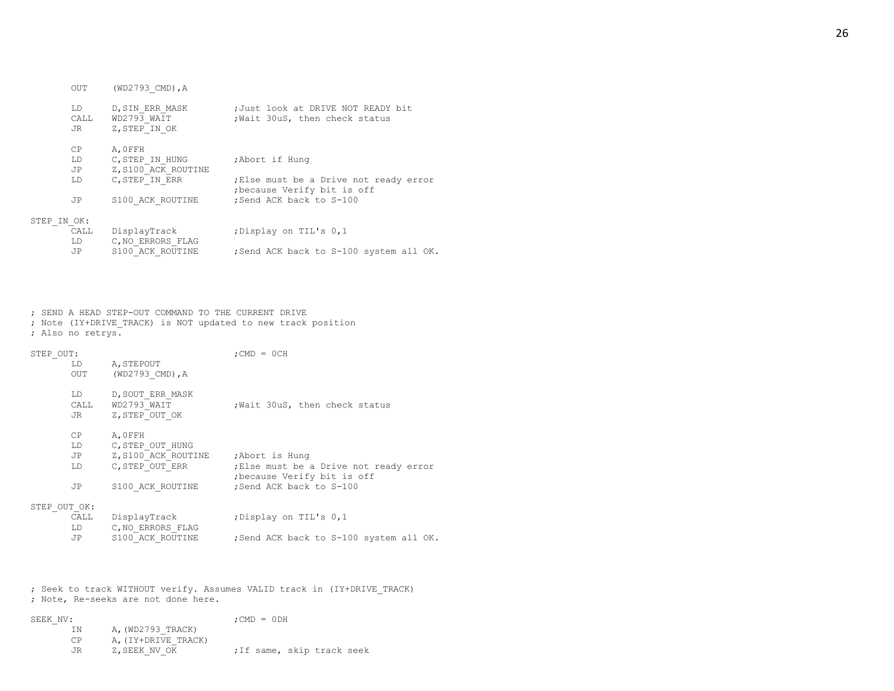```
        OUT     (WD2793_CMD),A

        LD      D,SIN_ERR_MASK          ;Just look at DRIVE NOT READY bit
        CALL    WD2793_WAIT             ;Wait 30uS, then check status
        JR      Z,STEP_IN_OK

        CP      A,0FFH
        LD      C,STEP_IN_HUNG          ;Abort if Hung
        JP      Z,S100_ACK_ROUTINE
        LD      C,STEP_IN_ERR           ;Else must be a Drive not ready error
                                        ;because Verify bit is off
        JP      S100_ACK_ROUTINE        ;Send ACK back to S-100

STEP_IN_OK:
        CALL    DisplayTrack            ;Display on TIL's 0,1
        LD      C,NO_ERRORS_FLAG
        JP      S100_ACK_ROUTINE        ;Send ACK back to S-100 system all OK.




; SEND A HEAD STEP-OUT COMMAND TO THE CURRENT DRIVE
; Note (IY+DRIVE_TRACK) is NOT updated to new track position
; Also no retrys.

STEP_OUT:                               ;CMD = 0CH
        LD      A,STEPOUT
        OUT     (WD2793_CMD),A

        LD      D,SOUT_ERR_MASK
        CALL    WD2793_WAIT             ;Wait 30uS, then check status
        JR      Z,STEP_OUT_OK

        CP      A,0FFH
        LD      C,STEP_OUT_HUNG
        JP      Z,S100_ACK_ROUTINE      ;Abort is Hung
        LD      C,STEP_OUT_ERR          ;Else must be a Drive not ready error
                                        ;because Verify bit is off
        JP      S100_ACK_ROUTINE        ;Send ACK back to S-100

STEP_OUT_OK:
        CALL    DisplayTrack            ;Display on TIL's 0,1
        LD      C,NO_ERRORS_FLAG
        JP      S100_ACK_ROUTINE        ;Send ACK back to S-100 system all OK.



; Seek to track WITHOUT verify. Assumes VALID track in (IY+DRIVE_TRACK)
; Note, Re-seeks are not done here.

SEEK_NV:                                ;CMD = 0DH
        IN      A,(WD2793_TRACK)
        CP      A,(IY+DRIVE_TRACK)
        JR      Z,SEEK_NV_OK            ;If same, skip track seek
```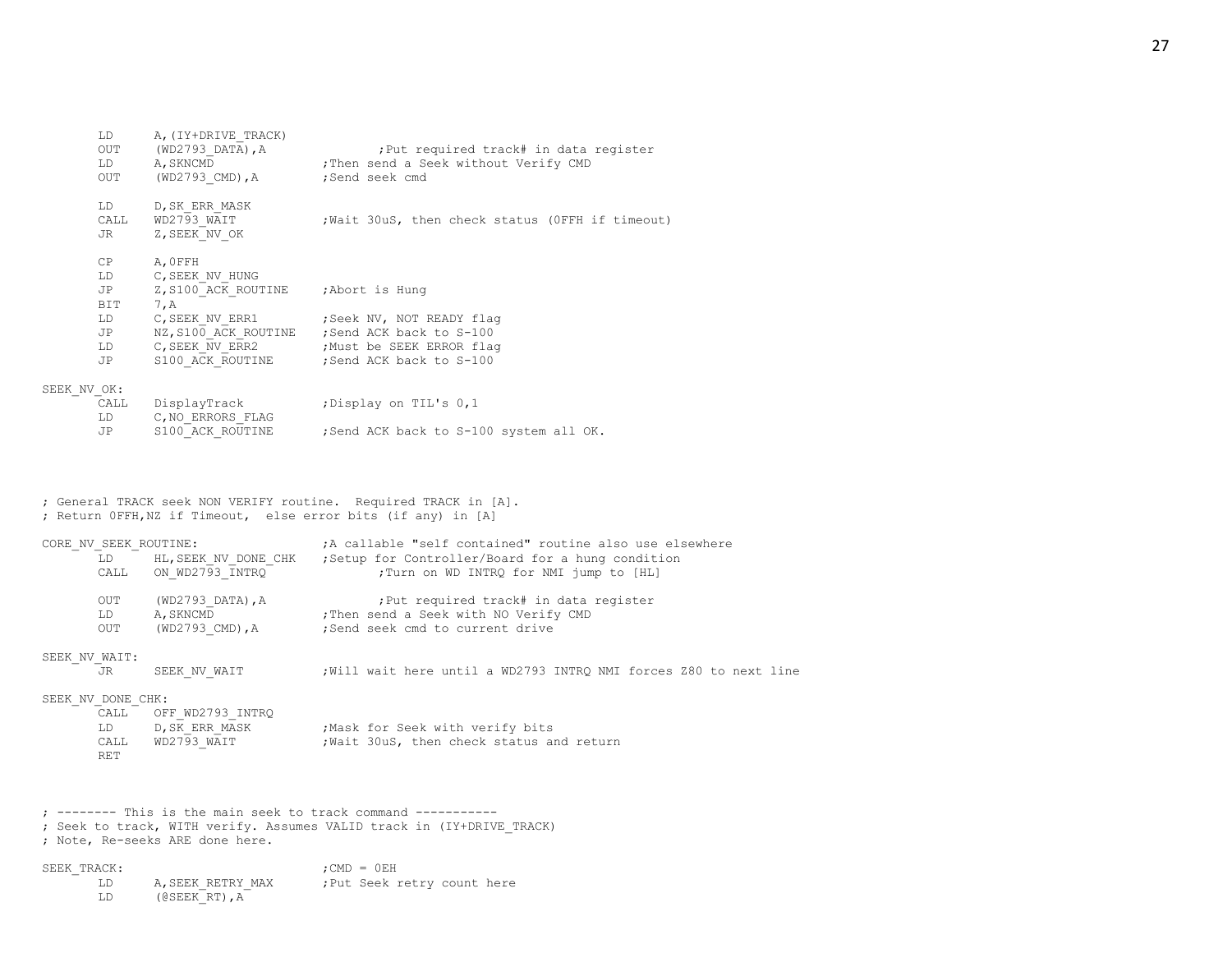```
        LD      A,(IY+DRIVE_TRACK)
        OUT     (WD2793_DATA),A                 ;Put required track# in data register
        LD      A,SKNCMD                ;Then send a Seek without Verify CMD
        OUT     (WD2793_CMD),A          ;Send seek cmd

        LD      D,SK_ERR_MASK
        CALL    WD2793_WAIT             ;Wait 30uS, then check status (0FFH if timeout)
        JR      Z,SEEK_NV_OK

        CP      A,0FFH
        LD      C,SEEK_NV_HUNG
        JP      Z,S100_ACK_ROUTINE      ;Abort is Hung
        BIT     7,A
        LD      C,SEEK_NV_ERR1          ;Seek NV, NOT READY flag
        JP      NZ,S100_ACK_ROUTINE     ;Send ACK back to S-100
        LD      C,SEEK_NV_ERR2          ;Must be SEEK ERROR flag
        JP      S100_ACK_ROUTINE        ;Send ACK back to S-100

SEEK_NV_OK:
        CALL    DisplayTrack            ;Display on TIL's 0,1
        LD      C,NO_ERRORS_FLAG
        JP      S100_ACK_ROUTINE        ;Send ACK back to S-100 system all OK.



; General TRACK seek NON VERIFY routine.  Required TRACK in [A].
; Return 0FFH,NZ if Timeout,  else error bits (if any) in [A]

CORE_NV_SEEK_ROUTINE:                   ;A callable "self contained" routine also use elsewhere
        LD      HL,SEEK_NV_DONE_CHK     ;Setup for Controller/Board for a hung condition
        CALL    ON_WD2793_INTRQ                 ;Turn on WD INTRQ for NMI jump to [HL]

        OUT     (WD2793_DATA),A                 ;Put required track# in data register
        LD      A,SKNCMD                ;Then send a Seek with NO Verify CMD
        OUT     (WD2793_CMD),A          ;Send seek cmd to current drive

SEEK_NV_WAIT:
        JR      SEEK_NV_WAIT            ;Will wait here until a WD2793 INTRQ NMI forces Z80 to next line

SEEK_NV_DONE_CHK:
        CALL    OFF_WD2793_INTRQ
        LD      D,SK_ERR_MASK           ;Mask for Seek with verify bits
        CALL    WD2793_WAIT             ;Wait 30uS, then check status and return
        RET



; -------- This is the main seek to track command -----------
; Seek to track, WITH verify. Assumes VALID track in (IY+DRIVE_TRACK)
; Note, Re-seeks ARE done here.

SEEK_TRACK:                             ;CMD = 0EH
        LD      A,SEEK_RETRY_MAX        ;Put Seek retry count here
        LD      (@SEEK_RT),A
```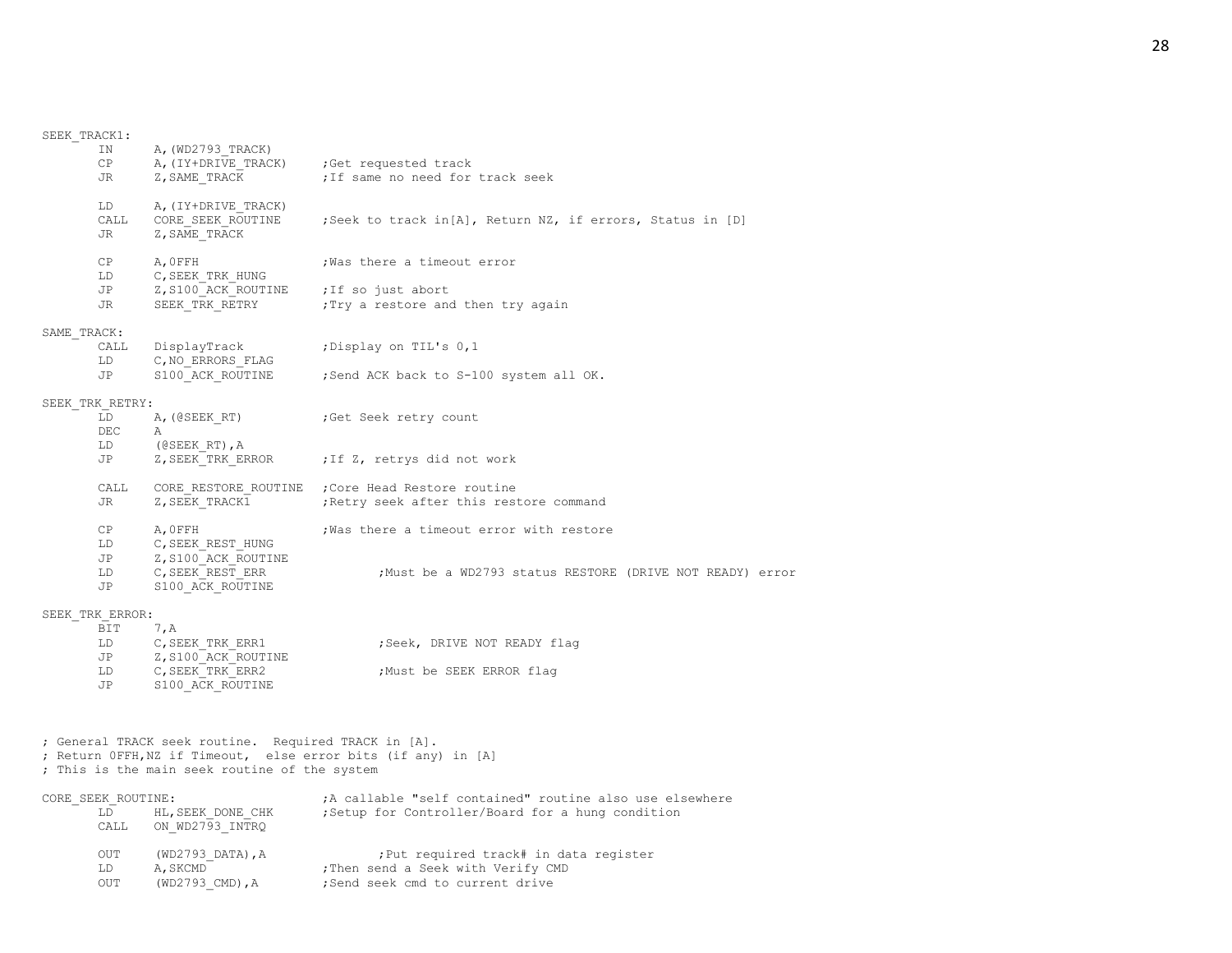```
SEEK_TRACK1:
        IN      A,(WD2793_TRACK)
        CP      A,(IY+DRIVE_TRACK)      ;Get requested track
        JR      Z,SAME_TRACK            ;If same no need for track seek

        LD      A,(IY+DRIVE_TRACK)
        CALL    CORE_SEEK_ROUTINE       ;Seek to track in[A], Return NZ, if errors, Status in [D]
        JR      Z,SAME_TRACK

        CP      A,0FFH                  ;Was there a timeout error
        LD      C,SEEK_TRK_HUNG
        JP      Z,S100_ACK_ROUTINE      ;If so just abort
        JR      SEEK_TRK_RETRY          ;Try a restore and then try again

SAME_TRACK:
        CALL    DisplayTrack            ;Display on TIL's 0,1
        LD      C,NO_ERRORS_FLAG
        JP      S100_ACK_ROUTINE        ;Send ACK back to S-100 system all OK.

SEEK_TRK_RETRY:
        LD      A,(@SEEK_RT)            ;Get Seek retry count
        DEC     A
        LD      (@SEEK_RT),A
        JP      Z,SEEK_TRK_ERROR        ;If Z, retrys did not work

        CALL    CORE_RESTORE_ROUTINE    ;Core Head Restore routine
        JR      Z,SEEK_TRACK1           ;Retry seek after this restore command

        CP      A,0FFH                  ;Was there a timeout error with restore
        LD      C,SEEK_REST_HUNG
        JP      Z,S100_ACK_ROUTINE
        LD      C,SEEK_REST_ERR                 ;Must be a WD2793 status RESTORE (DRIVE NOT READY) error
        JP      S100_ACK_ROUTINE

SEEK_TRK_ERROR:
        BIT     7,A
        LD      C,SEEK_TRK_ERR1                 ;Seek, DRIVE NOT READY flag
        JP      Z,S100_ACK_ROUTINE
        LD      C,SEEK_TRK_ERR2                 ;Must be SEEK ERROR flag
        JP      S100_ACK_ROUTINE



; General TRACK seek routine.  Required TRACK in [A].
; Return 0FFH,NZ if Timeout,  else error bits (if any) in [A]
; This is the main seek routine of the system

CORE_SEEK_ROUTINE:                      ;A callable "self contained" routine also use elsewhere
        LD      HL,SEEK_DONE_CHK        ;Setup for Controller/Board for a hung condition
        CALL    ON_WD2793_INTRQ

        OUT     (WD2793_DATA),A                 ;Put required track# in data register
        LD      A,SKCMD                 ;Then send a Seek with Verify CMD
        OUT     (WD2793_CMD),A          ;Send seek cmd to current drive
```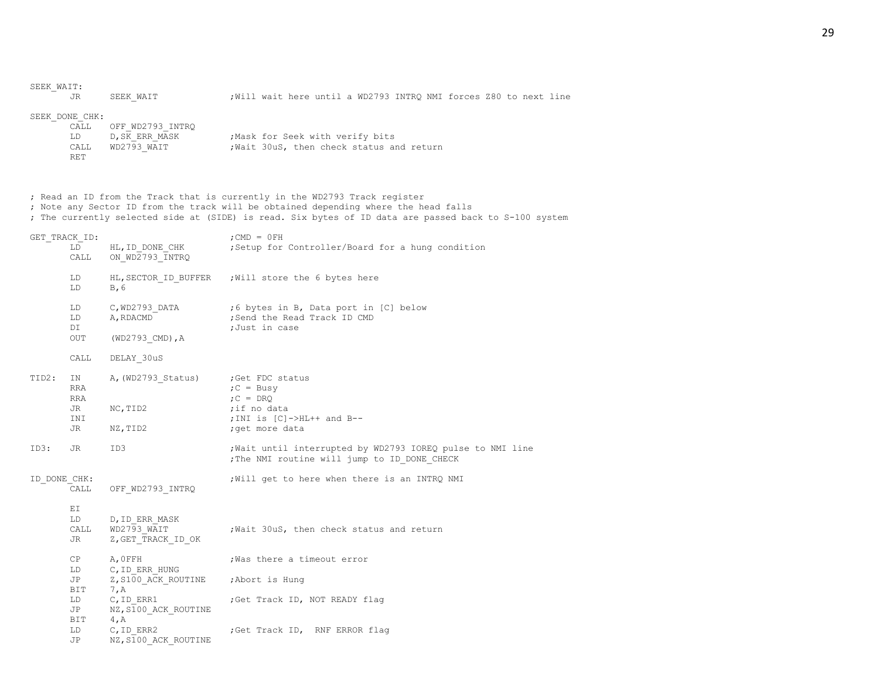```
SEEK_WAIT:
        JR      SEEK_WAIT               ;Will wait here until a WD2793 INTRQ NMI forces Z80 to next line

SEEK_DONE_CHK:
        CALL    OFF_WD2793_INTRQ
        LD      D,SK_ERR_MASK           ;Mask for Seek with verify bits
        CALL    WD2793_WAIT             ;Wait 30uS, then check status and return
        RET



; Read an ID from the Track that is currently in the WD2793 Track register
; Note any Sector ID from the track will be obtained depending where the head falls
; The currently selected side at (SIDE) is read. Six bytes of ID data are passed back to S-100 system

GET_TRACK_ID:                           ;CMD = 0FH
        LD      HL,ID_DONE_CHK          ;Setup for Controller/Board for a hung condition
        CALL    ON_WD2793_INTRQ

        LD      HL,SECTOR_ID_BUFFER     ;Will store the 6 bytes here
        LD      B,6

        LD      C,WD2793_DATA           ;6 bytes in B, Data port in [C] below
        LD      A,RDACMD                ;Send the Read Track ID CMD
        DI                              ;Just in case
        OUT     (WD2793_CMD),A

        CALL    DELAY_30uS

TID2:   IN      A,(WD2793_Status)       ;Get FDC status
        RRA                             ;C = Busy
        RRA                             ;C = DRQ
        JR      NC,TID2                 ;if no data
        INI                             ;INI is [C]->HL++ and B--
        JR      NZ,TID2                 ;get more data

ID3:    JR      ID3                     ;Wait until interrupted by WD2793 IOREQ pulse to NMI line
                                        ;The NMI routine will jump to ID_DONE_CHECK

ID_DONE_CHK:                            ;Will get to here when there is an INTRQ NMI
        CALL    OFF_WD2793_INTRQ

        EI
        LD      D,ID_ERR_MASK
        CALL    WD2793_WAIT             ;Wait 30uS, then check status and return
        JR      Z,GET_TRACK_ID_OK

        CP      A,0FFH                  ;Was there a timeout error
        LD      C,ID_ERR_HUNG
        JP      Z,S100_ACK_ROUTINE      ;Abort is Hung
        BIT     7,A
        LD      C,ID_ERR1               ;Get Track ID, NOT READY flag
        JP      NZ,S100_ACK_ROUTINE
        BIT     4,A
        LD      C,ID_ERR2               ;Get Track ID,  RNF ERROR flag
        JP      NZ,S100_ACK_ROUTINE
```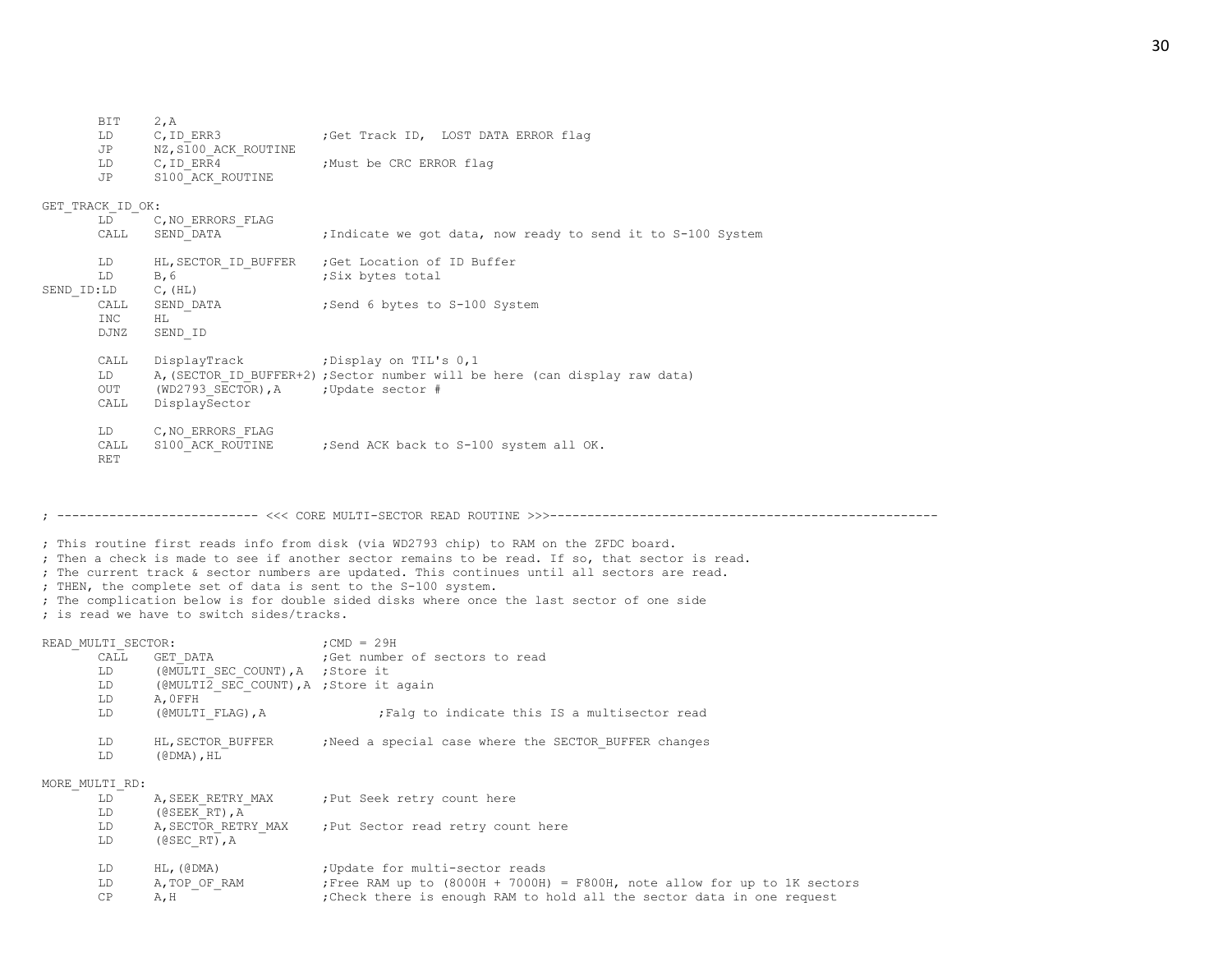```
        BIT     2,A
        LD      C,ID_ERR3             ;Get Track ID,  LOST DATA ERROR flag
        JP      NZ,S100_ACK_ROUTINE
        LD      C,ID_ERR4             ;Must be CRC ERROR flag
        JP      S100_ACK_ROUTINE

GET_TRACK_ID_OK:
        LD      C,NO_ERRORS_FLAG
        CALL    SEND_DATA             ;Indicate we got data, now ready to send it to S-100 System

        LD      HL,SECTOR_ID_BUFFER   ;Get Location of ID Buffer
        LD      B,6                   ;Six bytes total
SEND_ID:LD      C,(HL)
        CALL    SEND_DATA             ;Send 6 bytes to S-100 System
        INC     HL
        DJNZ    SEND_ID

        CALL    DisplayTrack          ;Display on TIL's 0,1
        LD      A,(SECTOR_ID_BUFFER+2) ;Sector number will be here (can display raw data)
        OUT     (WD2793_SECTOR),A     ;Update sector #
        CALL    DisplaySector

        LD      C,NO_ERRORS_FLAG
        CALL    S100_ACK_ROUTINE      ;Send ACK back to S-100 system all OK.
        RET



; --------------------------- <<< CORE MULTI-SECTOR READ ROUTINE >>>----------------------------------------------------

; This routine first reads info from disk (via WD2793 chip) to RAM on the ZFDC board.
; Then a check is made to see if another sector remains to be read. If so, that sector is read.
; The current track & sector numbers are updated. This continues until all sectors are read.
; THEN, the complete set of data is sent to the S-100 system.
; The complication below is for double sided disks where once the last sector of one side
; is read we have to switch sides/tracks.

READ_MULTI_SECTOR:                    ;CMD = 29H
        CALL    GET_DATA              ;Get number of sectors to read
        LD      (@MULTI_SEC_COUNT),A  ;Store it
        LD      (@MULTI2_SEC_COUNT),A ;Store it again
        LD      A,0FFH
        LD      (@MULTI_FLAG),A               ;Falg to indicate this IS a multisector read

        LD      HL,SECTOR_BUFFER      ;Need a special case where the SECTOR_BUFFER changes
        LD      (@DMA),HL

MORE_MULTI_RD:
        LD      A,SEEK_RETRY_MAX      ;Put Seek retry count here
        LD      (@SEEK_RT),A
        LD      A,SECTOR_RETRY_MAX    ;Put Sector read retry count here
        LD      (@SEC_RT),A

        LD      HL,(@DMA)             ;Update for multi-sector reads
        LD      A,TOP_OF_RAM          ;Free RAM up to (8000H + 7000H) = F800H, note allow for up to 1K sectors
        CP      A,H                   ;Check there is enough RAM to hold all the sector data in one request
```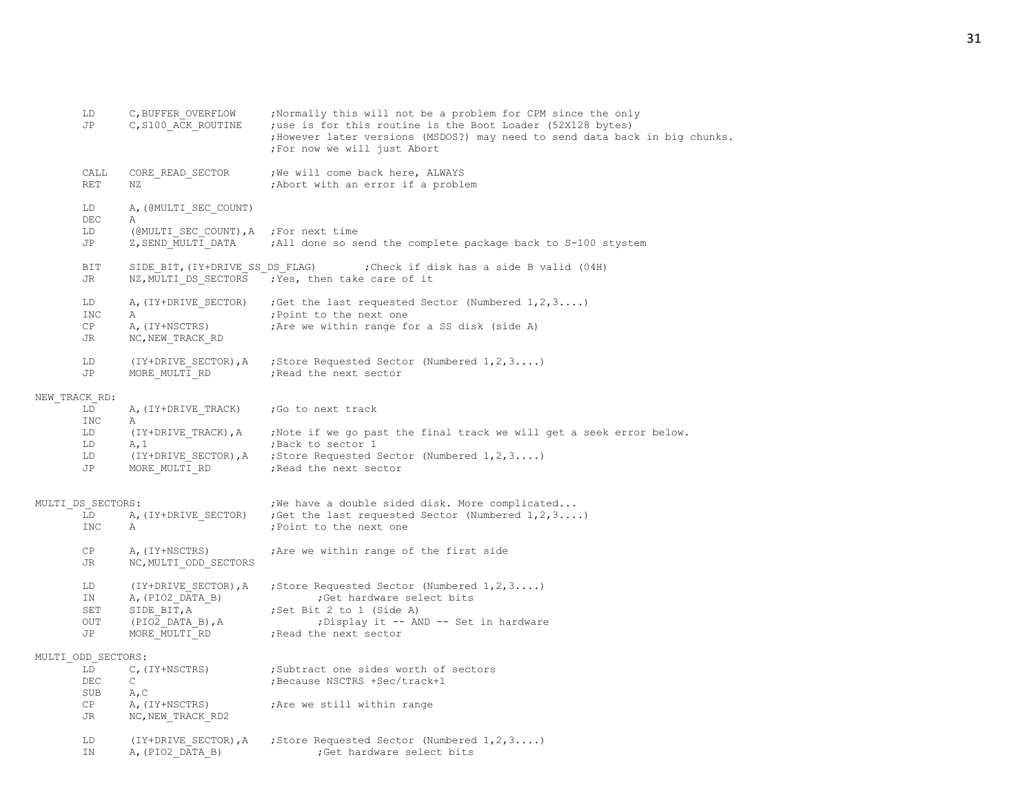```
        LD      C,BUFFER_OVERFLOW      ;Normally this will not be a problem for CPM since the only
        JP      C,S100_ACK_ROUTINE     ;use is for this routine is the Boot Loader (52X128 bytes)
                                       ;However later versions (MSDOS?) may need to send data back in big chunks.
                                       ;For now we will just Abort

        CALL    CORE_READ_SECTOR       ;We will come back here, ALWAYS
        RET     NZ                     ;Abort with an error if a problem

        LD      A,(@MULTI_SEC_COUNT)
        DEC     A
        LD      (@MULTI_SEC_COUNT),A   ;For next time
        JP      Z,SEND_MULTI_DATA      ;All done so send the complete package back to S-100 stystem

        BIT     SIDE_BIT,(IY+DRIVE_SS_DS_FLAG)        ;Check if disk has a side B valid (04H)
        JR      NZ,MULTI_DS_SECTORS    ;Yes, then take care of it

        LD      A,(IY+DRIVE_SECTOR)    ;Get the last requested Sector (Numbered 1,2,3....)
        INC     A                      ;Point to the next one
        CP      A,(IY+NSCTRS)          ;Are we within range for a SS disk (side A)
        JR      NC,NEW_TRACK_RD

        LD      (IY+DRIVE_SECTOR),A    ;Store Requested Sector (Numbered 1,2,3....)
        JP      MORE_MULTI_RD          ;Read the next sector

NEW_TRACK_RD:
        LD      A,(IY+DRIVE_TRACK)     ;Go to next track
        INC     A
        LD      (IY+DRIVE_TRACK),A     ;Note if we go past the final track we will get a seek error below.
        LD      A,1                    ;Back to sector 1
        LD      (IY+DRIVE_SECTOR),A    ;Store Requested Sector (Numbered 1,2,3....)
        JP      MORE_MULTI_RD          ;Read the next sector


MULTI_DS_SECTORS:                      ;We have a double sided disk. More complicated...
        LD      A,(IY+DRIVE_SECTOR)    ;Get the last requested Sector (Numbered 1,2,3....)
        INC     A                      ;Point to the next one

        CP      A,(IY+NSCTRS)          ;Are we within range of the first side
        JR      NC,MULTI_ODD_SECTORS

        LD      (IY+DRIVE_SECTOR),A    ;Store Requested Sector (Numbered 1,2,3....)
        IN      A,(PIO2_DATA_B)                 ;Get hardware select bits
        SET     SIDE_BIT,A             ;Set Bit 2 to 1 (Side A)
        OUT     (PIO2_DATA_B),A                 ;Display it -- AND -- Set in hardware
        JP      MORE_MULTI_RD          ;Read the next sector

MULTI_ODD_SECTORS:
        LD      C,(IY+NSCTRS)          ;Subtract one sides worth of sectors
        DEC     C                      ;Because NSCTRS +Sec/track+1
        SUB     A,C
        CP      A,(IY+NSCTRS)          ;Are we still within range
        JR      NC,NEW_TRACK_RD2

        LD      (IY+DRIVE_SECTOR),A    ;Store Requested Sector (Numbered 1,2,3....)
        IN      A,(PIO2_DATA_B)                 ;Get hardware select bits
```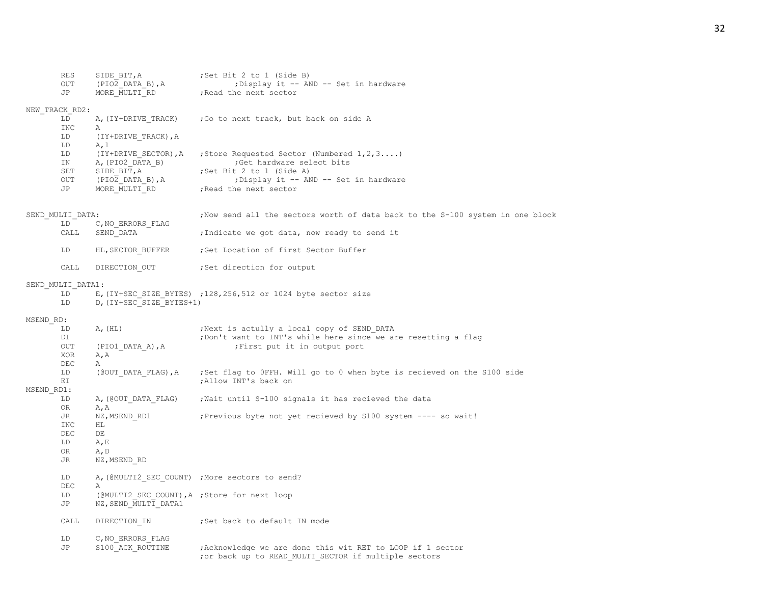```
        RES     SIDE_BIT,A              ;Set Bit 2 to 1 (Side B)
        OUT     (PIO2_DATA_B),A                 ;Display it -- AND -- Set in hardware
        JP      MORE_MULTI_RD           ;Read the next sector

NEW_TRACK_RD2:
        LD      A,(IY+DRIVE_TRACK)      ;Go to next track, but back on side A
        INC     A
        LD      (IY+DRIVE_TRACK),A
        LD      A,1
        LD      (IY+DRIVE_SECTOR),A     ;Store Requested Sector (Numbered 1,2,3....)
        IN      A,(PIO2_DATA_B)                 ;Get hardware select bits
        SET     SIDE_BIT,A              ;Set Bit 2 to 1 (Side A)
        OUT     (PIO2_DATA_B),A                 ;Display it -- AND -- Set in hardware
        JP      MORE_MULTI_RD           ;Read the next sector


SEND_MULTI_DATA:                        ;Now send all the sectors worth of data back to the S-100 system in one block
        LD      C,NO_ERRORS_FLAG
        CALL    SEND_DATA               ;Indicate we got data, now ready to send it

        LD      HL,SECTOR_BUFFER        ;Get Location of first Sector Buffer

        CALL    DIRECTION_OUT           ;Set direction for output

SEND_MULTI_DATA1:
        LD      E,(IY+SEC_SIZE_BYTES)   ;128,256,512 or 1024 byte sector size
        LD      D,(IY+SEC_SIZE_BYTES+1)

MSEND_RD:
        LD      A,(HL)                  ;Next is actully a local copy of SEND_DATA
        DI                              ;Don't want to INT's while here since we are resetting a flag
        OUT     (PIO1_DATA_A),A                 ;First put it in output port
        XOR     A,A
        DEC     A
        LD      (@OUT_DATA_FLAG),A      ;Set flag to 0FFH. Will go to 0 when byte is recieved on the S100 side
        EI                              ;Allow INT's back on
MSEND_RD1:
        LD      A,(@OUT_DATA_FLAG)      ;Wait until S-100 signals it has recieved the data
        OR      A,A
        JR      NZ,MSEND_RD1            ;Previous byte not yet recieved by S100 system ---- so wait!
        INC     HL
        DEC     DE
        LD      A,E
        OR      A,D
        JR      NZ,MSEND_RD

        LD      A,(@MULTI2_SEC_COUNT)   ;More sectors to send?
        DEC     A
        LD      (@MULTI2_SEC_COUNT),A   ;Store for next loop
        JP      NZ,SEND_MULTI_DATA1

        CALL    DIRECTION_IN            ;Set back to default IN mode

        LD      C,NO_ERRORS_FLAG
        JP      S100_ACK_ROUTINE        ;Acknowledge we are done this wit RET to LOOP if 1 sector
                                        ;or back up to READ_MULTI_SECTOR if multiple sectors
```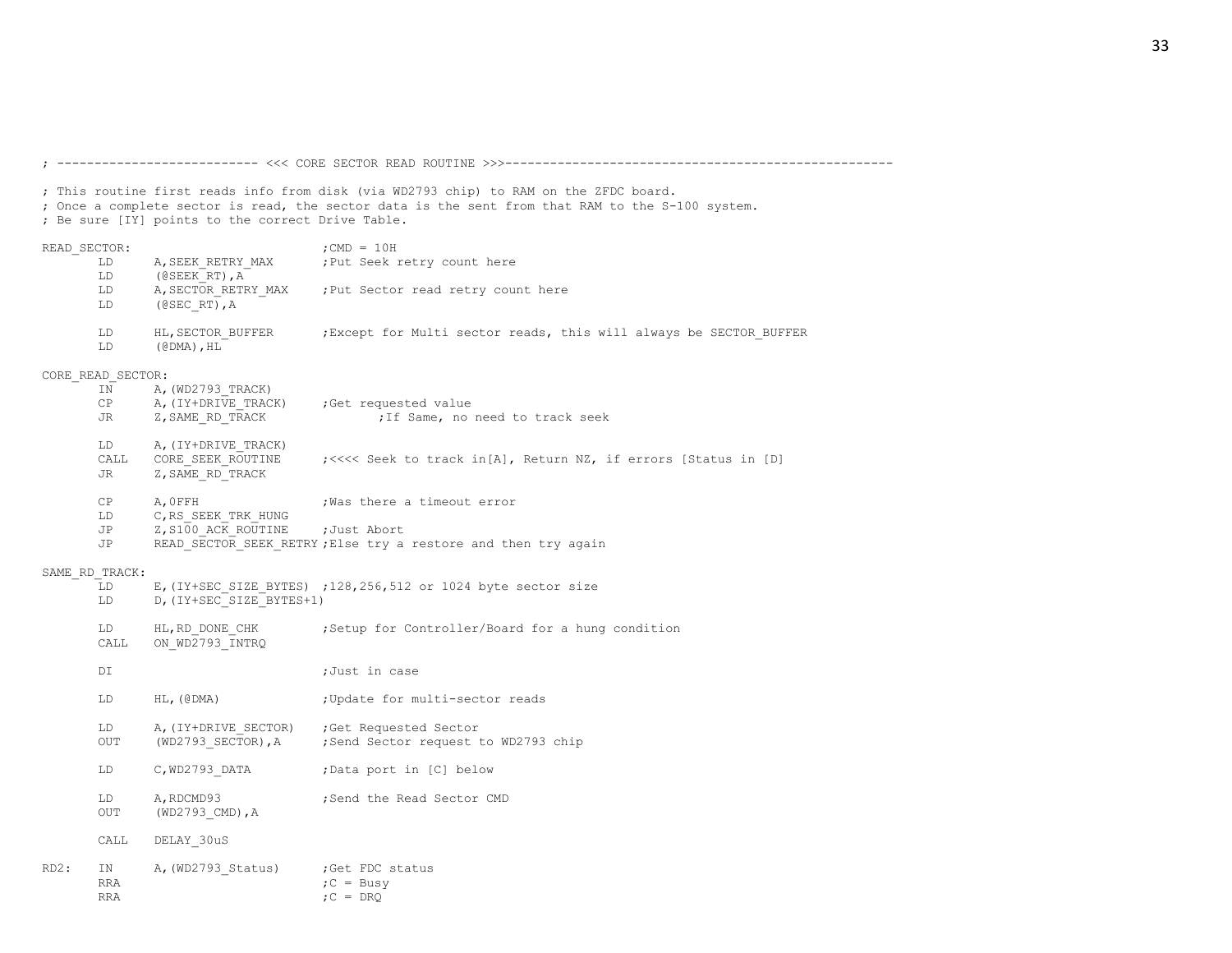```
; --------------------------- <<< CORE SECTOR READ ROUTINE >>>----------------------------------------------------

; This routine first reads info from disk (via WD2793 chip) to RAM on the ZFDC board.
; Once a complete sector is read, the sector data is the sent from that RAM to the S-100 system.
; Be sure [IY] points to the correct Drive Table.

READ_SECTOR:                            ;CMD = 10H
        LD      A,SEEK_RETRY_MAX        ;Put Seek retry count here
        LD      (@SEEK_RT),A
        LD      A,SECTOR_RETRY_MAX      ;Put Sector read retry count here
        LD      (@SEC_RT),A

        LD      HL,SECTOR_BUFFER        ;Except for Multi sector reads, this will always be SECTOR_BUFFER
        LD      (@DMA),HL

CORE_READ_SECTOR:
        IN      A,(WD2793_TRACK)
        CP      A,(IY+DRIVE_TRACK)      ;Get requested value
        JR      Z,SAME_RD_TRACK                 ;If Same, no need to track seek

        LD      A,(IY+DRIVE_TRACK)
        CALL    CORE_SEEK_ROUTINE       ;<<<< Seek to track in[A], Return NZ, if errors [Status in [D]
        JR      Z,SAME_RD_TRACK

        CP      A,0FFH                  ;Was there a timeout error
        LD      C,RS_SEEK_TRK_HUNG
        JP      Z,S100_ACK_ROUTINE      ;Just Abort
        JP      READ_SECTOR_SEEK_RETRY ;Else try a restore and then try again

SAME_RD_TRACK:
        LD      E,(IY+SEC_SIZE_BYTES)  ;128,256,512 or 1024 byte sector size
        LD      D,(IY+SEC_SIZE_BYTES+1)

        LD      HL,RD_DONE_CHK          ;Setup for Controller/Board for a hung condition
        CALL    ON_WD2793_INTRQ

        DI                              ;Just in case

        LD      HL,(@DMA)               ;Update for multi-sector reads

        LD      A,(IY+DRIVE_SECTOR)     ;Get Requested Sector
        OUT     (WD2793_SECTOR),A       ;Send Sector request to WD2793 chip

        LD      C,WD2793_DATA           ;Data port in [C] below

        LD      A,RDCMD93               ;Send the Read Sector CMD
        OUT     (WD2793_CMD),A

        CALL    DELAY_30uS

RD2:    IN      A,(WD2793_Status)       ;Get FDC status
        RRA                             ;C = Busy
        RRA                             ;C = DRQ
```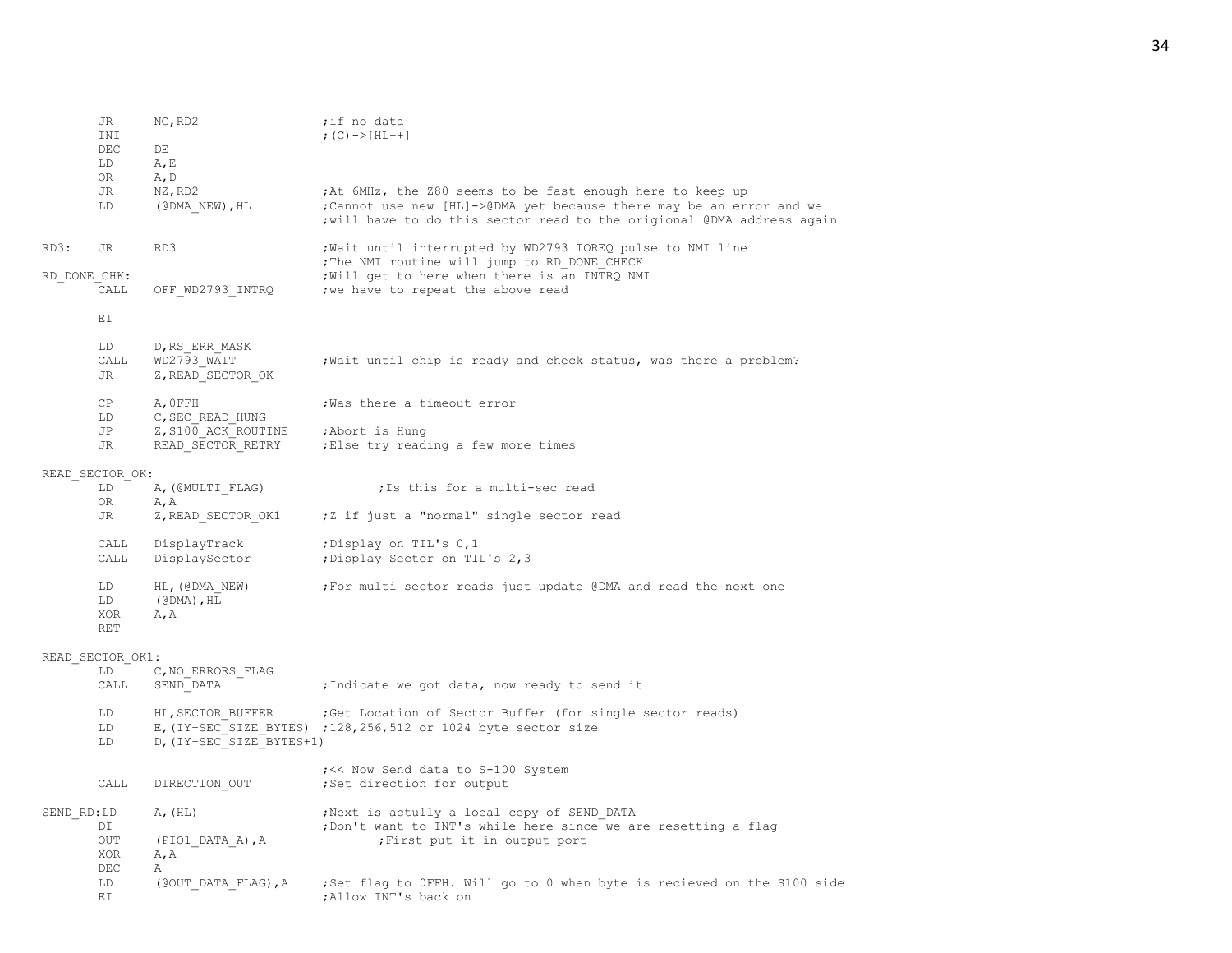```
        JR      NC,RD2                  ;if no data
        INI                             ;(C)->[HL++]
        DEC     DE
        LD      A,E
        OR      A,D
        JR      NZ,RD2                  ;At 6MHz, the Z80 seems to be fast enough here to keep up
        LD      (@DMA_NEW),HL           ;Cannot use new [HL]->@DMA yet because there may be an error and we
                                        ;will have to do this sector read to the origional @DMA address again

RD3:    JR      RD3                     ;Wait until interrupted by WD2793 IOREQ pulse to NMI line
                                        ;The NMI routine will jump to RD_DONE_CHECK
RD_DONE_CHK:                            ;Will get to here when there is an INTRQ NMI
        CALL    OFF_WD2793_INTRQ        ;we have to repeat the above read

        EI

        LD      D,RS_ERR_MASK
        CALL    WD2793_WAIT             ;Wait until chip is ready and check status, was there a problem?
        JR      Z,READ_SECTOR_OK

        CP      A,0FFH                  ;Was there a timeout error
        LD      C,SEC_READ_HUNG
        JP      Z,S100_ACK_ROUTINE      ;Abort is Hung
        JR      READ_SECTOR_RETRY       ;Else try reading a few more times

READ_SECTOR_OK:
        LD      A,(@MULTI_FLAG)                 ;Is this for a multi-sec read
        OR      A,A
        JR      Z,READ_SECTOR_OK1       ;Z if just a "normal" single sector read

        CALL    DisplayTrack            ;Display on TIL's 0,1
        CALL    DisplaySector           ;Display Sector on TIL's 2,3

        LD      HL,(@DMA_NEW)           ;For multi sector reads just update @DMA and read the next one
        LD      (@DMA),HL
        XOR     A,A
        RET

READ_SECTOR_OK1:
        LD      C,NO_ERRORS_FLAG
        CALL    SEND_DATA               ;Indicate we got data, now ready to send it

        LD      HL,SECTOR_BUFFER        ;Get Location of Sector Buffer (for single sector reads)
        LD      E,(IY+SEC_SIZE_BYTES)   ;128,256,512 or 1024 byte sector size
        LD      D,(IY+SEC_SIZE_BYTES+1)

                                        ;<< Now Send data to S-100 System
        CALL    DIRECTION_OUT           ;Set direction for output

SEND_RD:LD      A,(HL)                  ;Next is actully a local copy of SEND_DATA
        DI                              ;Don't want to INT's while here since we are resetting a flag
        OUT     (PIO1_DATA_A),A                 ;First put it in output port
        XOR     A,A
        DEC     A
        LD      (@OUT_DATA_FLAG),A      ;Set flag to 0FFH. Will go to 0 when byte is recieved on the S100 side
        EI                              ;Allow INT's back on
```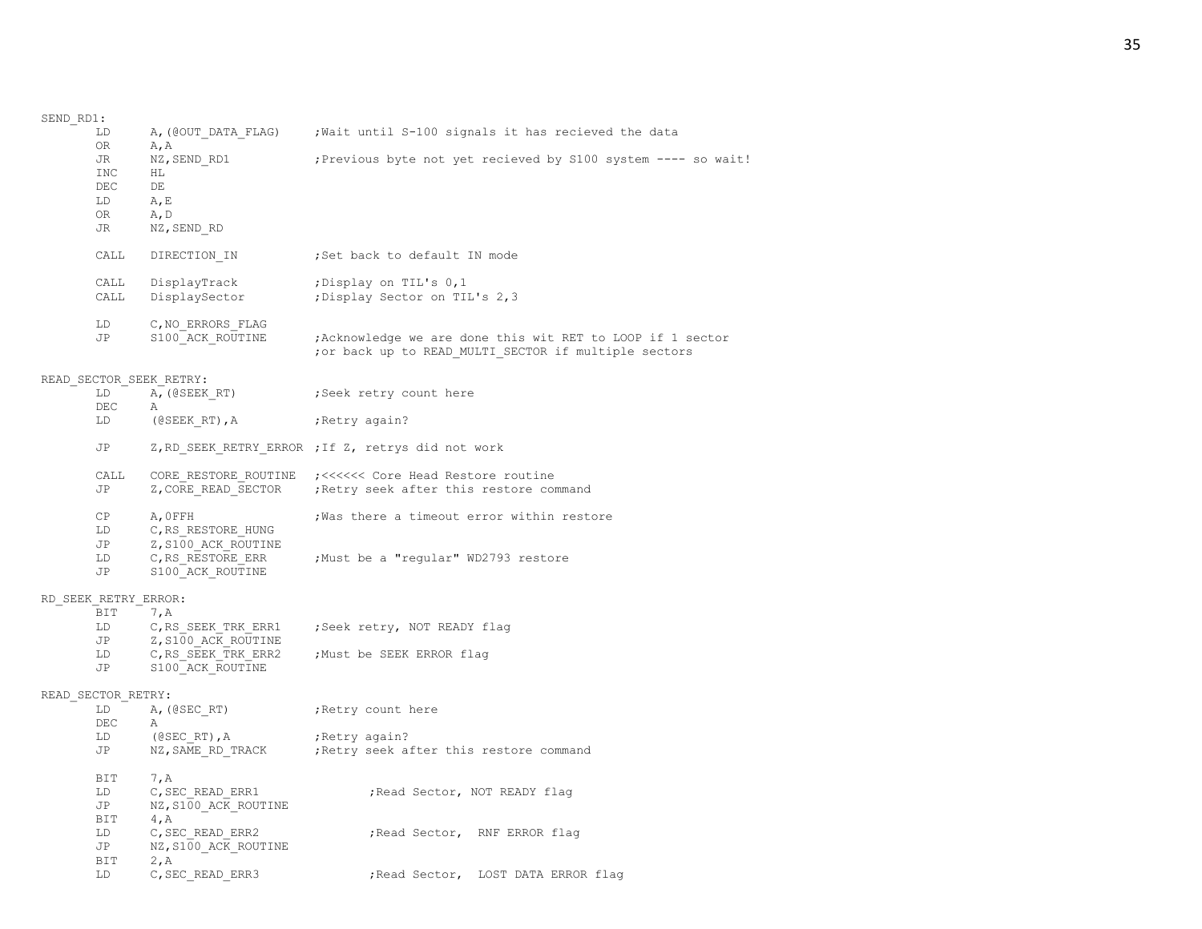```
SEND_RD1:
        LD      A,(@OUT_DATA_FLAG)      ;Wait until S-100 signals it has recieved the data
        OR      A,A
        JR      NZ,SEND_RD1             ;Previous byte not yet recieved by S100 system ---- so wait!
        INC     HL
        DEC     DE
        LD      A,E
        OR      A,D
        JR      NZ,SEND_RD

        CALL    DIRECTION_IN            ;Set back to default IN mode

        CALL    DisplayTrack            ;Display on TIL's 0,1
        CALL    DisplaySector           ;Display Sector on TIL's 2,3

        LD      C,NO_ERRORS_FLAG
        JP      S100_ACK_ROUTINE        ;Acknowledge we are done this wit RET to LOOP if 1 sector
                                        ;or back up to READ_MULTI_SECTOR if multiple sectors

READ_SECTOR_SEEK_RETRY:
        LD      A,(@SEEK_RT)            ;Seek retry count here
        DEC     A
        LD      (@SEEK_RT),A            ;Retry again?

        JP      Z,RD_SEEK_RETRY_ERROR   ;If Z, retrys did not work

        CALL    CORE_RESTORE_ROUTINE    ;<<<<<< Core Head Restore routine
        JP      Z,CORE_READ_SECTOR      ;Retry seek after this restore command

        CP      A,0FFH                  ;Was there a timeout error within restore
        LD      C,RS_RESTORE_HUNG
        JP      Z,S100_ACK_ROUTINE
        LD      C,RS_RESTORE_ERR        ;Must be a "regular" WD2793 restore
        JP      S100_ACK_ROUTINE

RD_SEEK_RETRY_ERROR:
        BIT     7,A
        LD      C,RS_SEEK_TRK_ERR1      ;Seek retry, NOT READY flag
        JP      Z,S100_ACK_ROUTINE
        LD      C,RS_SEEK_TRK_ERR2      ;Must be SEEK ERROR flag
        JP      S100_ACK_ROUTINE

READ_SECTOR_RETRY:
        LD      A,(@SEC_RT)             ;Retry count here
        DEC     A
        LD      (@SEC_RT),A             ;Retry again?
        JP      NZ,SAME_RD_TRACK        ;Retry seek after this restore command

        BIT     7,A
        LD      C,SEC_READ_ERR1                 ;Read Sector, NOT READY flag
        JP      NZ,S100_ACK_ROUTINE
        BIT     4,A
        LD      C,SEC_READ_ERR2                 ;Read Sector,  RNF ERROR flag
        JP      NZ,S100_ACK_ROUTINE
        BIT     2,A
        LD      C,SEC_READ_ERR3                 ;Read Sector,  LOST DATA ERROR flag
```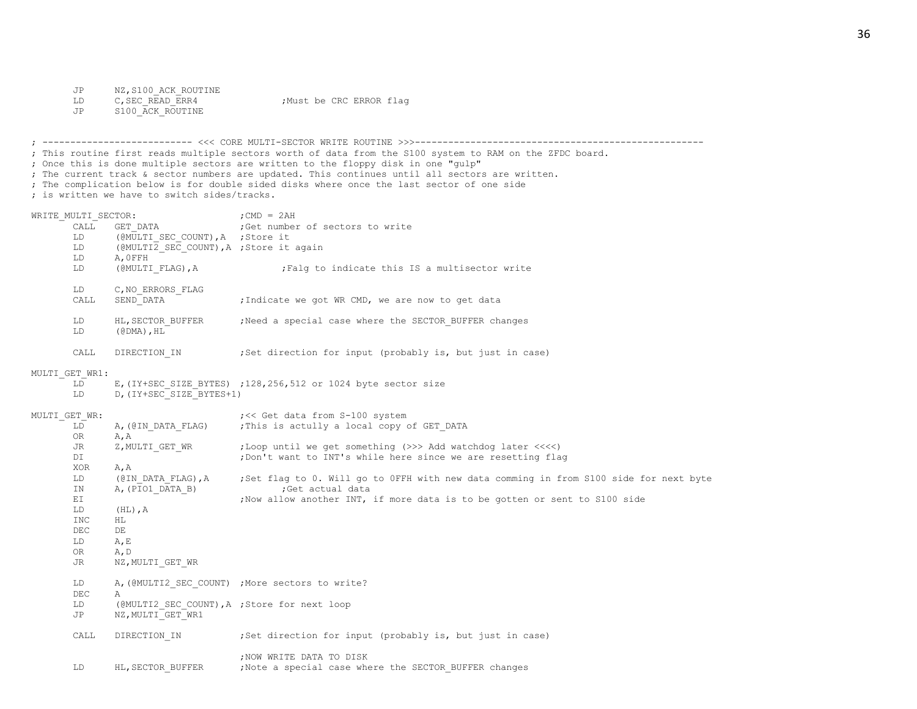```
        JP      NZ,S100_ACK_ROUTINE
        LD      C,SEC_READ_ERR4                 ;Must be CRC ERROR flag
        JP      S100_ACK_ROUTINE


; --------------------------- <<< CORE MULTI-SECTOR WRITE ROUTINE >>>----------------------------------------------------
; This routine first reads multiple sectors worth of data from the S100 system to RAM on the ZFDC board.
; Once this is done multiple sectors are written to the floppy disk in one "gulp"
; The current track & sector numbers are updated. This continues until all sectors are written.
; The complication below is for double sided disks where once the last sector of one side
; is written we have to switch sides/tracks.

WRITE_MULTI_SECTOR:                     ;CMD = 2AH
        CALL    GET_DATA                ;Get number of sectors to write
        LD      (@MULTI_SEC_COUNT),A    ;Store it
        LD      (@MULTI2_SEC_COUNT),A   ;Store it again
        LD      A,0FFH
        LD      (@MULTI_FLAG),A                 ;Falg to indicate this IS a multisector write

        LD      C,NO_ERRORS_FLAG
        CALL    SEND_DATA               ;Indicate we got WR CMD, we are now to get data

        LD      HL,SECTOR_BUFFER        ;Need a special case where the SECTOR_BUFFER changes
        LD      (@DMA),HL

        CALL    DIRECTION_IN            ;Set direction for input (probably is, but just in case)

MULTI_GET_WR1:
        LD      E,(IY+SEC_SIZE_BYTES)   ;128,256,512 or 1024 byte sector size
        LD      D,(IY+SEC_SIZE_BYTES+1)

MULTI_GET_WR:                           ;<< Get data from S-100 system
        LD      A,(@IN_DATA_FLAG)       ;This is actully a local copy of GET_DATA
        OR      A,A
        JR      Z,MULTI_GET_WR          ;Loop until we get something (>>> Add watchdog later <<<<)
        DI                              ;Don't want to INT's while here since we are resetting flag
        XOR     A,A
        LD      (@IN_DATA_FLAG),A       ;Set flag to 0. Will go to 0FFH with new data comming in from S100 side for next byte
        IN      A,(PIO1_DATA_B)                 ;Get actual data
        EI                              ;Now allow another INT, if more data is to be gotten or sent to S100 side
        LD      (HL),A
        INC     HL
        DEC     DE
        LD      A,E
        OR      A,D
        JR      NZ,MULTI_GET_WR

        LD      A,(@MULTI2_SEC_COUNT)   ;More sectors to write?
        DEC     A
        LD      (@MULTI2_SEC_COUNT),A   ;Store for next loop
        JP      NZ,MULTI_GET_WR1

        CALL    DIRECTION_IN            ;Set direction for input (probably is, but just in case)

                                        ;NOW WRITE DATA TO DISK
        LD      HL,SECTOR_BUFFER        ;Note a special case where the SECTOR_BUFFER changes
```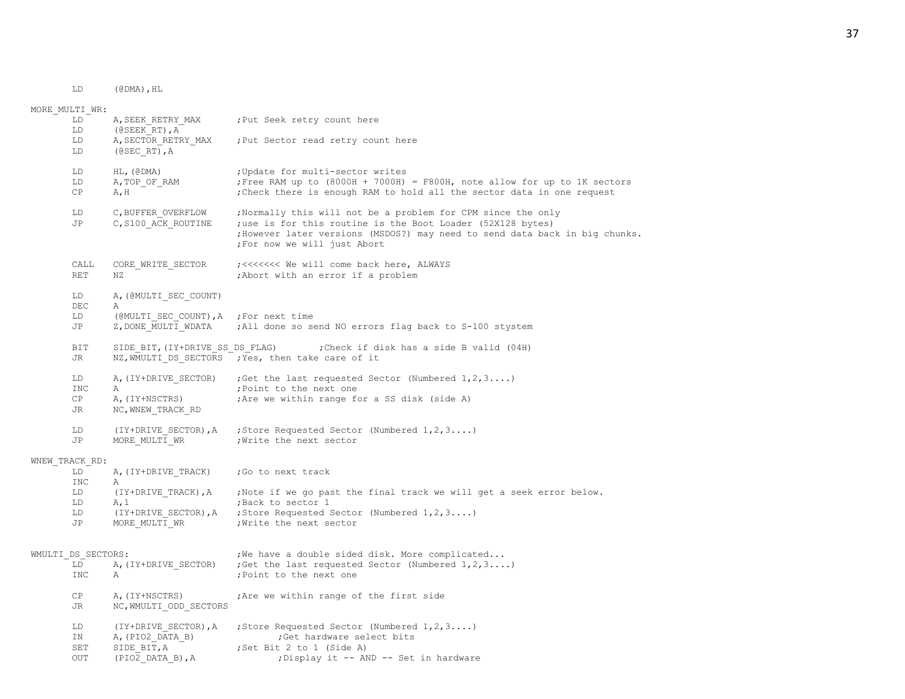```
        LD      (@DMA),HL

MORE_MULTI_WR:
        LD      A,SEEK_RETRY_MAX        ;Put Seek retry count here
        LD      (@SEEK_RT),A
        LD      A,SECTOR_RETRY_MAX      ;Put Sector read retry count here
        LD      (@SEC_RT),A

        LD      HL,(@DMA)               ;Update for multi-sector writes
        LD      A,TOP_OF_RAM            ;Free RAM up to (8000H + 7000H) = F800H, note allow for up to 1K sectors
        CP      A,H                     ;Check there is enough RAM to hold all the sector data in one request

        LD      C,BUFFER_OVERFLOW       ;Normally this will not be a problem for CPM since the only
        JP      C,S100_ACK_ROUTINE      ;use is for this routine is the Boot Loader (52X128 bytes)
                                        ;However later versions (MSDOS?) may need to send data back in big chunks.
                                        ;For now we will just Abort

        CALL    CORE_WRITE_SECTOR       ;<<<<<<< We will come back here, ALWAYS
        RET     NZ                      ;Abort with an error if a problem

        LD      A,(@MULTI_SEC_COUNT)
        DEC     A
        LD      (@MULTI_SEC_COUNT),A    ;For next time
        JP      Z,DONE_MULTI_WDATA      ;All done so send NO errors flag back to S-100 stystem

        BIT     SIDE_BIT,(IY+DRIVE_SS_DS_FLAG)          ;Check if disk has a side B valid (04H)
        JR      NZ,WMULTI_DS_SECTORS    ;Yes, then take care of it

        LD      A,(IY+DRIVE_SECTOR)     ;Get the last requested Sector (Numbered 1,2,3....)
        INC     A                       ;Point to the next one
        CP      A,(IY+NSCTRS)           ;Are we within range for a SS disk (side A)
        JR      NC,WNEW_TRACK_RD

        LD      (IY+DRIVE_SECTOR),A     ;Store Requested Sector (Numbered 1,2,3....)
        JP      MORE_MULTI_WR           ;Write the next sector

WNEW_TRACK_RD:
        LD      A,(IY+DRIVE_TRACK)      ;Go to next track
        INC     A
        LD      (IY+DRIVE_TRACK),A      ;Note if we go past the final track we will get a seek error below.
        LD      A,1                     ;Back to sector 1
        LD      (IY+DRIVE_SECTOR),A     ;Store Requested Sector (Numbered 1,2,3....)
        JP      MORE_MULTI_WR           ;Write the next sector


WMULTI_DS_SECTORS:                      ;We have a double sided disk. More complicated...
        LD      A,(IY+DRIVE_SECTOR)     ;Get the last requested Sector (Numbered 1,2,3....)
        INC     A                       ;Point to the next one

        CP      A,(IY+NSCTRS)           ;Are we within range of the first side
        JR      NC,WMULTI_ODD_SECTORS

        LD      (IY+DRIVE_SECTOR),A     ;Store Requested Sector (Numbered 1,2,3....)
        IN      A,(PIO2_DATA_B)                 ;Get hardware select bits
        SET     SIDE_BIT,A              ;Set Bit 2 to 1 (Side A)
        OUT     (PIO2_DATA_B),A                 ;Display it -- AND -- Set in hardware
```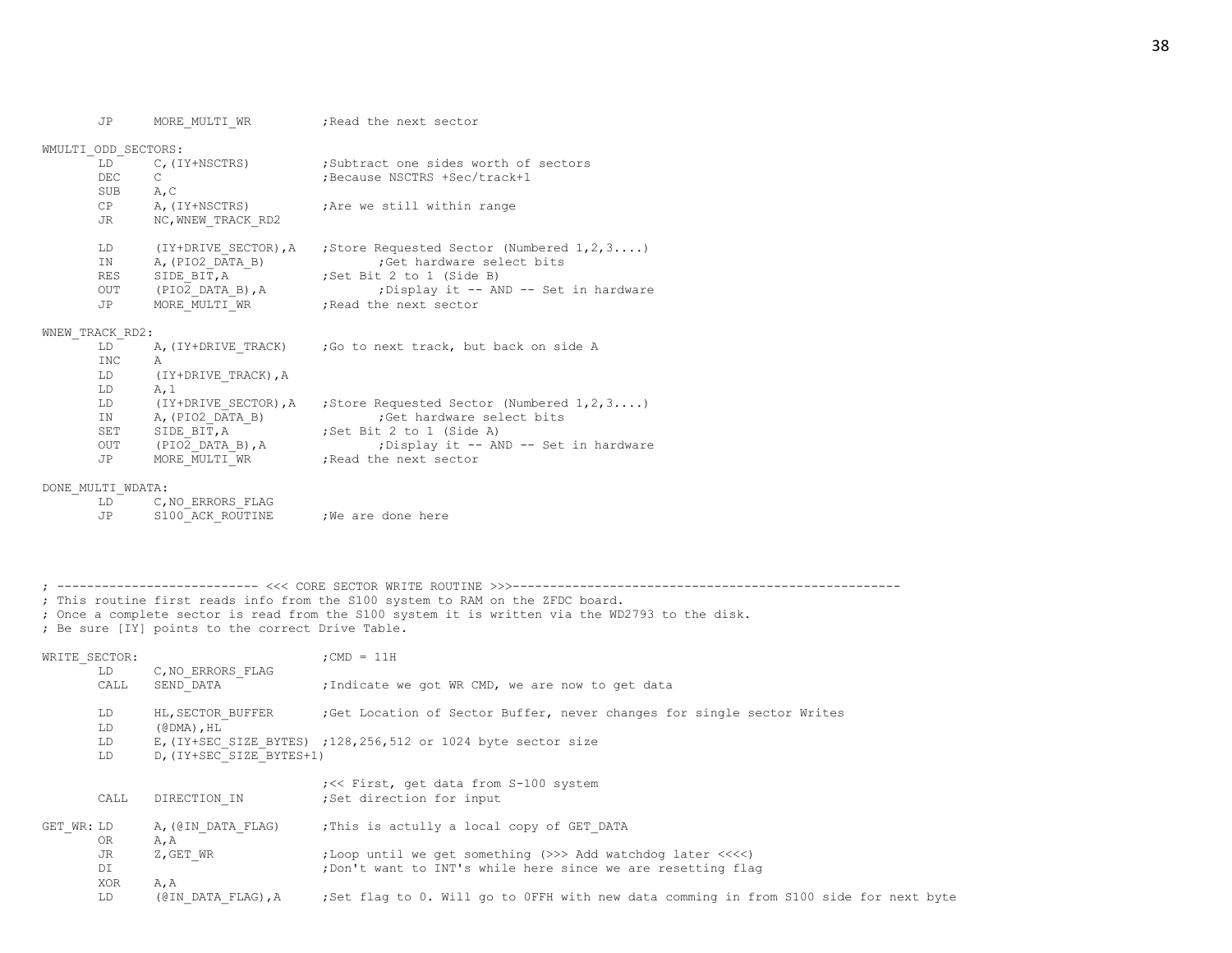```
        JP      MORE_MULTI_WR           ;Read the next sector

WMULTI_ODD_SECTORS:
        LD      C,(IY+NSCTRS)           ;Subtract one sides worth of sectors
        DEC     C                       ;Because NSCTRS +Sec/track+1
        SUB     A,C
        CP      A,(IY+NSCTRS)           ;Are we still within range
        JR      NC,WNEW_TRACK_RD2

        LD      (IY+DRIVE_SECTOR),A     ;Store Requested Sector (Numbered 1,2,3....)
        IN      A,(PIO2_DATA_B)                 ;Get hardware select bits
        RES     SIDE_BIT,A              ;Set Bit 2 to 1 (Side B)
        OUT     (PIO2_DATA_B),A                 ;Display it -- AND -- Set in hardware
        JP      MORE_MULTI_WR           ;Read the next sector

WNEW_TRACK_RD2:
        LD      A,(IY+DRIVE_TRACK)      ;Go to next track, but back on side A
        INC     A
        LD      (IY+DRIVE_TRACK),A
        LD      A,1
        LD      (IY+DRIVE_SECTOR),A     ;Store Requested Sector (Numbered 1,2,3....)
        IN      A,(PIO2_DATA_B)                 ;Get hardware select bits
        SET     SIDE_BIT,A              ;Set Bit 2 to 1 (Side A)
        OUT     (PIO2_DATA_B),A                 ;Display it -- AND -- Set in hardware
        JP      MORE_MULTI_WR           ;Read the next sector

DONE_MULTI_WDATA:
        LD      C,NO_ERRORS_FLAG
        JP      S100_ACK_ROUTINE        ;We are done here




; --------------------------- <<< CORE SECTOR WRITE ROUTINE >>>----------------------------------------------------
; This routine first reads info from the S100 system to RAM on the ZFDC board.
; Once a complete sector is read from the S100 system it is written via the WD2793 to the disk.
; Be sure [IY] points to the correct Drive Table.

WRITE_SECTOR:                           ;CMD = 11H
        LD      C,NO_ERRORS_FLAG
        CALL    SEND_DATA               ;Indicate we got WR CMD, we are now to get data

        LD      HL,SECTOR_BUFFER        ;Get Location of Sector Buffer, never changes for single sector Writes
        LD      (@DMA),HL
        LD      E,(IY+SEC_SIZE_BYTES)   ;128,256,512 or 1024 byte sector size
        LD      D,(IY+SEC_SIZE_BYTES+1)

                                        ;<< First, get data from S-100 system
        CALL    DIRECTION_IN            ;Set direction for input

GET_WR: LD      A,(@IN_DATA_FLAG)       ;This is actully a local copy of GET_DATA
        OR      A,A
        JR      Z,GET_WR                ;Loop until we get something (>>> Add watchdog later <<<<)
        DI                              ;Don't want to INT's while here since we are resetting flag
        XOR     A,A
        LD      (@IN_DATA_FLAG),A       ;Set flag to 0. Will go to 0FFH with new data comming in from S100 side for next byte
```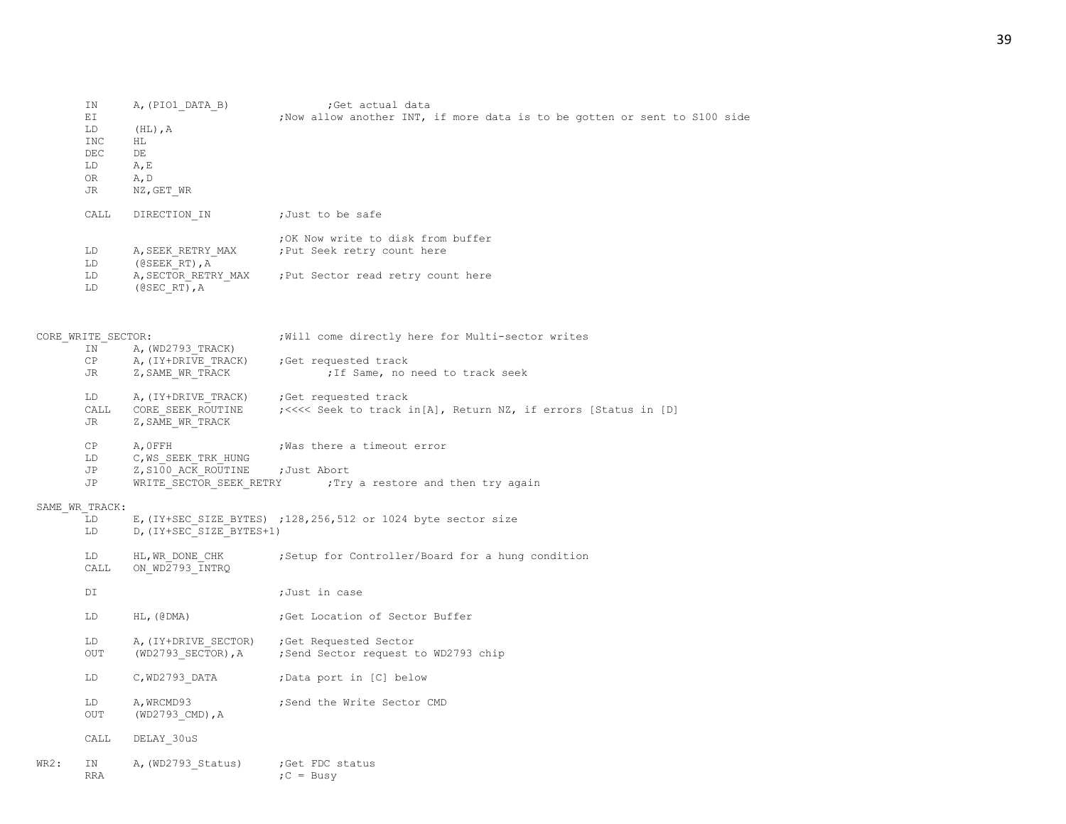```
        IN      A,(PIO1_DATA_B)                 ;Get actual data
        EI                              ;Now allow another INT, if more data is to be gotten or sent to S100 side
        LD      (HL),A
        INC     HL
        DEC     DE
        LD      A,E
        OR      A,D
        JR      NZ,GET_WR

        CALL    DIRECTION_IN            ;Just to be safe

                                        ;OK Now write to disk from buffer
        LD      A,SEEK_RETRY_MAX        ;Put Seek retry count here
        LD      (@SEEK_RT),A
        LD      A,SECTOR_RETRY_MAX      ;Put Sector read retry count here
        LD      (@SEC_RT),A



CORE_WRITE_SECTOR:                      ;Will come directly here for Multi-sector writes
        IN      A,(WD2793_TRACK)
        CP      A,(IY+DRIVE_TRACK)      ;Get requested track
        JR      Z,SAME_WR_TRACK                 ;If Same, no need to track seek

        LD      A,(IY+DRIVE_TRACK)      ;Get requested track
        CALL    CORE_SEEK_ROUTINE       ;<<<< Seek to track in[A], Return NZ, if errors [Status in [D]
        JR      Z,SAME_WR_TRACK

        CP      A,0FFH                  ;Was there a timeout error
        LD      C,WS_SEEK_TRK_HUNG
        JP      Z,S100_ACK_ROUTINE      ;Just Abort
        JP      WRITE_SECTOR_SEEK_RETRY         ;Try a restore and then try again

SAME_WR_TRACK:
        LD      E,(IY+SEC_SIZE_BYTES)   ;128,256,512 or 1024 byte sector size
        LD      D,(IY+SEC_SIZE_BYTES+1)

        LD      HL,WR_DONE_CHK          ;Setup for Controller/Board for a hung condition
        CALL    ON_WD2793_INTRQ

        DI                              ;Just in case

        LD      HL,(@DMA)               ;Get Location of Sector Buffer

        LD      A,(IY+DRIVE_SECTOR)     ;Get Requested Sector
        OUT     (WD2793_SECTOR),A       ;Send Sector request to WD2793 chip

        LD      C,WD2793_DATA           ;Data port in [C] below

        LD      A,WRCMD93               ;Send the Write Sector CMD
        OUT     (WD2793_CMD),A

        CALL    DELAY_30uS

WR2:    IN      A,(WD2793_Status)       ;Get FDC status
        RRA                             ;C = Busy
```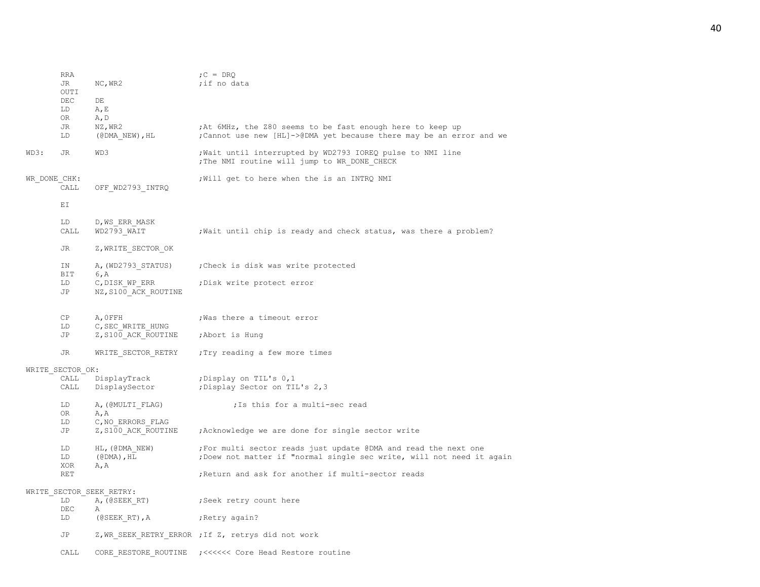```
        RRA                             ;C = DRQ
        JR      NC,WR2                  ;if no data
        OUTI
        DEC     DE
        LD      A,E
        OR      A,D
        JR      NZ,WR2                  ;At 6MHz, the Z80 seems to be fast enough here to keep up
        LD      (@DMA_NEW),HL           ;Cannot use new [HL]->@DMA yet because there may be an error and we

WD3:    JR      WD3                     ;Wait until interrupted by WD2793 IOREQ pulse to NMI line
                                        ;The NMI routine will jump to WR_DONE_CHECK

WR_DONE_CHK:                            ;Will get to here when the is an INTRQ NMI
        CALL    OFF_WD2793_INTRQ

        EI

        LD      D,WS_ERR_MASK
        CALL    WD2793_WAIT             ;Wait until chip is ready and check status, was there a problem?

        JR      Z,WRITE_SECTOR_OK

        IN      A,(WD2793_STATUS)       ;Check is disk was write protected
        BIT     6,A
        LD      C,DISK_WP_ERR           ;Disk write protect error
        JP      NZ,S100_ACK_ROUTINE


        CP      A,0FFH                  ;Was there a timeout error
        LD      C,SEC_WRITE_HUNG
        JP      Z,S100_ACK_ROUTINE      ;Abort is Hung

        JR      WRITE_SECTOR_RETRY      ;Try reading a few more times

WRITE_SECTOR_OK:
        CALL    DisplayTrack            ;Display on TIL's 0,1
        CALL    DisplaySector           ;Display Sector on TIL's 2,3

        LD      A,(@MULTI_FLAG)                 ;Is this for a multi-sec read
        OR      A,A
        LD      C,NO_ERRORS_FLAG
        JP      Z,S100_ACK_ROUTINE      ;Acknowledge we are done for single sector write

        LD      HL,(@DMA_NEW)           ;For multi sector reads just update @DMA and read the next one
        LD      (@DMA),HL               ;Doew not matter if "normal single sec write, will not need it again
        XOR     A,A
        RET                             ;Return and ask for another if multi-sector reads

WRITE_SECTOR_SEEK_RETRY:
        LD      A,(@SEEK_RT)            ;Seek retry count here
        DEC     A
        LD      (@SEEK_RT),A            ;Retry again?

        JP      Z,WR_SEEK_RETRY_ERROR ;If Z, retrys did not work

        CALL    CORE_RESTORE_ROUTINE    ;<<<<<< Core Head Restore routine
```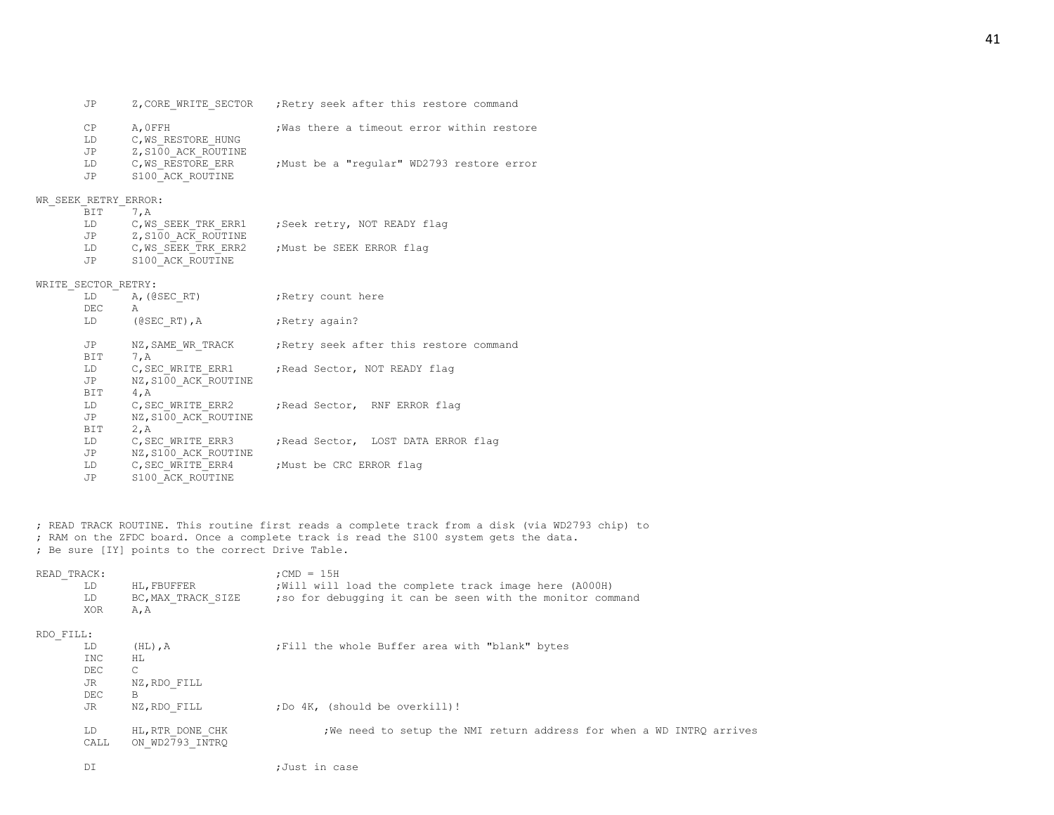```
        JP      Z,CORE_WRITE_SECTOR     ;Retry seek after this restore command

        CP      A,0FFH                  ;Was there a timeout error within restore
        LD      C,WS_RESTORE_HUNG
        JP      Z,S100_ACK_ROUTINE
        LD      C,WS_RESTORE_ERR        ;Must be a "regular" WD2793 restore error
        JP      S100_ACK_ROUTINE

WR_SEEK_RETRY_ERROR:
        BIT     7,A
        LD      C,WS_SEEK_TRK_ERR1      ;Seek retry, NOT READY flag
        JP      Z,S100_ACK_ROUTINE
        LD      C,WS_SEEK_TRK_ERR2      ;Must be SEEK ERROR flag
        JP      S100_ACK_ROUTINE

WRITE_SECTOR_RETRY:
        LD      A,(@SEC_RT)             ;Retry count here
        DEC     A
        LD      (@SEC_RT),A             ;Retry again?

        JP      NZ,SAME_WR_TRACK        ;Retry seek after this restore command
        BIT     7,A
        LD      C,SEC_WRITE_ERR1        ;Read Sector, NOT READY flag
        JP      NZ,S100_ACK_ROUTINE
        BIT     4,A
        LD      C,SEC_WRITE_ERR2        ;Read Sector,  RNF ERROR flag
        JP      NZ,S100_ACK_ROUTINE
        BIT     2,A
        LD      C,SEC_WRITE_ERR3        ;Read Sector,  LOST DATA ERROR flag
        JP      NZ,S100_ACK_ROUTINE
        LD      C,SEC_WRITE_ERR4        ;Must be CRC ERROR flag
        JP      S100_ACK_ROUTINE



; READ TRACK ROUTINE. This routine first reads a complete track from a disk (via WD2793 chip) to
; RAM on the ZFDC board. Once a complete track is read the S100 system gets the data.
; Be sure [IY] points to the correct Drive Table.

READ_TRACK:                             ;CMD = 15H
        LD      HL,FBUFFER              ;Will will load the complete track image here (A000H)
        LD      BC,MAX_TRACK_SIZE       ;so for debugging it can be seen with the monitor command
        XOR     A,A

RDO_FILL:
        LD      (HL),A                  ;Fill the whole Buffer area with "blank" bytes
        INC     HL
        DEC     C
        JR      NZ,RDO_FILL
        DEC     B
        JR      NZ,RDO_FILL             ;Do 4K, (should be overkill)!

        LD      HL,RTR_DONE_CHK                 ;We need to setup the NMI return address for when a WD INTRQ arrives
        CALL    ON_WD2793_INTRQ

        DI                              ;Just in case
```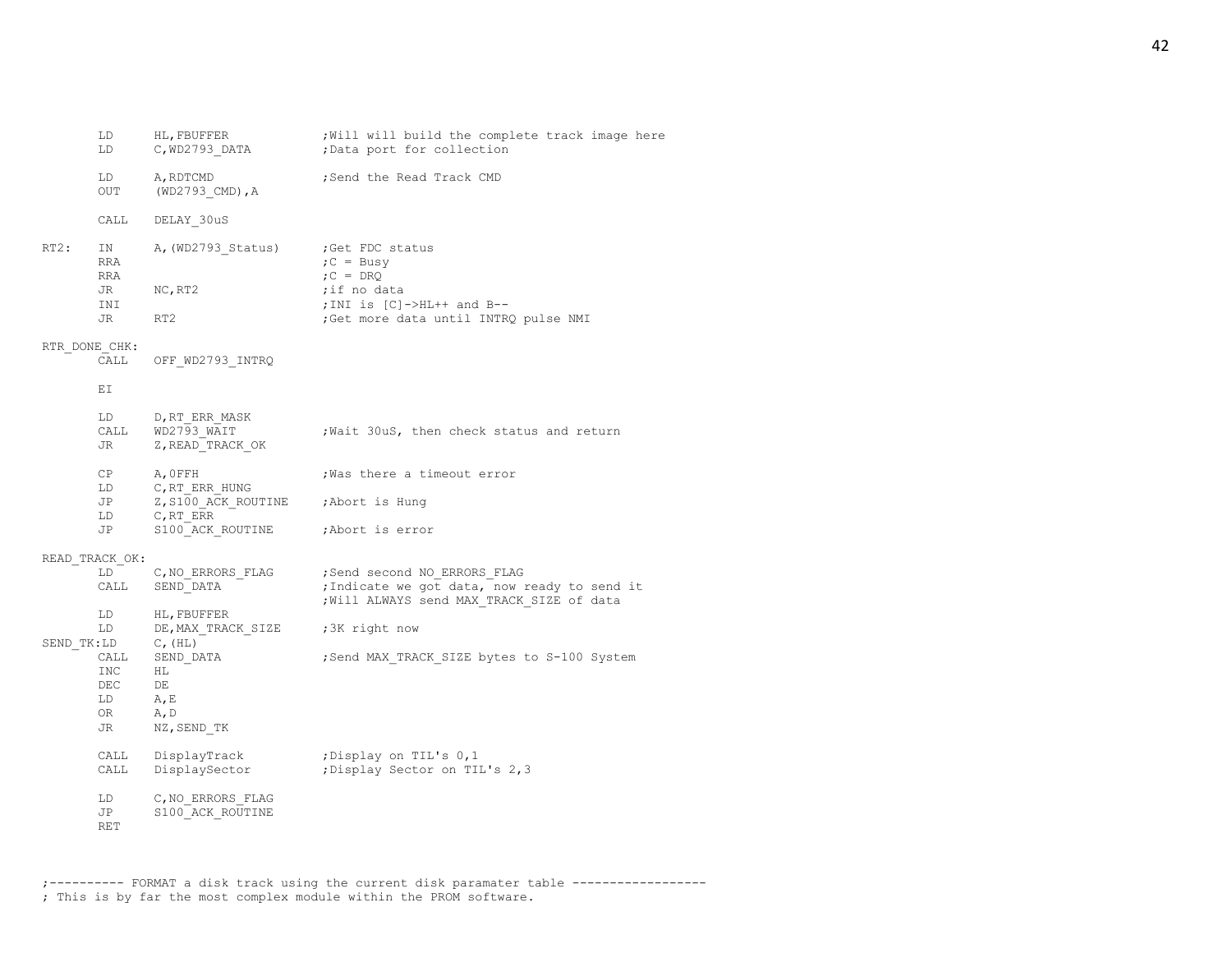```
        LD      HL,FBUFFER            ;Will will build the complete track image here
        LD      C,WD2793_DATA         ;Data port for collection

        LD      A,RDTCMD              ;Send the Read Track CMD
        OUT     (WD2793_CMD),A

        CALL    DELAY_30uS

RT2:    IN      A,(WD2793_Status)     ;Get FDC status
        RRA                           ;C = Busy
        RRA                           ;C = DRQ
        JR      NC,RT2                ;if no data
        INI                           ;INI is [C]->HL++ and B--
        JR      RT2                   ;Get more data until INTRQ pulse NMI

RTR_DONE_CHK:
        CALL    OFF_WD2793_INTRQ

        EI

        LD      D,RT_ERR_MASK
        CALL    WD2793_WAIT           ;Wait 30uS, then check status and return
        JR      Z,READ_TRACK_OK

        CP      A,0FFH                ;Was there a timeout error
        LD      C,RT_ERR_HUNG
        JP      Z,S100_ACK_ROUTINE    ;Abort is Hung
        LD      C,RT_ERR
        JP      S100_ACK_ROUTINE      ;Abort is error

READ_TRACK_OK:
        LD      C,NO_ERRORS_FLAG      ;Send second NO_ERRORS_FLAG
        CALL    SEND_DATA             ;Indicate we got data, now ready to send it
                                      ;Will ALWAYS send MAX_TRACK_SIZE of data
        LD      HL,FBUFFER
        LD      DE,MAX_TRACK_SIZE     ;3K right now
SEND_TK:LD      C,(HL)
        CALL    SEND_DATA             ;Send MAX_TRACK_SIZE bytes to S-100 System
        INC     HL
        DEC     DE
        LD      A,E
        OR      A,D
        JR      NZ,SEND_TK

        CALL    DisplayTrack          ;Display on TIL's 0,1
        CALL    DisplaySector         ;Display Sector on TIL's 2,3

        LD      C,NO_ERRORS_FLAG
        JP      S100_ACK_ROUTINE
        RET


;---------- FORMAT a disk track using the current disk paramater table ------------------
; This is by far the most complex module within the PROM software.
```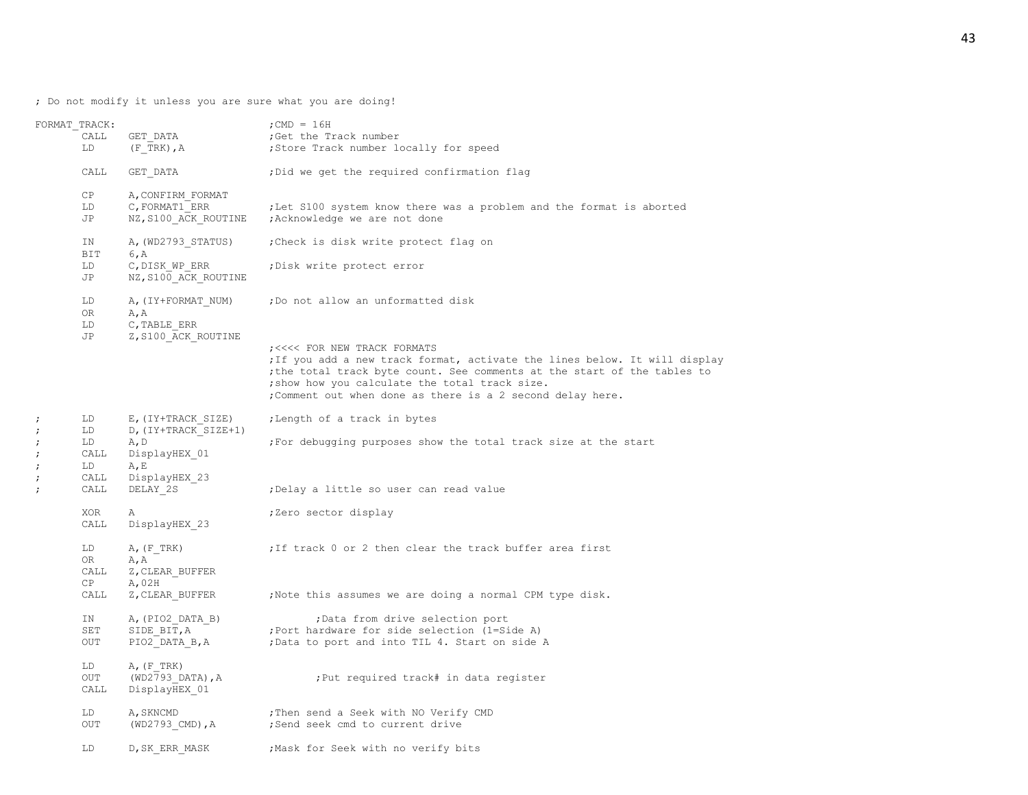```
; Do not modify it unless you are sure what you are doing!

FORMAT_TRACK:                           ;CMD = 16H
        CALL    GET_DATA                ;Get the Track number
        LD      (F_TRK),A               ;Store Track number locally for speed

        CALL    GET_DATA                ;Did we get the required confirmation flag

        CP      A,CONFIRM_FORMAT
        LD      C,FORMAT1_ERR           ;Let S100 system know there was a problem and the format is aborted
        JP      NZ,S100_ACK_ROUTINE     ;Acknowledge we are not done

        IN      A,(WD2793_STATUS)       ;Check is disk write protect flag on
        BIT     6,A
        LD      C,DISK_WP_ERR           ;Disk write protect error
        JP      NZ,S100_ACK_ROUTINE

        LD      A,(IY+FORMAT_NUM)       ;Do not allow an unformatted disk
        OR      A,A
        LD      C,TABLE_ERR
        JP      Z,S100_ACK_ROUTINE
                                        ;<<<< FOR NEW TRACK FORMATS
                                        ;If you add a new track format, activate the lines below. It will display
                                        ;the total track byte count. See comments at the start of the tables to
                                        ;show how you calculate the total track size.
                                        ;Comment out when done as there is a 2 second delay here.

;       LD      E,(IY+TRACK_SIZE)       ;Length of a track in bytes
;       LD      D,(IY+TRACK_SIZE+1)
;       LD      A,D                     ;For debugging purposes show the total track size at the start
;       CALL    DisplayHEX_01
;       LD      A,E
;       CALL    DisplayHEX_23
;       CALL    DELAY_2S                ;Delay a little so user can read value

        XOR     A                       ;Zero sector display
        CALL    DisplayHEX_23

        LD      A,(F_TRK)               ;If track 0 or 2 then clear the track buffer area first
        OR      A,A
        CALL    Z,CLEAR_BUFFER
        CP      A,02H
        CALL    Z,CLEAR_BUFFER          ;Note this assumes we are doing a normal CPM type disk.

        IN      A,(PIO2_DATA_B)                 ;Data from drive selection port
        SET     SIDE_BIT,A              ;Port hardware for side selection (1=Side A)
        OUT     PIO2_DATA_B,A           ;Data to port and into TIL 4. Start on side A

        LD      A,(F_TRK)
        OUT     (WD2793_DATA),A                 ;Put required track# in data register
        CALL    DisplayHEX_01

        LD      A,SKNCMD                ;Then send a Seek with NO Verify CMD
        OUT     (WD2793_CMD),A          ;Send seek cmd to current drive

        LD      D,SK_ERR_MASK           ;Mask for Seek with no verify bits
```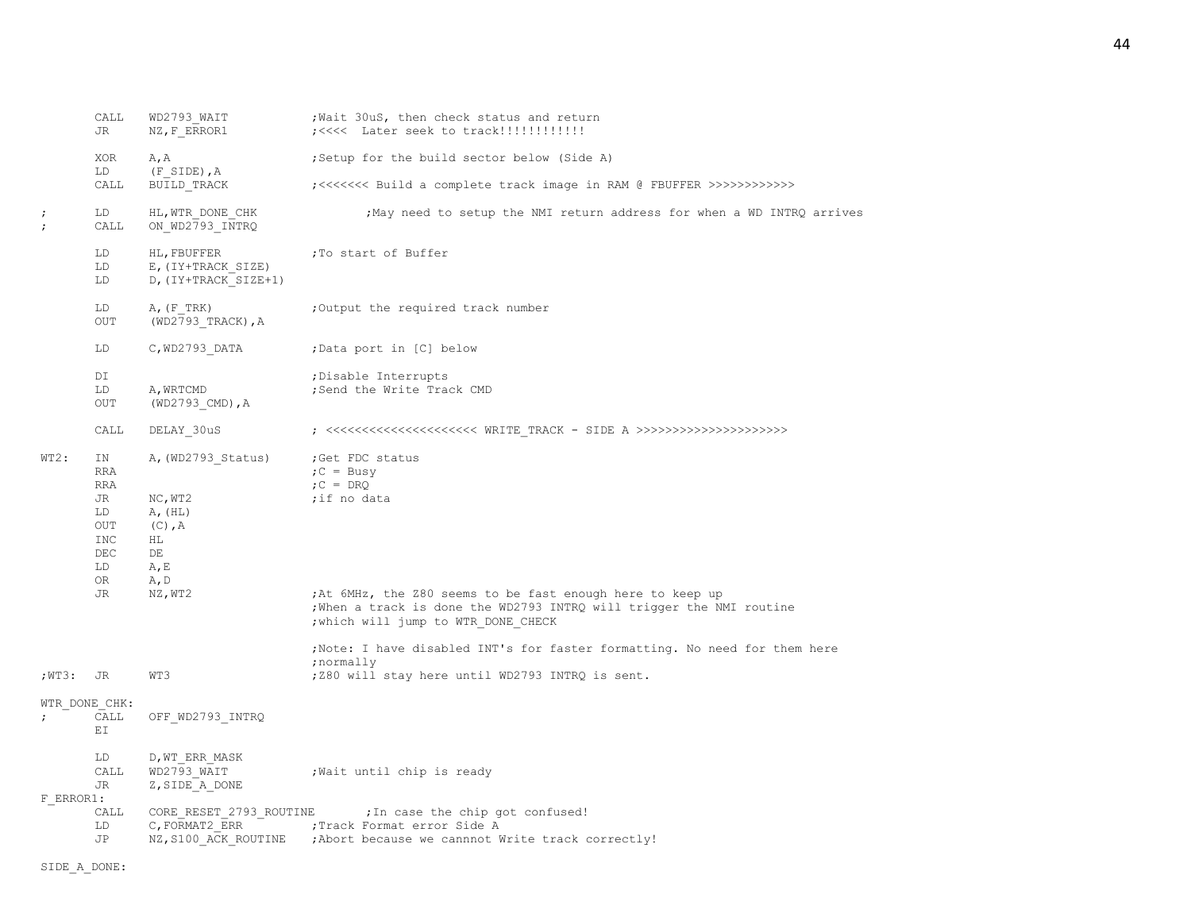```
        CALL    WD2793_WAIT             ;Wait 30uS, then check status and return
        JR      NZ,F_ERROR1             ;<<<<  Later seek to track!!!!!!!!!!!!

        XOR     A,A                     ;Setup for the build sector below (Side A)
        LD      (F_SIDE),A
        CALL    BUILD_TRACK             ;<<<<<<< Build a complete track image in RAM @ FBUFFER >>>>>>>>>>>>

;       LD      HL,WTR_DONE_CHK                 ;May need to setup the NMI return address for when a WD INTRQ arrives
;       CALL    ON_WD2793_INTRQ

        LD      HL,FBUFFER              ;To start of Buffer
        LD      E,(IY+TRACK_SIZE)
        LD      D,(IY+TRACK_SIZE+1)

        LD      A,(F_TRK)               ;Output the required track number
        OUT     (WD2793_TRACK),A

        LD      C,WD2793_DATA           ;Data port in [C] below

        DI                              ;Disable Interrupts
        LD      A,WRTCMD                ;Send the Write Track CMD
        OUT     (WD2793_CMD),A

        CALL    DELAY_30uS              ; <<<<<<<<<<<<<<<<<<<<< WRITE_TRACK - SIDE A >>>>>>>>>>>>>>>>>>>>>>

WT2:    IN      A,(WD2793_Status)       ;Get FDC status
        RRA                             ;C = Busy
        RRA                             ;C = DRQ
        JR      NC,WT2                  ;if no data
        LD      A,(HL)
        OUT     (C),A
        INC     HL
        DEC     DE
        LD      A,E
        OR      A,D
        JR      NZ,WT2                  ;At 6MHz, the Z80 seems to be fast enough here to keep up
                                        ;When a track is done the WD2793 INTRQ will trigger the NMI routine
                                        ;which will jump to WTR_DONE_CHECK

                                        ;Note: I have disabled INT's for faster formatting. No need for them here
                                        ;normally
;WT3:   JR      WT3                     ;Z80 will stay here until WD2793 INTRQ is sent.

WTR_DONE_CHK:
;       CALL    OFF_WD2793_INTRQ
        EI

        LD      D,WT_ERR_MASK
        CALL    WD2793_WAIT             ;Wait until chip is ready
        JR      Z,SIDE_A_DONE
F_ERROR1:
        CALL    CORE_RESET_2793_ROUTINE         ;In case the chip got confused!
        LD      C,FORMAT2_ERR           ;Track Format error Side A
        JP      NZ,S100_ACK_ROUTINE     ;Abort because we cannnot Write track correctly!

SIDE_A_DONE:
```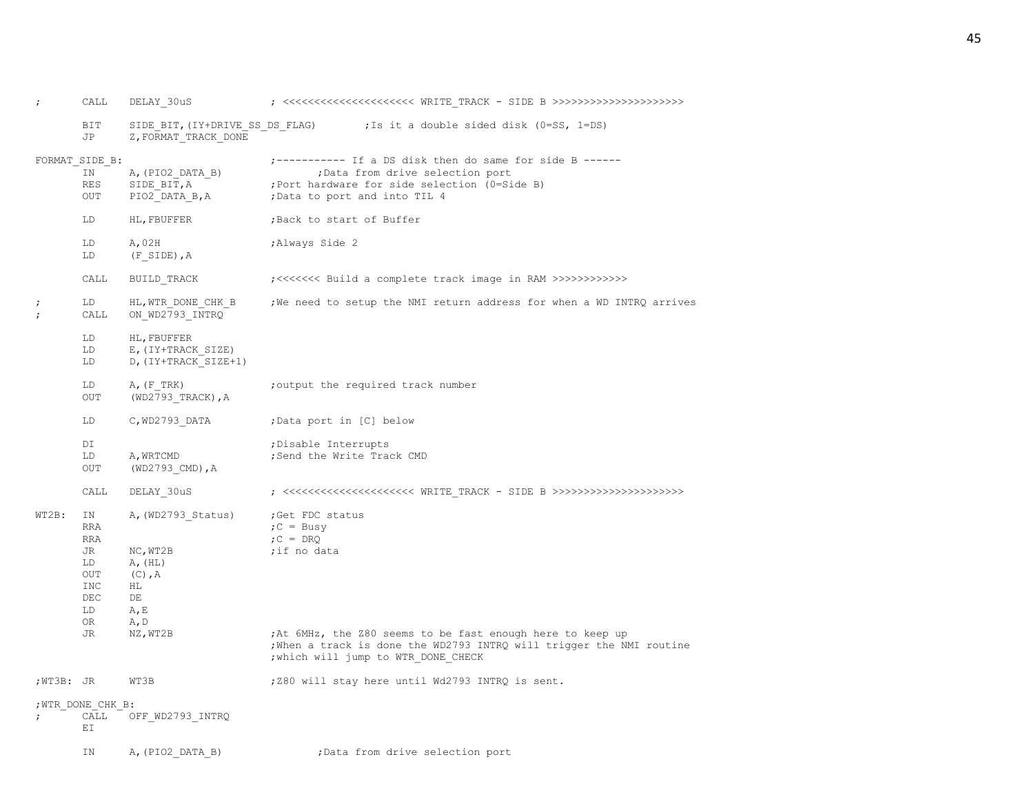```
;       CALL    DELAY_30uS              ; <<<<<<<<<<<<<<<<<<<<< WRITE_TRACK - SIDE B >>>>>>>>>>>>>>>>>>>>>

        BIT     SIDE_BIT,(IY+DRIVE_SS_DS_FLAG)          ;Is it a double sided disk (0=SS, 1=DS)
        JP      Z,FORMAT_TRACK_DONE

FORMAT_SIDE_B:                          ;----------- If a DS disk then do same for side B ------
        IN      A,(PIO2_DATA_B)                 ;Data from drive selection port
        RES     SIDE_BIT,A              ;Port hardware for side selection (0=Side B)
        OUT     PIO2_DATA_B,A           ;Data to port and into TIL 4

        LD      HL,FBUFFER              ;Back to start of Buffer

        LD      A,02H                   ;Always Side 2
        LD      (F_SIDE),A

        CALL    BUILD_TRACK             ;<<<<<<< Build a complete track image in RAM >>>>>>>>>>>>

;       LD      HL,WTR_DONE_CHK_B       ;We need to setup the NMI return address for when a WD INTRQ arrives
;       CALL    ON_WD2793_INTRQ

        LD      HL,FBUFFER
        LD      E,(IY+TRACK_SIZE)
        LD      D,(IY+TRACK_SIZE+1)

        LD      A,(F_TRK)               ;output the required track number
        OUT     (WD2793_TRACK),A

        LD      C,WD2793_DATA           ;Data port in [C] below

        DI                              ;Disable Interrupts
        LD      A,WRTCMD                ;Send the Write Track CMD
        OUT     (WD2793_CMD),A

        CALL    DELAY_30uS              ; <<<<<<<<<<<<<<<<<<<<< WRITE_TRACK - SIDE B >>>>>>>>>>>>>>>>>>>>>

WT2B:   IN      A,(WD2793_Status)       ;Get FDC status
        RRA                             ;C = Busy
        RRA                             ;C = DRQ
        JR      NC,WT2B                 ;if no data
        LD      A,(HL)
        OUT     (C),A
        INC     HL
        DEC     DE
        LD      A,E
        OR      A,D
        JR      NZ,WT2B                 ;At 6MHz, the Z80 seems to be fast enough here to keep up
                                        ;When a track is done the WD2793 INTRQ will trigger the NMI routine
                                        ;which will jump to WTR_DONE_CHECK

;WT3B:  JR      WT3B                    ;Z80 will stay here until Wd2793 INTRQ is sent.

;WTR_DONE_CHK_B:
;       CALL    OFF_WD2793_INTRQ
        EI

        IN      A,(PIO2_DATA_B)                 ;Data from drive selection port
```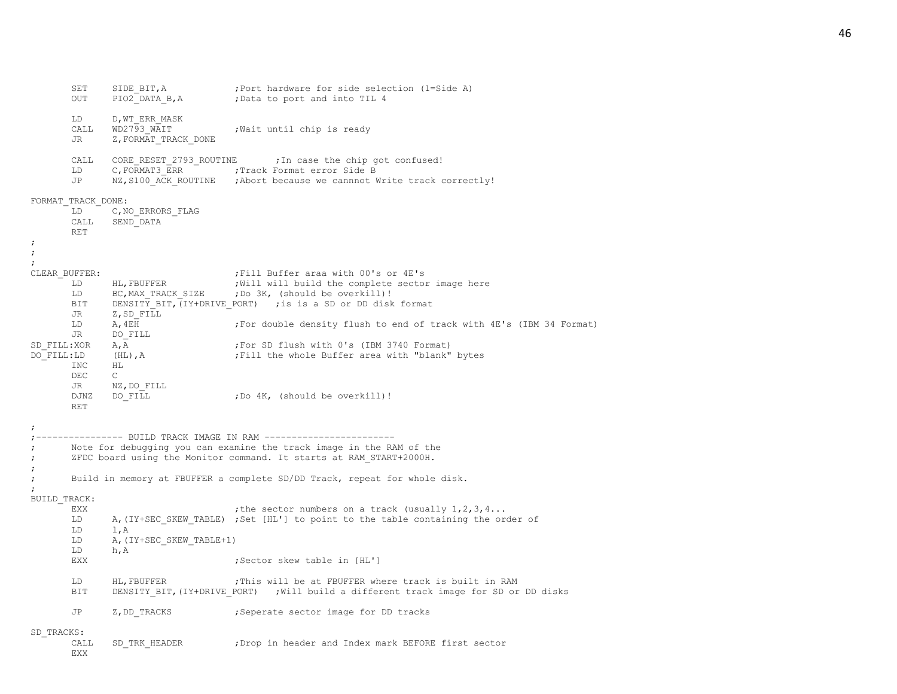```
        SET     SIDE_BIT,A              ;Port hardware for side selection (1=Side A)
        OUT     PIO2_DATA_B,A           ;Data to port and into TIL 4

        LD      D,WT_ERR_MASK
        CALL    WD2793_WAIT             ;Wait until chip is ready
        JR      Z,FORMAT_TRACK_DONE

        CALL    CORE_RESET_2793_ROUTINE       ;In case the chip got confused!
        LD      C,FORMAT3_ERR           ;Track Format error Side B
        JP      NZ,S100_ACK_ROUTINE     ;Abort because we cannnot Write track correctly!

FORMAT_TRACK_DONE:
        LD      C,NO_ERRORS_FLAG
        CALL    SEND_DATA
        RET
;
;
;
CLEAR_BUFFER:                           ;Fill Buffer araa with 00's or 4E's
        LD      HL,FBUFFER              ;Will will build the complete sector image here
        LD      BC,MAX_TRACK_SIZE       ;Do 3K, (should be overkill)!
        BIT     DENSITY_BIT,(IY+DRIVE_PORT)   ;is is a SD or DD disk format
        JR      Z,SD_FILL
        LD      A,4EH                   ;For double density flush to end of track with 4E's (IBM 34 Format)
        JR      DO_FILL
SD_FILL:XOR     A,A                     ;For SD flush with 0's (IBM 3740 Format)
DO_FILL:LD      (HL),A                  ;Fill the whole Buffer area with "blank" bytes
        INC     HL
        DEC     C
        JR      NZ,DO_FILL
        DJNZ    DO_FILL                 ;Do 4K, (should be overkill)!
        RET

;
;---------------- BUILD TRACK IMAGE IN RAM ------------------------
;       Note for debugging you can examine the track image in the RAM of the
;       ZFDC board using the Monitor command. It starts at RAM_START+2000H.
;
;       Build in memory at FBUFFER a complete SD/DD Track, repeat for whole disk.
;
BUILD_TRACK:
        EXX                             ;the sector numbers on a track (usually 1,2,3,4...
        LD      A,(IY+SEC_SKEW_TABLE)  ;Set [HL'] to point to the table containing the order of
        LD      l,A
        LD      A,(IY+SEC_SKEW_TABLE+1)
        LD      h,A
        EXX                             ;Sector skew table in [HL']

        LD      HL,FBUFFER              ;This will be at FBUFFER where track is built in RAM
        BIT     DENSITY_BIT,(IY+DRIVE_PORT)    ;Will build a different track image for SD or DD disks

        JP      Z,DD_TRACKS             ;Seperate sector image for DD tracks

SD_TRACKS:
        CALL    SD_TRK_HEADER           ;Drop in header and Index mark BEFORE first sector
        EXX
```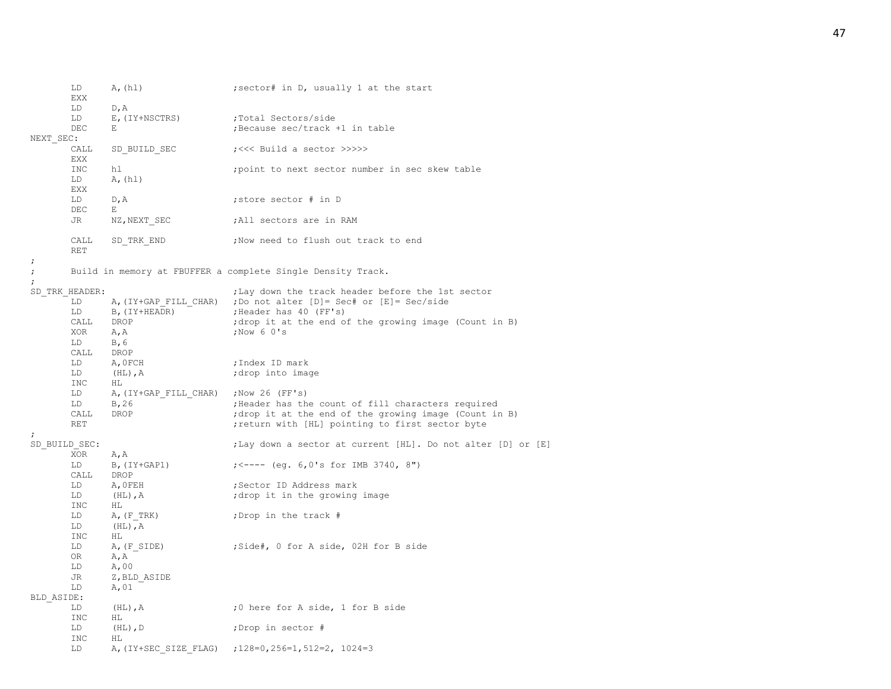```
        LD      A,(hl)                  ;sector# in D, usually 1 at the start
        EXX
        LD      D,A
        LD      E,(IY+NSCTRS)           ;Total Sectors/side
        DEC     E                       ;Because sec/track +1 in table
NEXT_SEC:
        CALL    SD_BUILD_SEC            ;<<< Build a sector >>>>>
        EXX
        INC     hl                      ;point to next sector number in sec skew table
        LD      A,(hl)
        EXX
        LD      D,A                     ;store sector # in D
        DEC     E
        JR      NZ,NEXT_SEC             ;All sectors are in RAM

        CALL    SD_TRK_END              ;Now need to flush out track to end
        RET
;
;       Build in memory at FBUFFER a complete Single Density Track.
;
SD_TRK_HEADER:                          ;Lay down the track header before the 1st sector
        LD      A,(IY+GAP_FILL_CHAR)    ;Do not alter [D]= Sec# or [E]= Sec/side
        LD      B,(IY+HEADR)            ;Header has 40 (FF's)
        CALL    DROP                    ;drop it at the end of the growing image (Count in B)
        XOR     A,A                     ;Now 6 0's
        LD      B,6
        CALL    DROP
        LD      A,0FCH                  ;Index ID mark
        LD      (HL),A                  ;drop into image
        INC     HL
        LD      A,(IY+GAP_FILL_CHAR)    ;Now 26 (FF's)
        LD      B,26                    ;Header has the count of fill characters required
        CALL    DROP                    ;drop it at the end of the growing image (Count in B)
        RET                             ;return with [HL] pointing to first sector byte
;
SD_BUILD_SEC:                           ;Lay down a sector at current [HL]. Do not alter [D] or [E]
        XOR     A,A
        LD      B,(IY+GAP1)             ;<---- (eg. 6,0's for IMB 3740, 8")
        CALL    DROP
        LD      A,0FEH                  ;Sector ID Address mark
        LD      (HL),A                  ;drop it in the growing image
        INC     HL
        LD      A,(F_TRK)               ;Drop in the track #
        LD      (HL),A
        INC     HL
        LD      A,(F_SIDE)              ;Side#, 0 for A side, 02H for B side
        OR      A,A
        LD      A,00
        JR      Z,BLD_ASIDE
        LD      A,01
BLD_ASIDE:
        LD      (HL),A                  ;0 here for A side, 1 for B side
        INC     HL
        LD      (HL),D                  ;Drop in sector #
        INC     HL
        LD      A,(IY+SEC_SIZE_FLAG)    ;128=0,256=1,512=2, 1024=3
```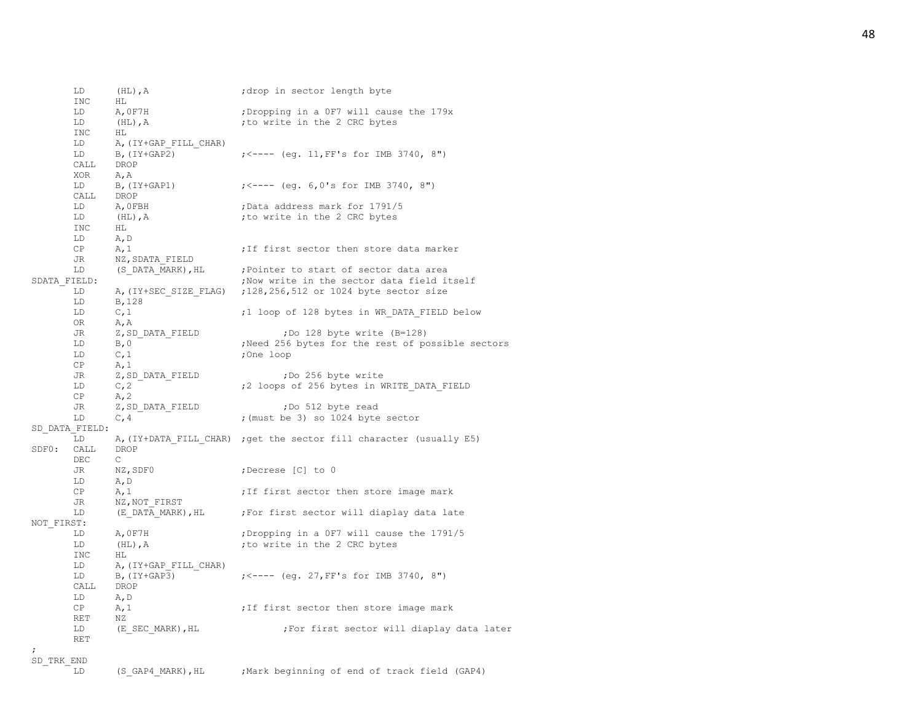```
        LD      (HL),A                  ;drop in sector length byte
        INC     HL
        LD      A,0F7H                  ;Dropping in a 0F7 will cause the 179x
        LD      (HL),A                  ;to write in the 2 CRC bytes
        INC     HL
        LD      A,(IY+GAP_FILL_CHAR)
        LD      B,(IY+GAP2)             ;<---- (eg. 11,FF's for IMB 3740, 8")
        CALL    DROP
        XOR     A,A
        LD      B,(IY+GAP1)             ;<---- (eg. 6,0's for IMB 3740, 8")
        CALL    DROP
        LD      A,0FBH                  ;Data address mark for 1791/5
        LD      (HL),A                  ;to write in the 2 CRC bytes
        INC     HL
        LD      A,D
        CP      A,1                     ;If first sector then store data marker
        JR      NZ,SDATA_FIELD
        LD      (S_DATA_MARK),HL        ;Pointer to start of sector data area
SDATA_FIELD:                            ;Now write in the sector data field itself
        LD      A,(IY+SEC_SIZE_FLAG)    ;128,256,512 or 1024 byte sector size
        LD      B,128
        LD      C,1                     ;1 loop of 128 bytes in WR_DATA_FIELD below
        OR      A,A
        JR      Z,SD_DATA_FIELD                 ;Do 128 byte write (B=128)
        LD      B,0                     ;Need 256 bytes for the rest of possible sectors
        LD      C,1                     ;One loop
        CP      A,1
        JR      Z,SD_DATA_FIELD                 ;Do 256 byte write
        LD      C,2                     ;2 loops of 256 bytes in WRITE_DATA_FIELD
        CP      A,2
        JR      Z,SD_DATA_FIELD                 ;Do 512 byte read
        LD      C,4                     ;(must be 3) so 1024 byte sector
SD_DATA_FIELD:
        LD      A,(IY+DATA_FILL_CHAR)   ;get the sector fill character (usually E5)
SDF0:   CALL    DROP
        DEC     C
        JR      NZ,SDF0                 ;Decrese [C] to 0
        LD      A,D
        CP      A,1                     ;If first sector then store image mark
        JR      NZ,NOT_FIRST
        LD      (E_DATA_MARK),HL        ;For first sector will diaplay data late
NOT_FIRST:
        LD      A,0F7H                  ;Dropping in a 0F7 will cause the 1791/5
        LD      (HL),A                  ;to write in the 2 CRC bytes
        INC     HL
        LD      A,(IY+GAP_FILL_CHAR)
        LD      B,(IY+GAP3)             ;<---- (eg. 27,FF's for IMB 3740, 8")
        CALL    DROP
        LD      A,D
        CP      A,1                     ;If first sector then store image mark
        RET     NZ
        LD      (E_SEC_MARK),HL                 ;For first sector will diaplay data later
        RET
;
SD_TRK_END
        LD      (S_GAP4_MARK),HL        ;Mark beginning of end of track field (GAP4)
```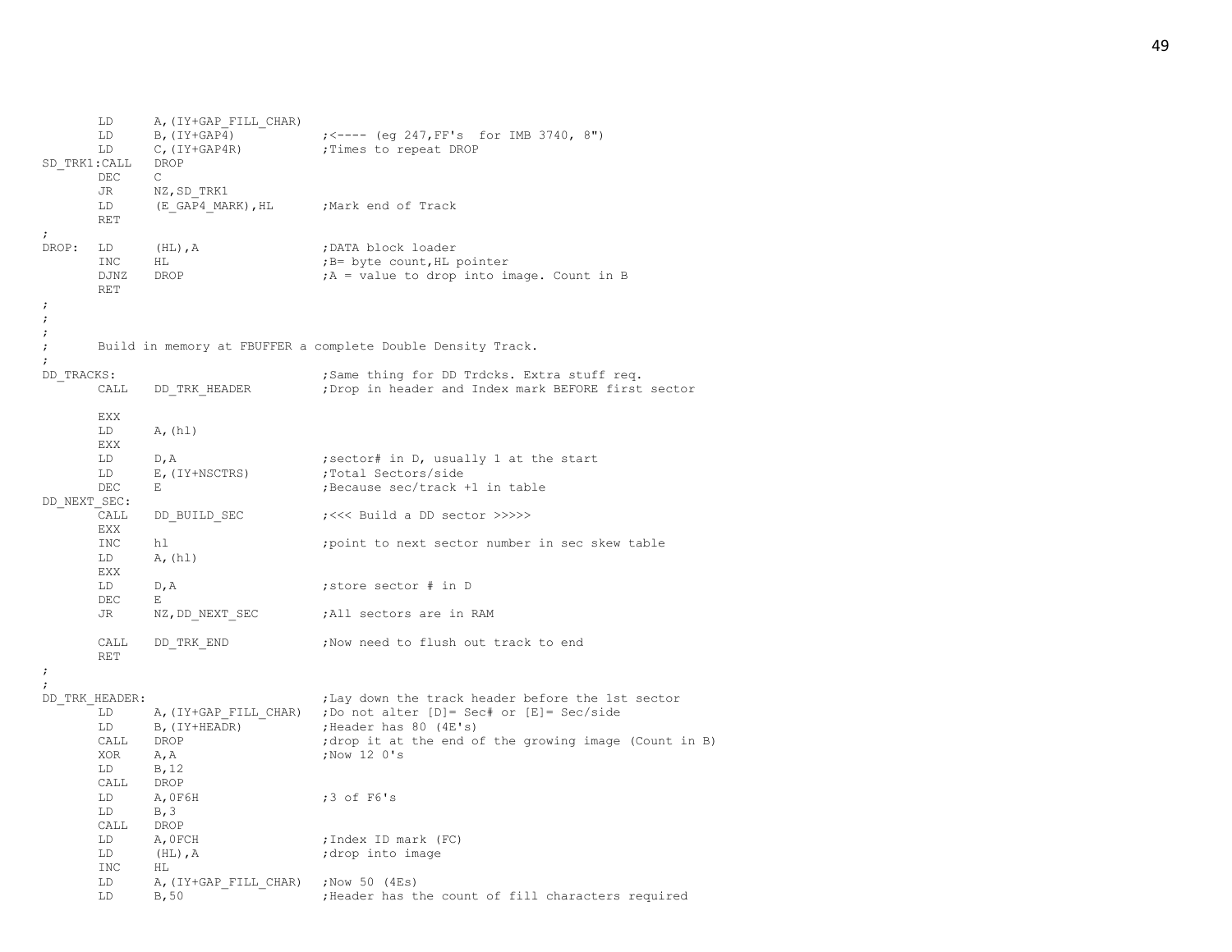```
        LD      A,(IY+GAP_FILL_CHAR)
        LD      B,(IY+GAP4)             ;<---- (eg 247,FF's  for IMB 3740, 8")
        LD      C,(IY+GAP4R)            ;Times to repeat DROP
SD_TRK1:CALL    DROP
        DEC     C
        JR      NZ,SD_TRK1
        LD      (E_GAP4_MARK),HL        ;Mark end of Track
        RET
;
DROP:   LD      (HL),A                  ;DATA block loader
        INC     HL                      ;B= byte count,HL pointer
        DJNZ    DROP                    ;A = value to drop into image. Count in B
        RET
;
;
;
;       Build in memory at FBUFFER a complete Double Density Track.
;
DD_TRACKS:                              ;Same thing for DD Trdcks. Extra stuff req.
        CALL    DD_TRK_HEADER           ;Drop in header and Index mark BEFORE first sector

        EXX
        LD      A,(hl)
        EXX
        LD      D,A                     ;sector# in D, usually 1 at the start
        LD      E,(IY+NSCTRS)           ;Total Sectors/side
        DEC     E                       ;Because sec/track +1 in table
DD_NEXT_SEC:
        CALL    DD_BUILD_SEC            ;<<< Build a DD sector >>>>>
        EXX
        INC     hl                      ;point to next sector number in sec skew table
        LD      A,(hl)
        EXX
        LD      D,A                     ;store sector # in D
        DEC     E
        JR      NZ,DD_NEXT_SEC          ;All sectors are in RAM

        CALL    DD_TRK_END              ;Now need to flush out track to end
        RET
;
;
DD_TRK_HEADER:                          ;Lay down the track header before the 1st sector
        LD      A,(IY+GAP_FILL_CHAR)    ;Do not alter [D]= Sec# or [E]= Sec/side
        LD      B,(IY+HEADR)            ;Header has 80 (4E's)
        CALL    DROP                    ;drop it at the end of the growing image (Count in B)
        XOR     A,A                     ;Now 12 0's
        LD      B,12
        CALL    DROP
        LD      A,0F6H                  ;3 of F6's
        LD      B,3
        CALL    DROP
        LD      A,0FCH                  ;Index ID mark (FC)
        LD      (HL),A                  ;drop into image
        INC     HL
        LD      A,(IY+GAP_FILL_CHAR)    ;Now 50 (4Es)
        LD      B,50                    ;Header has the count of fill characters required
```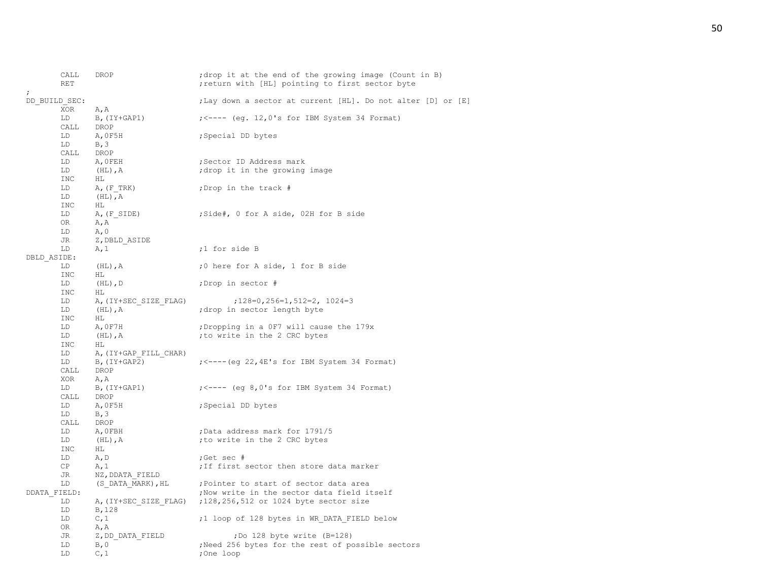```
        CALL    DROP                    ;drop it at the end of the growing image (Count in B)
        RET                             ;return with [HL] pointing to first sector byte
;
DD_BUILD_SEC:                           ;Lay down a sector at current [HL]. Do not alter [D] or [E]
        XOR     A,A
        LD      B,(IY+GAP1)             ;<---- (eg. 12,0's for IBM System 34 Format)
        CALL    DROP
        LD      A,0F5H                  ;Special DD bytes
        LD      B,3
        CALL    DROP
        LD      A,0FEH                  ;Sector ID Address mark
        LD      (HL),A                  ;drop it in the growing image
        INC     HL
        LD      A,(F_TRK)               ;Drop in the track #
        LD      (HL),A
        INC     HL
        LD      A,(F_SIDE)              ;Side#, 0 for A side, 02H for B side
        OR      A,A
        LD      A,0
        JR      Z,DBLD_ASIDE
        LD      A,1                     ;1 for side B
DBLD_ASIDE:
        LD      (HL),A                  ;0 here for A side, 1 for B side
        INC     HL
        LD      (HL),D                  ;Drop in sector #
        INC     HL
        LD      A,(IY+SEC_SIZE_FLAG)            ;128=0,256=1,512=2, 1024=3
        LD      (HL),A                  ;drop in sector length byte
        INC     HL
        LD      A,0F7H                  ;Dropping in a 0F7 will cause the 179x
        LD      (HL),A                  ;to write in the 2 CRC bytes
        INC     HL
        LD      A,(IY+GAP_FILL_CHAR)
        LD      B,(IY+GAP2)             ;<----(eg 22,4E's for IBM System 34 Format)
        CALL    DROP
        XOR     A,A
        LD      B,(IY+GAP1)             ;<---- (eg 8,0's for IBM System 34 Format)
        CALL    DROP
        LD      A,0F5H                  ;Special DD bytes
        LD      B,3
        CALL    DROP
        LD      A,0FBH                  ;Data address mark for 1791/5
        LD      (HL),A                  ;to write in the 2 CRC bytes
        INC     HL
        LD      A,D                     ;Get sec #
        CP      A,1                     ;If first sector then store data marker
        JR      NZ,DDATA_FIELD
        LD      (S_DATA_MARK),HL        ;Pointer to start of sector data area
DDATA_FIELD:                            ;Now write in the sector data field itself
        LD      A,(IY+SEC_SIZE_FLAG)    ;128,256,512 or 1024 byte sector size
        LD      B,128
        LD      C,1                     ;1 loop of 128 bytes in WR_DATA_FIELD below
        OR      A,A
        JR      Z,DD_DATA_FIELD                 ;Do 128 byte write (B=128)
        LD      B,0                     ;Need 256 bytes for the rest of possible sectors
        LD      C,1                     ;One loop
```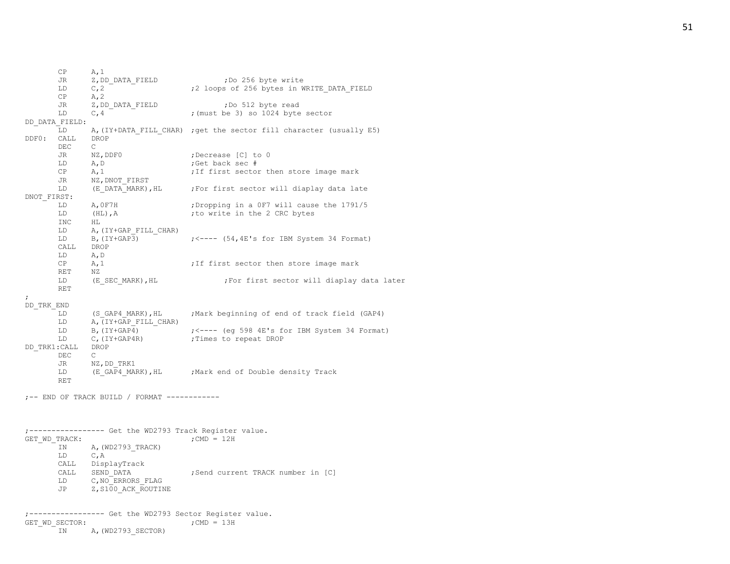```
        CP      A,1
        JR      Z,DD_DATA_FIELD               ;Do 256 byte write
        LD      C,2                     ;2 loops of 256 bytes in WRITE_DATA_FIELD
        CP      A,2
        JR      Z,DD_DATA_FIELD               ;Do 512 byte read
        LD      C,4                     ;(must be 3) so 1024 byte sector
DD_DATA_FIELD:
        LD      A,(IY+DATA_FILL_CHAR)   ;get the sector fill character (usually E5)
DDF0:   CALL    DROP
        DEC     C
        JR      NZ,DDF0                 ;Decrease [C] to 0
        LD      A,D                     ;Get back sec #
        CP      A,1                     ;If first sector then store image mark
        JR      NZ,DNOT_FIRST
        LD      (E_DATA_MARK),HL        ;For first sector will diaplay data late
DNOT_FIRST:
        LD      A,0F7H                  ;Dropping in a 0F7 will cause the 1791/5
        LD      (HL),A                  ;to write in the 2 CRC bytes
        INC     HL
        LD      A,(IY+GAP_FILL_CHAR)
        LD      B,(IY+GAP3)             ;<---- (54,4E's for IBM System 34 Format)
        CALL    DROP
        LD      A,D
        CP      A,1                     ;If first sector then store image mark
        RET     NZ
        LD      (E_SEC_MARK),HL               ;For first sector will diaplay data later
        RET
;
DD_TRK_END
        LD      (S_GAP4_MARK),HL        ;Mark beginning of end of track field (GAP4)
        LD      A,(IY+GAP_FILL_CHAR)
        LD      B,(IY+GAP4)             ;<---- (eg 598 4E's for IBM System 34 Format)
        LD      C,(IY+GAP4R)            ;Times to repeat DROP
DD_TRK1:CALL    DROP
        DEC     C
        JR      NZ,DD_TRK1
        LD      (E_GAP4_MARK),HL        ;Mark end of Double density Track
        RET

;-- END OF TRACK BUILD / FORMAT ------------



;----------------- Get the WD2793 Track Register value.
GET_WD_TRACK:                           ;CMD = 12H
        IN      A,(WD2793_TRACK)
        LD      C,A
        CALL    DisplayTrack
        CALL    SEND_DATA               ;Send current TRACK number in [C]
        LD      C,NO_ERRORS_FLAG
        JP      Z,S100_ACK_ROUTINE


;----------------- Get the WD2793 Sector Register value.
GET_WD_SECTOR:                          ;CMD = 13H
        IN      A,(WD2793_SECTOR)
```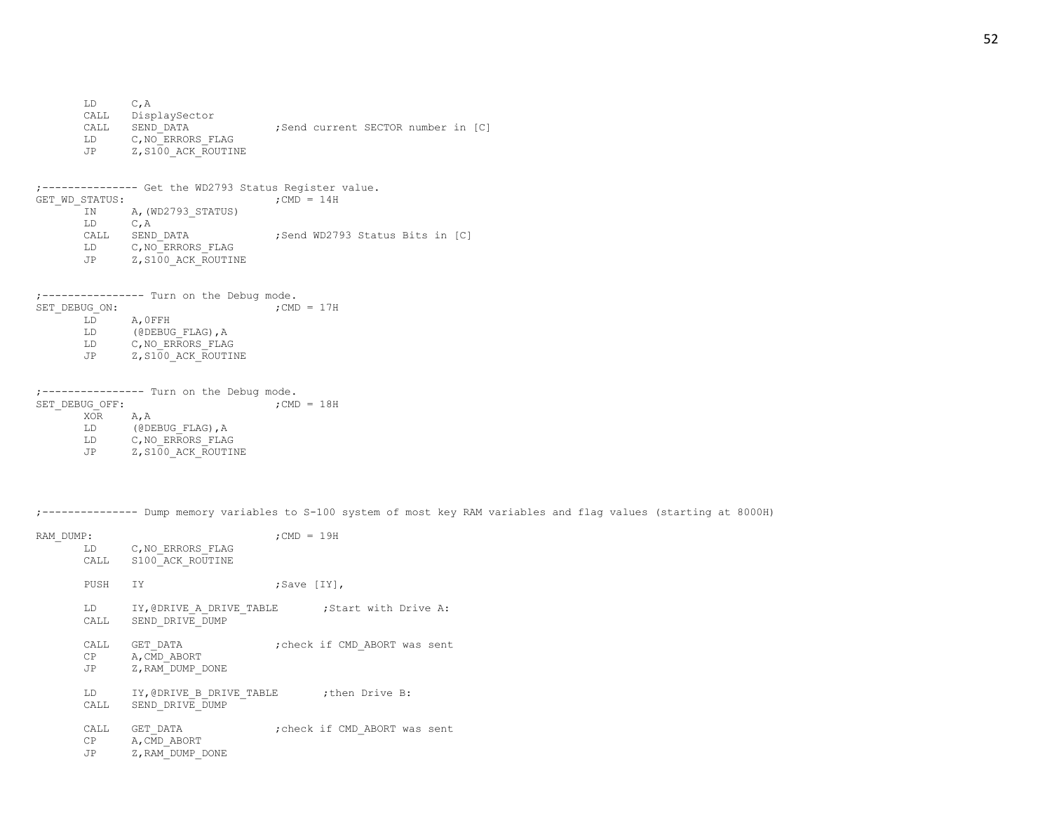```
        LD      C,A
        CALL    DisplaySector
        CALL    SEND_DATA               ;Send current SECTOR number in [C]
        LD      C,NO_ERRORS_FLAG
        JP      Z,S100_ACK_ROUTINE


;--------------- Get the WD2793 Status Register value.
GET_WD_STATUS:                          ;CMD = 14H
        IN      A,(WD2793_STATUS)
        LD      C,A
        CALL    SEND_DATA               ;Send WD2793 Status Bits in [C]
        LD      C,NO_ERRORS_FLAG
        JP      Z,S100_ACK_ROUTINE


;---------------- Turn on the Debug mode.
SET_DEBUG_ON:                           ;CMD = 17H
        LD      A,0FFH
        LD      (@DEBUG_FLAG),A
        LD      C,NO_ERRORS_FLAG
        JP      Z,S100_ACK_ROUTINE


;---------------- Turn on the Debug mode.
SET_DEBUG_OFF:                          ;CMD = 18H
        XOR     A,A
        LD      (@DEBUG_FLAG),A
        LD      C,NO_ERRORS_FLAG
        JP      Z,S100_ACK_ROUTINE



;--------------- Dump memory variables to S-100 system of most key RAM variables and flag values (starting at 8000H)

RAM_DUMP:                               ;CMD = 19H
        LD      C,NO_ERRORS_FLAG
        CALL    S100_ACK_ROUTINE

        PUSH    IY                      ;Save [IY],

        LD      IY,@DRIVE_A_DRIVE_TABLE       ;Start with Drive A:
        CALL    SEND_DRIVE_DUMP

        CALL    GET_DATA                ;check if CMD_ABORT was sent
        CP      A,CMD_ABORT
        JP      Z,RAM_DUMP_DONE

        LD      IY,@DRIVE_B_DRIVE_TABLE       ;then Drive B:
        CALL    SEND_DRIVE_DUMP

        CALL    GET_DATA                ;check if CMD_ABORT was sent
        CP      A,CMD_ABORT
        JP      Z,RAM_DUMP_DONE
```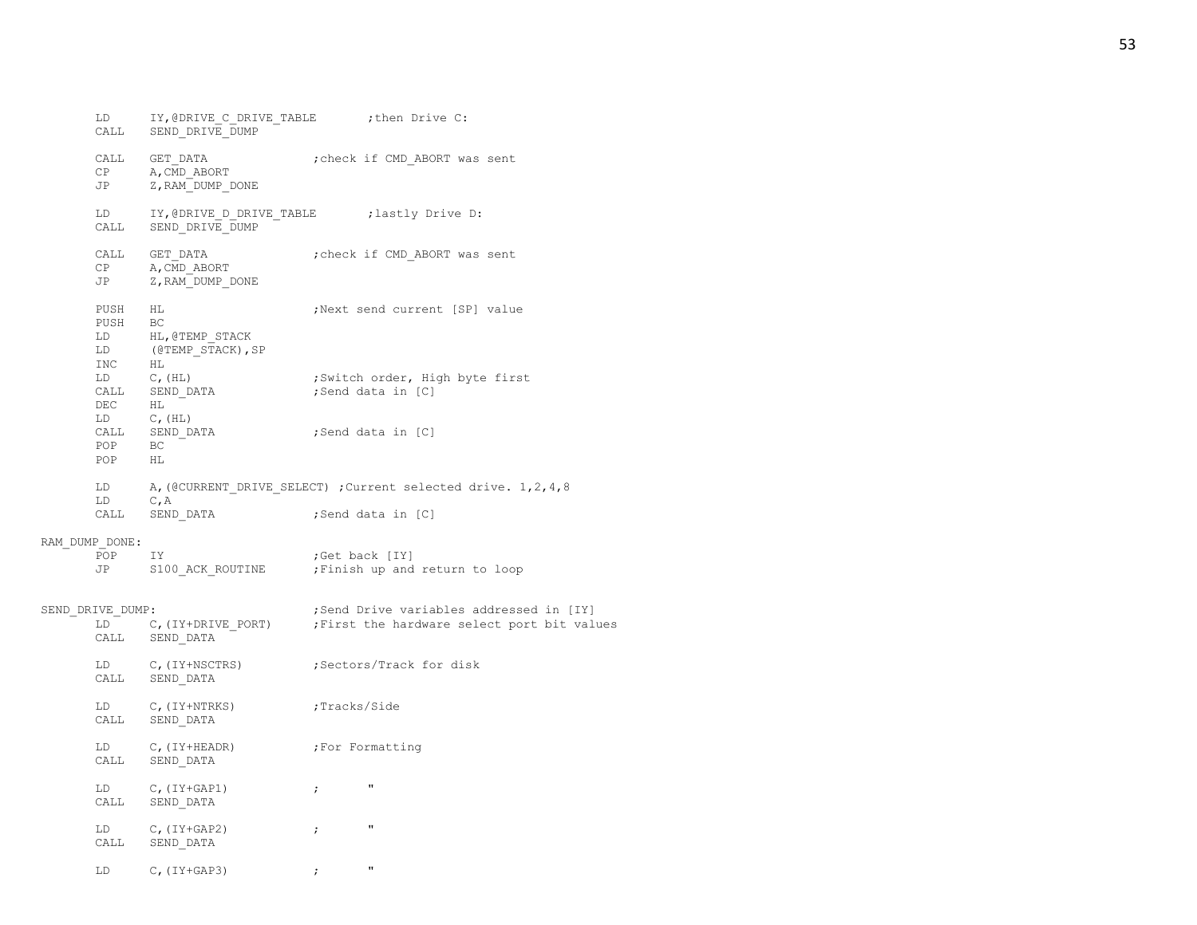```
        LD      IY,@DRIVE_C_DRIVE_TABLE       ;then Drive C:
        CALL    SEND_DRIVE_DUMP

        CALL    GET_DATA              ;check if CMD_ABORT was sent
        CP      A,CMD_ABORT
        JP      Z,RAM_DUMP_DONE

        LD      IY,@DRIVE_D_DRIVE_TABLE       ;lastly Drive D:
        CALL    SEND_DRIVE_DUMP

        CALL    GET_DATA              ;check if CMD_ABORT was sent
        CP      A,CMD_ABORT
        JP      Z,RAM_DUMP_DONE

        PUSH    HL                    ;Next send current [SP] value
        PUSH    BC
        LD      HL,@TEMP_STACK
        LD      (@TEMP_STACK),SP
        INC     HL
        LD      C,(HL)                ;Switch order, High byte first
        CALL    SEND_DATA             ;Send data in [C]
        DEC     HL
        LD      C,(HL)
        CALL    SEND_DATA             ;Send data in [C]
        POP     BC
        POP     HL

        LD      A,(@CURRENT_DRIVE_SELECT) ;Current selected drive. 1,2,4,8
        LD      C,A
        CALL    SEND_DATA             ;Send data in [C]

RAM_DUMP_DONE:
        POP     IY                    ;Get back [IY]
        JP      S100_ACK_ROUTINE      ;Finish up and return to loop


SEND_DRIVE_DUMP:                      ;Send Drive variables addressed in [IY]
        LD      C,(IY+DRIVE_PORT)     ;First the hardware select port bit values
        CALL    SEND_DATA

        LD      C,(IY+NSCTRS)         ;Sectors/Track for disk
        CALL    SEND_DATA

        LD      C,(IY+NTRKS)          ;Tracks/Side
        CALL    SEND_DATA

        LD      C,(IY+HEADR)          ;For Formatting
        CALL    SEND_DATA

        LD      C,(IY+GAP1)           ;       "
        CALL    SEND_DATA

        LD      C,(IY+GAP2)           ;       "
        CALL    SEND_DATA

        LD      C,(IY+GAP3)           ;       "
```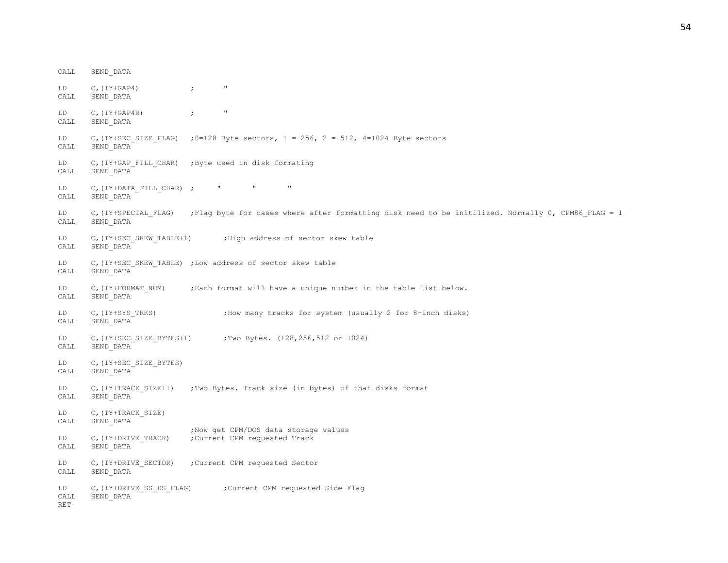```
CALL    SEND_DATA

LD      C,(IY+GAP4)             ;       "
CALL    SEND_DATA

LD      C,(IY+GAP4R)            ;       "
CALL    SEND_DATA

LD      C,(IY+SEC_SIZE_FLAG)    ;0=128 Byte sectors, 1 = 256, 2 = 512, 4=1024 Byte sectors
CALL    SEND_DATA

LD      C,(IY+GAP_FILL_CHAR)    ;Byte used in disk formating
CALL    SEND_DATA

LD      C,(IY+DATA_FILL_CHAR) ;     "       "       "
CALL    SEND_DATA

LD      C,(IY+SPECIAL_FLAG)     ;Flag byte for cases where after formatting disk need to be initilized. Normally 0, CPM86_FLAG = 1
CALL    SEND_DATA

LD      C,(IY+SEC_SKEW_TABLE+1)         ;High address of sector skew table
CALL    SEND_DATA

LD      C,(IY+SEC_SKEW_TABLE)   ;Low address of sector skew table
CALL    SEND_DATA

LD      C,(IY+FORMAT_NUM)       ;Each format will have a unique number in the table list below.
CALL    SEND_DATA

LD      C,(IY+SYS_TRKS)                 ;How many tracks for system (usually 2 for 8-inch disks)
CALL    SEND_DATA

LD      C,(IY+SEC_SIZE_BYTES+1)         ;Two Bytes. (128,256,512 or 1024)
CALL    SEND_DATA

LD      C,(IY+SEC_SIZE_BYTES)
CALL    SEND_DATA

LD      C,(IY+TRACK_SIZE+1)     ;Two Bytes. Track size (in bytes) of that disks format
CALL    SEND_DATA

LD      C,(IY+TRACK_SIZE)
CALL    SEND_DATA
                                ;Now get CPM/DOS data storage values
LD      C,(IY+DRIVE_TRACK)      ;Current CPM requested Track
CALL    SEND_DATA

LD      C,(IY+DRIVE_SECTOR)     ;Current CPM requested Sector
CALL    SEND_DATA

LD      C,(IY+DRIVE_SS_DS_FLAG)         ;Current CPM requested Side Flag
CALL    SEND_DATA
RET
```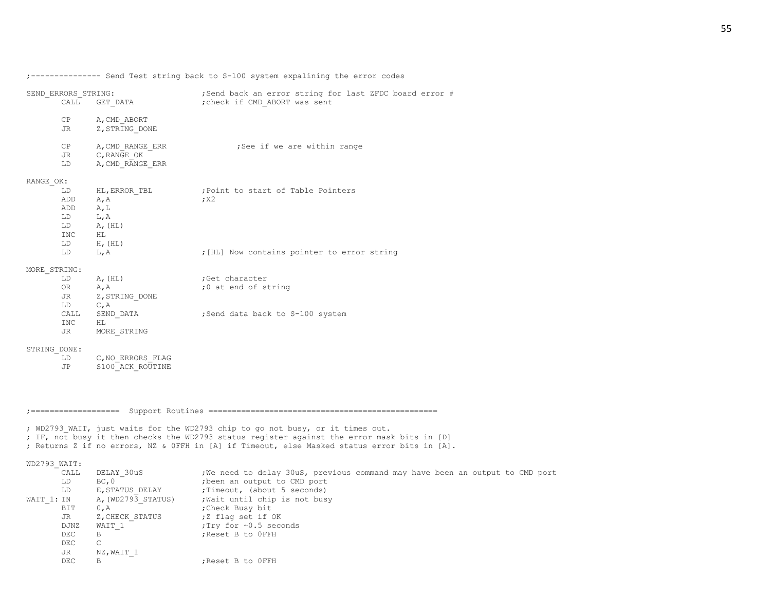```
;--------------- Send Test string back to S-100 system expalining the error codes

SEND_ERRORS_STRING:                     ;Send back an error string for last ZFDC board error #
        CALL    GET_DATA                ;check if CMD_ABORT was sent

        CP      A,CMD_ABORT
        JR      Z,STRING_DONE

        CP      A,CMD_RANGE_ERR                 ;See if we are within range
        JR      C,RANGE_OK
        LD      A,CMD_RANGE_ERR

RANGE_OK:
        LD      HL,ERROR_TBL            ;Point to start of Table Pointers
        ADD     A,A                     ;X2
        ADD     A,L
        LD      L,A
        LD      A,(HL)
        INC     HL
        LD      H,(HL)
        LD      L,A                     ;[HL] Now contains pointer to error string

MORE_STRING:
        LD      A,(HL)                  ;Get character
        OR      A,A                     ;0 at end of string
        JR      Z,STRING_DONE
        LD      C,A
        CALL    SEND_DATA               ;Send data back to S-100 system
        INC     HL
        JR      MORE_STRING

STRING_DONE:
        LD      C,NO_ERRORS_FLAG
        JP      S100_ACK_ROUTINE




;===================  Support Routines ================================================

; WD2793_WAIT, just waits for the WD2793 chip to go not busy, or it times out.
; IF, not busy it then checks the WD2793 status register against the error mask bits in [D]
; Returns Z if no errors, NZ & 0FFH in [A] if Timeout, else Masked status error bits in [A].

WD2793_WAIT:
        CALL    DELAY_30uS              ;We need to delay 30uS, previous command may have been an output to CMD port
        LD      BC,0                    ;been an output to CMD port
        LD      E,STATUS_DELAY          ;Timeout, (about 5 seconds)
WAIT_1: IN      A,(WD2793_STATUS)       ;Wait until chip is not busy
        BIT     0,A                     ;Check Busy bit
        JR      Z,CHECK_STATUS          ;Z flag set if OK
        DJNZ    WAIT_1                  ;Try for ~0.5 seconds
        DEC     B                       ;Reset B to 0FFH
        DEC     C
        JR      NZ,WAIT_1
        DEC     B                       ;Reset B to 0FFH
```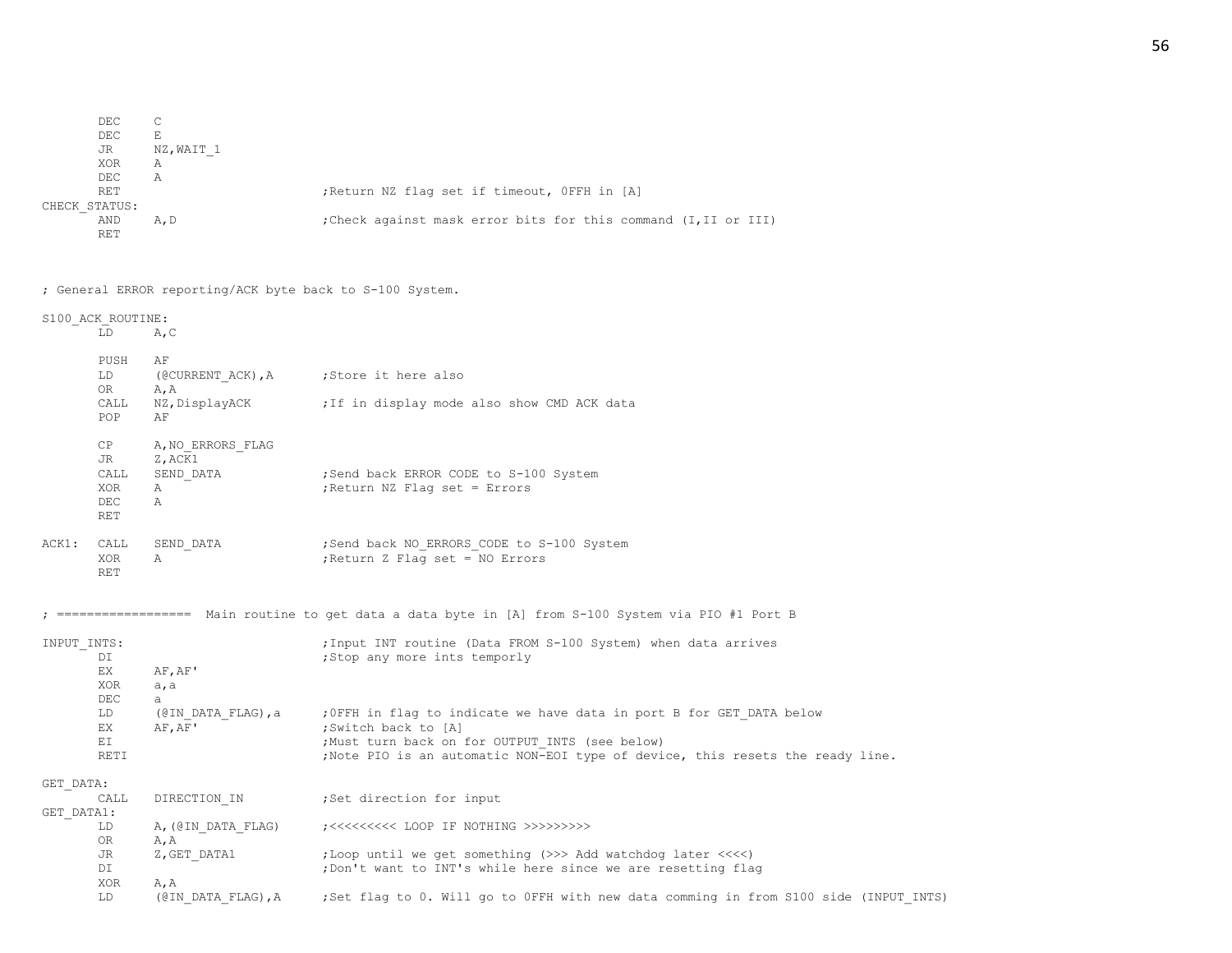```
        DEC     C
        DEC     E
        JR      NZ,WAIT_1
        XOR     A
        DEC     A
        RET                             ;Return NZ flag set if timeout, 0FFH in [A]
CHECK_STATUS:
        AND     A,D                     ;Check against mask error bits for this command (I,II or III)
        RET



; General ERROR reporting/ACK byte back to S-100 System.

S100_ACK_ROUTINE:
        LD      A,C

        PUSH    AF
        LD      (@CURRENT_ACK),A        ;Store it here also
        OR      A,A
        CALL    NZ,DisplayACK           ;If in display mode also show CMD ACK data
        POP     AF

        CP      A,NO_ERRORS_FLAG
        JR      Z,ACK1
        CALL    SEND_DATA               ;Send back ERROR CODE to S-100 System
        XOR     A                       ;Return NZ Flag set = Errors
        DEC     A
        RET

ACK1:   CALL    SEND_DATA               ;Send back NO_ERRORS_CODE to S-100 System
        XOR     A                       ;Return Z Flag set = NO Errors
        RET


; ==================  Main routine to get data a data byte in [A] from S-100 System via PIO #1 Port B

INPUT_INTS:                             ;Input INT routine (Data FROM S-100 System) when data arrives
        DI                              ;Stop any more ints temporly
        EX      AF,AF'
        XOR     a,a
        DEC     a
        LD      (@IN_DATA_FLAG),a       ;0FFH in flag to indicate we have data in port B for GET_DATA below
        EX      AF,AF'                  ;Switch back to [A]
        EI                              ;Must turn back on for OUTPUT_INTS (see below)
        RETI                            ;Note PIO is an automatic NON-EOI type of device, this resets the ready line.

GET_DATA:
        CALL    DIRECTION_IN            ;Set direction for input
GET_DATA1:
        LD      A,(@IN_DATA_FLAG)       ;<<<<<<<<< LOOP IF NOTHING >>>>>>>>>
        OR      A,A
        JR      Z,GET_DATA1             ;Loop until we get something (>>> Add watchdog later <<<<)
        DI                              ;Don't want to INT's while here since we are resetting flag
        XOR     A,A
        LD      (@IN_DATA_FLAG),A       ;Set flag to 0. Will go to 0FFH with new data comming in from S100 side (INPUT_INTS)
```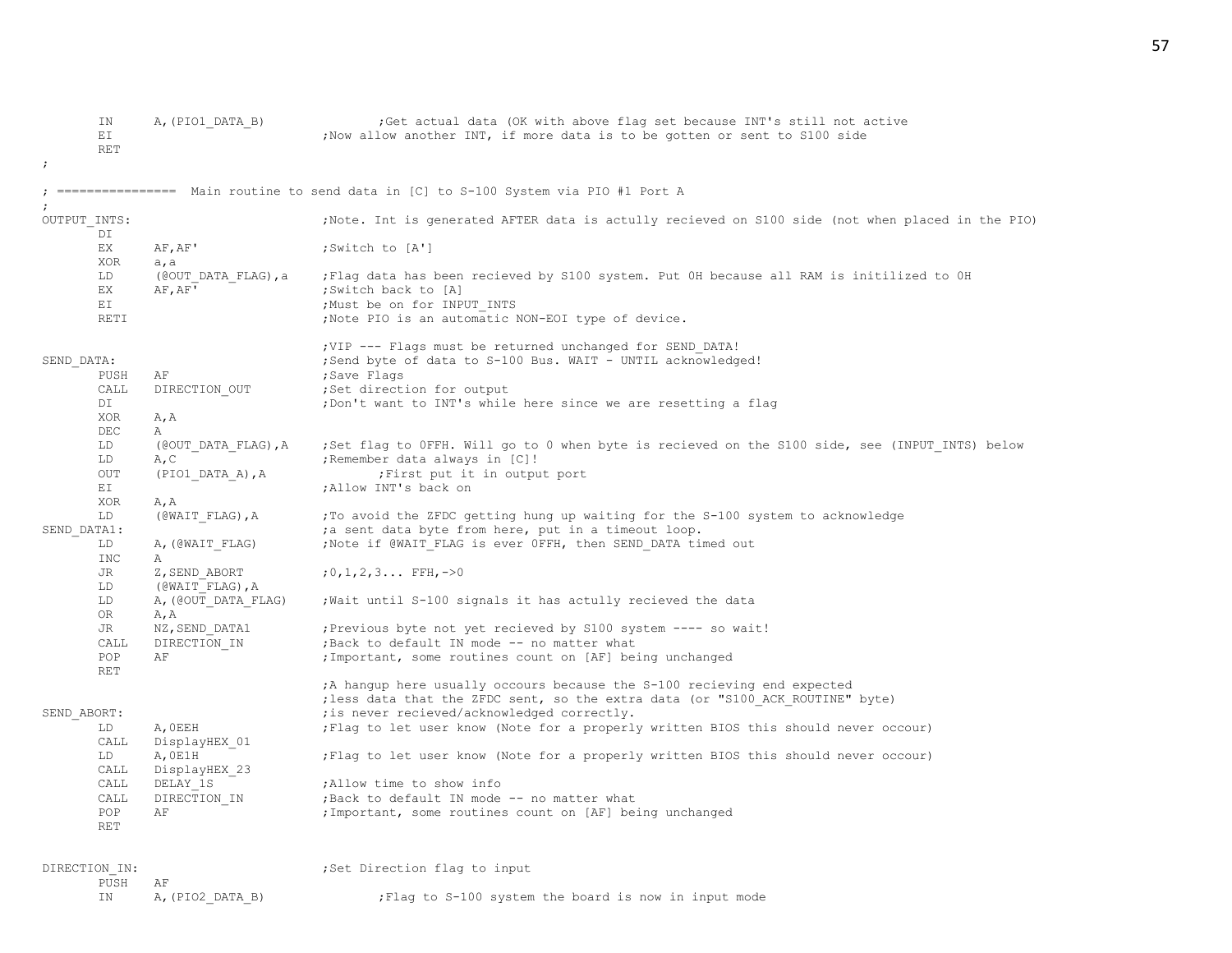```
        IN      A,(PIO1_DATA_B)                 ;Get actual data (OK with above flag set because INT's still not active
        EI                              ;Now allow another INT, if more data is to be gotten or sent to S100 side
        RET
;

; ================  Main routine to send data in [C] to S-100 System via PIO #1 Port A
;
OUTPUT_INTS:                            ;Note. Int is generated AFTER data is actully recieved on S100 side (not when placed in the PIO)
        DI
        EX      AF,AF'                  ;Switch to [A']
        XOR     a,a
        LD      (@OUT_DATA_FLAG),a      ;Flag data has been recieved by S100 system. Put 0H because all RAM is initilized to 0H
        EX      AF,AF'                  ;Switch back to [A]
        EI                              ;Must be on for INPUT_INTS
        RETI                            ;Note PIO is an automatic NON-EOI type of device.

                                        ;VIP --- Flags must be returned unchanged for SEND_DATA!
SEND_DATA:                              ;Send byte of data to S-100 Bus. WAIT - UNTIL acknowledged!
        PUSH    AF                      ;Save Flags
        CALL    DIRECTION_OUT           ;Set direction for output
        DI                              ;Don't want to INT's while here since we are resetting a flag
        XOR     A,A
        DEC     A
        LD      (@OUT_DATA_FLAG),A      ;Set flag to 0FFH. Will go to 0 when byte is recieved on the S100 side, see (INPUT_INTS) below
        LD      A,C                     ;Remember data always in [C]!
        OUT     (PIO1_DATA_A),A                 ;First put it in output port
        EI                              ;Allow INT's back on
        XOR     A,A
        LD      (@WAIT_FLAG),A          ;To avoid the ZFDC getting hung up waiting for the S-100 system to acknowledge
SEND_DATA1:                             ;a sent data byte from here, put in a timeout loop.
        LD      A,(@WAIT_FLAG)          ;Note if @WAIT_FLAG is ever 0FFH, then SEND_DATA timed out
        INC     A
        JR      Z,SEND_ABORT            ;0,1,2,3... FFH,->0
        LD      (@WAIT_FLAG),A
        LD      A,(@OUT_DATA_FLAG)      ;Wait until S-100 signals it has actully recieved the data
        OR      A,A
        JR      NZ,SEND_DATA1           ;Previous byte not yet recieved by S100 system ---- so wait!
        CALL    DIRECTION_IN            ;Back to default IN mode -- no matter what
        POP     AF                      ;Important, some routines count on [AF] being unchanged
        RET
                                        ;A hangup here usually occours because the S-100 recieving end expected
                                        ;less data that the ZFDC sent, so the extra data (or "S100_ACK_ROUTINE" byte)
SEND_ABORT:                             ;is never recieved/acknowledged correctly.
        LD      A,0EEH                  ;Flag to let user know (Note for a properly written BIOS this should never occour)
        CALL    DisplayHEX_01
        LD      A,0E1H                  ;Flag to let user know (Note for a properly written BIOS this should never occour)
        CALL    DisplayHEX_23
        CALL    DELAY_1S                ;Allow time to show info
        CALL    DIRECTION_IN            ;Back to default IN mode -- no matter what
        POP     AF                      ;Important, some routines count on [AF] being unchanged
        RET


DIRECTION_IN:                           ;Set Direction flag to input
        PUSH    AF
        IN      A,(PIO2_DATA_B)                 ;Flag to S-100 system the board is now in input mode
```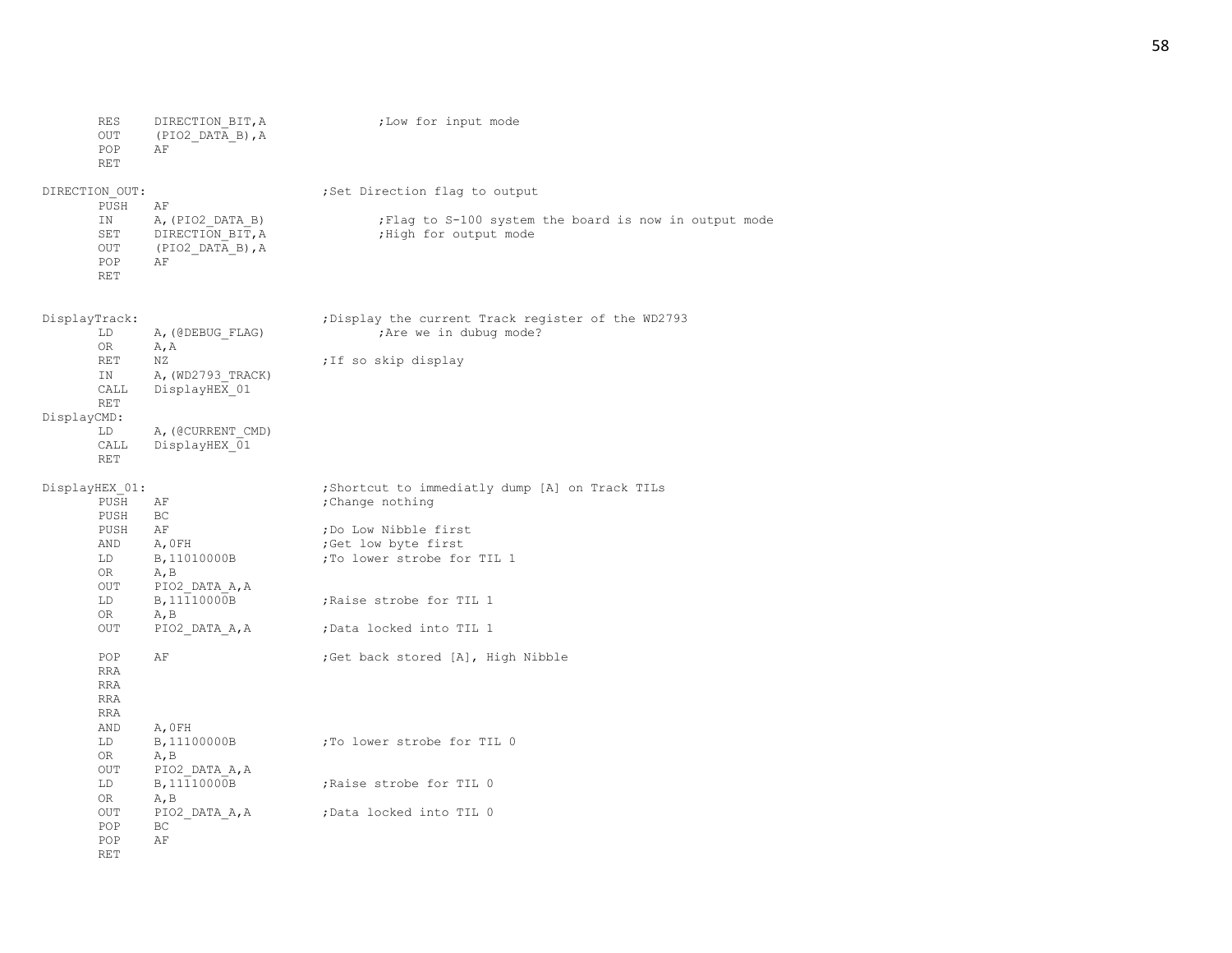```
        RES     DIRECTION_BIT,A                 ;Low for input mode
        OUT     (PIO2_DATA_B),A
        POP     AF
        RET

DIRECTION_OUT:                          ;Set Direction flag to output
        PUSH    AF
        IN      A,(PIO2_DATA_B)                 ;Flag to S-100 system the board is now in output mode
        SET     DIRECTION_BIT,A                 ;High for output mode
        OUT     (PIO2_DATA_B),A
        POP     AF
        RET


DisplayTrack:                           ;Display the current Track register of the WD2793
        LD      A,(@DEBUG_FLAG)                 ;Are we in dubug mode?
        OR      A,A
        RET     NZ                      ;If so skip display
        IN      A,(WD2793_TRACK)
        CALL    DisplayHEX_01
        RET
DisplayCMD:
        LD      A,(@CURRENT_CMD)
        CALL    DisplayHEX_01
        RET

DisplayHEX_01:                          ;Shortcut to immediatly dump [A] on Track TILs
        PUSH    AF                      ;Change nothing
        PUSH    BC
        PUSH    AF                      ;Do Low Nibble first
        AND     A,0FH                   ;Get low byte first
        LD      B,11010000B             ;To lower strobe for TIL 1
        OR      A,B
        OUT     PIO2_DATA_A,A
        LD      B,11110000B             ;Raise strobe for TIL 1
        OR      A,B
        OUT     PIO2_DATA_A,A           ;Data locked into TIL 1

        POP     AF                      ;Get back stored [A], High Nibble
        RRA
        RRA
        RRA
        RRA
        AND     A,0FH
        LD      B,11100000B             ;To lower strobe for TIL 0
        OR      A,B
        OUT     PIO2_DATA_A,A
        LD      B,11110000B             ;Raise strobe for TIL 0
        OR      A,B
        OUT     PIO2_DATA_A,A           ;Data locked into TIL 0
        POP     BC
        POP     AF
        RET
```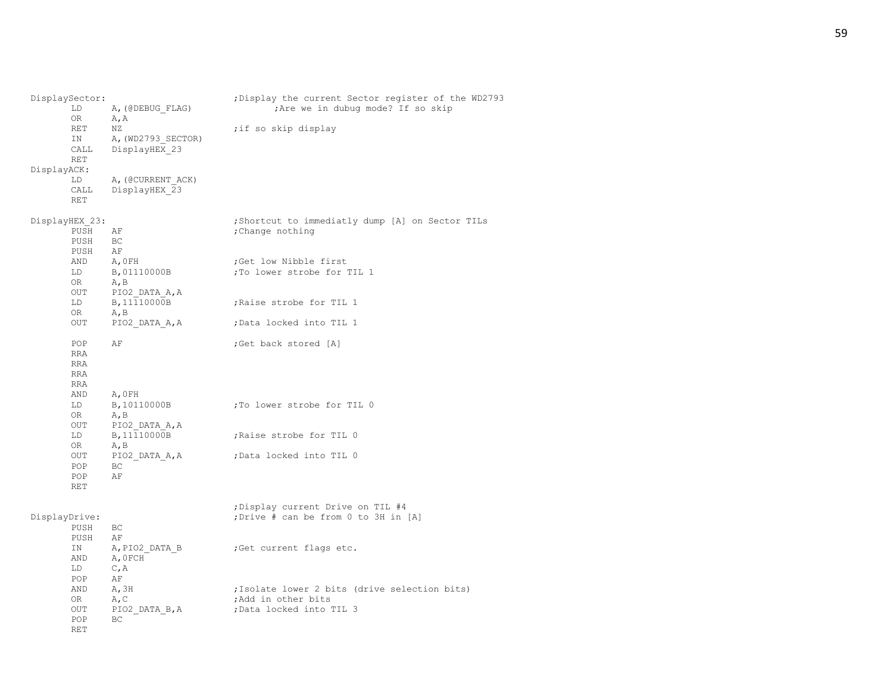```
DisplaySector:                          ;Display the current Sector register of the WD2793
        LD      A,(@DEBUG_FLAG)                 ;Are we in dubug mode? If so skip
        OR      A,A
        RET     NZ                      ;if so skip display
        IN      A,(WD2793_SECTOR)
        CALL    DisplayHEX_23
        RET
DisplayACK:
        LD      A,(@CURRENT_ACK)
        CALL    DisplayHEX_23
        RET

DisplayHEX_23:                          ;Shortcut to immediatly dump [A] on Sector TILs
        PUSH    AF                      ;Change nothing
        PUSH    BC
        PUSH    AF
        AND     A,0FH                   ;Get low Nibble first
        LD      B,01110000B             ;To lower strobe for TIL 1
        OR      A,B
        OUT     PIO2_DATA_A,A
        LD      B,11110000B             ;Raise strobe for TIL 1
        OR      A,B
        OUT     PIO2_DATA_A,A           ;Data locked into TIL 1

        POP     AF                      ;Get back stored [A]
        RRA
        RRA
        RRA
        RRA
        AND     A,0FH
        LD      B,10110000B             ;To lower strobe for TIL 0
        OR      A,B
        OUT     PIO2_DATA_A,A
        LD      B,11110000B             ;Raise strobe for TIL 0
        OR      A,B
        OUT     PIO2_DATA_A,A           ;Data locked into TIL 0
        POP     BC
        POP     AF
        RET

                                        ;Display current Drive on TIL #4
DisplayDrive:                           ;Drive # can be from 0 to 3H in [A]
        PUSH    BC
        PUSH    AF
        IN      A,PIO2_DATA_B           ;Get current flags etc.
        AND     A,0FCH
        LD      C,A
        POP     AF
        AND     A,3H                    ;Isolate lower 2 bits (drive selection bits)
        OR      A,C                     ;Add in other bits
        OUT     PIO2_DATA_B,A           ;Data locked into TIL 3
        POP     BC
        RET
```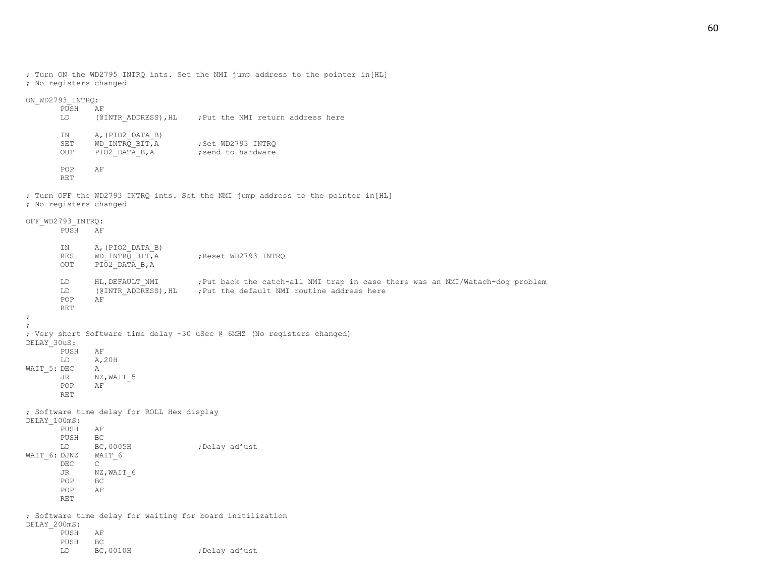```
; Turn ON the WD2795 INTRQ ints. Set the NMI jump address to the pointer in[HL]
; No registers changed

ON_WD2793_INTRQ:
        PUSH    AF
        LD      (@INTR_ADDRESS),HL      ;Put the NMI return address here

        IN      A,(PIO2_DATA_B)
        SET     WD_INTRQ_BIT,A          ;Set WD2793 INTRQ
        OUT     PIO2_DATA_B,A           ;send to hardware

        POP     AF
        RET

; Turn OFF the WD2793 INTRQ ints. Set the NMI jump address to the pointer in[HL]
; No registers changed

OFF_WD2793_INTRQ:
        PUSH    AF

        IN      A,(PIO2_DATA_B)
        RES     WD_INTRQ_BIT,A          ;Reset WD2793 INTRQ
        OUT     PIO2_DATA_B,A

        LD      HL,DEFAULT_NMI          ;Put back the catch-all NMI trap in case there was an NMI/Watach-dog problem
        LD      (@INTR_ADDRESS),HL      ;Put the default NMI routine address here
        POP     AF
        RET
;
;
; Very short Software time delay ~30 uSec @ 6MHZ (No registers changed)
DELAY_30uS:
        PUSH    AF
        LD      A,20H
WAIT_5: DEC     A
        JR      NZ,WAIT_5
        POP     AF
        RET

; Software time delay for ROLL Hex display
DELAY_100mS:
        PUSH    AF
        PUSH    BC
        LD      BC,0005H                ;Delay adjust
WAIT_6: DJNZ    WAIT_6
        DEC     C
        JR      NZ,WAIT_6
        POP     BC
        POP     AF
        RET

; Software time delay for waiting for board initilization
DELAY_200mS:
        PUSH    AF
        PUSH    BC
        LD      BC,0010H                ;Delay adjust
```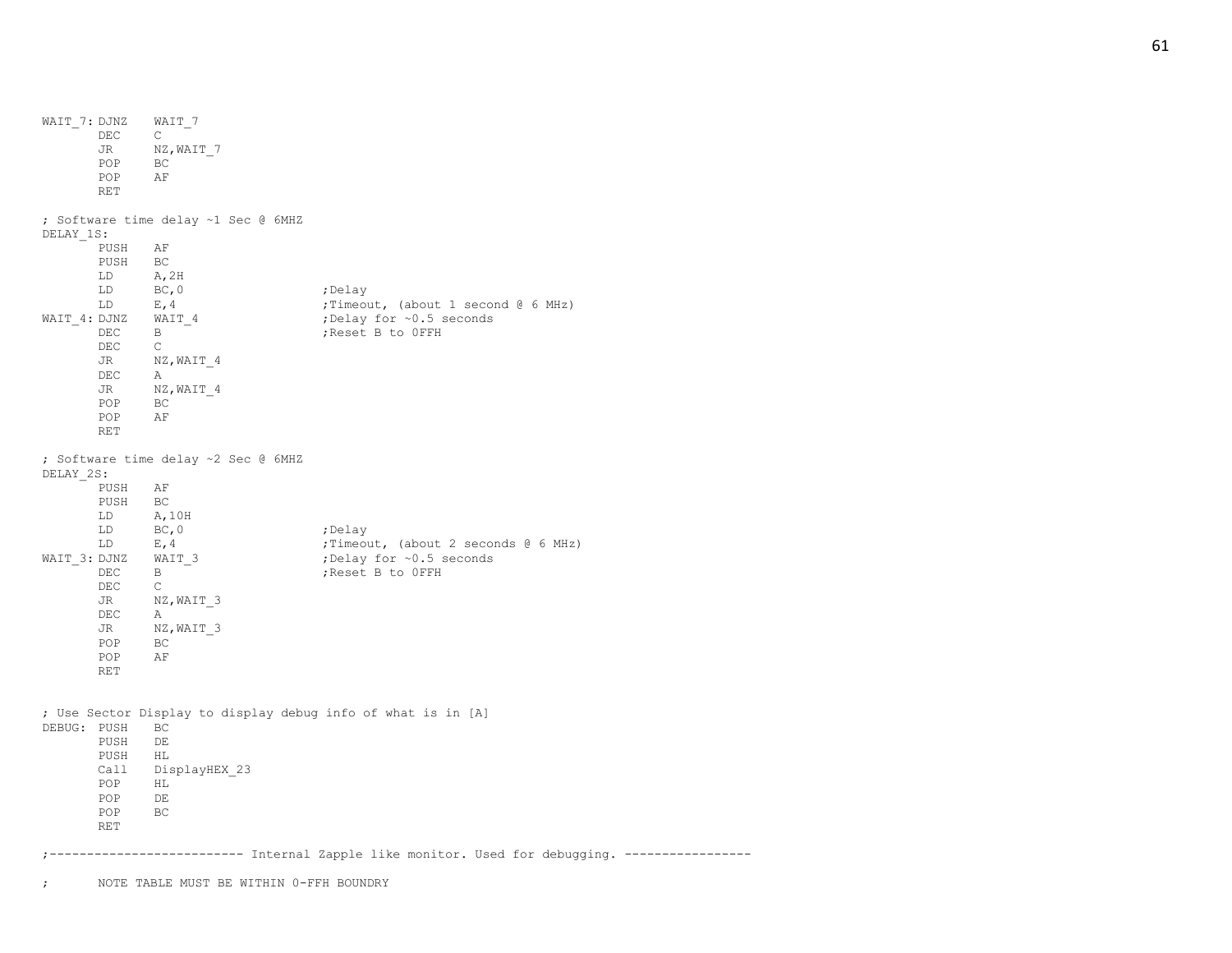```
WAIT_7: DJNZ    WAIT_7
        DEC     C
        JR      NZ,WAIT_7
        POP     BC
        POP     AF
        RET

; Software time delay ~1 Sec @ 6MHZ
DELAY_1S:
        PUSH    AF
        PUSH    BC
        LD      A,2H
        LD      BC,0                    ;Delay
        LD      E,4                     ;Timeout, (about 1 second @ 6 MHz)
WAIT_4: DJNZ    WAIT_4                  ;Delay for ~0.5 seconds
        DEC     B                       ;Reset B to 0FFH
        DEC     C
        JR      NZ,WAIT_4
        DEC     A
        JR      NZ,WAIT_4
        POP     BC
        POP     AF
        RET

; Software time delay ~2 Sec @ 6MHZ
DELAY_2S:
        PUSH    AF
        PUSH    BC
        LD      A,10H
        LD      BC,0                    ;Delay
        LD      E,4                     ;Timeout, (about 2 seconds @ 6 MHz)
WAIT_3: DJNZ    WAIT_3                  ;Delay for ~0.5 seconds
        DEC     B                       ;Reset B to 0FFH
        DEC     C
        JR      NZ,WAIT_3
        DEC     A
        JR      NZ,WAIT_3
        POP     BC
        POP     AF
        RET


; Use Sector Display to display debug info of what is in [A]
DEBUG:  PUSH    BC
        PUSH    DE
        PUSH    HL
        Call    DisplayHEX_23
        POP     HL
        POP     DE
        POP     BC
        RET

;-------------------------- Internal Zapple like monitor. Used for debugging. -----------------

;       NOTE TABLE MUST BE WITHIN 0-FFH BOUNDRY
```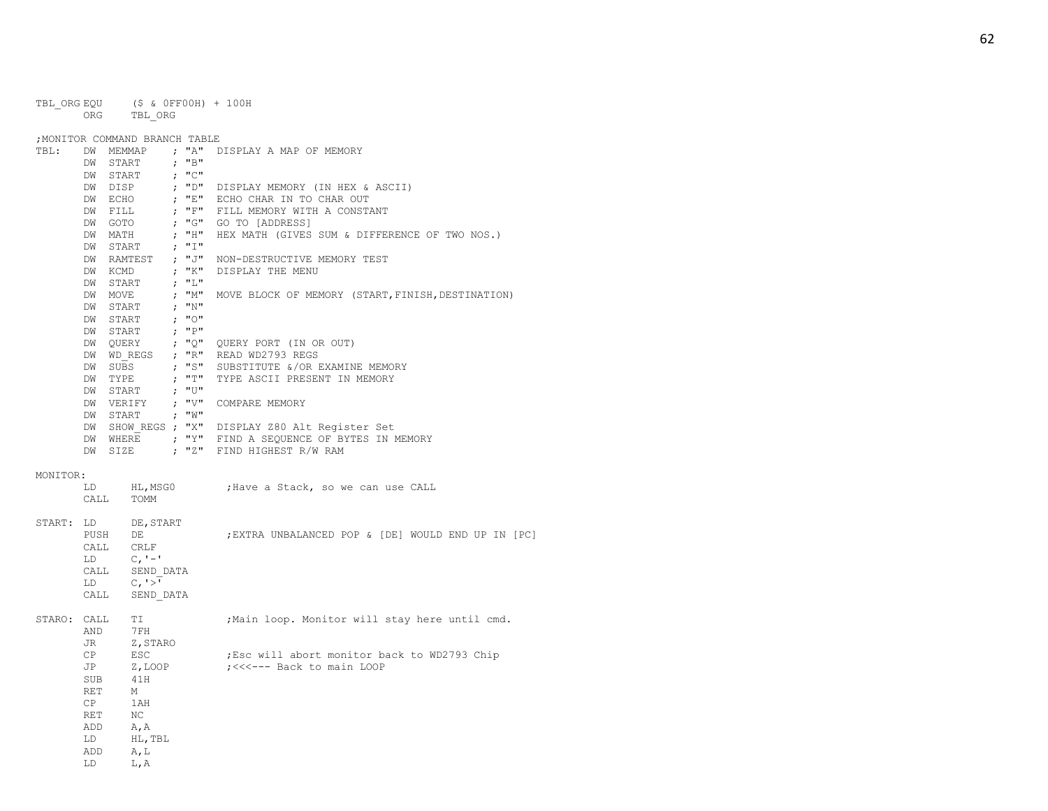```
TBL_ORG EQU     ($ & 0FF00H) + 100H
        ORG     TBL_ORG

;MONITOR COMMAND BRANCH TABLE
TBL:    DW  MEMMAP    ; "A"  DISPLAY A MAP OF MEMORY
        DW  START     ; "B"
        DW  START     ; "C"
        DW  DISP      ; "D"  DISPLAY MEMORY (IN HEX & ASCII)
        DW  ECHO      ; "E"  ECHO CHAR IN TO CHAR OUT
        DW  FILL      ; "F"  FILL MEMORY WITH A CONSTANT
        DW  GOTO      ; "G"  GO TO [ADDRESS]
        DW  MATH      ; "H"  HEX MATH (GIVES SUM & DIFFERENCE OF TWO NOS.)
        DW  START     ; "I"
        DW  RAMTEST   ; "J"  NON-DESTRUCTIVE MEMORY TEST
        DW  KCMD      ; "K"  DISPLAY THE MENU
        DW  START     ; "L"
        DW  MOVE      ; "M"  MOVE BLOCK OF MEMORY (START,FINISH,DESTINATION)
        DW  START     ; "N"
        DW  START     ; "O"
        DW  START     ; "P"
        DW  QUERY     ; "Q"  QUERY PORT (IN OR OUT)
        DW  WD_REGS   ; "R"  READ WD2793 REGS
        DW  SUBS      ; "S"  SUBSTITUTE &/OR EXAMINE MEMORY
        DW  TYPE      ; "T"  TYPE ASCII PRESENT IN MEMORY
        DW  START     ; "U"
        DW  VERIFY    ; "V"  COMPARE MEMORY
        DW  START     ; "W"
        DW  SHOW_REGS ; "X"  DISPLAY Z80 Alt Register Set
        DW  WHERE     ; "Y"  FIND A SEQUENCE OF BYTES IN MEMORY
        DW  SIZE      ; "Z"  FIND HIGHEST R/W RAM

MONITOR:
        LD      HL,MSG0         ;Have a Stack, so we can use CALL
        CALL    TOMM

START:  LD      DE,START
        PUSH    DE              ;EXTRA UNBALANCED POP & [DE] WOULD END UP IN [PC]
        CALL    CRLF
        LD      C,'-'
        CALL    SEND_DATA
        LD      C,'>'
        CALL    SEND_DATA

STARO:  CALL    TI              ;Main loop. Monitor will stay here until cmd.
        AND     7FH
        JR      Z,STARO
        CP      ESC             ;Esc will abort monitor back to WD2793 Chip
        JP      Z,LOOP          ;<<<--- Back to main LOOP
        SUB     41H
        RET     M
        CP      1AH
        RET     NC
        ADD     A,A
        LD      HL,TBL
        ADD     A,L
        LD      L,A
```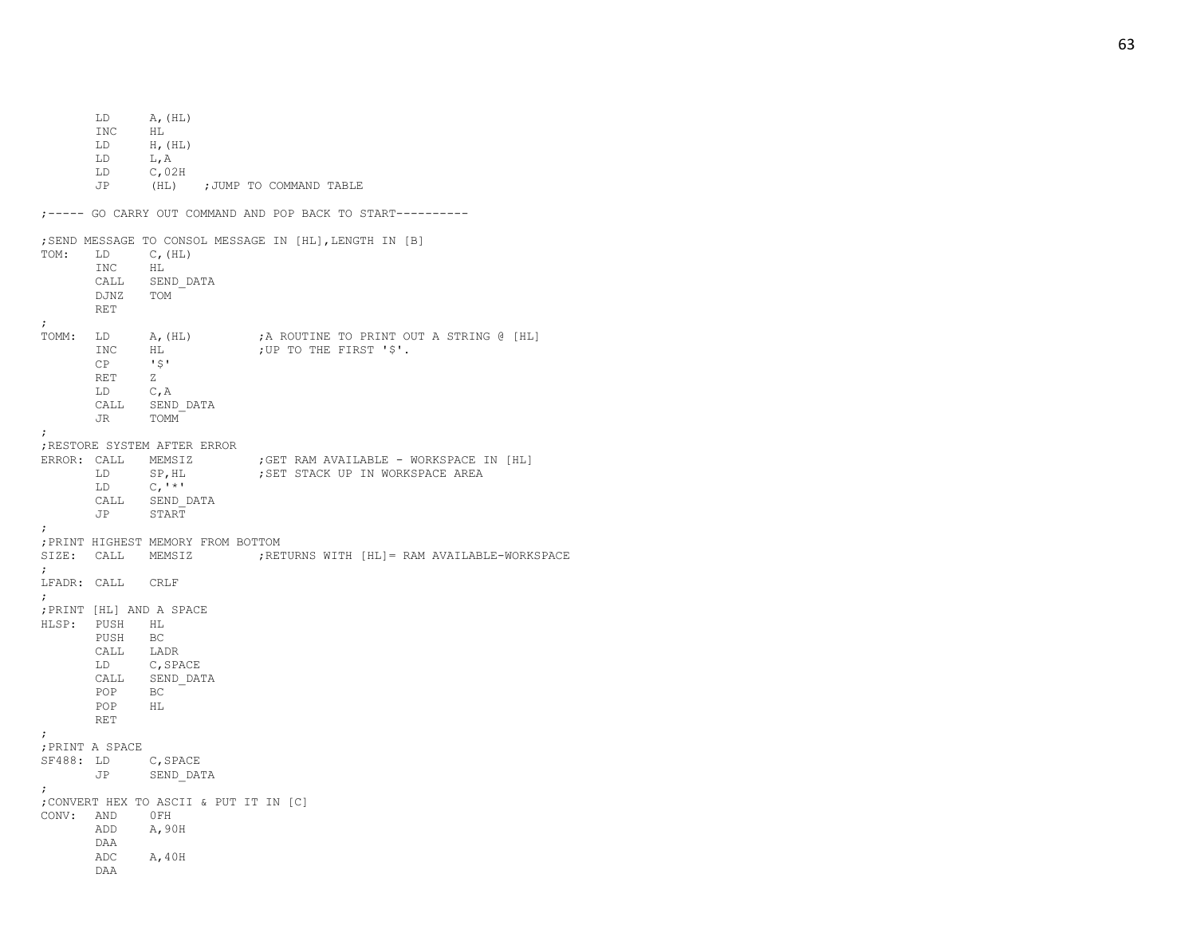```
        LD      A,(HL)
        INC     HL
        LD      H,(HL)
        LD      L,A
        LD      C,02H
        JP      (HL)    ;JUMP TO COMMAND TABLE

;----- GO CARRY OUT COMMAND AND POP BACK TO START----------

;SEND MESSAGE TO CONSOL MESSAGE IN [HL],LENGTH IN [B]
TOM:    LD      C,(HL)
        INC     HL
        CALL    SEND_DATA
        DJNZ    TOM
        RET
;
TOMM:   LD      A,(HL)          ;A ROUTINE TO PRINT OUT A STRING @ [HL]
        INC     HL              ;UP TO THE FIRST '$'.
        CP      '$'
        RET     Z
        LD      C,A
        CALL    SEND_DATA
        JR      TOMM
;
;RESTORE SYSTEM AFTER ERROR
ERROR:  CALL    MEMSIZ          ;GET RAM AVAILABLE - WORKSPACE IN [HL]
        LD      SP,HL           ;SET STACK UP IN WORKSPACE AREA
        LD      C,'*'
        CALL    SEND_DATA
        JP      START
;
;PRINT HIGHEST MEMORY FROM BOTTOM
SIZE:   CALL    MEMSIZ          ;RETURNS WITH [HL]= RAM AVAILABLE-WORKSPACE
;
LFADR:  CALL    CRLF
;
;PRINT [HL] AND A SPACE
HLSP:   PUSH    HL
        PUSH    BC
        CALL    LADR
        LD      C,SPACE
        CALL    SEND_DATA
        POP     BC
        POP     HL
        RET
;
;PRINT A SPACE
SF488:  LD      C,SPACE
        JP      SEND_DATA
;
;CONVERT HEX TO ASCII & PUT IT IN [C]
CONV:   AND     0FH
        ADD     A,90H
        DAA
        ADC     A,40H
        DAA
```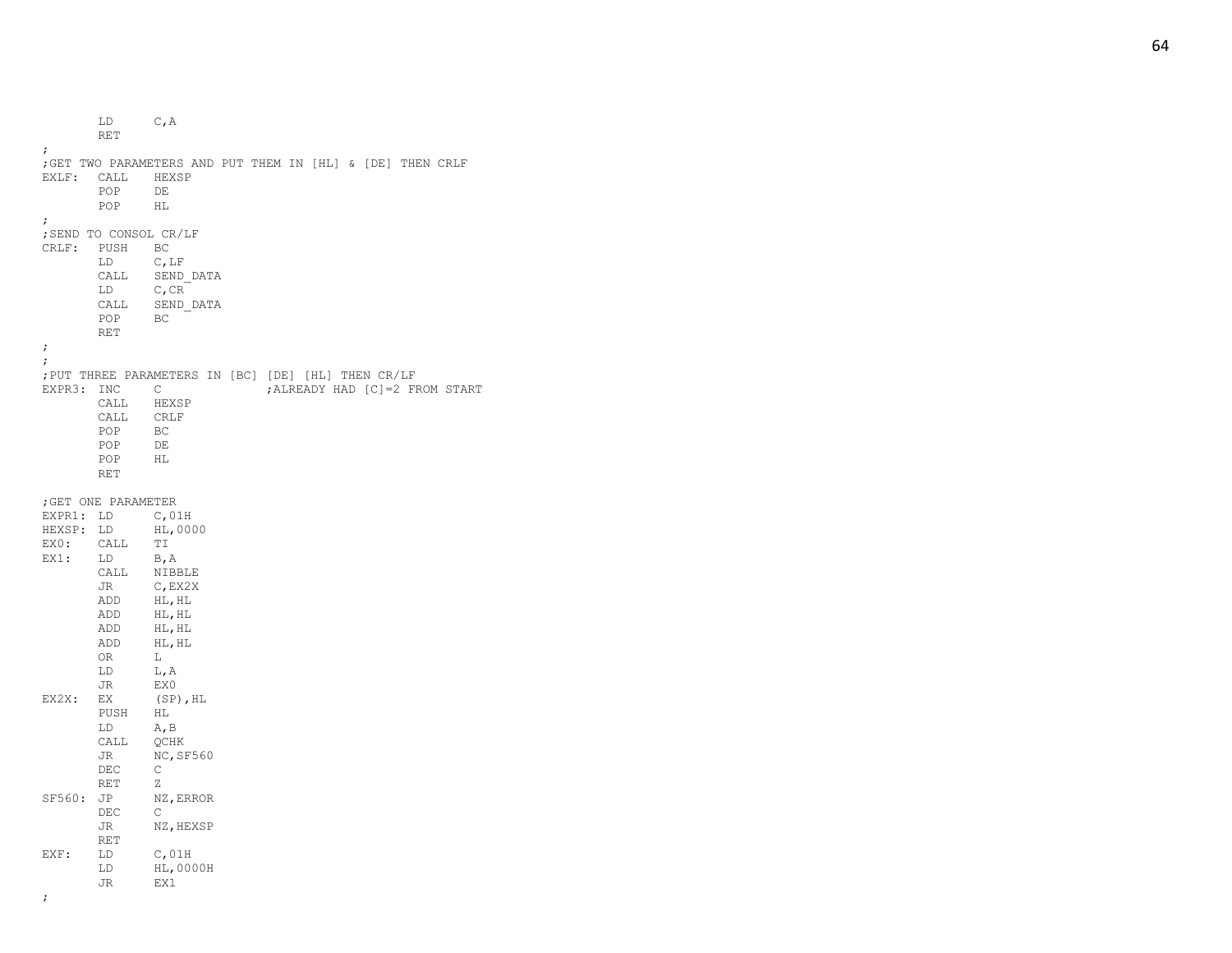```
        LD      C,A
        RET
;
;GET TWO PARAMETERS AND PUT THEM IN [HL] & [DE] THEN CRLF
EXLF:   CALL    HEXSP
        POP     DE
        POP     HL
;
;SEND TO CONSOL CR/LF
CRLF:   PUSH    BC
        LD      C,LF
        CALL    SEND_DATA
        LD      C,CR
        CALL    SEND_DATA
        POP     BC
        RET
;
;
;PUT THREE PARAMETERS IN [BC] [DE] [HL] THEN CR/LF
EXPR3:  INC     C               ;ALREADY HAD [C]=2 FROM START
        CALL    HEXSP
        CALL    CRLF
        POP     BC
        POP     DE
        POP     HL
        RET

;GET ONE PARAMETER
EXPR1:  LD      C,01H
HEXSP:  LD      HL,0000
EX0:    CALL    TI
EX1:    LD      B,A
        CALL    NIBBLE
        JR      C,EX2X
        ADD     HL,HL
        ADD     HL,HL
        ADD     HL,HL
        ADD     HL,HL
        OR      L
        LD      L,A
        JR      EX0
EX2X:   EX      (SP),HL
        PUSH    HL
        LD      A,B
        CALL    QCHK
        JR      NC,SF560
        DEC     C
        RET     Z
SF560:  JP      NZ,ERROR
        DEC     C
        JR      NZ,HEXSP
        RET
EXF:    LD      C,01H
        LD      HL,0000H
        JR      EX1
;
```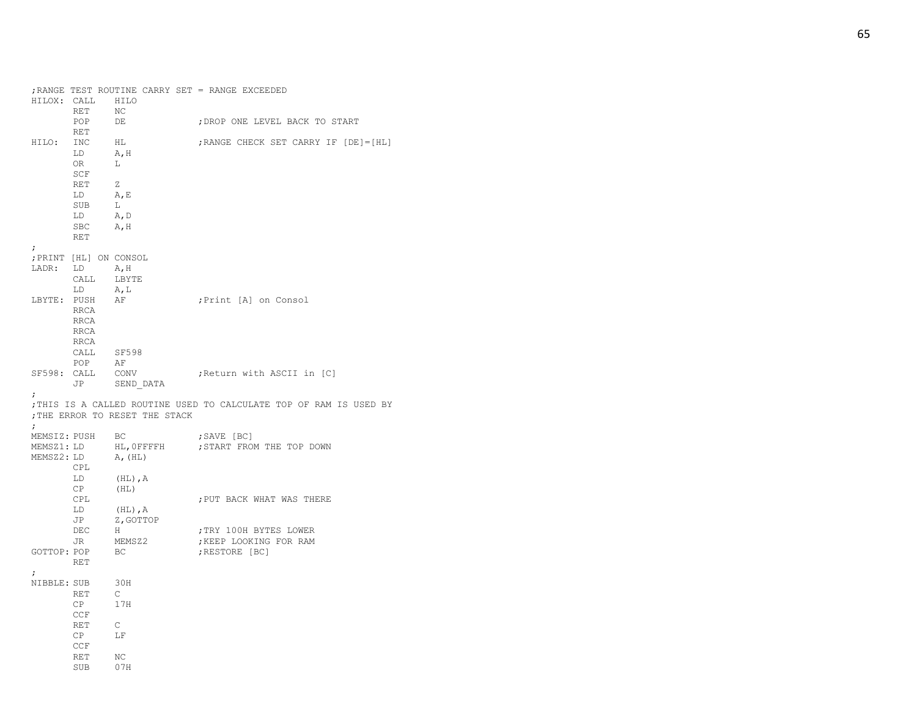```
;RANGE TEST ROUTINE CARRY SET = RANGE EXCEEDED
HILOX: CALL    HILO
       RET     NC
       POP     DE              ;DROP ONE LEVEL BACK TO START
       RET
HILO:  INC     HL              ;RANGE CHECK SET CARRY IF [DE]=[HL]
       LD      A,H
       OR      L
       SCF
       RET     Z
       LD      A,E
       SUB     L
       LD      A,D
       SBC     A,H
       RET
;
;PRINT [HL] ON CONSOL
LADR:  LD      A,H
       CALL    LBYTE
       LD      A,L
LBYTE: PUSH    AF              ;Print [A] on Consol
       RRCA
       RRCA
       RRCA
       RRCA
       CALL    SF598
       POP     AF
SF598: CALL    CONV            ;Return with ASCII in [C]
       JP      SEND_DATA
;
;THIS IS A CALLED ROUTINE USED TO CALCULATE TOP OF RAM IS USED BY
;THE ERROR TO RESET THE STACK
;
MEMSIZ: PUSH   BC              ;SAVE [BC]
MEMSZ1: LD     HL,0FFFFH       ;START FROM THE TOP DOWN
MEMSZ2: LD     A,(HL)
       CPL
       LD      (HL),A
       CP      (HL)
       CPL                     ;PUT BACK WHAT WAS THERE
       LD      (HL),A
       JP      Z,GOTTOP
       DEC     H               ;TRY 100H BYTES LOWER
       JR      MEMSZ2          ;KEEP LOOKING FOR RAM
GOTTOP: POP    BC              ;RESTORE [BC]
       RET
;
NIBBLE: SUB    30H
       RET     C
       CP      17H
       CCF
       RET     C
       CP      LF
       CCF
       RET     NC
       SUB     07H
```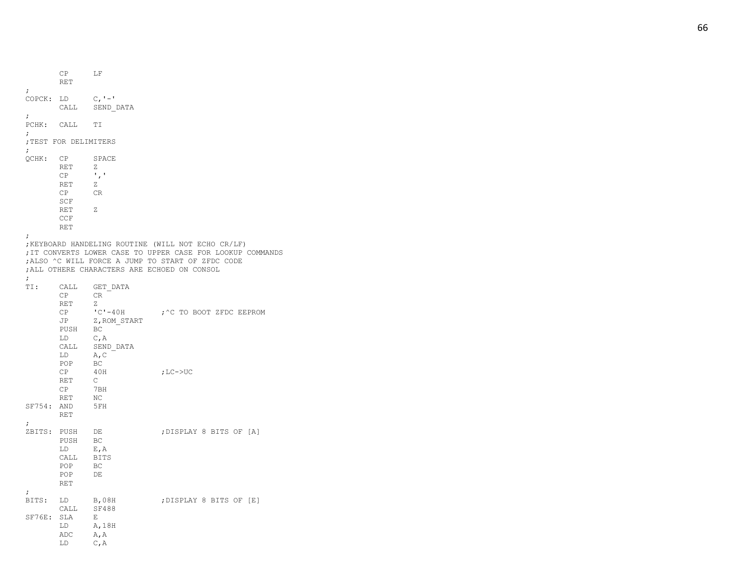```
        CP      LF
        RET
;
COPCK:  LD      C,'-'
        CALL    SEND_DATA
;
PCHK:   CALL    TI
;
;TEST FOR DELIMITERS
;
QCHK:   CP      SPACE
        RET     Z
        CP      ','
        RET     Z
        CP      CR
        SCF
        RET     Z
        CCF
        RET
;
;KEYBOARD HANDELING ROUTINE (WILL NOT ECHO CR/LF)
;IT CONVERTS LOWER CASE TO UPPER CASE FOR LOOKUP COMMANDS
;ALSO ^C WILL FORCE A JUMP TO START OF ZFDC CODE
;ALL OTHERE CHARACTERS ARE ECHOED ON CONSOL
;
TI:     CALL    GET_DATA
        CP      CR
        RET     Z
        CP      'C'-40H         ;^C TO BOOT ZFDC EEPROM
        JP      Z,ROM_START
        PUSH    BC
        LD      C,A
        CALL    SEND_DATA
        LD      A,C
        POP     BC
        CP      40H             ;LC->UC
        RET     C
        CP      7BH
        RET     NC
SF754:  AND     5FH
        RET
;
ZBITS:  PUSH    DE              ;DISPLAY 8 BITS OF [A]
        PUSH    BC
        LD      E,A
        CALL    BITS
        POP     BC
        POP     DE
        RET
;
BITS:   LD      B,08H           ;DISPLAY 8 BITS OF [E]
        CALL    SF488
SF76E:  SLA     E
        LD      A,18H
        ADC     A,A
        LD      C,A
```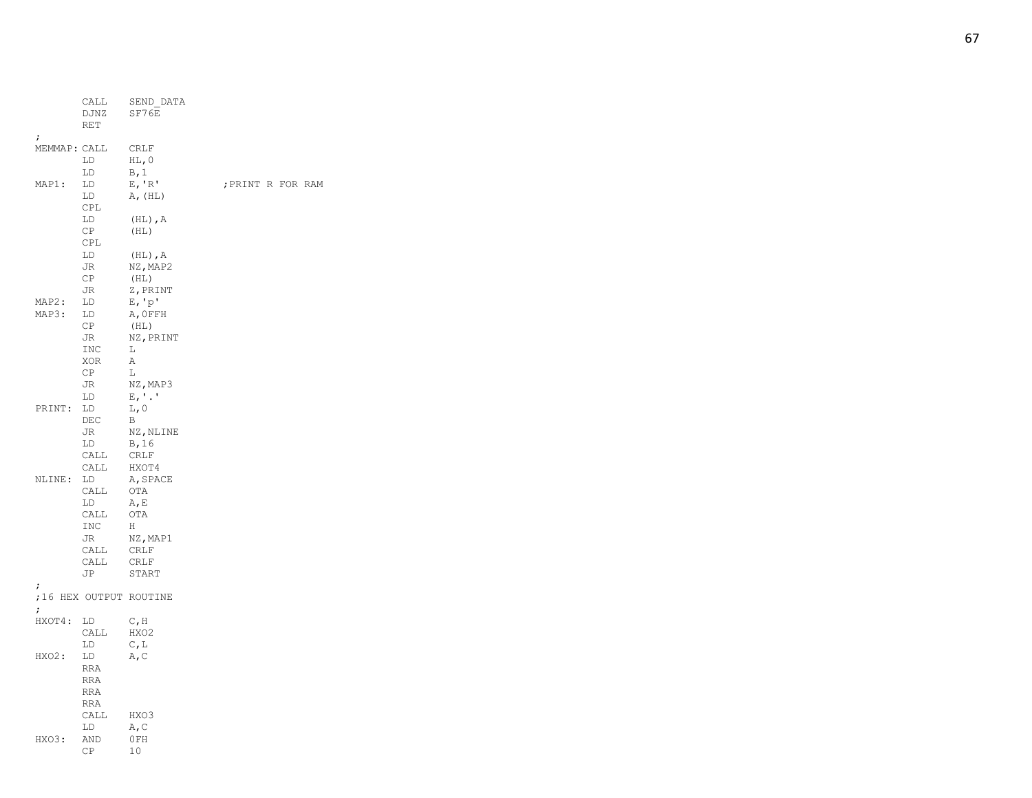```
        CALL    SEND_DATA
        DJNZ    SF76E
        RET
;
MEMMAP: CALL    CRLF
        LD      HL,0
        LD      B,1
MAP1:   LD      E,'R'           ;PRINT R FOR RAM
        LD      A,(HL)
        CPL
        LD      (HL),A
        CP      (HL)
        CPL
        LD      (HL),A
        JR      NZ,MAP2
        CP      (HL)
        JR      Z,PRINT
MAP2:   LD      E,'p'
MAP3:   LD      A,0FFH
        CP      (HL)
        JR      NZ,PRINT
        INC     L
        XOR     A
        CP      L
        JR      NZ,MAP3
        LD      E,'.'
PRINT:  LD      L,0
        DEC     B
        JR      NZ,NLINE
        LD      B,16
        CALL    CRLF
        CALL    HXOT4
NLINE:  LD      A,SPACE
        CALL    OTA
        LD      A,E
        CALL    OTA
        INC     H
        JR      NZ,MAP1
        CALL    CRLF
        CALL    CRLF
        JP      START
;
;16 HEX OUTPUT ROUTINE
;
HXOT4:  LD      C,H
        CALL    HXO2
        LD      C,L
HXO2:   LD      A,C
        RRA
        RRA
        RRA
        RRA
        CALL    HXO3
        LD      A,C
HXO3:   AND     0FH
        CP      10
```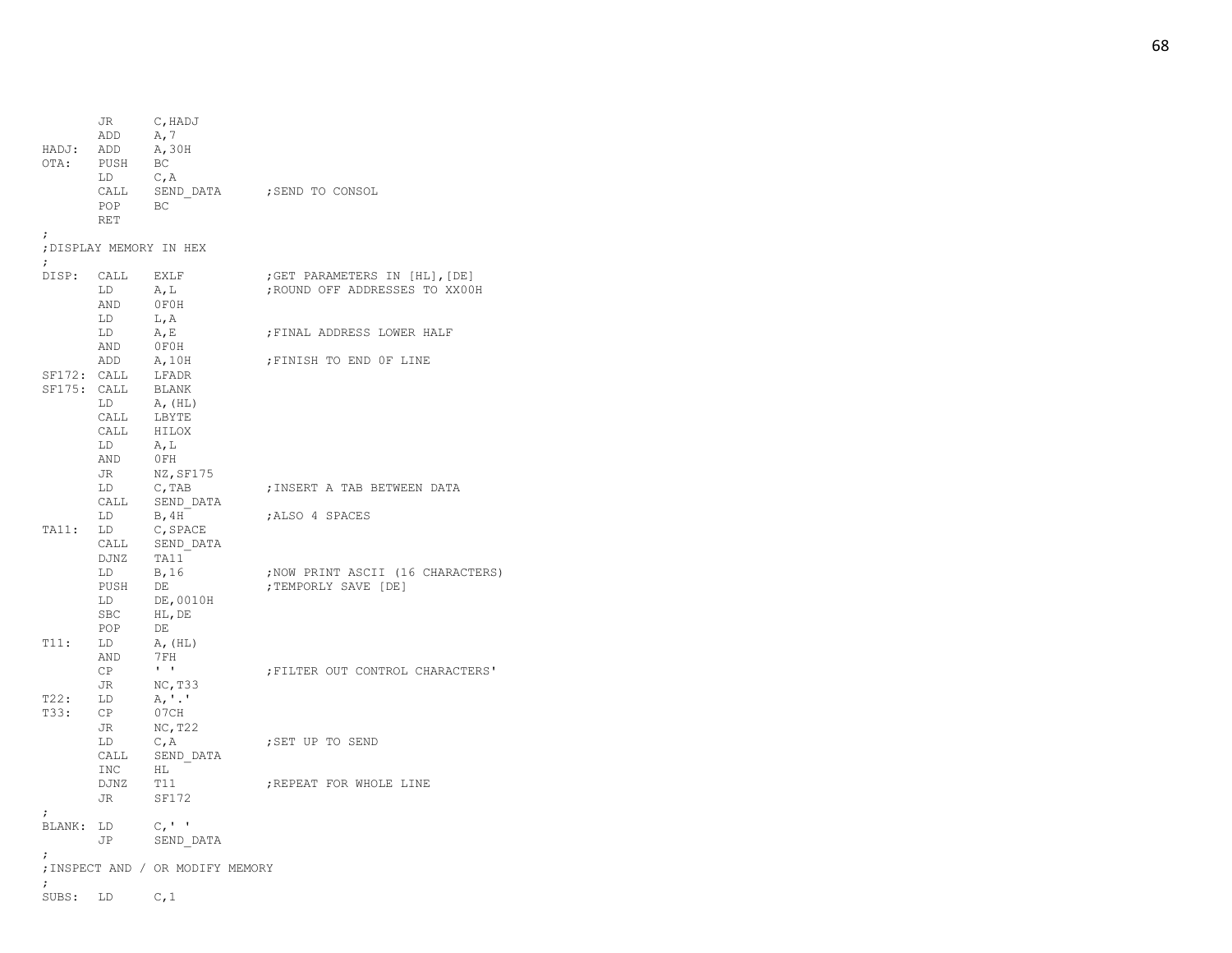```
        JR      C,HADJ
        ADD     A,7
HADJ:   ADD     A,30H
OTA:    PUSH    BC
        LD      C,A
        CALL    SEND_DATA       ;SEND TO CONSOL
        POP     BC
        RET
;
;DISPLAY MEMORY IN HEX
;
DISP:   CALL    EXLF            ;GET PARAMETERS IN [HL],[DE]
        LD      A,L             ;ROUND OFF ADDRESSES TO XX00H
        AND     0F0H
        LD      L,A
        LD      A,E             ;FINAL ADDRESS LOWER HALF
        AND     0F0H
        ADD     A,10H           ;FINISH TO END 0F LINE
SF172:  CALL    LFADR
SF175:  CALL    BLANK
        LD      A,(HL)
        CALL    LBYTE
        CALL    HILOX
        LD      A,L
        AND     0FH
        JR      NZ,SF175
        LD      C,TAB           ;INSERT A TAB BETWEEN DATA
        CALL    SEND_DATA
        LD      B,4H            ;ALSO 4 SPACES
TA11:   LD      C,SPACE
        CALL    SEND_DATA
        DJNZ    TA11
        LD      B,16            ;NOW PRINT ASCII (16 CHARACTERS)
        PUSH    DE              ;TEMPORLY SAVE [DE]
        LD      DE,0010H
        SBC     HL,DE
        POP     DE
T11:    LD      A,(HL)
        AND     7FH
        CP      ' '             ;FILTER OUT CONTROL CHARACTERS'
        JR      NC,T33
T22:    LD      A,'.'
T33:    CP      07CH
        JR      NC,T22
        LD      C,A             ;SET UP TO SEND
        CALL    SEND_DATA
        INC     HL
        DJNZ    T11             ;REPEAT FOR WHOLE LINE
        JR      SF172
;
BLANK:  LD      C,' '
        JP      SEND_DATA
;
;INSPECT AND / OR MODIFY MEMORY
;
SUBS:   LD      C,1
```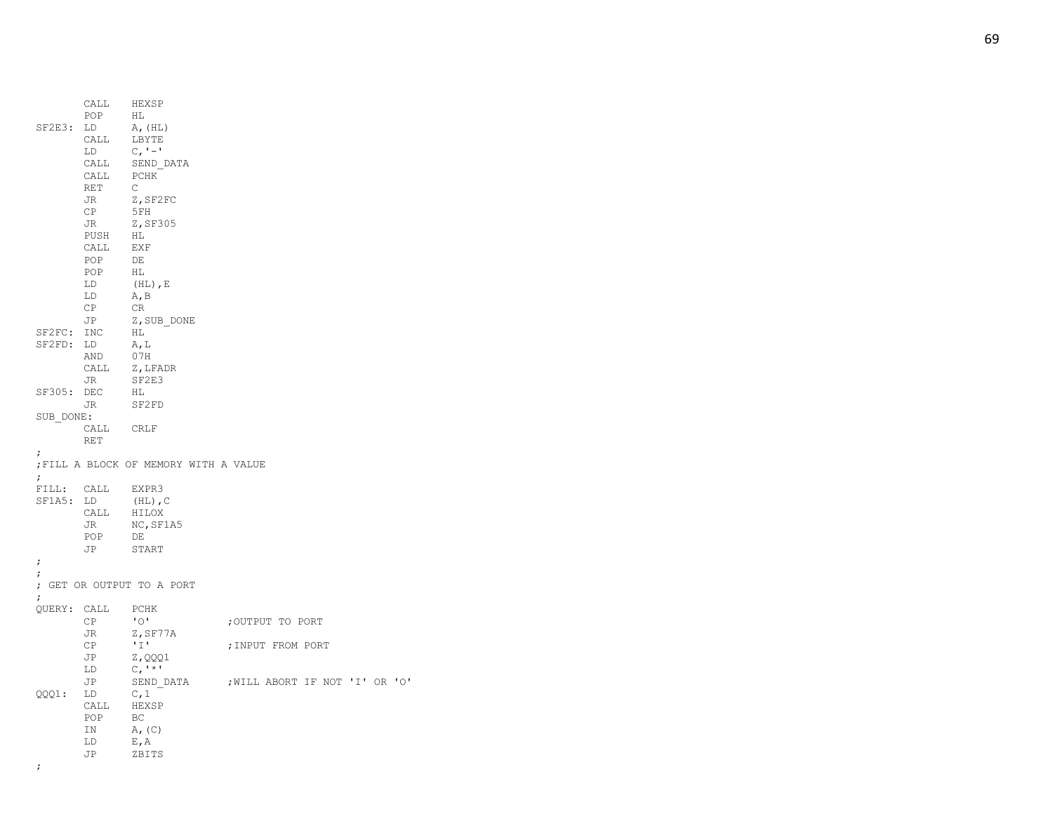```
        CALL    HEXSP
        POP     HL
SF2E3:  LD      A,(HL)
        CALL    LBYTE
        LD      C,'-'
        CALL    SEND_DATA
        CALL    PCHK
        RET     C
        JR      Z,SF2FC
        CP      5FH
        JR      Z,SF305
        PUSH    HL
        CALL    EXF
        POP     DE
        POP     HL
        LD      (HL),E
        LD      A,B
        CP      CR
        JP      Z,SUB_DONE
SF2FC:  INC     HL
SF2FD:  LD      A,L
        AND     07H
        CALL    Z,LFADR
        JR      SF2E3
SF305:  DEC     HL
        JR      SF2FD
SUB_DONE:
        CALL    CRLF
        RET
;
;FILL A BLOCK OF MEMORY WITH A VALUE
;
FILL:   CALL    EXPR3
SF1A5:  LD      (HL),C
        CALL    HILOX
        JR      NC,SF1A5
        POP     DE
        JP      START
;
;
; GET OR OUTPUT TO A PORT
;
QUERY:  CALL    PCHK
        CP      'O'             ;OUTPUT TO PORT
        JR      Z,SF77A
        CP      'I'             ;INPUT FROM PORT
        JP      Z,QQQ1
        LD      C,'*'
        JP      SEND_DATA       ;WILL ABORT IF NOT 'I' OR 'O'
QQQ1:   LD      C,1
        CALL    HEXSP
        POP     BC
        IN      A,(C)
        LD      E,A
        JP      ZBITS
;
```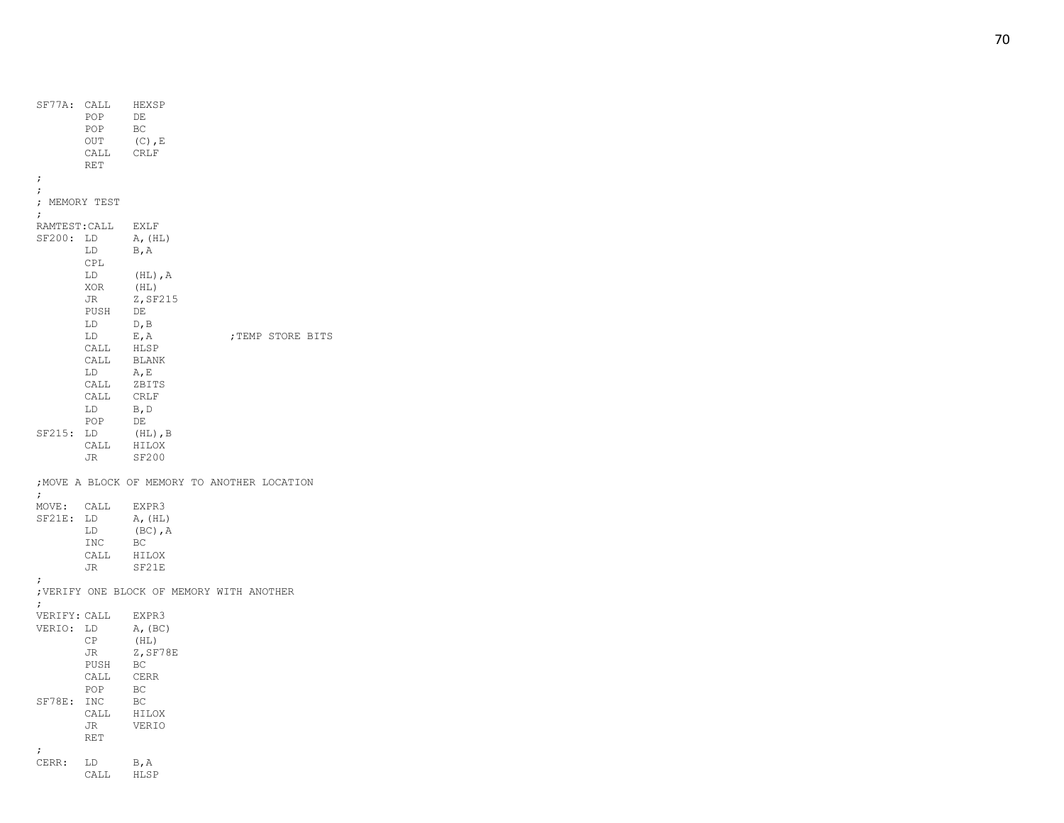```
SF77A:  CALL    HEXSP
        POP     DE
        POP     BC
        OUT     (C),E
        CALL    CRLF
        RET
;
;
; MEMORY TEST
;
RAMTEST:CALL    EXLF
SF200:  LD      A,(HL)
        LD      B,A
        CPL
        LD      (HL),A
        XOR     (HL)
        JR      Z,SF215
        PUSH    DE
        LD      D,B
        LD      E,A             ;TEMP STORE BITS
        CALL    HLSP
        CALL    BLANK
        LD      A,E
        CALL    ZBITS
        CALL    CRLF
        LD      B,D
        POP     DE
SF215:  LD      (HL),B
        CALL    HILOX
        JR      SF200

;MOVE A BLOCK OF MEMORY TO ANOTHER LOCATION
;
MOVE:   CALL    EXPR3
SF21E:  LD      A,(HL)
        LD      (BC),A
        INC     BC
        CALL    HILOX
        JR      SF21E
;
;VERIFY ONE BLOCK OF MEMORY WITH ANOTHER
;
VERIFY: CALL    EXPR3
VERIO:  LD      A,(BC)
        CP      (HL)
        JR      Z,SF78E
        PUSH    BC
        CALL    CERR
        POP     BC
SF78E:  INC     BC
        CALL    HILOX
        JR      VERIO
        RET
;
CERR:   LD      B,A
        CALL    HLSP
```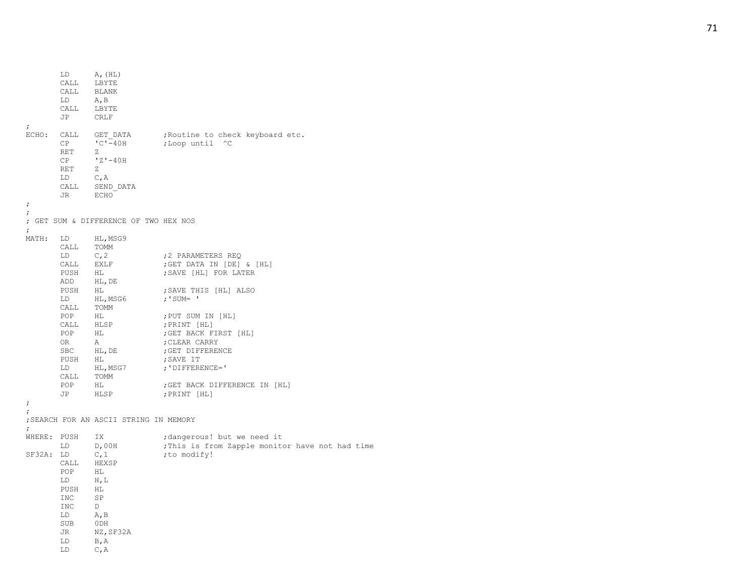```
        LD      A,(HL)
        CALL    LBYTE
        CALL    BLANK
        LD      A,B
        CALL    LBYTE
        JP      CRLF
;
ECHO:   CALL    GET_DATA        ;Routine to check keyboard etc.
        CP      'C'-40H         ;Loop until  ^C
        RET     Z
        CP      'Z'-40H
        RET     Z
        LD      C,A
        CALL    SEND_DATA
        JR      ECHO
;
;
; GET SUM & DIFFERENCE OF TWO HEX NOS
;
MATH:   LD      HL,MSG9
        CALL    TOMM
        LD      C,2             ;2 PARAMETERS REQ
        CALL    EXLF            ;GET DATA IN [DE] & [HL]
        PUSH    HL              ;SAVE [HL] FOR LATER
        ADD     HL,DE
        PUSH    HL              ;SAVE THIS [HL] ALSO
        LD      HL,MSG6         ;'SUM= '
        CALL    TOMM
        POP     HL              ;PUT SUM IN [HL]
        CALL    HLSP            ;PRINT [HL]
        POP     HL              ;GET BACK FIRST [HL]
        OR      A               ;CLEAR CARRY
        SBC     HL,DE           ;GET DIFFERENCE
        PUSH    HL              ;SAVE IT
        LD      HL,MSG7         ;'DIFFERENCE='
        CALL    TOMM
        POP     HL              ;GET BACK DIFFERENCE IN [HL]
        JP      HLSP            ;PRINT [HL]
;
;
;SEARCH FOR AN ASCII STRING IN MEMORY
;
WHERE:  PUSH    IX              ;dangerous! but we need it
        LD      D,00H           ;This is from Zapple monitor have not had time
SF32A:  LD      C,1             ;to modify!
        CALL    HEXSP
        POP     HL
        LD      H,L
        PUSH    HL
        INC     SP
        INC     D
        LD      A,B
        SUB     0DH
        JR      NZ,SF32A
        LD      B,A
        LD      C,A
```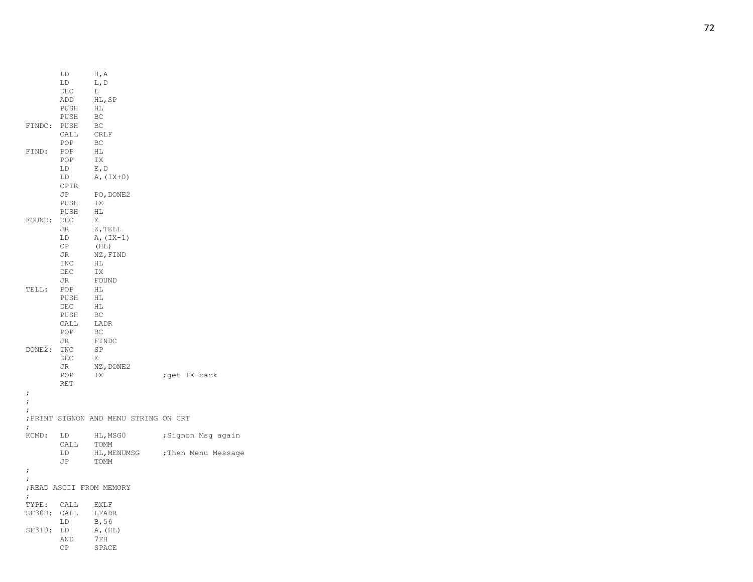```
        LD      H,A
        LD      L,D
        DEC     L
        ADD     HL,SP
        PUSH    HL
        PUSH    BC
FINDC:  PUSH    BC
        CALL    CRLF
        POP     BC
FIND:   POP     HL
        POP     IX
        LD      E,D
        LD      A,(IX+0)
        CPIR
        JP      PO,DONE2
        PUSH    IX
        PUSH    HL
FOUND:  DEC     E
        JR      Z,TELL
        LD      A,(IX-1)
        CP      (HL)
        JR      NZ,FIND
        INC     HL
        DEC     IX
        JR      FOUND
TELL:   POP     HL
        PUSH    HL
        DEC     HL
        PUSH    BC
        CALL    LADR
        POP     BC
        JR      FINDC
DONE2:  INC     SP
        DEC     E
        JR      NZ,DONE2
        POP     IX              ;get IX back
        RET
;
;
;
;PRINT SIGNON AND MENU STRING ON CRT
;
KCMD:   LD      HL,MSG0         ;Signon Msg again
        CALL    TOMM
        LD      HL,MENUMSG      ;Then Menu Message
        JP      TOMM
;
;
;READ ASCII FROM MEMORY
;
TYPE:   CALL    EXLF
SF30B:  CALL    LFADR
        LD      B,56
SF310:  LD      A,(HL)
        AND     7FH
        CP      SPACE
```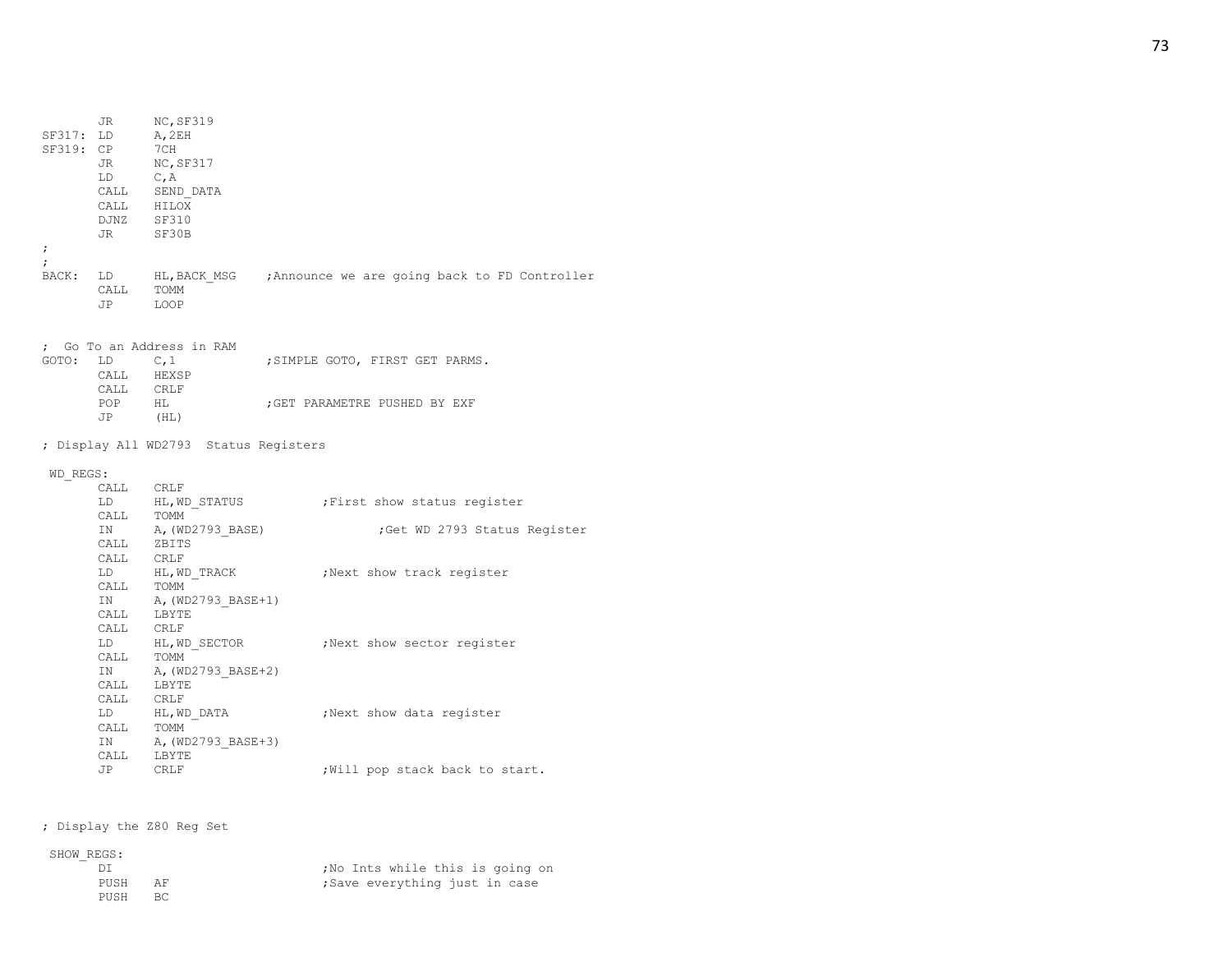```
        JR      NC,SF319
SF317:  LD      A,2EH
SF319:  CP      7CH
        JR      NC,SF317
        LD      C,A
        CALL    SEND_DATA
        CALL    HILOX
        DJNZ    SF310
        JR      SF30B
;
;
BACK:   LD      HL,BACK_MSG     ;Announce we are going back to FD Controller
        CALL    TOMM
        JP      LOOP


;  Go To an Address in RAM
GOTO:   LD      C,1             ;SIMPLE GOTO, FIRST GET PARMS.
        CALL    HEXSP
        CALL    CRLF
        POP     HL              ;GET PARAMETRE PUSHED BY EXF
        JP      (HL)

; Display All WD2793  Status Registers

 WD_REGS:
        CALL    CRLF
        LD      HL,WD_STATUS            ;First show status register
        CALL    TOMM
        IN      A,(WD2793_BASE)                 ;Get WD 2793 Status Register
        CALL    ZBITS
        CALL    CRLF
        LD      HL,WD_TRACK             ;Next show track register
        CALL    TOMM
        IN      A,(WD2793_BASE+1)
        CALL    LBYTE
        CALL    CRLF
        LD      HL,WD_SECTOR            ;Next show sector register
        CALL    TOMM
        IN      A,(WD2793_BASE+2)
        CALL    LBYTE
        CALL    CRLF
        LD      HL,WD_DATA              ;Next show data register
        CALL    TOMM
        IN      A,(WD2793_BASE+3)
        CALL    LBYTE
        JP      CRLF                    ;Will pop stack back to start.



; Display the Z80 Reg Set

 SHOW_REGS:
        DI                              ;No Ints while this is going on
        PUSH    AF                      ;Save everything just in case
        PUSH    BC
```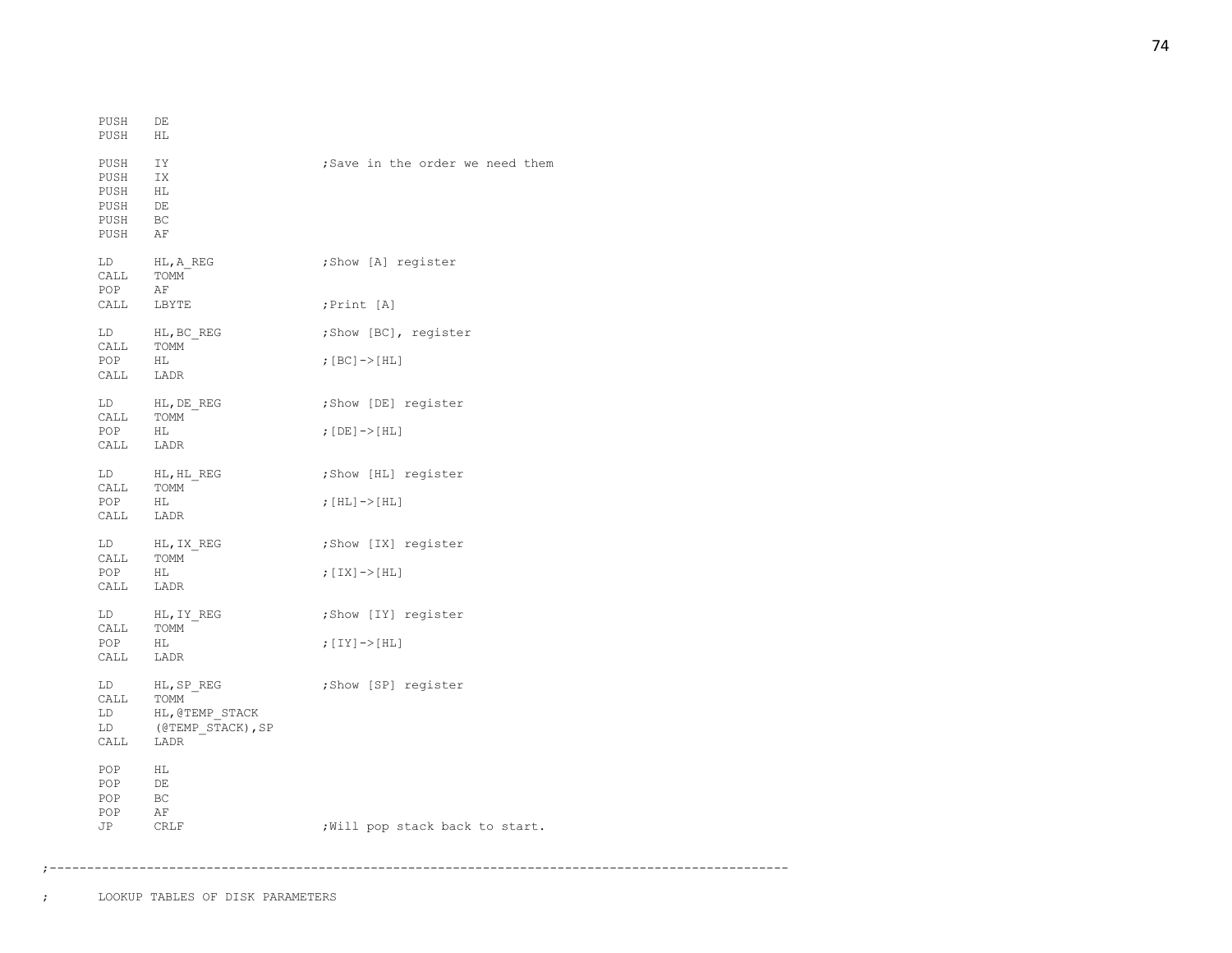```
        PUSH    DE
        PUSH    HL

        PUSH    IY                      ;Save in the order we need them
        PUSH    IX
        PUSH    HL
        PUSH    DE
        PUSH    BC
        PUSH    AF

        LD      HL,A_REG                ;Show [A] register
        CALL    TOMM
        POP     AF
        CALL    LBYTE                   ;Print [A]

        LD      HL,BC_REG               ;Show [BC], register
        CALL    TOMM
        POP     HL                      ;[BC]->[HL]
        CALL    LADR

        LD      HL,DE_REG               ;Show [DE] register
        CALL    TOMM
        POP     HL                      ;[DE]->[HL]
        CALL    LADR

        LD      HL,HL_REG               ;Show [HL] register
        CALL    TOMM
        POP     HL                      ;[HL]->[HL]
        CALL    LADR

        LD      HL,IX_REG               ;Show [IX] register
        CALL    TOMM
        POP     HL                      ;[IX]->[HL]
        CALL    LADR

        LD      HL,IY_REG               ;Show [IY] register
        CALL    TOMM
        POP     HL                      ;[IY]->[HL]
        CALL    LADR

        LD      HL,SP_REG               ;Show [SP] register
        CALL    TOMM
        LD      HL,@TEMP_STACK
        LD      (@TEMP_STACK),SP
        CALL    LADR

        POP     HL
        POP     DE
        POP     BC
        POP     AF
        JP      CRLF                    ;Will pop stack back to start.


;-----------------------------------------------------------------------------------------------------

;       LOOKUP TABLES OF DISK PARAMETERS
```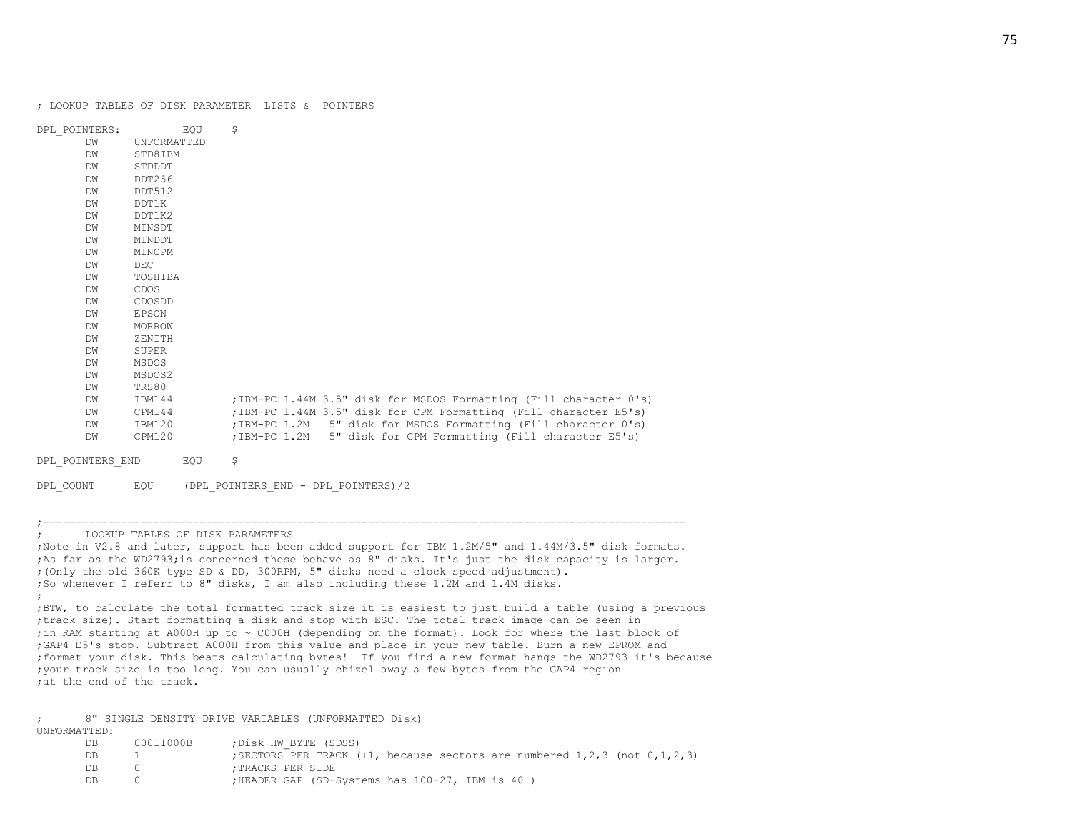```
; LOOKUP TABLES OF DISK PARAMETER  LISTS &  POINTERS

DPL_POINTERS:         EQU     $
        DW      UNFORMATTED
        DW      STD8IBM
        DW      STDDDT
        DW      DDT256
        DW      DDT512
        DW      DDT1K
        DW      DDT1K2
        DW      MINSDT
        DW      MINDDT
        DW      MINCPM
        DW      DEC
        DW      TOSHIBA
        DW      CDOS
        DW      CDOSDD
        DW      EPSON
        DW      MORROW
        DW      ZENITH
        DW      SUPER
        DW      MSDOS
        DW      MSDOS2
        DW      TRS80
        DW      IBM144          ;IBM-PC 1.44M 3.5" disk for MSDOS Formatting (Fill character 0's)
        DW      CPM144          ;IBM-PC 1.44M 3.5" disk for CPM Formatting (Fill character E5's)
        DW      IBM120          ;IBM-PC 1.2M   5" disk for MSDOS Formatting (Fill character 0's)
        DW      CPM120          ;IBM-PC 1.2M   5" disk for CPM Formatting (Fill character E5's)

DPL_POINTERS_END      EQU     $

DPL_COUNT       EQU     (DPL_POINTERS_END - DPL_POINTERS)/2


;--------------------------------------------------------------------------------------------------
;       LOOKUP TABLES OF DISK PARAMETERS
;Note in V2.8 and later, support has been added support for IBM 1.2M/5" and 1.44M/3.5" disk formats.
;As far as the WD2793;is concerned these behave as 8" disks. It's just the disk capacity is larger.
;(Only the old 360K type SD & DD, 300RPM, 5" disks need a clock speed adjustment).
;So whenever I referr to 8" disks, I am also including these 1.2M and 1.4M disks.
;
;BTW, to calculate the total formatted track size it is easiest to just build a table (using a previous
;track size). Start formatting a disk and stop with ESC. The total track image can be seen in
;in RAM starting at A000H up to ~ C000H (depending on the format). Look for where the last block of
;GAP4 E5's stop. Subtract A000H from this value and place in your new table. Burn a new EPROM and
;format your disk. This beats calculating bytes!  If you find a new format hangs the WD2793 it's because
;your track size is too long. You can usually chizel away a few bytes from the GAP4 region
;at the end of the track.


;       8" SINGLE DENSITY DRIVE VARIABLES (UNFORMATTED Disk)
UNFORMATTED:
        DB      00011000B       ;Disk HW_BYTE (SDSS)
        DB      1               ;SECTORS PER TRACK (+1, because sectors are numbered 1,2,3 (not 0,1,2,3)
        DB      0               ;TRACKS PER SIDE
        DB      0               ;HEADER GAP (SD-Systems has 100-27, IBM is 40!)
```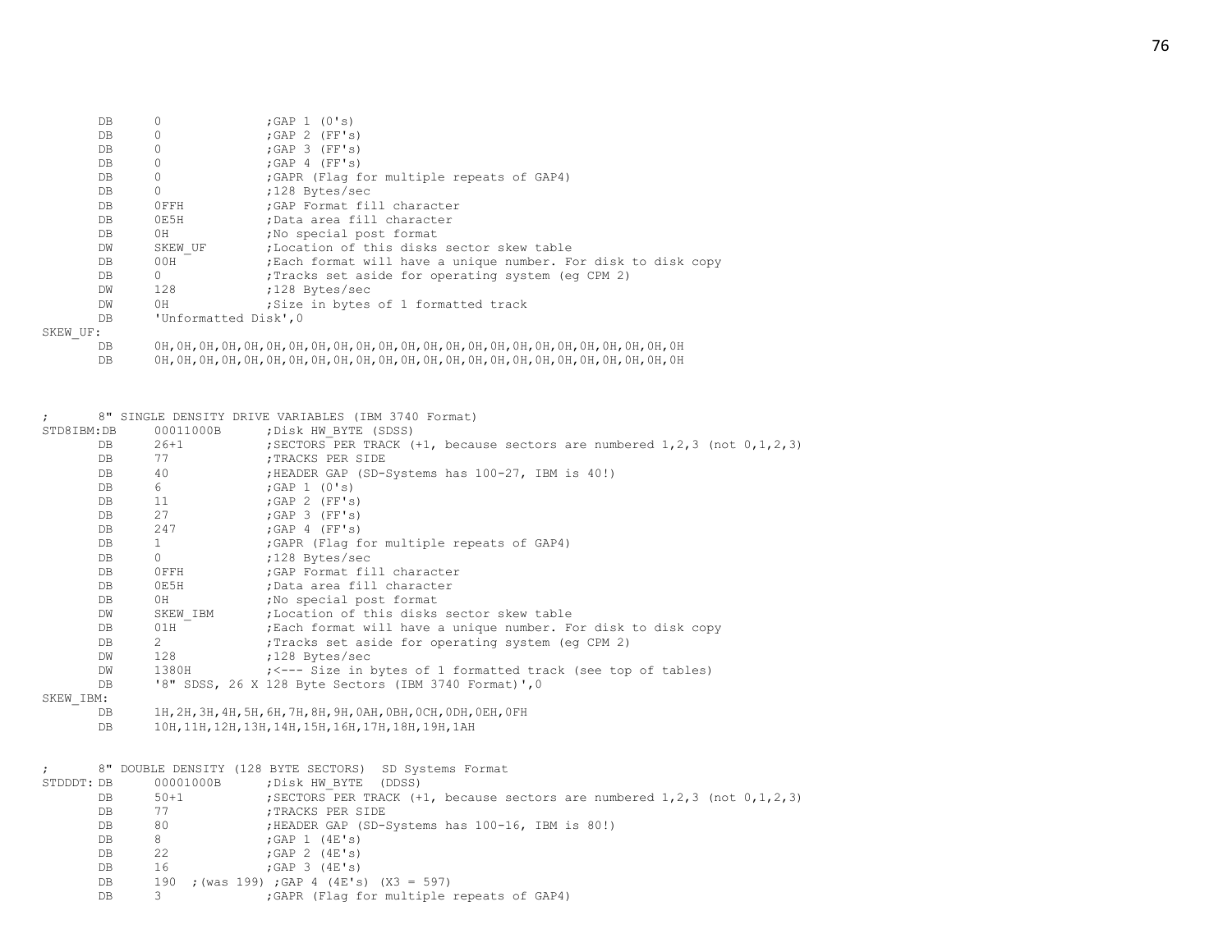```
        DB      0               ;GAP 1 (0's)
        DB      0               ;GAP 2 (FF's)
        DB      0               ;GAP 3 (FF's)
        DB      0               ;GAP 4 (FF's)
        DB      0               ;GAPR (Flag for multiple repeats of GAP4)
        DB      0               ;128 Bytes/sec
        DB      0FFH            ;GAP Format fill character
        DB      0E5H            ;Data area fill character
        DB      0H              ;No special post format
        DW      SKEW_UF         ;Location of this disks sector skew table
        DB      00H             ;Each format will have a unique number. For disk to disk copy
        DB      0               ;Tracks set aside for operating system (eg CPM 2)
        DW      128             ;128 Bytes/sec
        DW      0H              ;Size in bytes of 1 formatted track
        DB      'Unformatted Disk',0
SKEW_UF:
        DB      0H,0H,0H,0H,0H,0H,0H,0H,0H,0H,0H,0H,0H,0H,0H,0H,0H,0H,0H,0H,0H,0H,0H
        DB      0H,0H,0H,0H,0H,0H,0H,0H,0H,0H,0H,0H,0H,0H,0H,0H,0H,0H,0H,0H,0H,0H,0H



;       8" SINGLE DENSITY DRIVE VARIABLES (IBM 3740 Format)
STD8IBM:DB      00011000B       ;Disk HW_BYTE (SDSS)
        DB      26+1            ;SECTORS PER TRACK (+1, because sectors are numbered 1,2,3 (not 0,1,2,3)
        DB      77              ;TRACKS PER SIDE
        DB      40              ;HEADER GAP (SD-Systems has 100-27, IBM is 40!)
        DB      6               ;GAP 1 (0's)
        DB      11              ;GAP 2 (FF's)
        DB      27              ;GAP 3 (FF's)
        DB      247             ;GAP 4 (FF's)
        DB      1               ;GAPR (Flag for multiple repeats of GAP4)
        DB      0               ;128 Bytes/sec
        DB      0FFH            ;GAP Format fill character
        DB      0E5H            ;Data area fill character
        DB      0H              ;No special post format
        DW      SKEW_IBM        ;Location of this disks sector skew table
        DB      01H             ;Each format will have a unique number. For disk to disk copy
        DB      2               ;Tracks set aside for operating system (eg CPM 2)
        DW      128             ;128 Bytes/sec
        DW      1380H           ;<--- Size in bytes of 1 formatted track (see top of tables)
        DB      '8" SDSS, 26 X 128 Byte Sectors (IBM 3740 Format)',0
SKEW_IBM:
        DB      1H,2H,3H,4H,5H,6H,7H,8H,9H,0AH,0BH,0CH,0DH,0EH,0FH
        DB      10H,11H,12H,13H,14H,15H,16H,17H,18H,19H,1AH


;       8" DOUBLE DENSITY (128 BYTE SECTORS)  SD Systems Format
STDDDT: DB      00001000B       ;Disk HW_BYTE  (DDSS)
        DB      50+1            ;SECTORS PER TRACK (+1, because sectors are numbered 1,2,3 (not 0,1,2,3)
        DB      77              ;TRACKS PER SIDE
        DB      80              ;HEADER GAP (SD-Systems has 100-16, IBM is 80!)
        DB      8               ;GAP 1 (4E's)
        DB      22              ;GAP 2 (4E's)
        DB      16              ;GAP 3 (4E's)
        DB      190  ;(was 199) ;GAP 4 (4E's) (X3 = 597)
        DB      3               ;GAPR (Flag for multiple repeats of GAP4)
```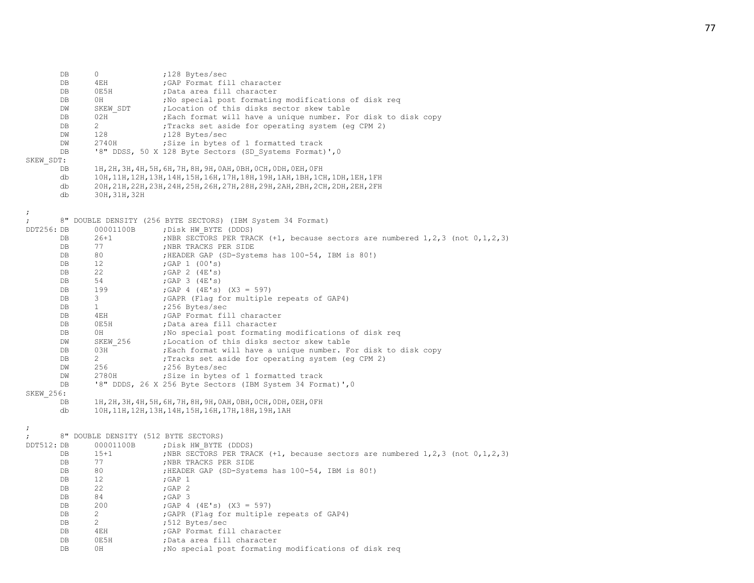```
        DB      0               ;128 Bytes/sec
        DB      4EH             ;GAP Format fill character
        DB      0E5H            ;Data area fill character
        DB      0H              ;No special post formating modifications of disk req
        DW      SKEW_SDT        ;Location of this disks sector skew table
        DB      02H             ;Each format will have a unique number. For disk to disk copy
        DB      2               ;Tracks set aside for operating system (eg CPM 2)
        DW      128             ;128 Bytes/sec
        DW      2740H           ;Size in bytes of 1 formatted track
        DB      '8" DDSS, 50 X 128 Byte Sectors (SD_Systems Format)',0
SKEW_SDT:
        DB      1H,2H,3H,4H,5H,6H,7H,8H,9H,0AH,0BH,0CH,0DH,0EH,0FH
        db      10H,11H,12H,13H,14H,15H,16H,17H,18H,19H,1AH,1BH,1CH,1DH,1EH,1FH
        db      20H,21H,22H,23H,24H,25H,26H,27H,28H,29H,2AH,2BH,2CH,2DH,2EH,2FH
        db      30H,31H,32H

;
;       8" DOUBLE DENSITY (256 BYTE SECTORS) (IBM System 34 Format)
DDT256: DB      00001100B       ;Disk HW_BYTE (DDDS)
        DB      26+1            ;NBR SECTORS PER TRACK (+1, because sectors are numbered 1,2,3 (not 0,1,2,3)
        DB      77              ;NBR TRACKS PER SIDE
        DB      80              ;HEADER GAP (SD-Systems has 100-54, IBM is 80!)
        DB      12              ;GAP 1 (00's)
        DB      22              ;GAP 2 (4E's)
        DB      54              ;GAP 3 (4E's)
        DB      199             ;GAP 4 (4E's) (X3 = 597)
        DB      3               ;GAPR (Flag for multiple repeats of GAP4)
        DB      1               ;256 Bytes/sec
        DB      4EH             ;GAP Format fill character
        DB      0E5H            ;Data area fill character
        DB      0H              ;No special post formating modifications of disk req
        DW      SKEW_256        ;Location of this disks sector skew table
        DB      03H             ;Each format will have a unique number. For disk to disk copy
        DB      2               ;Tracks set aside for operating system (eg CPM 2)
        DW      256             ;256 Bytes/sec
        DW      2780H           ;Size in bytes of 1 formatted track
        DB      '8" DDDS, 26 X 256 Byte Sectors (IBM System 34 Format)',0
SKEW_256:
        DB      1H,2H,3H,4H,5H,6H,7H,8H,9H,0AH,0BH,0CH,0DH,0EH,0FH
        db      10H,11H,12H,13H,14H,15H,16H,17H,18H,19H,1AH

;
;       8" DOUBLE DENSITY (512 BYTE SECTORS)
DDT512: DB      00001100B       ;Disk HW_BYTE (DDDS)
        DB      15+1            ;NBR SECTORS PER TRACK (+1, because sectors are numbered 1,2,3 (not 0,1,2,3)
        DB      77              ;NBR TRACKS PER SIDE
        DB      80              ;HEADER GAP (SD-Systems has 100-54, IBM is 80!)
        DB      12              ;GAP 1
        DB      22              ;GAP 2
        DB      84              ;GAP 3
        DB      200             ;GAP 4 (4E's) (X3 = 597)
        DB      2               ;GAPR (Flag for multiple repeats of GAP4)
        DB      2               ;512 Bytes/sec
        DB      4EH             ;GAP Format fill character
        DB      0E5H            ;Data area fill character
        DB      0H              ;No special post formating modifications of disk req
```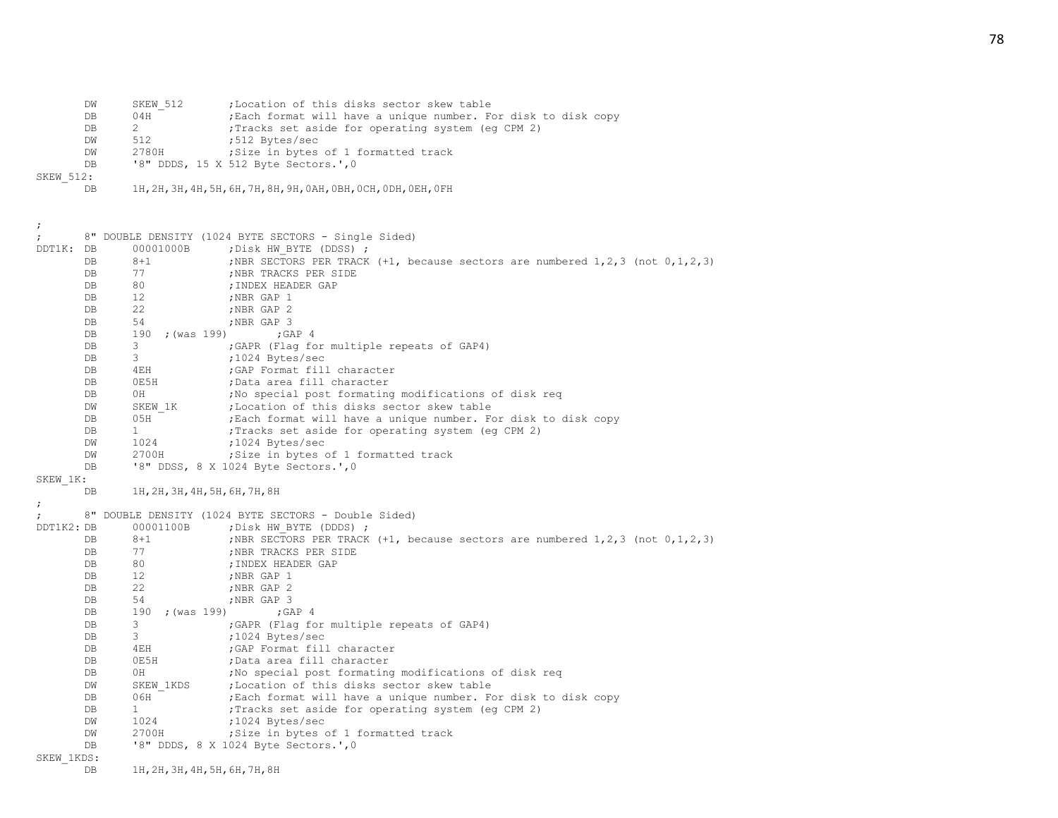```
        DW      SKEW_512        ;Location of this disks sector skew table
        DB      04H             ;Each format will have a unique number. For disk to disk copy
        DB      2               ;Tracks set aside for operating system (eg CPM 2)
        DW      512             ;512 Bytes/sec
        DW      2780H           ;Size in bytes of 1 formatted track
        DB      '8" DDDS, 15 X 512 Byte Sectors.',0
SKEW_512:
        DB      1H,2H,3H,4H,5H,6H,7H,8H,9H,0AH,0BH,0CH,0DH,0EH,0FH


;
;       8" DOUBLE DENSITY (1024 BYTE SECTORS - Single Sided)
DDT1K:  DB      00001000B       ;Disk HW_BYTE (DDSS) ;
        DB      8+1             ;NBR SECTORS PER TRACK (+1, because sectors are numbered 1,2,3 (not 0,1,2,3)
        DB      77              ;NBR TRACKS PER SIDE
        DB      80              ;INDEX HEADER GAP
        DB      12              ;NBR GAP 1
        DB      22              ;NBR GAP 2
        DB      54              ;NBR GAP 3
        DB      190  ;(was 199)         ;GAP 4
        DB      3               ;GAPR (Flag for multiple repeats of GAP4)
        DB      3               ;1024 Bytes/sec
        DB      4EH             ;GAP Format fill character
        DB      0E5H            ;Data area fill character
        DB      0H              ;No special post formating modifications of disk req
        DW      SKEW_1K         ;Location of this disks sector skew table
        DB      05H             ;Each format will have a unique number. For disk to disk copy
        DB      1               ;Tracks set aside for operating system (eg CPM 2)
        DW      1024            ;1024 Bytes/sec
        DW      2700H           ;Size in bytes of 1 formatted track
        DB      '8" DDSS, 8 X 1024 Byte Sectors.',0
SKEW_1K:
        DB      1H,2H,3H,4H,5H,6H,7H,8H
;
;       8" DOUBLE DENSITY (1024 BYTE SECTORS - Double Sided)
DDT1K2: DB      00001100B       ;Disk HW_BYTE (DDDS) ;
        DB      8+1             ;NBR SECTORS PER TRACK (+1, because sectors are numbered 1,2,3 (not 0,1,2,3)
        DB      77              ;NBR TRACKS PER SIDE
        DB      80              ;INDEX HEADER GAP
        DB      12              ;NBR GAP 1
        DB      22              ;NBR GAP 2
        DB      54              ;NBR GAP 3
        DB      190  ;(was 199)         ;GAP 4
        DB      3               ;GAPR (Flag for multiple repeats of GAP4)
        DB      3               ;1024 Bytes/sec
        DB      4EH             ;GAP Format fill character
        DB      0E5H            ;Data area fill character
        DB      0H              ;No special post formating modifications of disk req
        DW      SKEW_1KDS       ;Location of this disks sector skew table
        DB      06H             ;Each format will have a unique number. For disk to disk copy
        DB      1               ;Tracks set aside for operating system (eg CPM 2)
        DW      1024            ;1024 Bytes/sec
        DW      2700H           ;Size in bytes of 1 formatted track
        DB      '8" DDDS, 8 X 1024 Byte Sectors.',0
SKEW_1KDS:
        DB      1H,2H,3H,4H,5H,6H,7H,8H
```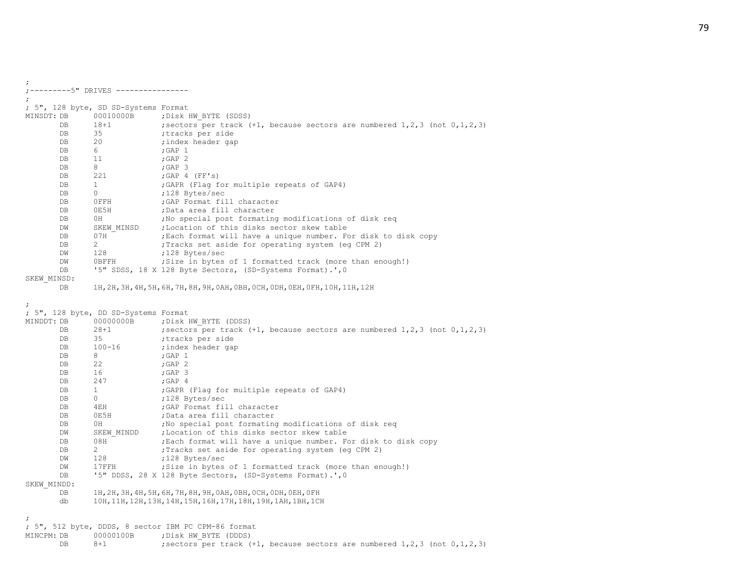```
;
;---------5" DRIVES ----------------
;
; 5", 128 byte, SD SD-Systems Format
MINSDT: DB      00010000B      ;Disk HW_BYTE (SDSS)
        DB      18+1           ;sectors per track (+1, because sectors are numbered 1,2,3 (not 0,1,2,3)
        DB      35             ;tracks per side
        DB      20             ;index header gap
        DB      6              ;GAP 1
        DB      11             ;GAP 2
        DB      8              ;GAP 3
        DB      221            ;GAP 4 (FF's)
        DB      1              ;GAPR (Flag for multiple repeats of GAP4)
        DB      0              ;128 Bytes/sec
        DB      0FFH           ;GAP Format fill character
        DB      0E5H           ;Data area fill character
        DB      0H             ;No special post formating modifications of disk req
        DW      SKEW_MINSD     ;Location of this disks sector skew table
        DB      07H            ;Each format will have a unique number. For disk to disk copy
        DB      2              ;Tracks set aside for operating system (eg CPM 2)
        DW      128            ;128 Bytes/sec
        DW      0BFFH          ;Size in bytes of 1 formatted track (more than enough!)
        DB      '5" SDSS, 18 X 128 Byte Sectors, (SD-Systems Format).',0
SKEW_MINSD:
        DB      1H,2H,3H,4H,5H,6H,7H,8H,9H,0AH,0BH,0CH,0DH,0EH,0FH,10H,11H,12H

;
; 5", 128 byte, DD SD-Systems Format
MINDDT: DB      00000000B      ;Disk HW_BYTE (DDSS)
        DB      28+1           ;sectors per track (+1, because sectors are numbered 1,2,3 (not 0,1,2,3)
        DB      35             ;tracks per side
        DB      100-16         ;index header gap
        DB      8              ;GAP 1
        DB      22             ;GAP 2
        DB      16             ;GAP 3
        DB      247            ;GAP 4
        DB      1              ;GAPR (Flag for multiple repeats of GAP4)
        DB      0              ;128 Bytes/sec
        DB      4EH            ;GAP Format fill character
        DB      0E5H           ;Data area fill character
        DB      0H             ;No special post formating modifications of disk req
        DW      SKEW_MINDD     ;Location of this disks sector skew table
        DB      08H            ;Each format will have a unique number. For disk to disk copy
        DB      2              ;Tracks set aside for operating system (eg CPM 2)
        DW      128            ;128 Bytes/sec
        DW      17FFH          ;Size in bytes of 1 formatted track (more than enough!)
        DB      '5" DDSS, 28 X 128 Byte Sectors, (SD-Systems Format).',0
SKEW_MINDD:
        DB      1H,2H,3H,4H,5H,6H,7H,8H,9H,0AH,0BH,0CH,0DH,0EH,0FH
        db      10H,11H,12H,13H,14H,15H,16H,17H,18H,19H,1AH,1BH,1CH

;
; 5", 512 byte, DDDS, 8 sector IBM PC CPM-86 format
MINCPM: DB      00000100B      ;Disk HW_BYTE (DDDS)
        DB      8+1            ;sectors per track (+1, because sectors are numbered 1,2,3 (not 0,1,2,3)
```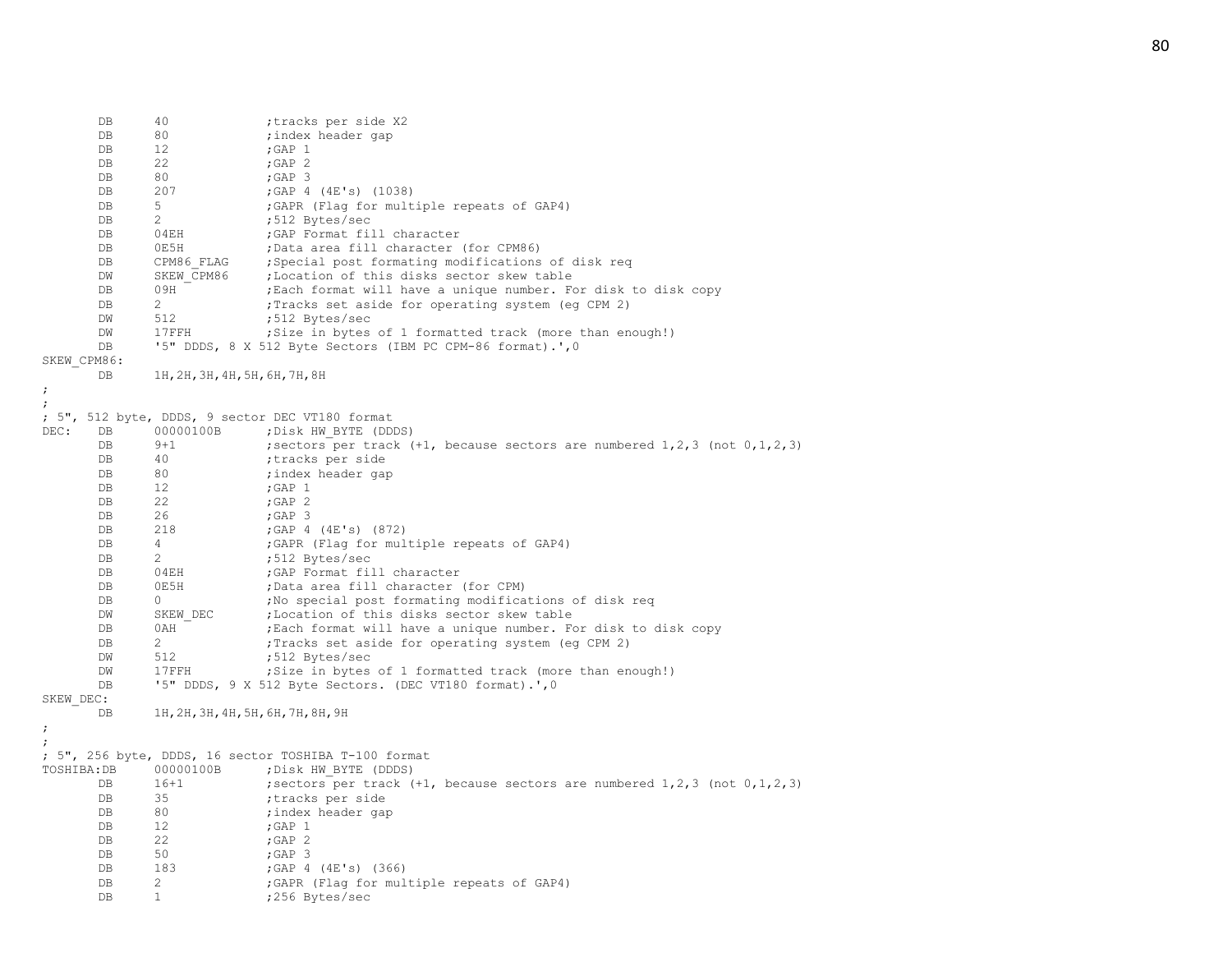```
        DB      40              ;tracks per side X2
        DB      80              ;index header gap
        DB      12              ;GAP 1
        DB      22              ;GAP 2
        DB      80              ;GAP 3
        DB      207             ;GAP 4 (4E's) (1038)
        DB      5               ;GAPR (Flag for multiple repeats of GAP4)
        DB      2               ;512 Bytes/sec
        DB      04EH            ;GAP Format fill character
        DB      0E5H            ;Data area fill character (for CPM86)
        DB      CPM86_FLAG      ;Special post formating modifications of disk req
        DW      SKEW_CPM86      ;Location of this disks sector skew table
        DB      09H             ;Each format will have a unique number. For disk to disk copy
        DB      2               ;Tracks set aside for operating system (eg CPM 2)
        DW      512             ;512 Bytes/sec
        DW      17FFH           ;Size in bytes of 1 formatted track (more than enough!)
        DB      '5" DDDS, 8 X 512 Byte Sectors (IBM PC CPM-86 format).',0
SKEW_CPM86:
        DB      1H,2H,3H,4H,5H,6H,7H,8H
;
;
; 5", 512 byte, DDDS, 9 sector DEC VT180 format
DEC:    DB      00000100B       ;Disk HW_BYTE (DDDS)
        DB      9+1             ;sectors per track (+1, because sectors are numbered 1,2,3 (not 0,1,2,3)
        DB      40              ;tracks per side
        DB      80              ;index header gap
        DB      12              ;GAP 1
        DB      22              ;GAP 2
        DB      26              ;GAP 3
        DB      218             ;GAP 4 (4E's) (872)
        DB      4               ;GAPR (Flag for multiple repeats of GAP4)
        DB      2               ;512 Bytes/sec
        DB      04EH            ;GAP Format fill character
        DB      0E5H            ;Data area fill character (for CPM)
        DB      0               ;No special post formating modifications of disk req
        DW      SKEW_DEC        ;Location of this disks sector skew table
        DB      0AH             ;Each format will have a unique number. For disk to disk copy
        DB      2               ;Tracks set aside for operating system (eg CPM 2)
        DW      512             ;512 Bytes/sec
        DW      17FFH           ;Size in bytes of 1 formatted track (more than enough!)
        DB      '5" DDDS, 9 X 512 Byte Sectors. (DEC VT180 format).',0
SKEW_DEC:
        DB      1H,2H,3H,4H,5H,6H,7H,8H,9H
;
;
; 5", 256 byte, DDDS, 16 sector TOSHIBA T-100 format
TOSHIBA:DB      00000100B       ;Disk HW_BYTE (DDDS)
        DB      16+1            ;sectors per track (+1, because sectors are numbered 1,2,3 (not 0,1,2,3)
        DB      35              ;tracks per side
        DB      80              ;index header gap
        DB      12              ;GAP 1
        DB      22              ;GAP 2
        DB      50              ;GAP 3
        DB      183             ;GAP 4 (4E's) (366)
        DB      2               ;GAPR (Flag for multiple repeats of GAP4)
        DB      1               ;256 Bytes/sec
```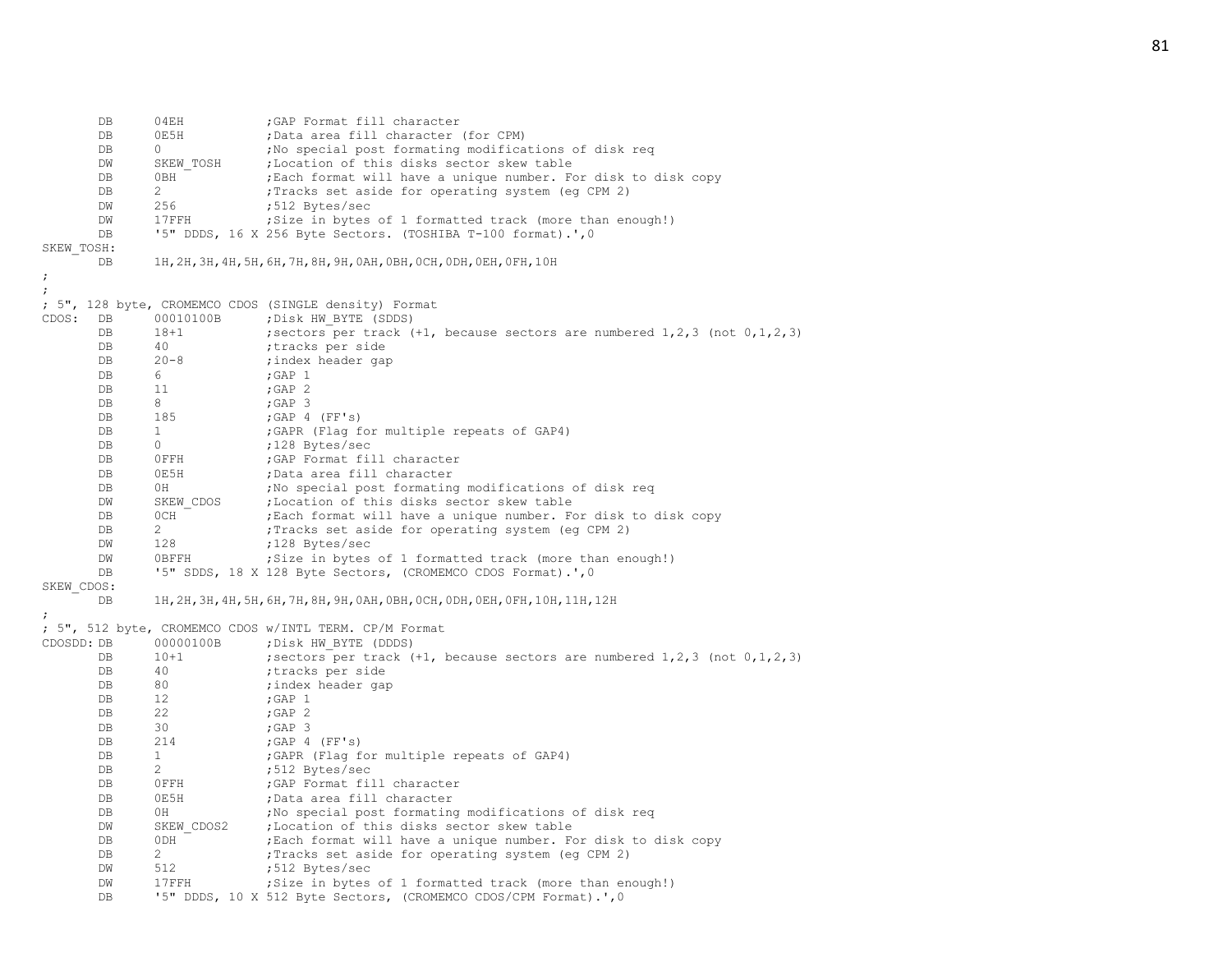```
        DB      04EH            ;GAP Format fill character
        DB      0E5H            ;Data area fill character (for CPM)
        DB      0               ;No special post formating modifications of disk req
        DW      SKEW_TOSH       ;Location of this disks sector skew table
        DB      0BH             ;Each format will have a unique number. For disk to disk copy
        DB      2               ;Tracks set aside for operating system (eg CPM 2)
        DW      256             ;512 Bytes/sec
        DW      17FFH           ;Size in bytes of 1 formatted track (more than enough!)
        DB      '5" DDDS, 16 X 256 Byte Sectors. (TOSHIBA T-100 format).',0
SKEW_TOSH:
        DB      1H,2H,3H,4H,5H,6H,7H,8H,9H,0AH,0BH,0CH,0DH,0EH,0FH,10H
;
;
; 5", 128 byte, CROMEMCO CDOS (SINGLE density) Format
CDOS:   DB      00010100B       ;Disk HW_BYTE (SDDS)
        DB      18+1            ;sectors per track (+1, because sectors are numbered 1,2,3 (not 0,1,2,3)
        DB      40              ;tracks per side
        DB      20-8            ;index header gap
        DB      6               ;GAP 1
        DB      11              ;GAP 2
        DB      8               ;GAP 3
        DB      185             ;GAP 4 (FF's)
        DB      1               ;GAPR (Flag for multiple repeats of GAP4)
        DB      0               ;128 Bytes/sec
        DB      0FFH            ;GAP Format fill character
        DB      0E5H            ;Data area fill character
        DB      0H              ;No special post formating modifications of disk req
        DW      SKEW_CDOS       ;Location of this disks sector skew table
        DB      0CH             ;Each format will have a unique number. For disk to disk copy
        DB      2               ;Tracks set aside for operating system (eg CPM 2)
        DW      128             ;128 Bytes/sec
        DW      0BFFH           ;Size in bytes of 1 formatted track (more than enough!)
        DB      '5" SDDS, 18 X 128 Byte Sectors, (CROMEMCO CDOS Format).',0
SKEW_CDOS:
        DB      1H,2H,3H,4H,5H,6H,7H,8H,9H,0AH,0BH,0CH,0DH,0EH,0FH,10H,11H,12H
;
; 5", 512 byte, CROMEMCO CDOS w/INTL TERM. CP/M Format
CDOSDD: DB      00000100B       ;Disk HW_BYTE (DDDS)
        DB      10+1            ;sectors per track (+1, because sectors are numbered 1,2,3 (not 0,1,2,3)
        DB      40              ;tracks per side
        DB      80              ;index header gap
        DB      12              ;GAP 1
        DB      22              ;GAP 2
        DB      30              ;GAP 3
        DB      214             ;GAP 4 (FF's)
        DB      1               ;GAPR (Flag for multiple repeats of GAP4)
        DB      2               ;512 Bytes/sec
        DB      0FFH            ;GAP Format fill character
        DB      0E5H            ;Data area fill character
        DB      0H              ;No special post formating modifications of disk req
        DW      SKEW_CDOS2      ;Location of this disks sector skew table
        DB      0DH             ;Each format will have a unique number. For disk to disk copy
        DB      2               ;Tracks set aside for operating system (eg CPM 2)
        DW      512             ;512 Bytes/sec
        DW      17FFH           ;Size in bytes of 1 formatted track (more than enough!)
        DB      '5" DDDS, 10 X 512 Byte Sectors, (CROMEMCO CDOS/CPM Format).',0
```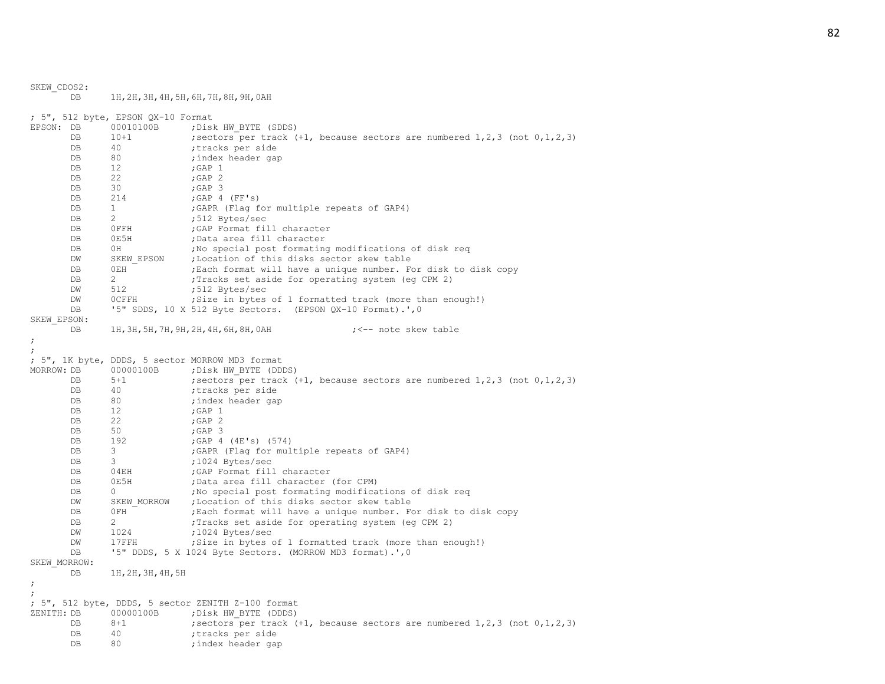```
SKEW_CDOS2:
        DB      1H,2H,3H,4H,5H,6H,7H,8H,9H,0AH

; 5", 512 byte, EPSON QX-10 Format
EPSON:  DB      00010100B       ;Disk HW_BYTE (SDDS)
        DB      10+1            ;sectors per track (+1, because sectors are numbered 1,2,3 (not 0,1,2,3)
        DB      40              ;tracks per side
        DB      80              ;index header gap
        DB      12              ;GAP 1
        DB      22              ;GAP 2
        DB      30              ;GAP 3
        DB      214             ;GAP 4 (FF's)
        DB      1               ;GAPR (Flag for multiple repeats of GAP4)
        DB      2               ;512 Bytes/sec
        DB      0FFH            ;GAP Format fill character
        DB      0E5H            ;Data area fill character
        DB      0H              ;No special post formating modifications of disk req
        DW      SKEW_EPSON      ;Location of this disks sector skew table
        DB      0EH             ;Each format will have a unique number. For disk to disk copy
        DB      2               ;Tracks set aside for operating system (eg CPM 2)
        DW      512             ;512 Bytes/sec
        DW      0CFFH           ;Size in bytes of 1 formatted track (more than enough!)
        DB      '5" SDDS, 10 X 512 Byte Sectors.  (EPSON QX-10 Format).',0
SKEW_EPSON:
        DB      1H,3H,5H,7H,9H,2H,4H,6H,8H,0AH                  ;<-- note skew table
;
;
; 5", 1K byte, DDDS, 5 sector MORROW MD3 format
MORROW: DB      00000100B       ;Disk HW_BYTE (DDDS)
        DB      5+1             ;sectors per track (+1, because sectors are numbered 1,2,3 (not 0,1,2,3)
        DB      40              ;tracks per side
        DB      80              ;index header gap
        DB      12              ;GAP 1
        DB      22              ;GAP 2
        DB      50              ;GAP 3
        DB      192             ;GAP 4 (4E's) (574)
        DB      3               ;GAPR (Flag for multiple repeats of GAP4)
        DB      3               ;1024 Bytes/sec
        DB      04EH            ;GAP Format fill character
        DB      0E5H            ;Data area fill character (for CPM)
        DB      0               ;No special post formating modifications of disk req
        DW      SKEW_MORROW     ;Location of this disks sector skew table
        DB      0FH             ;Each format will have a unique number. For disk to disk copy
        DB      2               ;Tracks set aside for operating system (eg CPM 2)
        DW      1024            ;1024 Bytes/sec
        DW      17FFH           ;Size in bytes of 1 formatted track (more than enough!)
        DB      '5" DDDS, 5 X 1024 Byte Sectors. (MORROW MD3 format).',0
SKEW_MORROW:
        DB      1H,2H,3H,4H,5H
;
;
; 5", 512 byte, DDDS, 5 sector ZENITH Z-100 format
ZENITH: DB      00000100B       ;Disk HW_BYTE (DDDS)
        DB      8+1             ;sectors per track (+1, because sectors are numbered 1,2,3 (not 0,1,2,3)
        DB      40              ;tracks per side
        DB      80              ;index header gap
```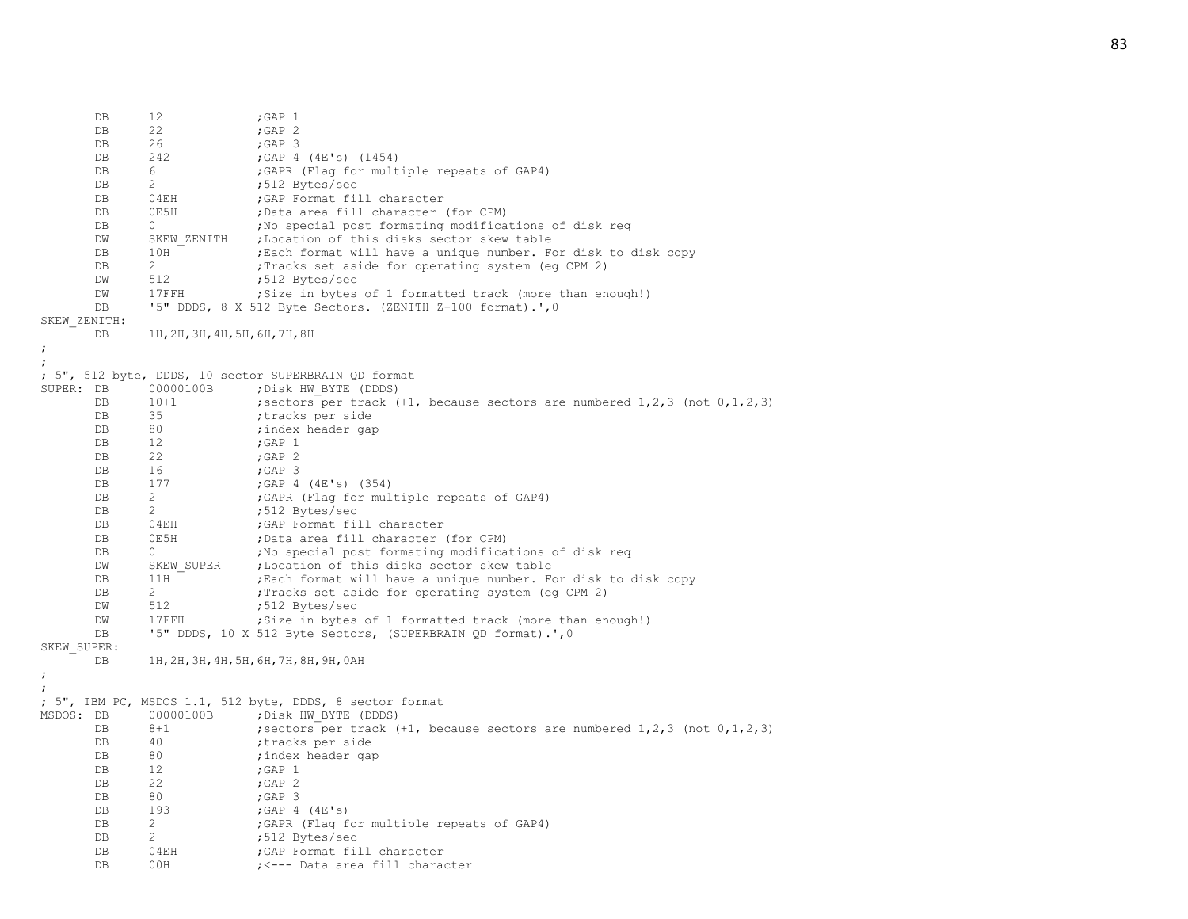```
        DB      12              ;GAP 1
        DB      22              ;GAP 2
        DB      26              ;GAP 3
        DB      242             ;GAP 4 (4E's) (1454)
        DB      6               ;GAPR (Flag for multiple repeats of GAP4)
        DB      2               ;512 Bytes/sec
        DB      04EH            ;GAP Format fill character
        DB      0E5H            ;Data area fill character (for CPM)
        DB      0               ;No special post formating modifications of disk req
        DW      SKEW_ZENITH     ;Location of this disks sector skew table
        DB      10H             ;Each format will have a unique number. For disk to disk copy
        DB      2               ;Tracks set aside for operating system (eg CPM 2)
        DW      512             ;512 Bytes/sec
        DW      17FFH           ;Size in bytes of 1 formatted track (more than enough!)
        DB      '5" DDDS, 8 X 512 Byte Sectors. (ZENITH Z-100 format).',0
SKEW_ZENITH:
        DB      1H,2H,3H,4H,5H,6H,7H,8H
;
;
; 5", 512 byte, DDDS, 10 sector SUPERBRAIN QD format
SUPER:  DB      00000100B       ;Disk HW_BYTE (DDDS)
        DB      10+1            ;sectors per track (+1, because sectors are numbered 1,2,3 (not 0,1,2,3)
        DB      35              ;tracks per side
        DB      80              ;index header gap
        DB      12              ;GAP 1
        DB      22              ;GAP 2
        DB      16              ;GAP 3
        DB      177             ;GAP 4 (4E's) (354)
        DB      2               ;GAPR (Flag for multiple repeats of GAP4)
        DB      2               ;512 Bytes/sec
        DB      04EH            ;GAP Format fill character
        DB      0E5H            ;Data area fill character (for CPM)
        DB      0               ;No special post formating modifications of disk req
        DW      SKEW_SUPER      ;Location of this disks sector skew table
        DB      11H             ;Each format will have a unique number. For disk to disk copy
        DB      2               ;Tracks set aside for operating system (eg CPM 2)
        DW      512             ;512 Bytes/sec
        DW      17FFH           ;Size in bytes of 1 formatted track (more than enough!)
        DB      '5" DDDS, 10 X 512 Byte Sectors, (SUPERBRAIN QD format).',0
SKEW_SUPER:
        DB      1H,2H,3H,4H,5H,6H,7H,8H,9H,0AH
;
;
; 5", IBM PC, MSDOS 1.1, 512 byte, DDDS, 8 sector format
MSDOS:  DB      00000100B       ;Disk HW_BYTE (DDDS)
        DB      8+1             ;sectors per track (+1, because sectors are numbered 1,2,3 (not 0,1,2,3)
        DB      40              ;tracks per side
        DB      80              ;index header gap
        DB      12              ;GAP 1
        DB      22              ;GAP 2
        DB      80              ;GAP 3
        DB      193             ;GAP 4 (4E's)
        DB      2               ;GAPR (Flag for multiple repeats of GAP4)
        DB      2               ;512 Bytes/sec
        DB      04EH            ;GAP Format fill character
        DB      00H             ;<--- Data area fill character
```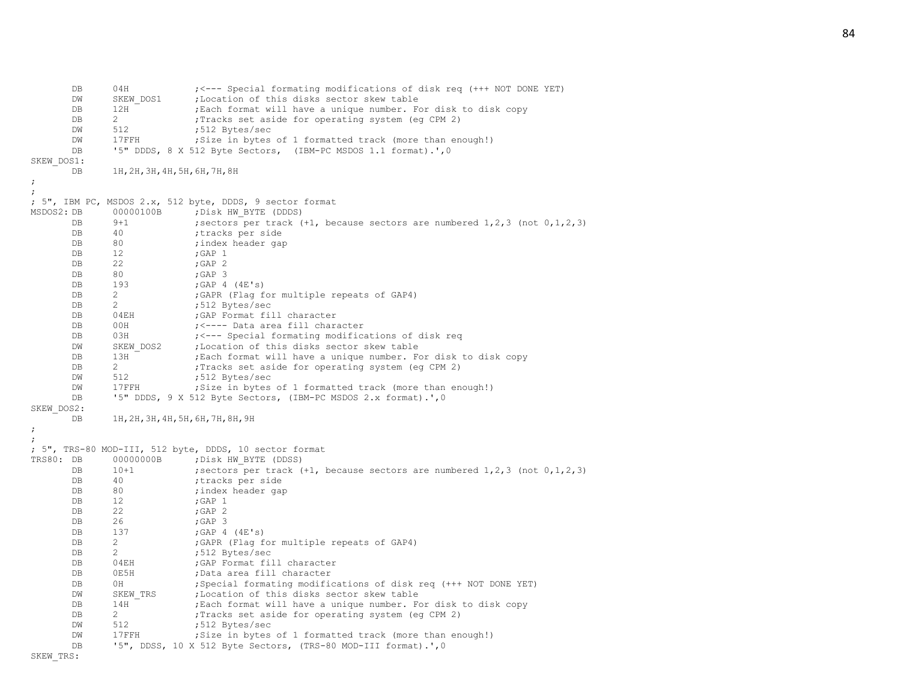```
        DB      04H             ;<--- Special formating modifications of disk req (+++ NOT DONE YET)
        DW      SKEW_DOS1       ;Location of this disks sector skew table
        DB      12H             ;Each format will have a unique number. For disk to disk copy
        DB      2               ;Tracks set aside for operating system (eg CPM 2)
        DW      512             ;512 Bytes/sec
        DW      17FFH           ;Size in bytes of 1 formatted track (more than enough!)
        DB      '5" DDDS, 8 X 512 Byte Sectors,  (IBM-PC MSDOS 1.1 format).',0
SKEW_DOS1:
        DB      1H,2H,3H,4H,5H,6H,7H,8H
;
;
; 5", IBM PC, MSDOS 2.x, 512 byte, DDDS, 9 sector format
MSDOS2: DB      00000100B       ;Disk HW_BYTE (DDDS)
        DB      9+1             ;sectors per track (+1, because sectors are numbered 1,2,3 (not 0,1,2,3)
        DB      40              ;tracks per side
        DB      80              ;index header gap
        DB      12              ;GAP 1
        DB      22              ;GAP 2
        DB      80              ;GAP 3
        DB      193             ;GAP 4 (4E's)
        DB      2               ;GAPR (Flag for multiple repeats of GAP4)
        DB      2               ;512 Bytes/sec
        DB      04EH            ;GAP Format fill character
        DB      00H             ;<---- Data area fill character
        DB      03H             ;<--- Special formating modifications of disk req
        DW      SKEW_DOS2       ;Location of this disks sector skew table
        DB      13H             ;Each format will have a unique number. For disk to disk copy
        DB      2               ;Tracks set aside for operating system (eg CPM 2)
        DW      512             ;512 Bytes/sec
        DW      17FFH           ;Size in bytes of 1 formatted track (more than enough!)
        DB      '5" DDDS, 9 X 512 Byte Sectors, (IBM-PC MSDOS 2.x format).',0
SKEW_DOS2:
        DB      1H,2H,3H,4H,5H,6H,7H,8H,9H
;
;
; 5", TRS-80 MOD-III, 512 byte, DDDS, 10 sector format
TRS80:  DB      00000000B       ;Disk HW_BYTE (DDSS)
        DB      10+1            ;sectors per track (+1, because sectors are numbered 1,2,3 (not 0,1,2,3)
        DB      40              ;tracks per side
        DB      80              ;index header gap
        DB      12              ;GAP 1
        DB      22              ;GAP 2
        DB      26              ;GAP 3
        DB      137             ;GAP 4 (4E's)
        DB      2               ;GAPR (Flag for multiple repeats of GAP4)
        DB      2               ;512 Bytes/sec
        DB      04EH            ;GAP Format fill character
        DB      0E5H            ;Data area fill character
        DB      0H              ;Special formating modifications of disk req (+++ NOT DONE YET)
        DW      SKEW_TRS        ;Location of this disks sector skew table
        DB      14H             ;Each format will have a unique number. For disk to disk copy
        DB      2               ;Tracks set aside for operating system (eg CPM 2)
        DW      512             ;512 Bytes/sec
        DW      17FFH           ;Size in bytes of 1 formatted track (more than enough!)
        DB      '5", DDSS, 10 X 512 Byte Sectors, (TRS-80 MOD-III format).',0
SKEW_TRS:
```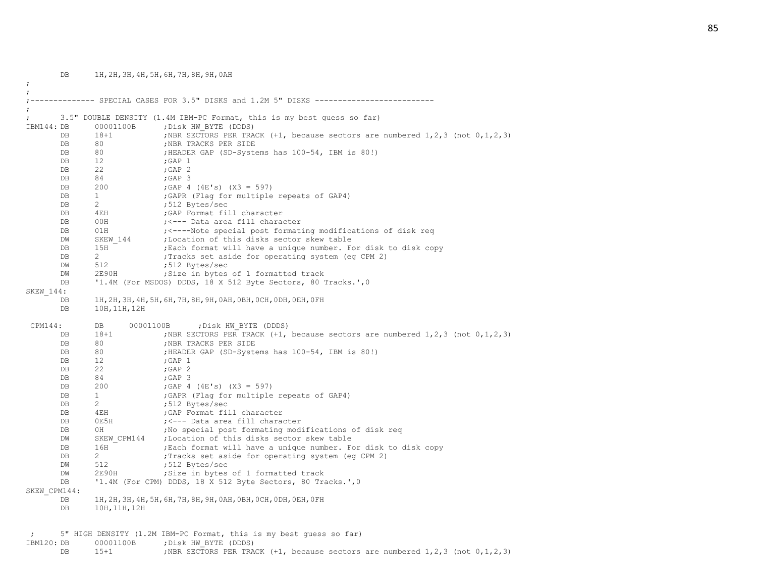```
        DB      1H,2H,3H,4H,5H,6H,7H,8H,9H,0AH
;
;
;-------------- SPECIAL CASES FOR 3.5" DISKS and 1.2M 5" DISKS --------------------------
;
;       3.5" DOUBLE DENSITY (1.4M IBM-PC Format, this is my best guess so far)
IBM144: DB      00001100B       ;Disk HW_BYTE (DDDS)
        DB      18+1            ;NBR SECTORS PER TRACK (+1, because sectors are numbered 1,2,3 (not 0,1,2,3)
        DB      80              ;NBR TRACKS PER SIDE
        DB      80              ;HEADER GAP (SD-Systems has 100-54, IBM is 80!)
        DB      12              ;GAP 1
        DB      22              ;GAP 2
        DB      84              ;GAP 3
        DB      200             ;GAP 4 (4E's) (X3 = 597)
        DB      1               ;GAPR (Flag for multiple repeats of GAP4)
        DB      2               ;512 Bytes/sec
        DB      4EH             ;GAP Format fill character
        DB      00H             ;<--- Data area fill character
        DB      01H             ;<----Note special post formating modifications of disk req
        DW      SKEW_144        ;Location of this disks sector skew table
        DB      15H             ;Each format will have a unique number. For disk to disk copy
        DB      2               ;Tracks set aside for operating system (eg CPM 2)
        DW      512             ;512 Bytes/sec
        DW      2E90H           ;Size in bytes of 1 formatted track
        DB      '1.4M (For MSDOS) DDDS, 18 X 512 Byte Sectors, 80 Tracks.',0
SKEW_144:
        DB      1H,2H,3H,4H,5H,6H,7H,8H,9H,0AH,0BH,0CH,0DH,0EH,0FH
        DB      10H,11H,12H

 CPM144:        DB      00001100B       ;Disk HW_BYTE (DDDS)
        DB      18+1            ;NBR SECTORS PER TRACK (+1, because sectors are numbered 1,2,3 (not 0,1,2,3)
        DB      80              ;NBR TRACKS PER SIDE
        DB      80              ;HEADER GAP (SD-Systems has 100-54, IBM is 80!)
        DB      12              ;GAP 1
        DB      22              ;GAP 2
        DB      84              ;GAP 3
        DB      200             ;GAP 4 (4E's) (X3 = 597)
        DB      1               ;GAPR (Flag for multiple repeats of GAP4)
        DB      2               ;512 Bytes/sec
        DB      4EH             ;GAP Format fill character
        DB      0E5H            ;<--- Data area fill character
        DB      0H              ;No special post formating modifications of disk req
        DW      SKEW_CPM144     ;Location of this disks sector skew table
        DB      16H             ;Each format will have a unique number. For disk to disk copy
        DB      2               ;Tracks set aside for operating system (eg CPM 2)
        DW      512             ;512 Bytes/sec
        DW      2E90H           ;Size in bytes of 1 formatted track
        DB      '1.4M (For CPM) DDDS, 18 X 512 Byte Sectors, 80 Tracks.',0
SKEW_CPM144:
        DB      1H,2H,3H,4H,5H,6H,7H,8H,9H,0AH,0BH,0CH,0DH,0EH,0FH
        DB      10H,11H,12H


 ;      5" HIGH DENSITY (1.2M IBM-PC Format, this is my best guess so far)
IBM120: DB      00001100B       ;Disk HW_BYTE (DDDS)
        DB      15+1            ;NBR SECTORS PER TRACK (+1, because sectors are numbered 1,2,3 (not 0,1,2,3)
```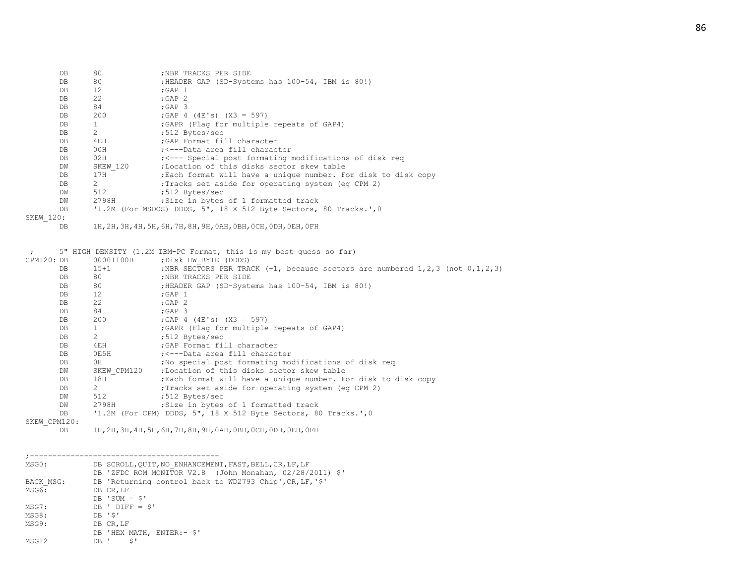```
        DB      80              ;NBR TRACKS PER SIDE
        DB      80              ;HEADER GAP (SD-Systems has 100-54, IBM is 80!)
        DB      12              ;GAP 1
        DB      22              ;GAP 2
        DB      84              ;GAP 3
        DB      200             ;GAP 4 (4E's) (X3 = 597)
        DB      1               ;GAPR (Flag for multiple repeats of GAP4)
        DB      2               ;512 Bytes/sec
        DB      4EH             ;GAP Format fill character
        DB      00H             ;<---Data area fill character
        DB      02H             ;<--- Special post formating modifications of disk req
        DW      SKEW_120        ;Location of this disks sector skew table
        DB      17H             ;Each format will have a unique number. For disk to disk copy
        DB      2               ;Tracks set aside for operating system (eg CPM 2)
        DW      512             ;512 Bytes/sec
        DW      2798H           ;Size in bytes of 1 formatted track
        DB      '1.2M (For MSDOS) DDDS, 5", 18 X 512 Byte Sectors, 80 Tracks.',0
SKEW_120:
        DB      1H,2H,3H,4H,5H,6H,7H,8H,9H,0AH,0BH,0CH,0DH,0EH,0FH


 ;      5" HIGH DENSITY (1.2M IBM-PC Format, this is my best guess so far)
CPM120: DB      00001100B       ;Disk HW_BYTE (DDDS)
        DB      15+1            ;NBR SECTORS PER TRACK (+1, because sectors are numbered 1,2,3 (not 0,1,2,3)
        DB      80              ;NBR TRACKS PER SIDE
        DB      80              ;HEADER GAP (SD-Systems has 100-54, IBM is 80!)
        DB      12              ;GAP 1
        DB      22              ;GAP 2
        DB      84              ;GAP 3
        DB      200             ;GAP 4 (4E's) (X3 = 597)
        DB      1               ;GAPR (Flag for multiple repeats of GAP4)
        DB      2               ;512 Bytes/sec
        DB      4EH             ;GAP Format fill character
        DB      0E5H            ;<---Data area fill character
        DB      0H              ;No special post formating modifications of disk req
        DW      SKEW_CPM120     ;Location of this disks sector skew table
        DB      18H             ;Each format will have a unique number. For disk to disk copy
        DB      2               ;Tracks set aside for operating system (eg CPM 2)
        DW      512             ;512 Bytes/sec
        DW      2798H           ;Size in bytes of 1 formatted track
        DB      '1.2M (For CPM) DDDS, 5", 18 X 512 Byte Sectors, 80 Tracks.',0
SKEW_CPM120:
        DB      1H,2H,3H,4H,5H,6H,7H,8H,9H,0AH,0BH,0CH,0DH,0EH,0FH


;-----------------------------------------
MSG0:           DB SCROLL,QUIT,NO_ENHANCEMENT,FAST,BELL,CR,LF,LF
                DB 'ZFDC ROM MONITOR V2.8  (John Monahan, 02/28/2011) $'
BACK_MSG:       DB 'Returning control back to WD2793 Chip',CR,LF,'$'
MSG6:           DB CR,LF
                DB 'SUM = $'
MSG7:           DB ' DIFF = $'
MSG8:           DB '$'
MSG9:           DB CR,LF
                DB 'HEX MATH, ENTER:- $'
MSG12           DB '    $'
```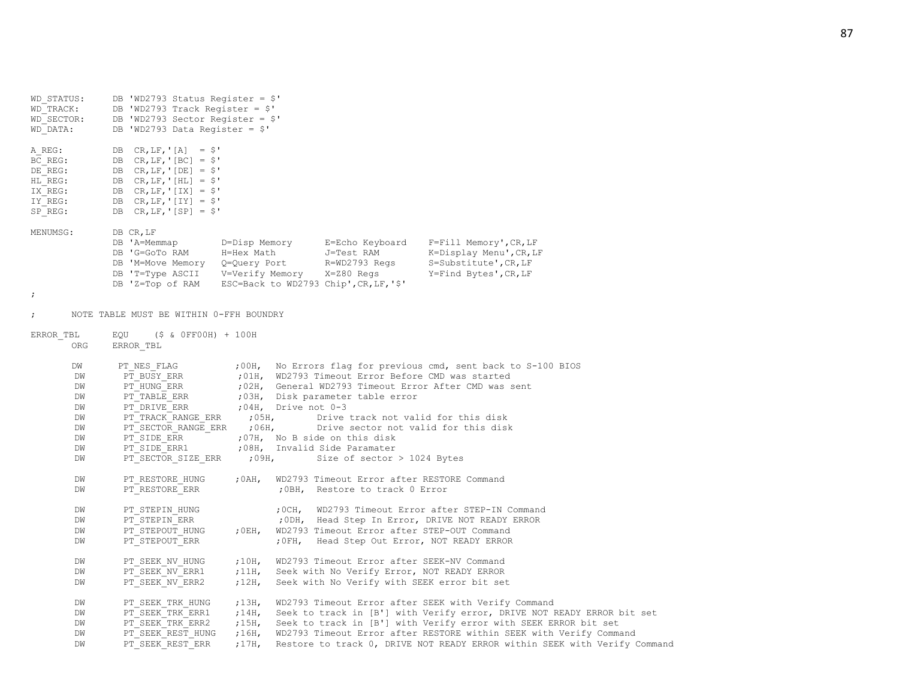```
WD_STATUS:      DB 'WD2793 Status Register = $'
WD_TRACK:       DB 'WD2793 Track Register = $'
WD_SECTOR:      DB 'WD2793 Sector Register = $'
WD_DATA:        DB 'WD2793 Data Register = $'

A_REG:          DB  CR,LF,'[A]  = $'
BC_REG:         DB  CR,LF,'[BC] = $'
DE_REG:         DB  CR,LF,'[DE] = $'
HL_REG:         DB  CR,LF,'[HL] = $'
IX_REG:         DB  CR,LF,'[IX] = $'
IY_REG:         DB  CR,LF,'[IY] = $'
SP_REG:         DB  CR,LF,'[SP] = $'

MENUMSG:        DB CR,LF
                DB 'A=Memmap        D=Disp Memory      E=Echo Keyboard    F=Fill Memory',CR,LF
                DB 'G=GoTo RAM      H=Hex Math         J=Test RAM         K=Display Menu',CR,LF
                DB 'M=Move Memory   Q=Query Port       R=WD2793 Regs      S=Substitute',CR,LF
                DB 'T=Type ASCII    V=Verify Memory    X=Z80 Regs         Y=Find Bytes',CR,LF
                DB 'Z=Top of RAM    ESC=Back to WD2793 Chip',CR,LF,'$'
;

;       NOTE TABLE MUST BE WITHIN 0-FFH BOUNDRY

ERROR_TBL       EQU     ($ & 0FF00H) + 100H
        ORG     ERROR_TBL

        DW      PT_NES_FLAG          ;00H,  No Errors flag for previous cmd, sent back to S-100 BIOS
        DW      PT_BUSY_ERR          ;01H,  WD2793 Timeout Error Before CMD was started
        DW      PT_HUNG_ERR          ;02H,  General WD2793 Timeout Error After CMD was sent
        DW      PT_TABLE_ERR         ;03H,  Disk parameter table error
        DW      PT_DRIVE_ERR         ;04H,  Drive not 0-3
        DW      PT_TRACK_RANGE_ERR   ;05H,  Drive track not valid for this disk
        DW      PT_SECTOR_RANGE_ERR  ;06H,  Drive sector not valid for this disk
        DW      PT_SIDE_ERR          ;07H,  No B side on this disk
        DW      PT_SIDE_ERR1         ;08H,  Invalid Side Paramater
        DW      PT_SECTOR_SIZE_ERR   ;09H,  Size of sector > 1024 Bytes

        DW      PT_RESTORE_HUNG      ;0AH,  WD2793 Timeout Error after RESTORE Command
        DW      PT_RESTORE_ERR       ;0BH,  Restore to track 0 Error

        DW      PT_STEPIN_HUNG       ;0CH,  WD2793 Timeout Error after STEP-IN Command
        DW      PT_STEPIN_ERR        ;0DH,  Head Step In Error, DRIVE NOT READY ERROR
        DW      PT_STEPOUT_HUNG      ;0EH,  WD2793 Timeout Error after STEP-OUT Command
        DW      PT_STEPOUT_ERR       ;0FH,  Head Step Out Error, NOT READY ERROR

        DW      PT_SEEK_NV_HUNG      ;10H,  WD2793 Timeout Error after SEEK-NV Command
        DW      PT_SEEK_NV_ERR1      ;11H,  Seek with No Verify Error, NOT READY ERROR
        DW      PT_SEEK_NV_ERR2      ;12H,  Seek with No Verify with SEEK error bit set

        DW      PT_SEEK_TRK_HUNG     ;13H,  WD2793 Timeout Error after SEEK with Verify Command
        DW      PT_SEEK_TRK_ERR1     ;14H,  Seek to track in [B'] with Verify error, DRIVE NOT READY ERROR bit set
        DW      PT_SEEK_TRK_ERR2     ;15H,  Seek to track in [B'] with Verify error with SEEK ERROR bit set
        DW      PT_SEEK_REST_HUNG    ;16H,  WD2793 Timeout Error after RESTORE within SEEK with Verify Command
        DW      PT_SEEK_REST_ERR     ;17H,  Restore to track 0, DRIVE NOT READY ERROR within SEEK with Verify Command
```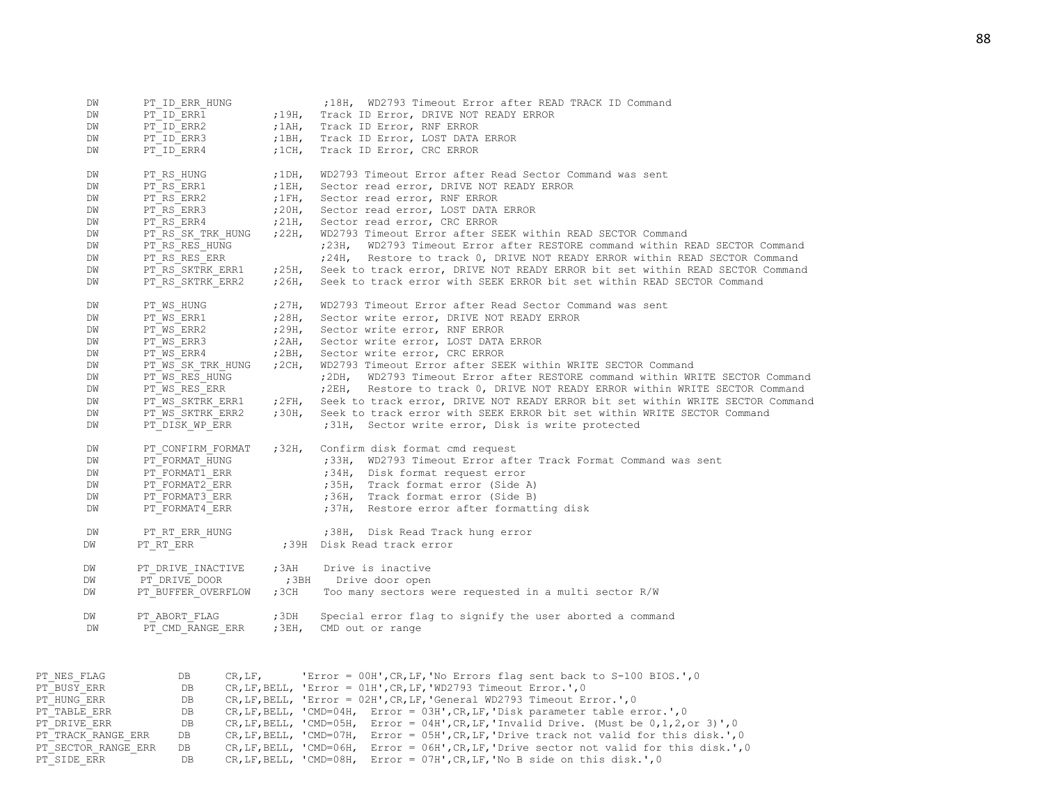```
	DW	PT_ID_ERR_HUNG		;18H,  WD2793 Timeout Error after READ TRACK ID Command
	DW	PT_ID_ERR1		;19H,  Track ID Error, DRIVE NOT READY ERROR
	DW	PT_ID_ERR2		;1AH,  Track ID Error, RNF ERROR
	DW	PT_ID_ERR3		;1BH,  Track ID Error, LOST DATA ERROR
	DW	PT_ID_ERR4		;1CH,  Track ID Error, CRC ERROR

	DW	PT_RS_HUNG		;1DH,  WD2793 Timeout Error after Read Sector Command was sent
	DW	PT_RS_ERR1		;1EH,  Sector read error, DRIVE NOT READY ERROR
	DW	PT_RS_ERR2		;1FH,  Sector read error, RNF ERROR
	DW	PT_RS_ERR3		;20H,  Sector read error, LOST DATA ERROR
	DW	PT_RS_ERR4		;21H,  Sector read error, CRC ERROR
	DW	PT_RS_SK_TRK_HUNG	;22H,  WD2793 Timeout Error after SEEK within READ SECTOR Command
	DW	PT_RS_RES_HUNG		;23H,  WD2793 Timeout Error after RESTORE command within READ SECTOR Command
	DW	PT_RS_RES_ERR		;24H,  Restore to track 0, DRIVE NOT READY ERROR within READ SECTOR Command
	DW	PT_RS_SKTRK_ERR1	;25H,  Seek to track error, DRIVE NOT READY ERROR bit set within READ SECTOR Command
	DW	PT_RS_SKTRK_ERR2	;26H,  Seek to track error with SEEK ERROR bit set within READ SECTOR Command

	DW	PT_WS_HUNG		;27H,  WD2793 Timeout Error after Read Sector Command was sent
	DW	PT_WS_ERR1		;28H,  Sector write error, DRIVE NOT READY ERROR
	DW	PT_WS_ERR2		;29H,  Sector write error, RNF ERROR
	DW	PT_WS_ERR3		;2AH,  Sector write error, LOST DATA ERROR
	DW	PT_WS_ERR4		;2BH,  Sector write error, CRC ERROR
	DW	PT_WS_SK_TRK_HUNG	;2CH,  WD2793 Timeout Error after SEEK within WRITE SECTOR Command
	DW	PT_WS_RES_HUNG		;2DH,  WD2793 Timeout Error after RESTORE command within WRITE SECTOR Command
	DW	PT_WS_RES_ERR		;2EH,  Restore to track 0, DRIVE NOT READY ERROR within WRITE SECTOR Command
	DW	PT_WS_SKTRK_ERR1	;2FH,  Seek to track error, DRIVE NOT READY ERROR bit set within WRITE SECTOR Command
	DW	PT_WS_SKTRK_ERR2	;30H,  Seek to track error with SEEK ERROR bit set within WRITE SECTOR Command
	DW	PT_DISK_WP_ERR		;31H,  Sector write error, Disk is write protected

	DW	PT_CONFIRM_FORMAT	;32H,  Confirm disk format cmd request
	DW	PT_FORMAT_HUNG		;33H,  WD2793 Timeout Error after Track Format Command was sent
	DW	PT_FORMAT1_ERR		;34H,  Disk format request error
	DW	PT_FORMAT2_ERR		;35H,  Track format error (Side A)
	DW	PT_FORMAT3_ERR		;36H,  Track format error (Side B)
	DW	PT_FORMAT4_ERR		;37H,  Restore error after formatting disk

	DW	PT_RT_ERR_HUNG		;38H,  Disk Read Track hung error
	DW	PT_RT_ERR		;39H   Disk Read track error

	DW	PT_DRIVE_INACTIVE	;3AH   Drive is inactive
	DW	PT_DRIVE_DOOR		;3BH   Drive door open
	DW	PT_BUFFER_OVERFLOW	;3CH   Too many sectors were requested in a multi sector R/W

	DW	PT_ABORT_FLAG		;3DH   Special error flag to signify the user aborted a command
	DW	PT_CMD_RANGE_ERR	;3EH,  CMD out or range


PT_NES_FLAG		DB	CR,LF,      'Error = 00H',CR,LF,'No Errors flag sent back to S-100 BIOS.',0
PT_BUSY_ERR		DB	CR,LF,BELL, 'Error = 01H',CR,LF,'WD2793 Timeout Error.',0
PT_HUNG_ERR		DB	CR,LF,BELL, 'Error = 02H',CR,LF,'General WD2793 Timeout Error.',0
PT_TABLE_ERR		DB	CR,LF,BELL, 'CMD=04H,  Error = 03H',CR,LF,'Disk parameter table error.',0
PT_DRIVE_ERR		DB	CR,LF,BELL, 'CMD=05H,  Error = 04H',CR,LF,'Invalid Drive. (Must be 0,1,2,or 3)',0
PT_TRACK_RANGE_ERR	DB	CR,LF,BELL, 'CMD=07H,  Error = 05H',CR,LF,'Drive track not valid for this disk.',0
PT_SECTOR_RANGE_ERR	DB	CR,LF,BELL, 'CMD=06H,  Error = 06H',CR,LF,'Drive sector not valid for this disk.',0
PT_SIDE_ERR		DB	CR,LF,BELL, 'CMD=08H,  Error = 07H',CR,LF,'No B side on this disk.',0
```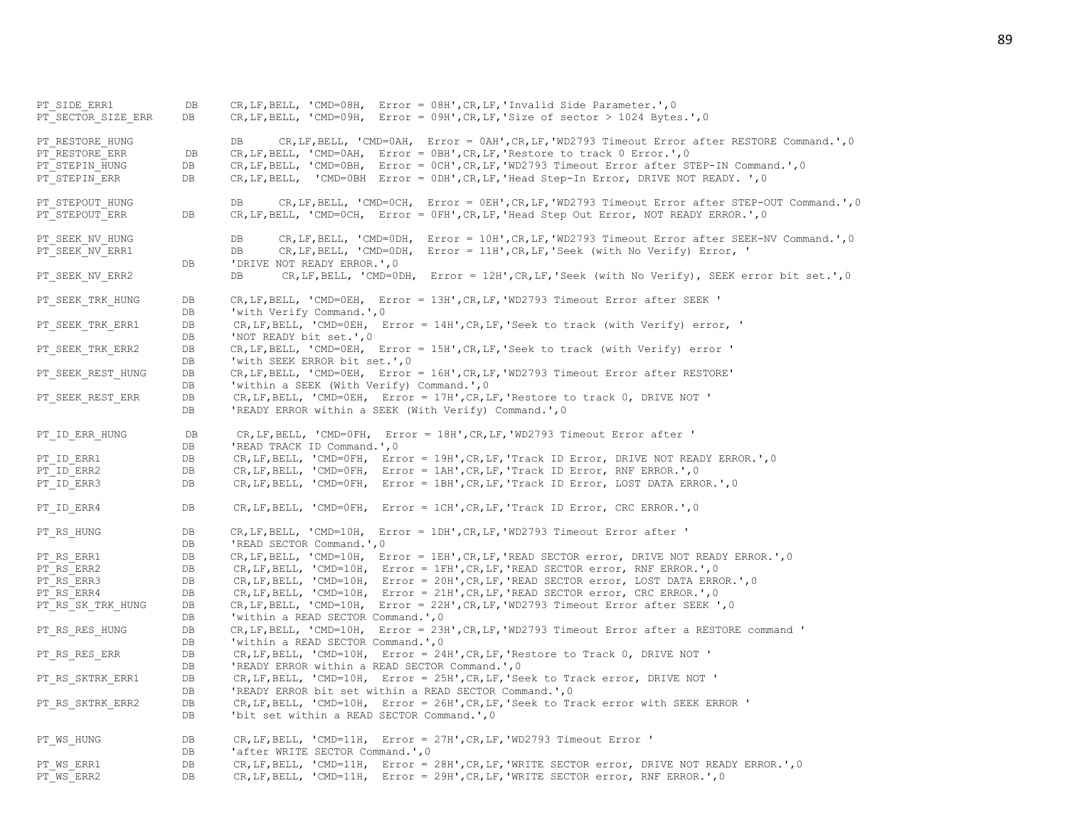```
PT_SIDE_ERR1          DB     CR,LF,BELL, 'CMD=08H,  Error = 08H',CR,LF,'Invalid Side Parameter.',0
PT_SECTOR_SIZE_ERR    DB     CR,LF,BELL, 'CMD=09H,  Error = 09H',CR,LF,'Size of sector > 1024 Bytes.',0

PT_RESTORE_HUNG               DB     CR,LF,BELL, 'CMD=0AH,  Error = 0AH',CR,LF,'WD2793 Timeout Error after RESTORE Command.',0
PT_RESTORE_ERR        DB     CR,LF,BELL, 'CMD=0AH,  Error = 0BH',CR,LF,'Restore to track 0 Error.',0
PT_STEPIN_HUNG        DB     CR,LF,BELL, 'CMD=0BH,  Error = 0CH',CR,LF,'WD2793 Timeout Error after STEP-IN Command.',0
PT_STEPIN_ERR         DB     CR,LF,BELL,  'CMD=0BH  Error = 0DH',CR,LF,'Head Step-In Error, DRIVE NOT READY. ',0

PT_STEPOUT_HUNG               DB     CR,LF,BELL, 'CMD=0CH,  Error = 0EH',CR,LF,'WD2793 Timeout Error after STEP-OUT Command.',0
PT_STEPOUT_ERR        DB     CR,LF,BELL, 'CMD=0CH,  Error = 0FH',CR,LF,'Head Step Out Error, NOT READY ERROR.',0

PT_SEEK_NV_HUNG               DB     CR,LF,BELL, 'CMD=0DH,  Error = 10H',CR,LF,'WD2793 Timeout Error after SEEK-NV Command.',0
PT_SEEK_NV_ERR1               DB     CR,LF,BELL, 'CMD=0DH,  Error = 11H',CR,LF,'Seek (with No Verify) Error, '
                      DB     'DRIVE NOT READY ERROR.',0
PT_SEEK_NV_ERR2               DB     CR,LF,BELL, 'CMD=0DH,  Error = 12H',CR,LF,'Seek (with No Verify), SEEK error bit set.',0

PT_SEEK_TRK_HUNG      DB     CR,LF,BELL, 'CMD=0EH,  Error = 13H',CR,LF,'WD2793 Timeout Error after SEEK '
                      DB     'with Verify Command.',0
PT_SEEK_TRK_ERR1      DB     CR,LF,BELL, 'CMD=0EH,  Error = 14H',CR,LF,'Seek to track (with Verify) error, '
                      DB     'NOT READY bit set.',0
PT_SEEK_TRK_ERR2      DB     CR,LF,BELL, 'CMD=0EH,  Error = 15H',CR,LF,'Seek to track (with Verify) error '
                      DB     'with SEEK ERROR bit set.',0
PT_SEEK_REST_HUNG     DB     CR,LF,BELL, 'CMD=0EH,  Error = 16H',CR,LF,'WD2793 Timeout Error after RESTORE'
                      DB     'within a SEEK (With Verify) Command.',0
PT_SEEK_REST_ERR      DB     CR,LF,BELL, 'CMD=0EH,  Error = 17H',CR,LF,'Restore to track 0, DRIVE NOT '
                      DB     'READY ERROR within a SEEK (With Verify) Command.',0

PT_ID_ERR_HUNG        DB     CR,LF,BELL, 'CMD=0FH,  Error = 18H',CR,LF,'WD2793 Timeout Error after '
                      DB     'READ TRACK ID Command.',0
PT_ID_ERR1            DB     CR,LF,BELL, 'CMD=0FH,  Error = 19H',CR,LF,'Track ID Error, DRIVE NOT READY ERROR.',0
PT_ID_ERR2            DB     CR,LF,BELL, 'CMD=0FH,  Error = 1AH',CR,LF,'Track ID Error, RNF ERROR.',0
PT_ID_ERR3            DB     CR,LF,BELL, 'CMD=0FH,  Error = 1BH',CR,LF,'Track ID Error, LOST DATA ERROR.',0

PT_ID_ERR4            DB     CR,LF,BELL, 'CMD=0FH,  Error = 1CH',CR,LF,'Track ID Error, CRC ERROR.',0

PT_RS_HUNG            DB     CR,LF,BELL, 'CMD=10H,  Error = 1DH',CR,LF,'WD2793 Timeout Error after '
                      DB     'READ SECTOR Command.',0
PT_RS_ERR1            DB     CR,LF,BELL, 'CMD=10H,  Error = 1EH',CR,LF,'READ SECTOR error, DRIVE NOT READY ERROR.',0
PT_RS_ERR2            DB     CR,LF,BELL, 'CMD=10H,  Error = 1FH',CR,LF,'READ SECTOR error, RNF ERROR.',0
PT_RS_ERR3            DB     CR,LF,BELL, 'CMD=10H,  Error = 20H',CR,LF,'READ SECTOR error, LOST DATA ERROR.',0
PT_RS_ERR4            DB     CR,LF,BELL, 'CMD=10H,  Error = 21H',CR,LF,'READ SECTOR error, CRC ERROR.',0
PT_RS_SK_TRK_HUNG     DB     CR,LF,BELL, 'CMD=10H,  Error = 22H',CR,LF,'WD2793 Timeout Error after SEEK ',0
                      DB     'within a READ SECTOR Command.',0
PT_RS_RES_HUNG        DB     CR,LF,BELL, 'CMD=10H,  Error = 23H',CR,LF,'WD2793 Timeout Error after a RESTORE command '
                      DB     'within a READ SECTOR Command.',0
PT_RS_RES_ERR         DB     CR,LF,BELL, 'CMD=10H,  Error = 24H',CR,LF,'Restore to Track 0, DRIVE NOT '
                      DB     'READY ERROR within a READ SECTOR Command.',0
PT_RS_SKTRK_ERR1      DB     CR,LF,BELL, 'CMD=10H,  Error = 25H',CR,LF,'Seek to Track error, DRIVE NOT '
                      DB     'READY ERROR bit set within a READ SECTOR Command.',0
PT_RS_SKTRK_ERR2      DB     CR,LF,BELL, 'CMD=10H,  Error = 26H',CR,LF,'Seek to Track error with SEEK ERROR '
                      DB     'bit set within a READ SECTOR Command.',0

PT_WS_HUNG            DB     CR,LF,BELL, 'CMD=11H,  Error = 27H',CR,LF,'WD2793 Timeout Error '
                      DB     'after WRITE SECTOR Command.',0
PT_WS_ERR1            DB     CR,LF,BELL, 'CMD=11H,  Error = 28H',CR,LF,'WRITE SECTOR error, DRIVE NOT READY ERROR.',0
PT_WS_ERR2            DB     CR,LF,BELL, 'CMD=11H,  Error = 29H',CR,LF,'WRITE SECTOR error, RNF ERROR.',0
```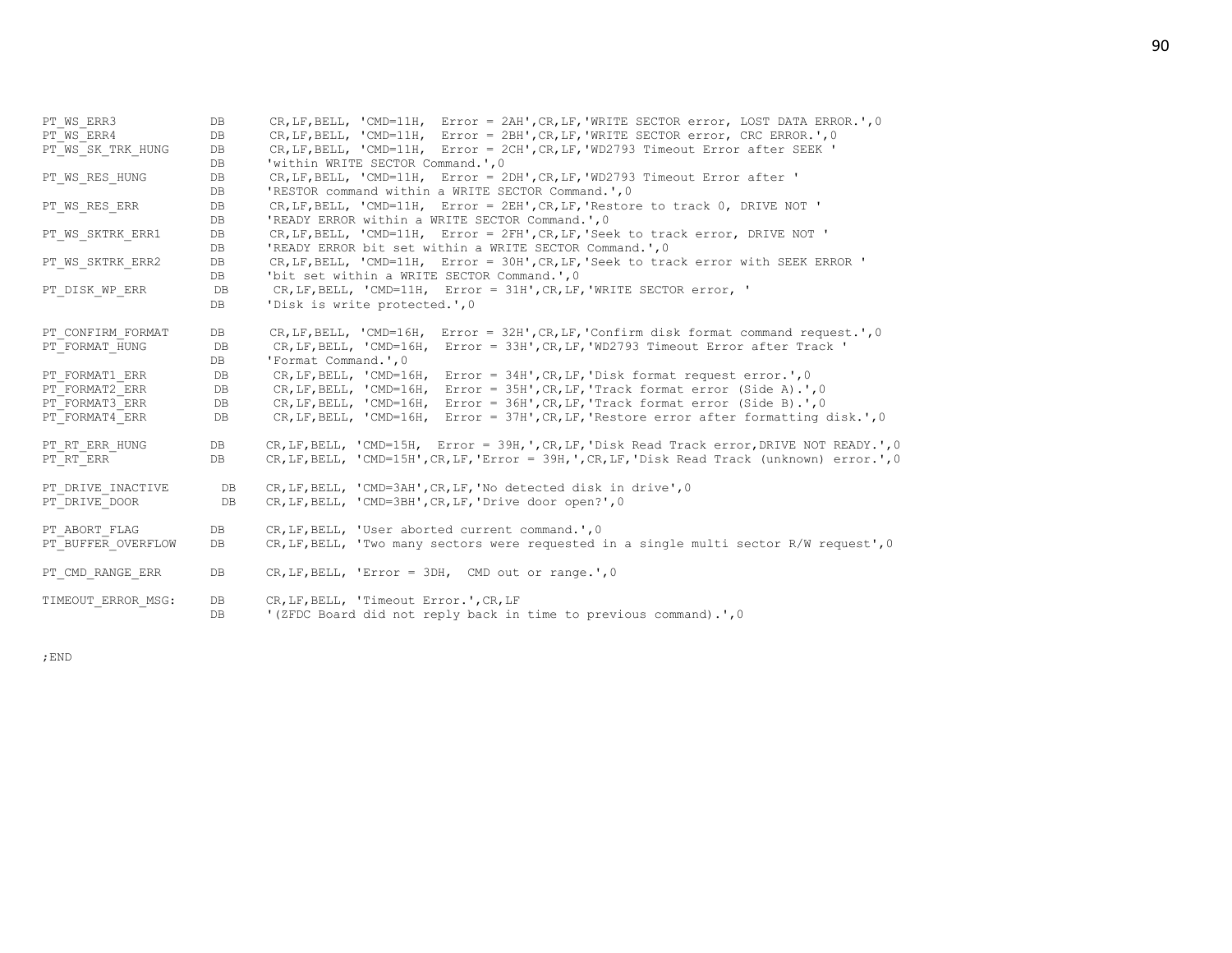```
PT_WS_ERR3             DB      CR,LF,BELL, 'CMD=11H,  Error = 2AH',CR,LF,'WRITE SECTOR error, LOST DATA ERROR.',0
PT_WS_ERR4             DB      CR,LF,BELL, 'CMD=11H,  Error = 2BH',CR,LF,'WRITE SECTOR error, CRC ERROR.',0
PT_WS_SK_TRK_HUNG      DB      CR,LF,BELL, 'CMD=11H,  Error = 2CH',CR,LF,'WD2793 Timeout Error after SEEK '
                       DB      'within WRITE SECTOR Command.',0
PT_WS_RES_HUNG         DB      CR,LF,BELL, 'CMD=11H,  Error = 2DH',CR,LF,'WD2793 Timeout Error after '
                       DB      'RESTOR command within a WRITE SECTOR Command.',0
PT_WS_RES_ERR          DB      CR,LF,BELL, 'CMD=11H,  Error = 2EH',CR,LF,'Restore to track 0, DRIVE NOT '
                       DB      'READY ERROR within a WRITE SECTOR Command.',0
PT_WS_SKTRK_ERR1       DB      CR,LF,BELL, 'CMD=11H,  Error = 2FH',CR,LF,'Seek to track error, DRIVE NOT '
                       DB      'READY ERROR bit set within a WRITE SECTOR Command.',0
PT_WS_SKTRK_ERR2       DB      CR,LF,BELL, 'CMD=11H,  Error = 30H',CR,LF,'Seek to track error with SEEK ERROR '
                       DB      'bit set within a WRITE SECTOR Command.',0
PT_DISK_WP_ERR         DB      CR,LF,BELL, 'CMD=11H,  Error = 31H',CR,LF,'WRITE SECTOR error, '
                       DB      'Disk is write protected.',0

PT_CONFIRM_FORMAT      DB      CR,LF,BELL, 'CMD=16H,  Error = 32H',CR,LF,'Confirm disk format command request.',0
PT_FORMAT_HUNG         DB      CR,LF,BELL, 'CMD=16H,  Error = 33H',CR,LF,'WD2793 Timeout Error after Track '
                       DB      'Format Command.',0
PT_FORMAT1_ERR         DB      CR,LF,BELL, 'CMD=16H,  Error = 34H',CR,LF,'Disk format request error.',0
PT_FORMAT2_ERR         DB      CR,LF,BELL, 'CMD=16H,  Error = 35H',CR,LF,'Track format error (Side A).',0
PT_FORMAT3_ERR         DB      CR,LF,BELL, 'CMD=16H,  Error = 36H',CR,LF,'Track format error (Side B).',0
PT_FORMAT4_ERR         DB      CR,LF,BELL, 'CMD=16H,  Error = 37H',CR,LF,'Restore error after formatting disk.',0

PT_RT_ERR_HUNG         DB      CR,LF,BELL, 'CMD=15H,  Error = 39H,',CR,LF,'Disk Read Track error,DRIVE NOT READY.',0
PT_RT_ERR              DB      CR,LF,BELL, 'CMD=15H',CR,LF,'Error = 39H,',CR,LF,'Disk Read Track (unknown) error.',0

PT_DRIVE_INACTIVE      DB      CR,LF,BELL, 'CMD=3AH',CR,LF,'No detected disk in drive',0
PT_DRIVE_DOOR          DB      CR,LF,BELL, 'CMD=3BH',CR,LF,'Drive door open?',0

PT_ABORT_FLAG          DB      CR,LF,BELL, 'User aborted current command.',0
PT_BUFFER_OVERFLOW     DB      CR,LF,BELL, 'Two many sectors were requested in a single multi sector R/W request',0

PT_CMD_RANGE_ERR       DB      CR,LF,BELL, 'Error = 3DH,  CMD out or range.',0

TIMEOUT_ERROR_MSG:     DB      CR,LF,BELL, 'Timeout Error.',CR,LF
                       DB      '(ZFDC Board did not reply back in time to previous command).',0


;END
```